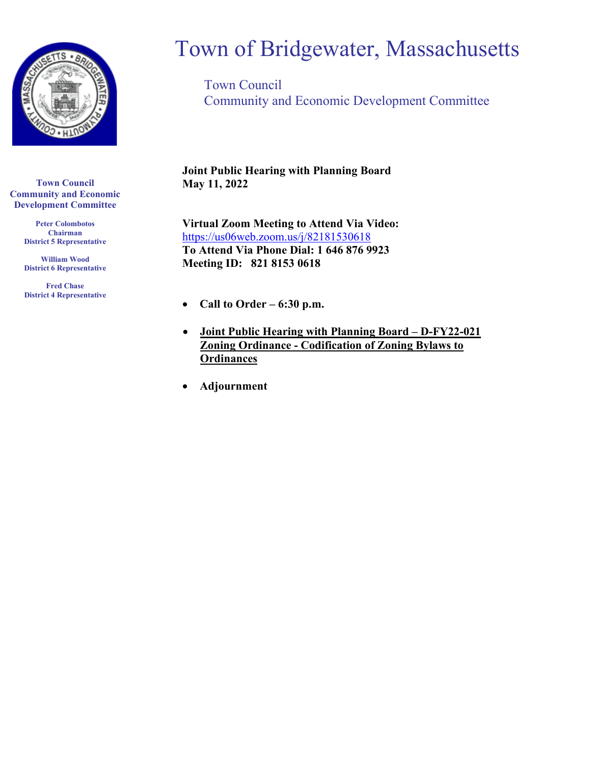# Town of Bridgewater, Massachusetts

Town Council
Community and Economic Development Committee

**Town Council Community and Economic Development Committee**

**Peter Colombotos**
**Chairman**
**District 5 Representative**

**William Wood**
**District 6 Representative**

**Fred Chase**
**District 4 Representative**

**Joint Public Hearing with Planning Board**
**May 11, 2022**

**Virtual Zoom Meeting to Attend Via Video:**
https://us06web.zoom.us/j/82181530618
**To Attend Via Phone Dial: 1 646 876 9923**
**Meeting ID: 821 8153 0618**

- **Call to Order – 6:30 p.m.**
- **Joint Public Hearing with Planning Board – D-FY22-021 Zoning Ordinance - Codification of Zoning Bylaws to Ordinances**
- **Adjournment**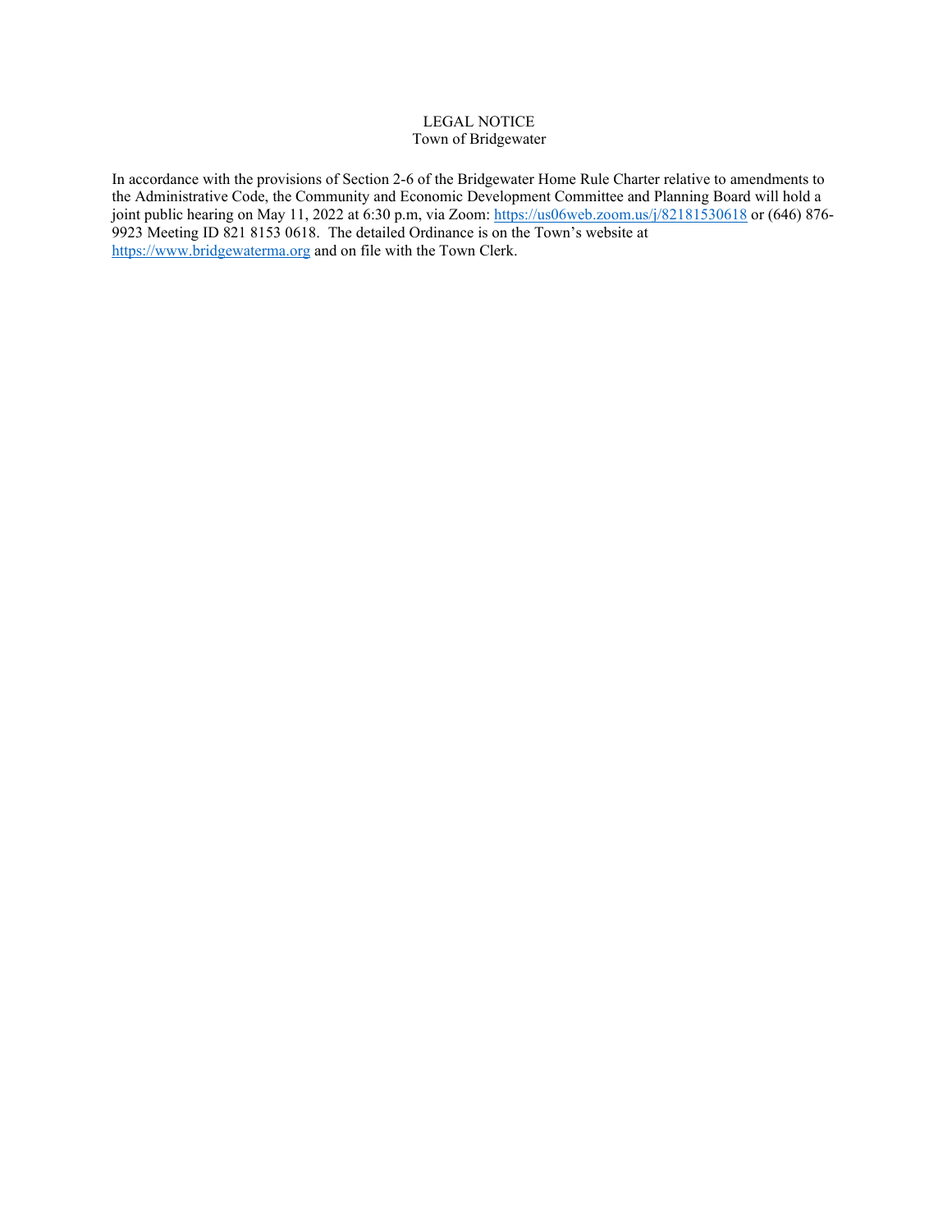LEGAL NOTICE
Town of Bridgewater

In accordance with the provisions of Section 2-6 of the Bridgewater Home Rule Charter relative to amendments to the Administrative Code, the Community and Economic Development Committee and Planning Board will hold a joint public hearing on May 11, 2022 at 6:30 p.m, via Zoom: https://us06web.zoom.us/j/82181530618 or (646) 876-9923 Meeting ID 821 8153 0618. The detailed Ordinance is on the Town's website at https://www.bridgewaterma.org and on file with the Town Clerk.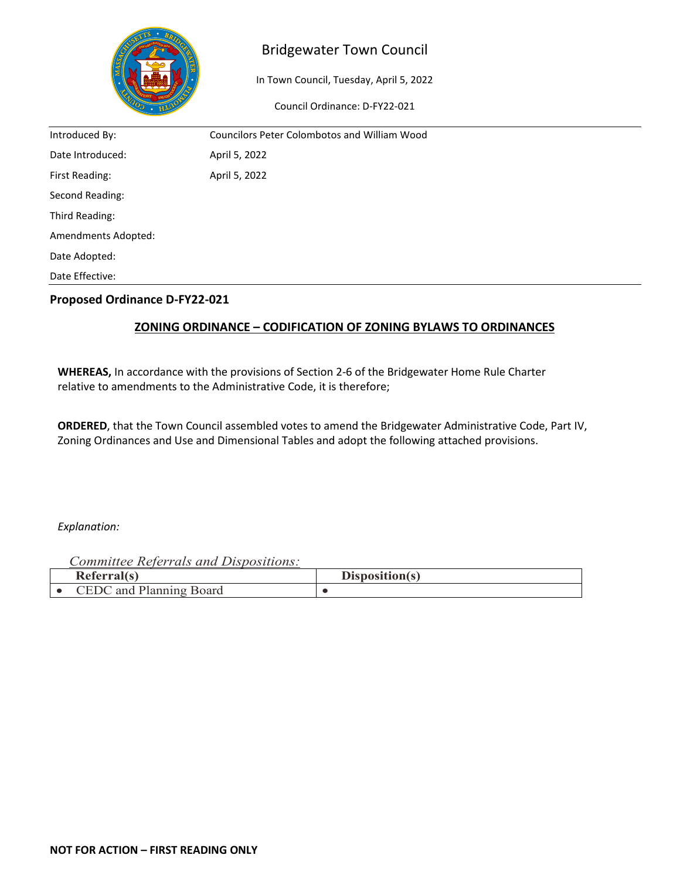# Bridgewater Town Council

In Town Council, Tuesday, April 5, 2022

Council Ordinance: D-FY22-021

| | |
|---|---|
| Introduced By: | Councilors Peter Colombotos and William Wood |
| Date Introduced: | April 5, 2022 |
| First Reading: | April 5, 2022 |
| Second Reading: | |
| Third Reading: | |
| Amendments Adopted: | |
| Date Adopted: | |
| Date Effective: | |

**Proposed Ordinance D-FY22-021**

## ZONING ORDINANCE – CODIFICATION OF ZONING BYLAWS TO ORDINANCES

**WHEREAS,** In accordance with the provisions of Section 2-6 of the Bridgewater Home Rule Charter relative to amendments to the Administrative Code, it is therefore;

**ORDERED**, that the Town Council assembled votes to amend the Bridgewater Administrative Code, Part IV, Zoning Ordinances and Use and Dimensional Tables and adopt the following attached provisions.

*Explanation:*

*Committee Referrals and Dispositions:*

| Referral(s) | Disposition(s) |
|---|---|
| • CEDC and Planning Board | • |

**NOT FOR ACTION – FIRST READING ONLY**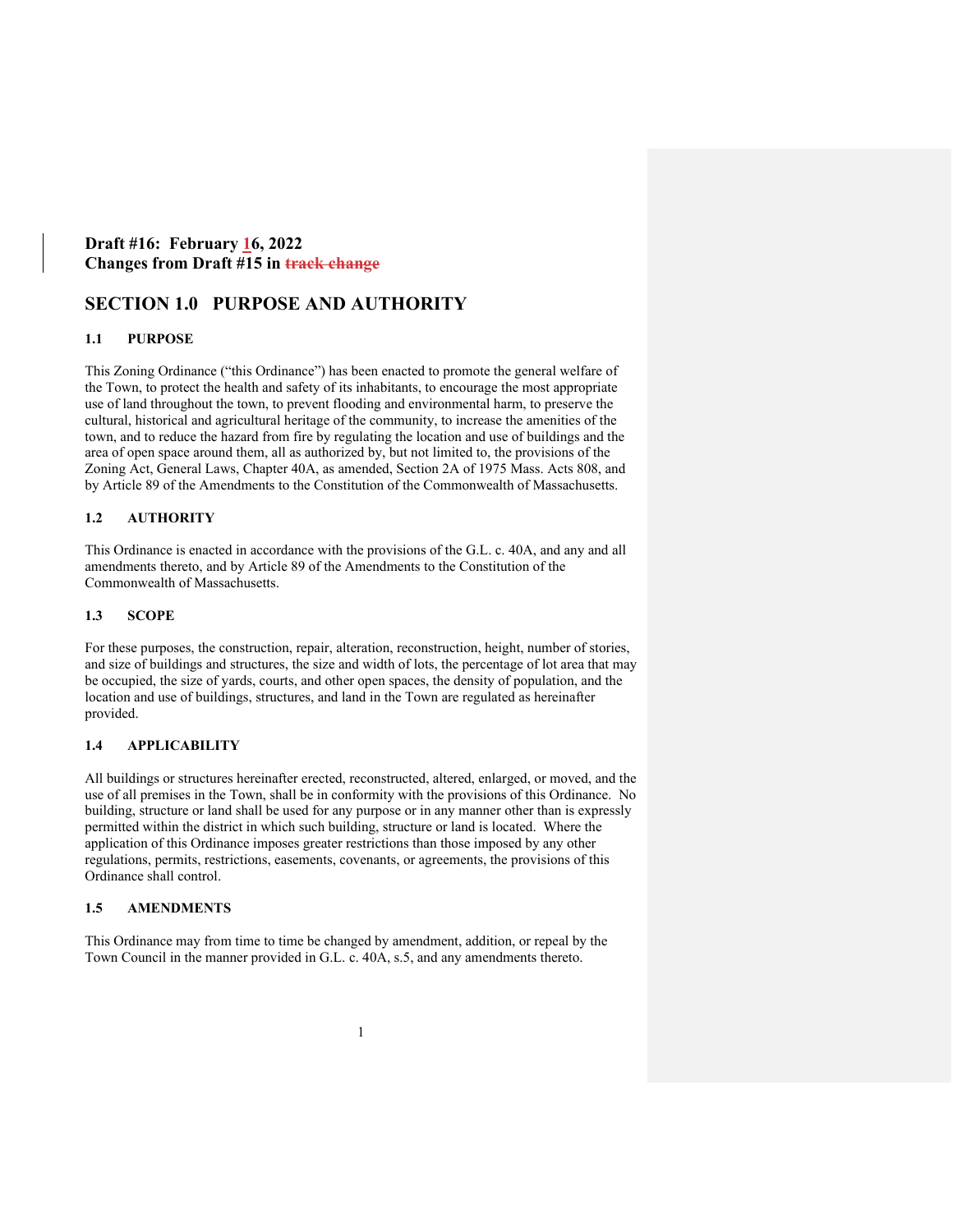**Draft #16: February 16, 2022**
**Changes from Draft #15 in ~~track change~~**

# SECTION 1.0 PURPOSE AND AUTHORITY

## 1.1 PURPOSE

This Zoning Ordinance ("this Ordinance") has been enacted to promote the general welfare of the Town, to protect the health and safety of its inhabitants, to encourage the most appropriate use of land throughout the town, to prevent flooding and environmental harm, to preserve the cultural, historical and agricultural heritage of the community, to increase the amenities of the town, and to reduce the hazard from fire by regulating the location and use of buildings and the area of open space around them, all as authorized by, but not limited to, the provisions of the Zoning Act, General Laws, Chapter 40A, as amended, Section 2A of 1975 Mass. Acts 808, and by Article 89 of the Amendments to the Constitution of the Commonwealth of Massachusetts.

## 1.2 AUTHORITY

This Ordinance is enacted in accordance with the provisions of the G.L. c. 40A, and any and all amendments thereto, and by Article 89 of the Amendments to the Constitution of the Commonwealth of Massachusetts.

## 1.3 SCOPE

For these purposes, the construction, repair, alteration, reconstruction, height, number of stories, and size of buildings and structures, the size and width of lots, the percentage of lot area that may be occupied, the size of yards, courts, and other open spaces, the density of population, and the location and use of buildings, structures, and land in the Town are regulated as hereinafter provided.

## 1.4 APPLICABILITY

All buildings or structures hereinafter erected, reconstructed, altered, enlarged, or moved, and the use of all premises in the Town, shall be in conformity with the provisions of this Ordinance. No building, structure or land shall be used for any purpose or in any manner other than is expressly permitted within the district in which such building, structure or land is located. Where the application of this Ordinance imposes greater restrictions than those imposed by any other regulations, permits, restrictions, easements, covenants, or agreements, the provisions of this Ordinance shall control.

## 1.5 AMENDMENTS

This Ordinance may from time to time be changed by amendment, addition, or repeal by the Town Council in the manner provided in G.L. c. 40A, s.5, and any amendments thereto.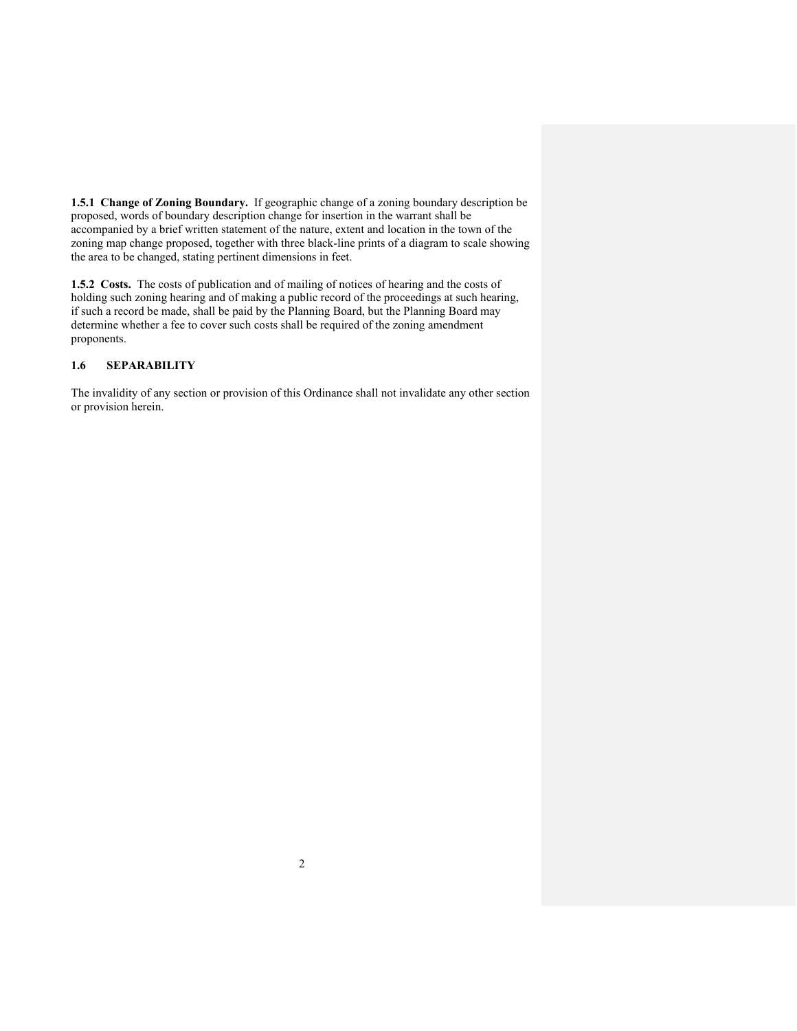**1.5.1 Change of Zoning Boundary.** If geographic change of a zoning boundary description be proposed, words of boundary description change for insertion in the warrant shall be accompanied by a brief written statement of the nature, extent and location in the town of the zoning map change proposed, together with three black-line prints of a diagram to scale showing the area to be changed, stating pertinent dimensions in feet.

**1.5.2 Costs.** The costs of publication and of mailing of notices of hearing and the costs of holding such zoning hearing and of making a public record of the proceedings at such hearing, if such a record be made, shall be paid by the Planning Board, but the Planning Board may determine whether a fee to cover such costs shall be required of the zoning amendment proponents.

## 1.6 SEPARABILITY

The invalidity of any section or provision of this Ordinance shall not invalidate any other section or provision herein.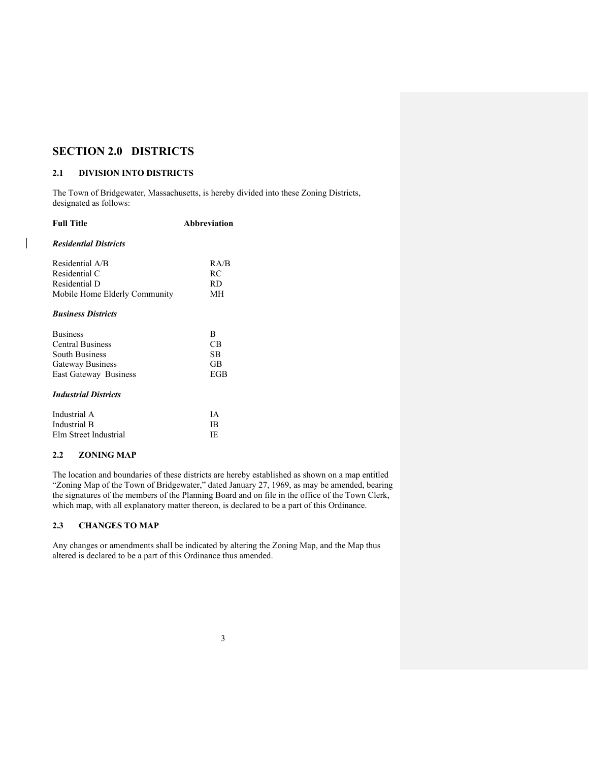# SECTION 2.0 DISTRICTS

## 2.1 DIVISION INTO DISTRICTS

The Town of Bridgewater, Massachusetts, is hereby divided into these Zoning Districts, designated as follows:

| Full Title | Abbreviation |
|---|---|
| ***Residential Districts*** | |
| Residential A/B | RA/B |
| Residential C | RC |
| Residential D | RD |
| Mobile Home Elderly Community | MH |
| ***Business Districts*** | |
| Business | B |
| Central Business | CB |
| South Business | SB |
| Gateway Business | GB |
| East Gateway Business | EGB |
| ***Industrial Districts*** | |
| Industrial A | IA |
| Industrial B | IB |
| Elm Street Industrial | IE |

## 2.2 ZONING MAP

The location and boundaries of these districts are hereby established as shown on a map entitled "Zoning Map of the Town of Bridgewater," dated January 27, 1969, as may be amended, bearing the signatures of the members of the Planning Board and on file in the office of the Town Clerk, which map, with all explanatory matter thereon, is declared to be a part of this Ordinance.

## 2.3 CHANGES TO MAP

Any changes or amendments shall be indicated by altering the Zoning Map, and the Map thus altered is declared to be a part of this Ordinance thus amended.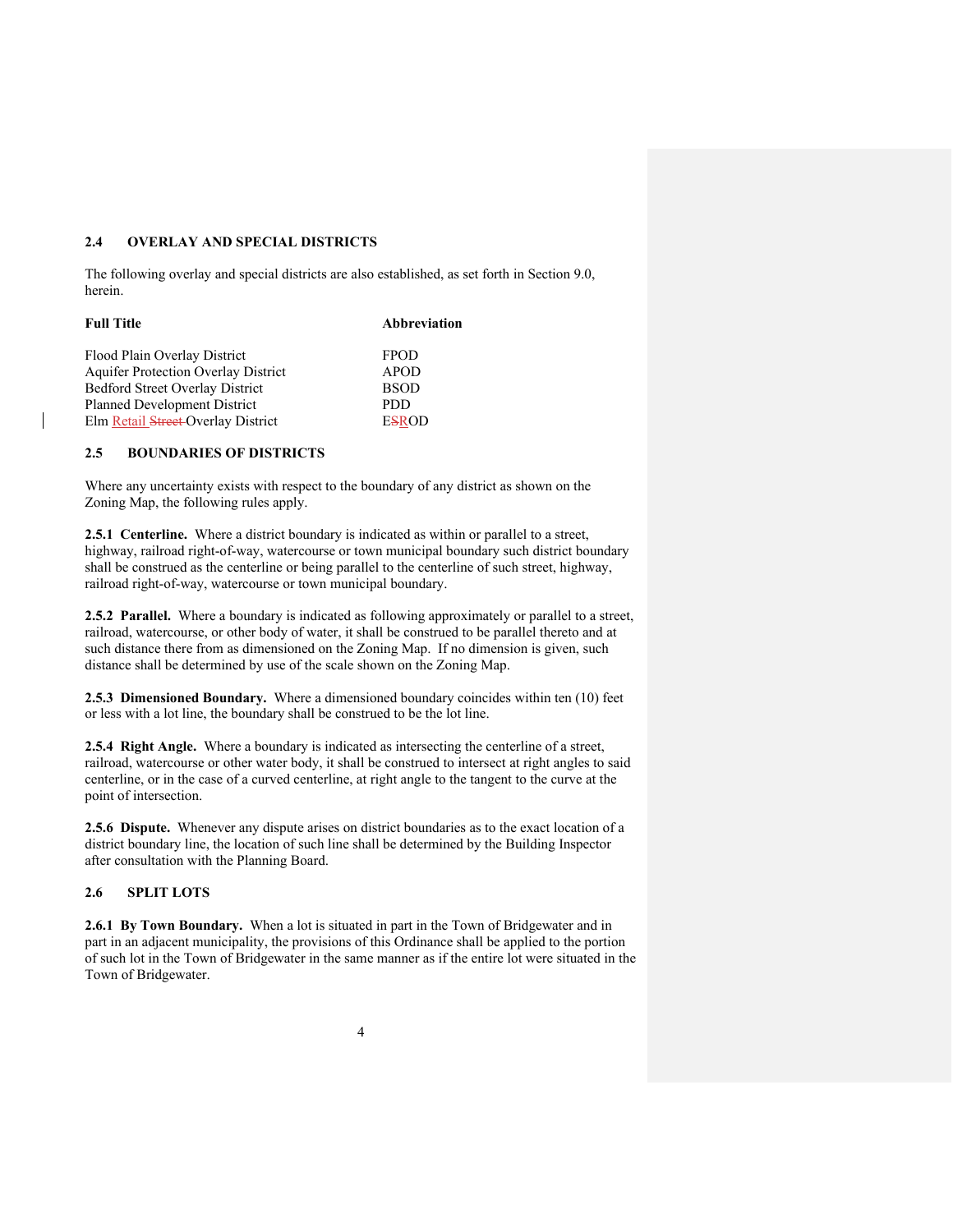## 2.4 OVERLAY AND SPECIAL DISTRICTS

The following overlay and special districts are also established, as set forth in Section 9.0, herein.

| Full Title | Abbreviation |
|---|---|
| Flood Plain Overlay District | FPOD |
| Aquifer Protection Overlay District | APOD |
| Bedford Street Overlay District | BSOD |
| Planned Development District | PDD |
| Elm Retail ~~Street~~ Overlay District | E~~S~~ROD |

## 2.5 BOUNDARIES OF DISTRICTS

Where any uncertainty exists with respect to the boundary of any district as shown on the Zoning Map, the following rules apply.

**2.5.1 Centerline.** Where a district boundary is indicated as within or parallel to a street, highway, railroad right-of-way, watercourse or town municipal boundary such district boundary shall be construed as the centerline or being parallel to the centerline of such street, highway, railroad right-of-way, watercourse or town municipal boundary.

**2.5.2 Parallel.** Where a boundary is indicated as following approximately or parallel to a street, railroad, watercourse, or other body of water, it shall be construed to be parallel thereto and at such distance there from as dimensioned on the Zoning Map. If no dimension is given, such distance shall be determined by use of the scale shown on the Zoning Map.

**2.5.3 Dimensioned Boundary.** Where a dimensioned boundary coincides within ten (10) feet or less with a lot line, the boundary shall be construed to be the lot line.

**2.5.4 Right Angle.** Where a boundary is indicated as intersecting the centerline of a street, railroad, watercourse or other water body, it shall be construed to intersect at right angles to said centerline, or in the case of a curved centerline, at right angle to the tangent to the curve at the point of intersection.

**2.5.6 Dispute.** Whenever any dispute arises on district boundaries as to the exact location of a district boundary line, the location of such line shall be determined by the Building Inspector after consultation with the Planning Board.

## 2.6 SPLIT LOTS

**2.6.1 By Town Boundary.** When a lot is situated in part in the Town of Bridgewater and in part in an adjacent municipality, the provisions of this Ordinance shall be applied to the portion of such lot in the Town of Bridgewater in the same manner as if the entire lot were situated in the Town of Bridgewater.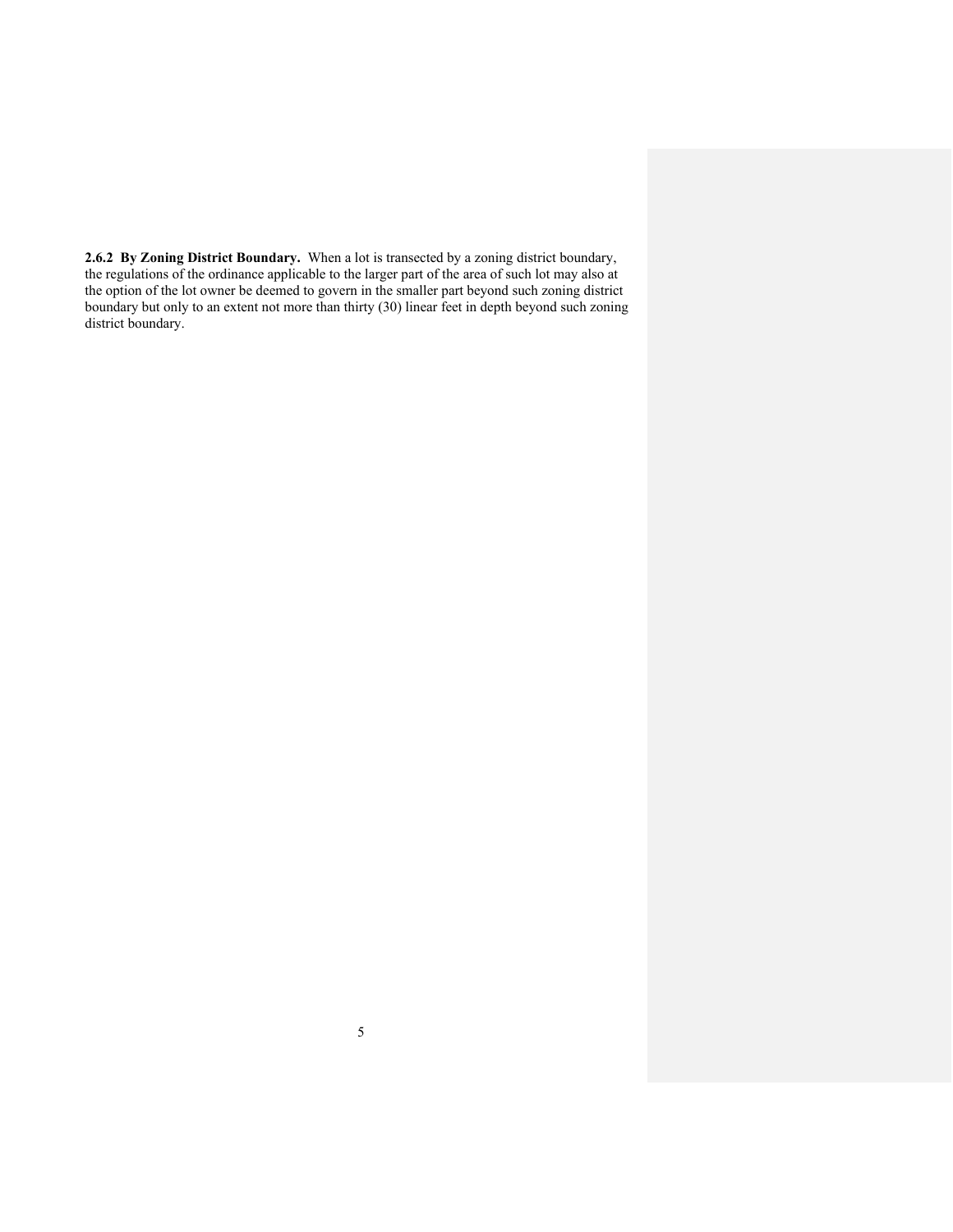**2.6.2 By Zoning District Boundary.** When a lot is transected by a zoning district boundary, the regulations of the ordinance applicable to the larger part of the area of such lot may also at the option of the lot owner be deemed to govern in the smaller part beyond such zoning district boundary but only to an extent not more than thirty (30) linear feet in depth beyond such zoning district boundary.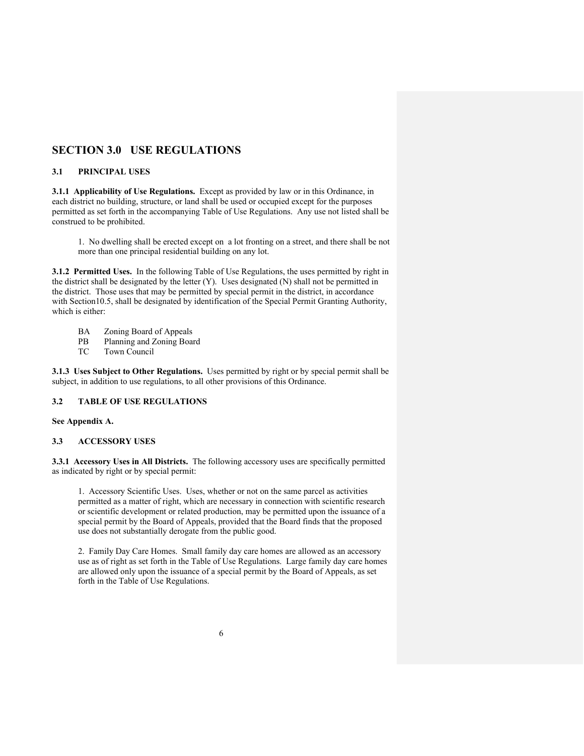# SECTION 3.0 USE REGULATIONS

## 3.1 PRINCIPAL USES

**3.1.1 Applicability of Use Regulations.** Except as provided by law or in this Ordinance, in each district no building, structure, or land shall be used or occupied except for the purposes permitted as set forth in the accompanying Table of Use Regulations. Any use not listed shall be construed to be prohibited.

1. No dwelling shall be erected except on a lot fronting on a street, and there shall be not more than one principal residential building on any lot.

**3.1.2 Permitted Uses.** In the following Table of Use Regulations, the uses permitted by right in the district shall be designated by the letter (Y). Uses designated (N) shall not be permitted in the district. Those uses that may be permitted by special permit in the district, in accordance with Section10.5, shall be designated by identification of the Special Permit Granting Authority, which is either:

- BA Zoning Board of Appeals
- PB Planning and Zoning Board
- TC Town Council

**3.1.3 Uses Subject to Other Regulations.** Uses permitted by right or by special permit shall be subject, in addition to use regulations, to all other provisions of this Ordinance.

## 3.2 TABLE OF USE REGULATIONS

**See Appendix A.**

## 3.3 ACCESSORY USES

**3.3.1 Accessory Uses in All Districts.** The following accessory uses are specifically permitted as indicated by right or by special permit:

1. Accessory Scientific Uses. Uses, whether or not on the same parcel as activities permitted as a matter of right, which are necessary in connection with scientific research or scientific development or related production, may be permitted upon the issuance of a special permit by the Board of Appeals, provided that the Board finds that the proposed use does not substantially derogate from the public good.

2. Family Day Care Homes. Small family day care homes are allowed as an accessory use as of right as set forth in the Table of Use Regulations. Large family day care homes are allowed only upon the issuance of a special permit by the Board of Appeals, as set forth in the Table of Use Regulations.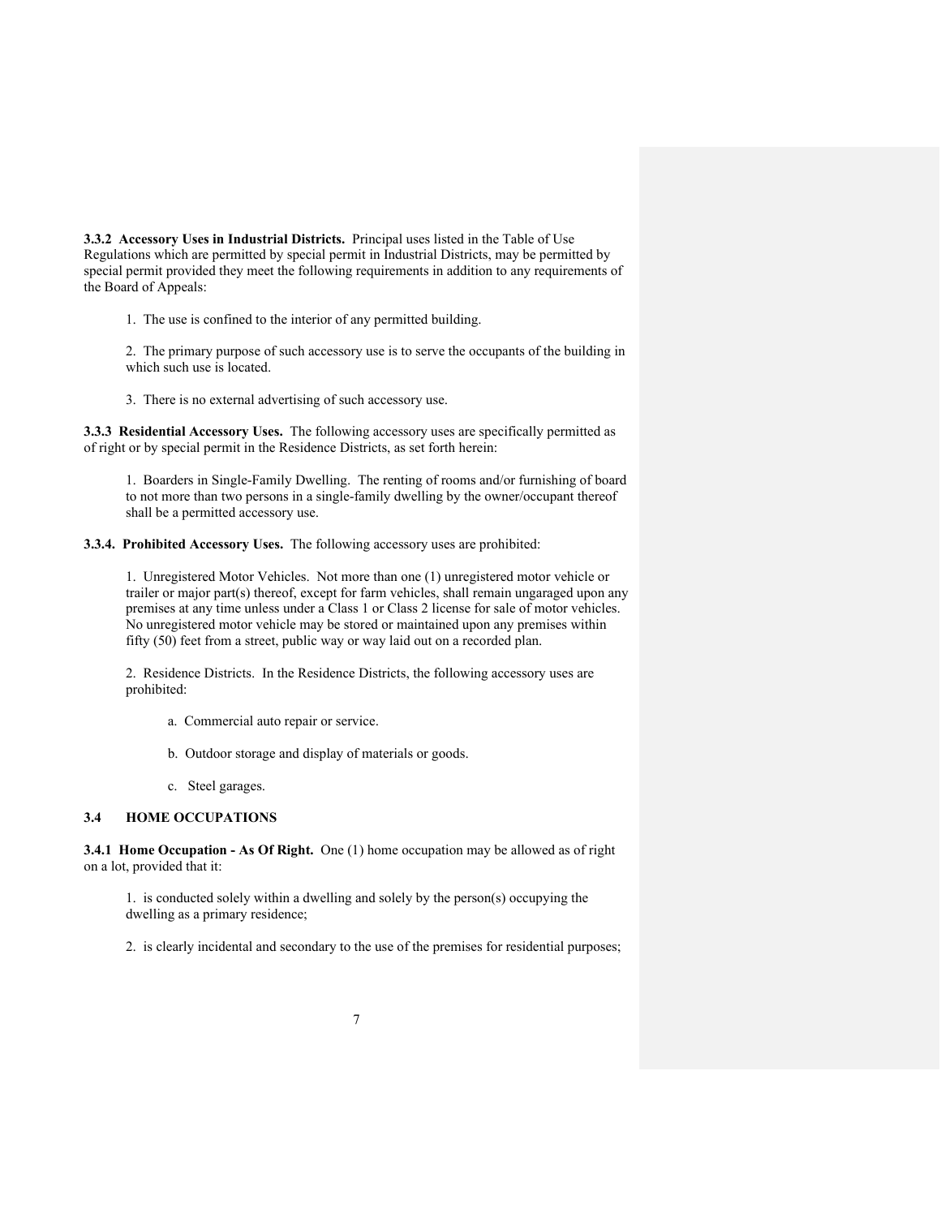**3.3.2 Accessory Uses in Industrial Districts.** Principal uses listed in the Table of Use Regulations which are permitted by special permit in Industrial Districts, may be permitted by special permit provided they meet the following requirements in addition to any requirements of the Board of Appeals:

1. The use is confined to the interior of any permitted building.

2. The primary purpose of such accessory use is to serve the occupants of the building in which such use is located.

3. There is no external advertising of such accessory use.

**3.3.3 Residential Accessory Uses.** The following accessory uses are specifically permitted as of right or by special permit in the Residence Districts, as set forth herein:

1. Boarders in Single-Family Dwelling. The renting of rooms and/or furnishing of board to not more than two persons in a single-family dwelling by the owner/occupant thereof shall be a permitted accessory use.

**3.3.4. Prohibited Accessory Uses.** The following accessory uses are prohibited:

1. Unregistered Motor Vehicles. Not more than one (1) unregistered motor vehicle or trailer or major part(s) thereof, except for farm vehicles, shall remain ungaraged upon any premises at any time unless under a Class 1 or Class 2 license for sale of motor vehicles. No unregistered motor vehicle may be stored or maintained upon any premises within fifty (50) feet from a street, public way or way laid out on a recorded plan.

2. Residence Districts. In the Residence Districts, the following accessory uses are prohibited:

   a. Commercial auto repair or service.

   b. Outdoor storage and display of materials or goods.

   c. Steel garages.

## 3.4 HOME OCCUPATIONS

**3.4.1 Home Occupation - As Of Right.** One (1) home occupation may be allowed as of right on a lot, provided that it:

1. is conducted solely within a dwelling and solely by the person(s) occupying the dwelling as a primary residence;

2. is clearly incidental and secondary to the use of the premises for residential purposes;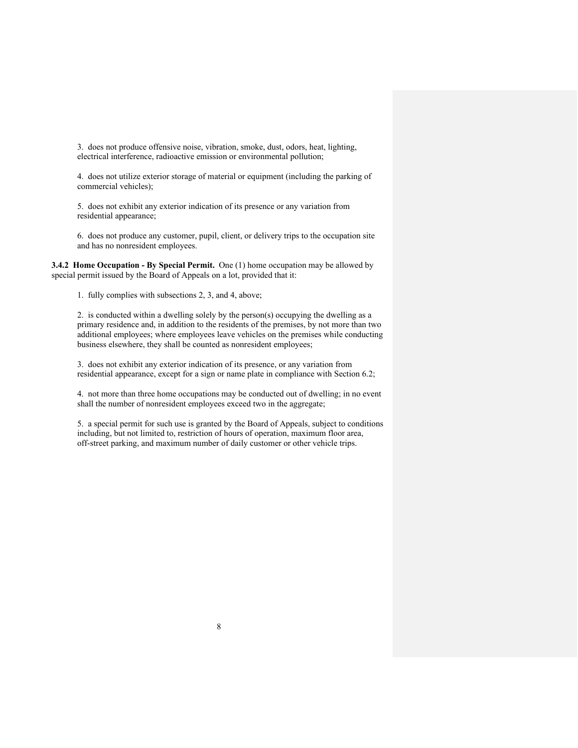3. does not produce offensive noise, vibration, smoke, dust, odors, heat, lighting, electrical interference, radioactive emission or environmental pollution;

4. does not utilize exterior storage of material or equipment (including the parking of commercial vehicles);

5. does not exhibit any exterior indication of its presence or any variation from residential appearance;

6. does not produce any customer, pupil, client, or delivery trips to the occupation site and has no nonresident employees.

**3.4.2 Home Occupation - By Special Permit.** One (1) home occupation may be allowed by special permit issued by the Board of Appeals on a lot, provided that it:

1. fully complies with subsections 2, 3, and 4, above;

2. is conducted within a dwelling solely by the person(s) occupying the dwelling as a primary residence and, in addition to the residents of the premises, by not more than two additional employees; where employees leave vehicles on the premises while conducting business elsewhere, they shall be counted as nonresident employees;

3. does not exhibit any exterior indication of its presence, or any variation from residential appearance, except for a sign or name plate in compliance with Section 6.2;

4. not more than three home occupations may be conducted out of dwelling; in no event shall the number of nonresident employees exceed two in the aggregate;

5. a special permit for such use is granted by the Board of Appeals, subject to conditions including, but not limited to, restriction of hours of operation, maximum floor area, off-street parking, and maximum number of daily customer or other vehicle trips.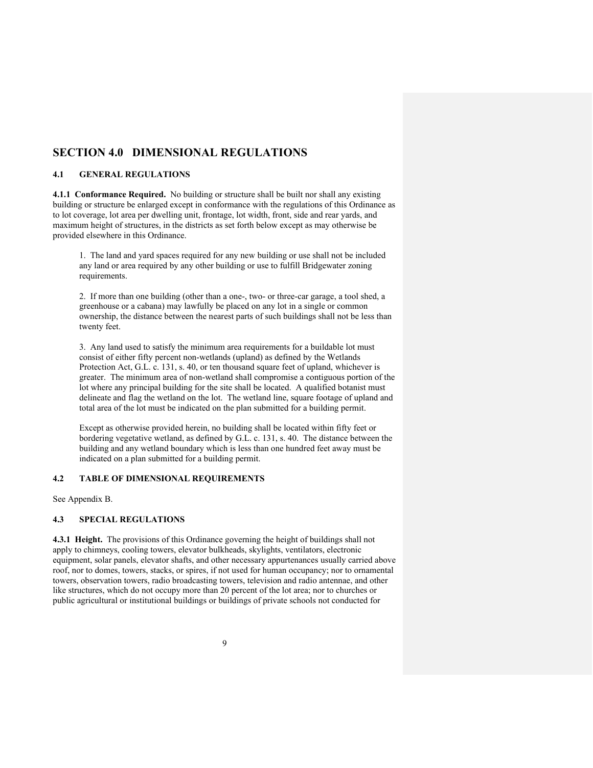# SECTION 4.0 DIMENSIONAL REGULATIONS

## 4.1 GENERAL REGULATIONS

**4.1.1 Conformance Required.** No building or structure shall be built nor shall any existing building or structure be enlarged except in conformance with the regulations of this Ordinance as to lot coverage, lot area per dwelling unit, frontage, lot width, front, side and rear yards, and maximum height of structures, in the districts as set forth below except as may otherwise be provided elsewhere in this Ordinance.

1. The land and yard spaces required for any new building or use shall not be included any land or area required by any other building or use to fulfill Bridgewater zoning requirements.

2. If more than one building (other than a one-, two- or three-car garage, a tool shed, a greenhouse or a cabana) may lawfully be placed on any lot in a single or common ownership, the distance between the nearest parts of such buildings shall not be less than twenty feet.

3. Any land used to satisfy the minimum area requirements for a buildable lot must consist of either fifty percent non-wetlands (upland) as defined by the Wetlands Protection Act, G.L. c. 131, s. 40, or ten thousand square feet of upland, whichever is greater. The minimum area of non-wetland shall compromise a contiguous portion of the lot where any principal building for the site shall be located. A qualified botanist must delineate and flag the wetland on the lot. The wetland line, square footage of upland and total area of the lot must be indicated on the plan submitted for a building permit.

Except as otherwise provided herein, no building shall be located within fifty feet or bordering vegetative wetland, as defined by G.L. c. 131, s. 40. The distance between the building and any wetland boundary which is less than one hundred feet away must be indicated on a plan submitted for a building permit.

## 4.2 TABLE OF DIMENSIONAL REQUIREMENTS

See Appendix B.

## 4.3 SPECIAL REGULATIONS

**4.3.1 Height.** The provisions of this Ordinance governing the height of buildings shall not apply to chimneys, cooling towers, elevator bulkheads, skylights, ventilators, electronic equipment, solar panels, elevator shafts, and other necessary appurtenances usually carried above roof, nor to domes, towers, stacks, or spires, if not used for human occupancy; nor to ornamental towers, observation towers, radio broadcasting towers, television and radio antennae, and other like structures, which do not occupy more than 20 percent of the lot area; nor to churches or public agricultural or institutional buildings or buildings of private schools not conducted for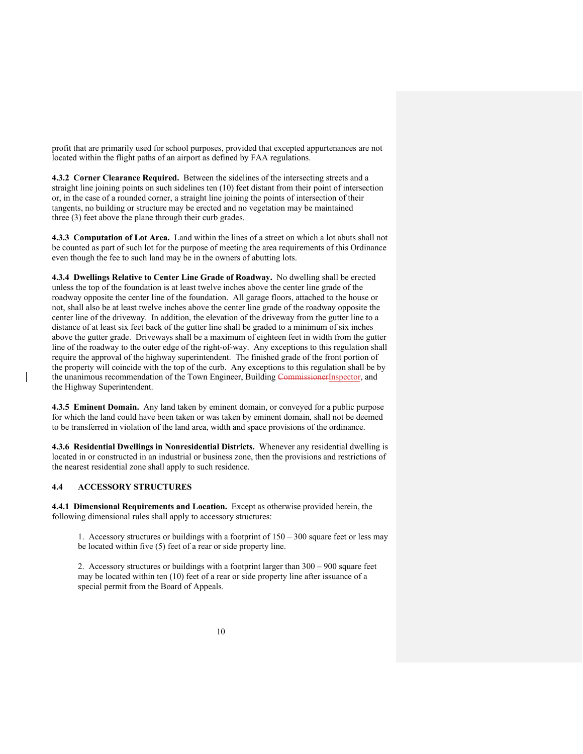profit that are primarily used for school purposes, provided that excepted appurtenances are not located within the flight paths of an airport as defined by FAA regulations.

**4.3.2 Corner Clearance Required.** Between the sidelines of the intersecting streets and a straight line joining points on such sidelines ten (10) feet distant from their point of intersection or, in the case of a rounded corner, a straight line joining the points of intersection of their tangents, no building or structure may be erected and no vegetation may be maintained three (3) feet above the plane through their curb grades.

**4.3.3 Computation of Lot Area.** Land within the lines of a street on which a lot abuts shall not be counted as part of such lot for the purpose of meeting the area requirements of this Ordinance even though the fee to such land may be in the owners of abutting lots.

**4.3.4 Dwellings Relative to Center Line Grade of Roadway.** No dwelling shall be erected unless the top of the foundation is at least twelve inches above the center line grade of the roadway opposite the center line of the foundation. All garage floors, attached to the house or not, shall also be at least twelve inches above the center line grade of the roadway opposite the center line of the driveway. In addition, the elevation of the driveway from the gutter line to a distance of at least six feet back of the gutter line shall be graded to a minimum of six inches above the gutter grade. Driveways shall be a maximum of eighteen feet in width from the gutter line of the roadway to the outer edge of the right-of-way. Any exceptions to this regulation shall require the approval of the highway superintendent. The finished grade of the front portion of the property will coincide with the top of the curb. Any exceptions to this regulation shall be by the unanimous recommendation of the Town Engineer, Building ~~Commissioner~~Inspector, and the Highway Superintendent.

**4.3.5 Eminent Domain.** Any land taken by eminent domain, or conveyed for a public purpose for which the land could have been taken or was taken by eminent domain, shall not be deemed to be transferred in violation of the land area, width and space provisions of the ordinance.

**4.3.6 Residential Dwellings in Nonresidential Districts.** Whenever any residential dwelling is located in or constructed in an industrial or business zone, then the provisions and restrictions of the nearest residential zone shall apply to such residence.

## 4.4 ACCESSORY STRUCTURES

**4.4.1 Dimensional Requirements and Location.** Except as otherwise provided herein, the following dimensional rules shall apply to accessory structures:

1. Accessory structures or buildings with a footprint of 150 – 300 square feet or less may be located within five (5) feet of a rear or side property line.

2. Accessory structures or buildings with a footprint larger than 300 – 900 square feet may be located within ten (10) feet of a rear or side property line after issuance of a special permit from the Board of Appeals.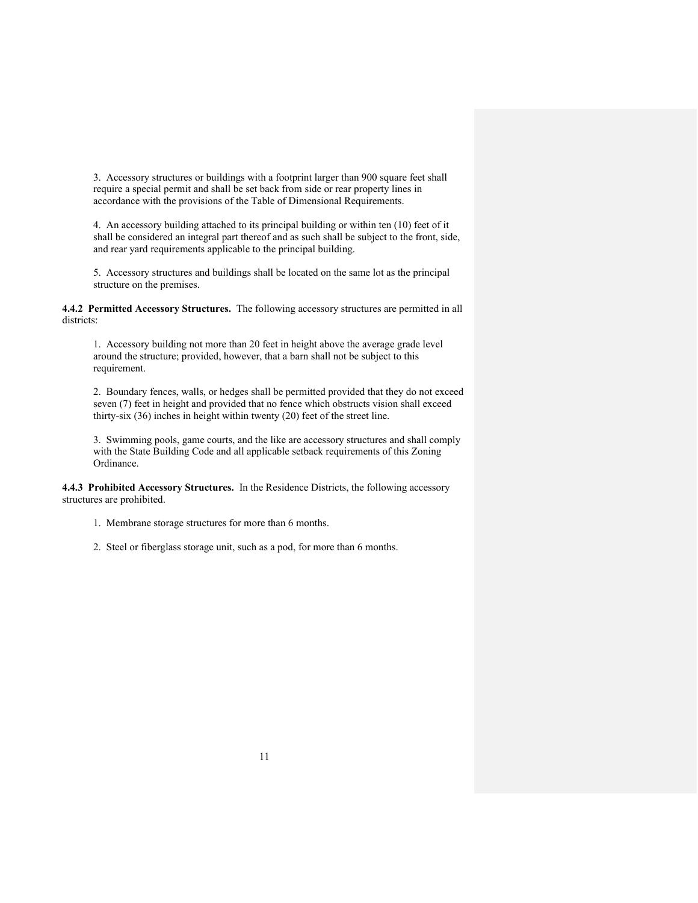3. Accessory structures or buildings with a footprint larger than 900 square feet shall require a special permit and shall be set back from side or rear property lines in accordance with the provisions of the Table of Dimensional Requirements.

4. An accessory building attached to its principal building or within ten (10) feet of it shall be considered an integral part thereof and as such shall be subject to the front, side, and rear yard requirements applicable to the principal building.

5. Accessory structures and buildings shall be located on the same lot as the principal structure on the premises.

**4.4.2 Permitted Accessory Structures.** The following accessory structures are permitted in all districts:

1. Accessory building not more than 20 feet in height above the average grade level around the structure; provided, however, that a barn shall not be subject to this requirement.

2. Boundary fences, walls, or hedges shall be permitted provided that they do not exceed seven (7) feet in height and provided that no fence which obstructs vision shall exceed thirty-six (36) inches in height within twenty (20) feet of the street line.

3. Swimming pools, game courts, and the like are accessory structures and shall comply with the State Building Code and all applicable setback requirements of this Zoning Ordinance.

**4.4.3 Prohibited Accessory Structures.** In the Residence Districts, the following accessory structures are prohibited.

1. Membrane storage structures for more than 6 months.

2. Steel or fiberglass storage unit, such as a pod, for more than 6 months.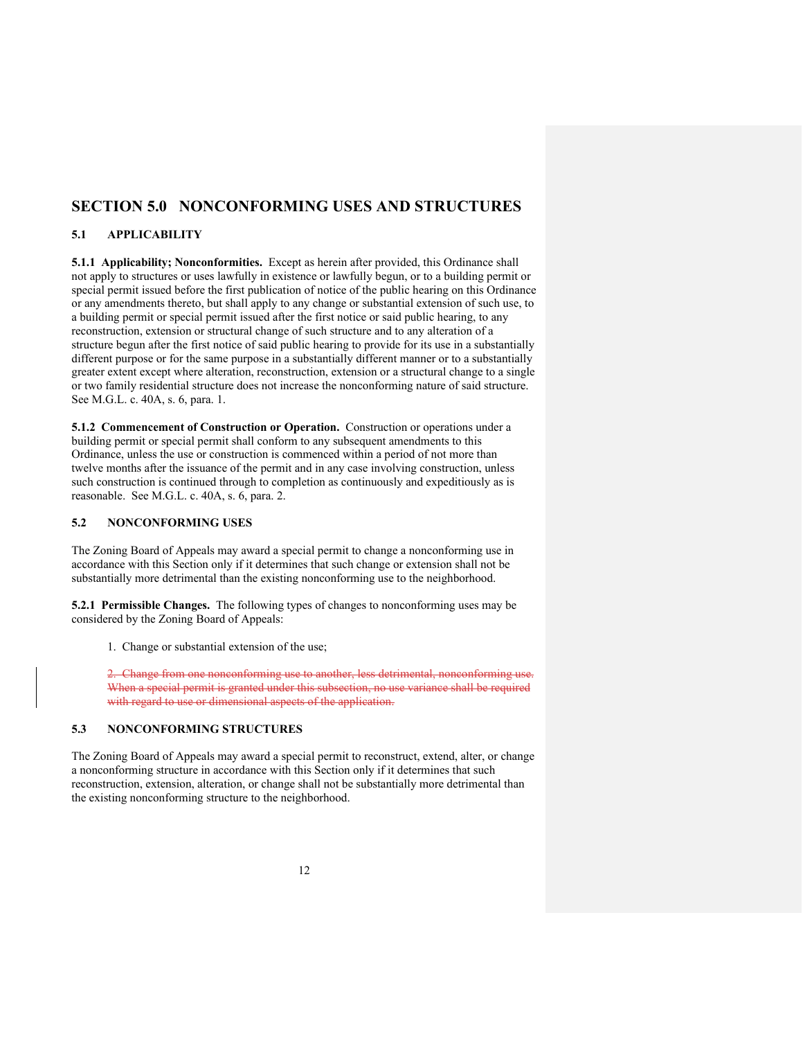# SECTION 5.0 NONCONFORMING USES AND STRUCTURES

## 5.1 APPLICABILITY

**5.1.1 Applicability; Nonconformities.** Except as herein after provided, this Ordinance shall not apply to structures or uses lawfully in existence or lawfully begun, or to a building permit or special permit issued before the first publication of notice of the public hearing on this Ordinance or any amendments thereto, but shall apply to any change or substantial extension of such use, to a building permit or special permit issued after the first notice or said public hearing, to any reconstruction, extension or structural change of such structure and to any alteration of a structure begun after the first notice of said public hearing to provide for its use in a substantially different purpose or for the same purpose in a substantially different manner or to a substantially greater extent except where alteration, reconstruction, extension or a structural change to a single or two family residential structure does not increase the nonconforming nature of said structure. See M.G.L. c. 40A, s. 6, para. 1.

**5.1.2 Commencement of Construction or Operation.** Construction or operations under a building permit or special permit shall conform to any subsequent amendments to this Ordinance, unless the use or construction is commenced within a period of not more than twelve months after the issuance of the permit and in any case involving construction, unless such construction is continued through to completion as continuously and expeditiously as is reasonable. See M.G.L. c. 40A, s. 6, para. 2.

## 5.2 NONCONFORMING USES

The Zoning Board of Appeals may award a special permit to change a nonconforming use in accordance with this Section only if it determines that such change or extension shall not be substantially more detrimental than the existing nonconforming use to the neighborhood.

**5.2.1 Permissible Changes.** The following types of changes to nonconforming uses may be considered by the Zoning Board of Appeals:

1. Change or substantial extension of the use;

~~2. Change from one nonconforming use to another, less detrimental, nonconforming use. When a special permit is granted under this subsection, no use variance shall be required with regard to use or dimensional aspects of the application.~~

## 5.3 NONCONFORMING STRUCTURES

The Zoning Board of Appeals may award a special permit to reconstruct, extend, alter, or change a nonconforming structure in accordance with this Section only if it determines that such reconstruction, extension, alteration, or change shall not be substantially more detrimental than the existing nonconforming structure to the neighborhood.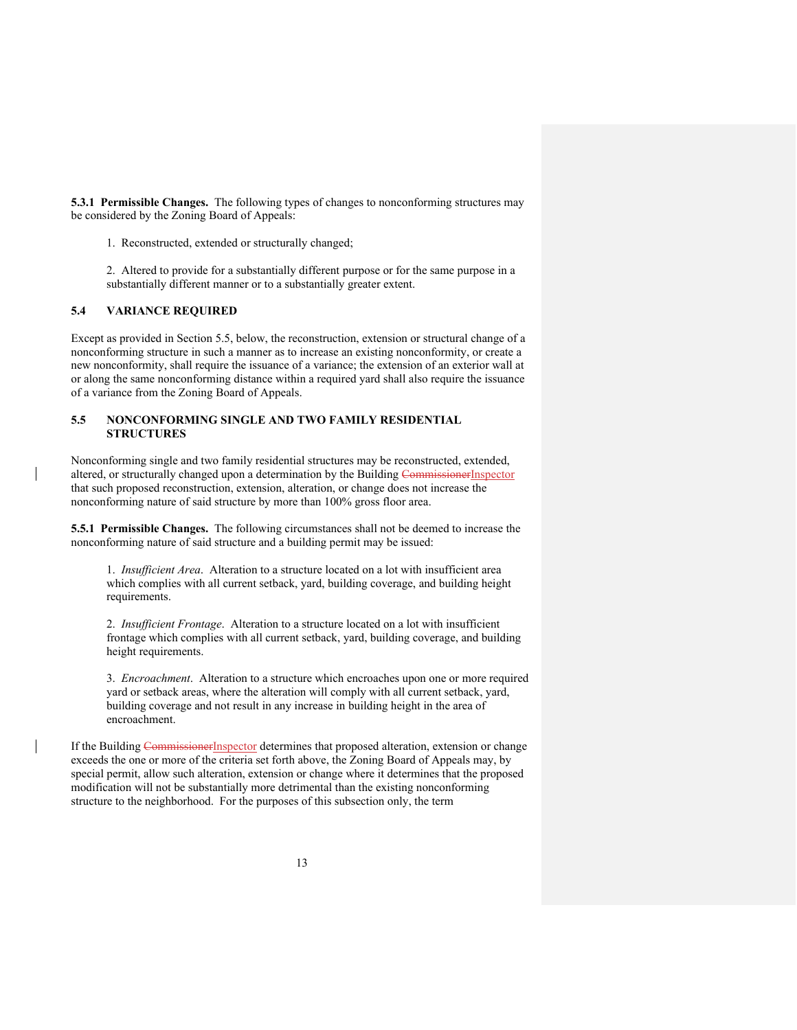**5.3.1 Permissible Changes.** The following types of changes to nonconforming structures may be considered by the Zoning Board of Appeals:

1. Reconstructed, extended or structurally changed;

2. Altered to provide for a substantially different purpose or for the same purpose in a substantially different manner or to a substantially greater extent.

## 5.4 VARIANCE REQUIRED

Except as provided in Section 5.5, below, the reconstruction, extension or structural change of a nonconforming structure in such a manner as to increase an existing nonconformity, or create a new nonconformity, shall require the issuance of a variance; the extension of an exterior wall at or along the same nonconforming distance within a required yard shall also require the issuance of a variance from the Zoning Board of Appeals.

## 5.5 NONCONFORMING SINGLE AND TWO FAMILY RESIDENTIAL STRUCTURES

Nonconforming single and two family residential structures may be reconstructed, extended, altered, or structurally changed upon a determination by the Building ~~Commissioner~~Inspector that such proposed reconstruction, extension, alteration, or change does not increase the nonconforming nature of said structure by more than 100% gross floor area.

**5.5.1 Permissible Changes.** The following circumstances shall not be deemed to increase the nonconforming nature of said structure and a building permit may be issued:

1. *Insufficient Area*. Alteration to a structure located on a lot with insufficient area which complies with all current setback, yard, building coverage, and building height requirements.

2. *Insufficient Frontage*. Alteration to a structure located on a lot with insufficient frontage which complies with all current setback, yard, building coverage, and building height requirements.

3. *Encroachment*. Alteration to a structure which encroaches upon one or more required yard or setback areas, where the alteration will comply with all current setback, yard, building coverage and not result in any increase in building height in the area of encroachment.

If the Building ~~Commissioner~~Inspector determines that proposed alteration, extension or change exceeds the one or more of the criteria set forth above, the Zoning Board of Appeals may, by special permit, allow such alteration, extension or change where it determines that the proposed modification will not be substantially more detrimental than the existing nonconforming structure to the neighborhood. For the purposes of this subsection only, the term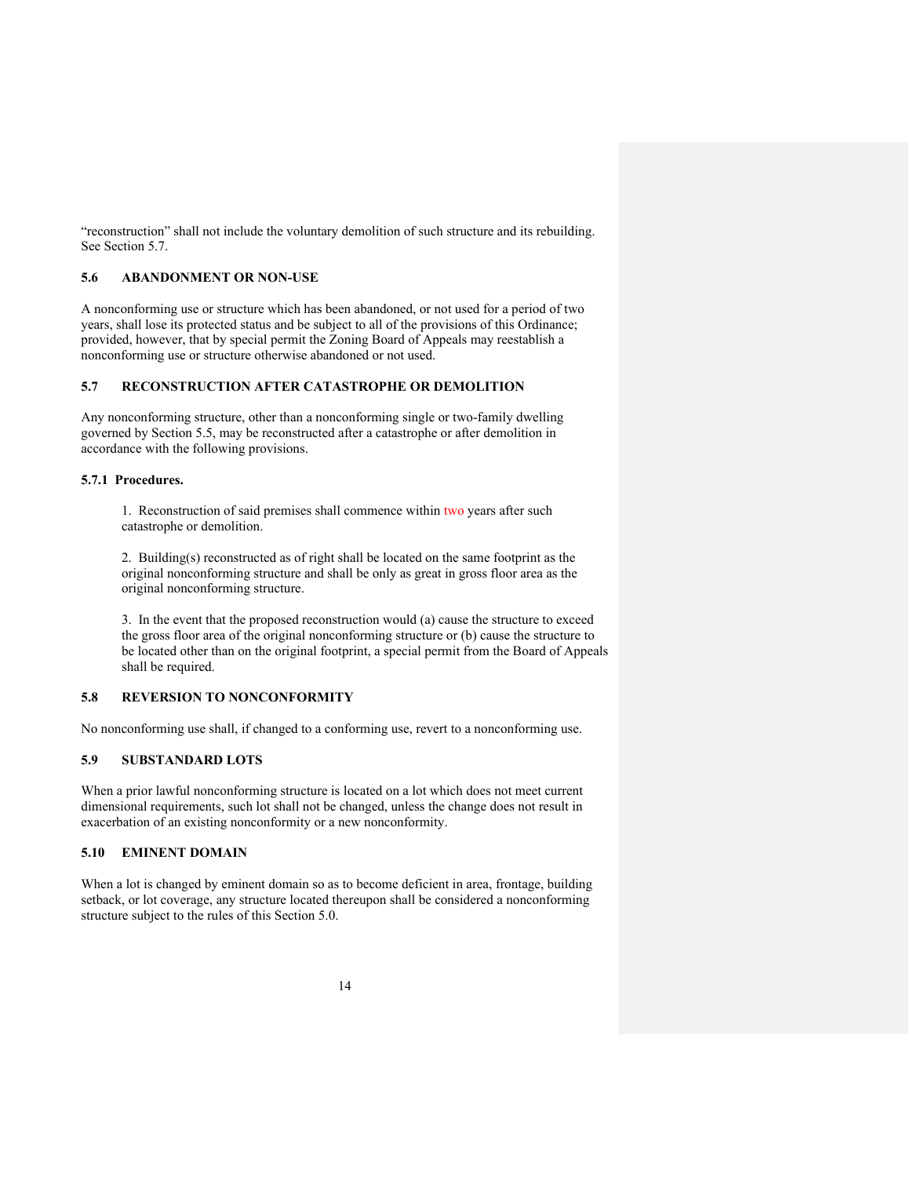"reconstruction" shall not include the voluntary demolition of such structure and its rebuilding. See Section 5.7.

### 5.6 ABANDONMENT OR NON-USE

A nonconforming use or structure which has been abandoned, or not used for a period of two years, shall lose its protected status and be subject to all of the provisions of this Ordinance; provided, however, that by special permit the Zoning Board of Appeals may reestablish a nonconforming use or structure otherwise abandoned or not used.

### 5.7 RECONSTRUCTION AFTER CATASTROPHE OR DEMOLITION

Any nonconforming structure, other than a nonconforming single or two-family dwelling governed by Section 5.5, may be reconstructed after a catastrophe or after demolition in accordance with the following provisions.

#### 5.7.1 Procedures.

1. Reconstruction of said premises shall commence within two years after such catastrophe or demolition.

2. Building(s) reconstructed as of right shall be located on the same footprint as the original nonconforming structure and shall be only as great in gross floor area as the original nonconforming structure.

3. In the event that the proposed reconstruction would (a) cause the structure to exceed the gross floor area of the original nonconforming structure or (b) cause the structure to be located other than on the original footprint, a special permit from the Board of Appeals shall be required.

### 5.8 REVERSION TO NONCONFORMITY

No nonconforming use shall, if changed to a conforming use, revert to a nonconforming use.

### 5.9 SUBSTANDARD LOTS

When a prior lawful nonconforming structure is located on a lot which does not meet current dimensional requirements, such lot shall not be changed, unless the change does not result in exacerbation of an existing nonconformity or a new nonconformity.

### 5.10 EMINENT DOMAIN

When a lot is changed by eminent domain so as to become deficient in area, frontage, building setback, or lot coverage, any structure located thereupon shall be considered a nonconforming structure subject to the rules of this Section 5.0.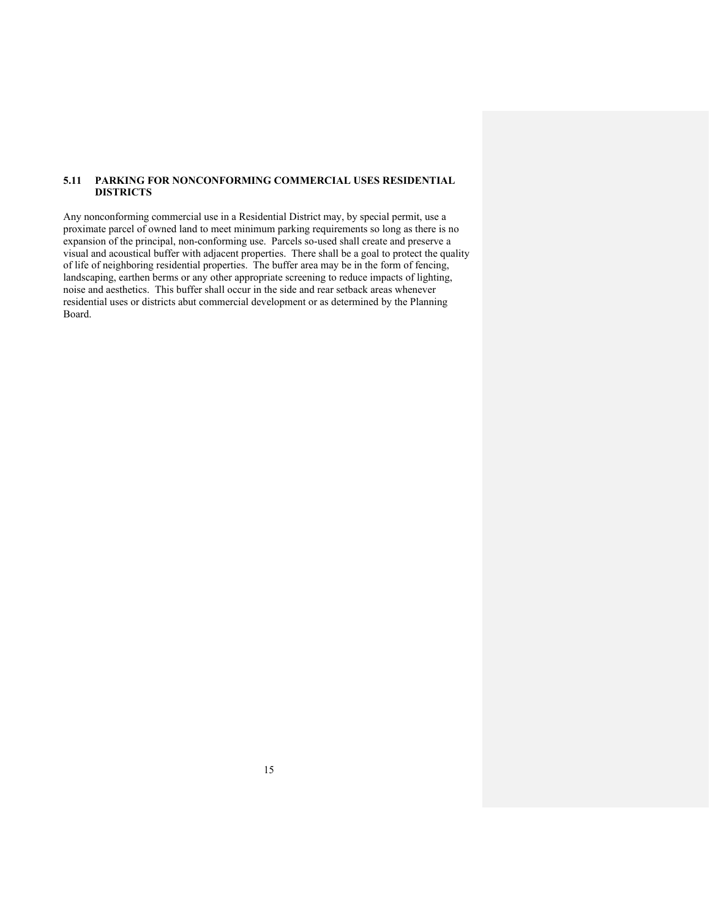### 5.11 PARKING FOR NONCONFORMING COMMERCIAL USES RESIDENTIAL DISTRICTS

Any nonconforming commercial use in a Residential District may, by special permit, use a proximate parcel of owned land to meet minimum parking requirements so long as there is no expansion of the principal, non-conforming use. Parcels so-used shall create and preserve a visual and acoustical buffer with adjacent properties. There shall be a goal to protect the quality of life of neighboring residential properties. The buffer area may be in the form of fencing, landscaping, earthen berms or any other appropriate screening to reduce impacts of lighting, noise and aesthetics. This buffer shall occur in the side and rear setback areas whenever residential uses or districts abut commercial development or as determined by the Planning Board.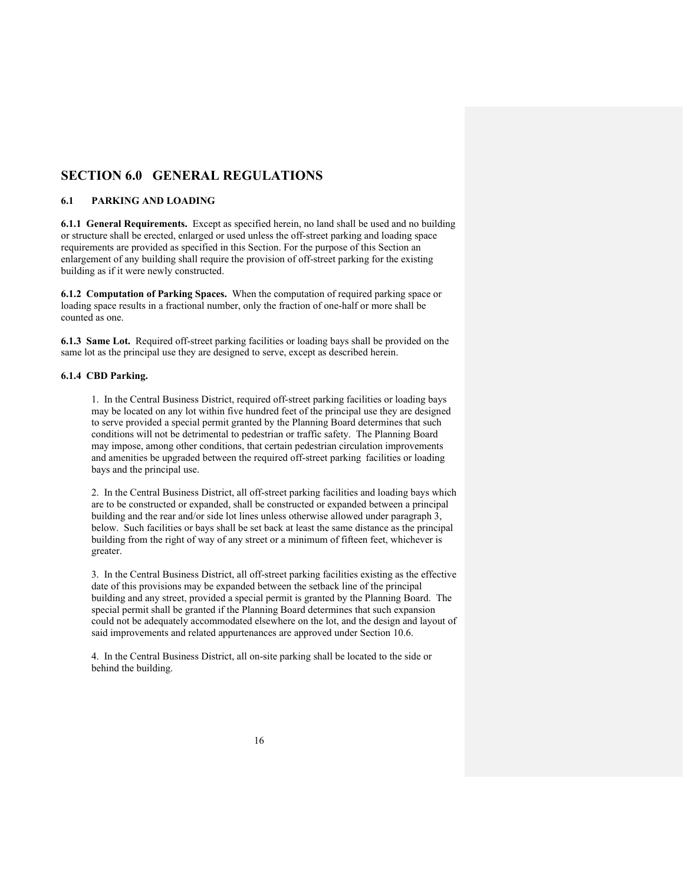# SECTION 6.0 GENERAL REGULATIONS

## 6.1 PARKING AND LOADING

**6.1.1 General Requirements.** Except as specified herein, no land shall be used and no building or structure shall be erected, enlarged or used unless the off-street parking and loading space requirements are provided as specified in this Section. For the purpose of this Section an enlargement of any building shall require the provision of off-street parking for the existing building as if it were newly constructed.

**6.1.2 Computation of Parking Spaces.** When the computation of required parking space or loading space results in a fractional number, only the fraction of one-half or more shall be counted as one.

**6.1.3 Same Lot.** Required off-street parking facilities or loading bays shall be provided on the same lot as the principal use they are designed to serve, except as described herein.

**6.1.4 CBD Parking.**

1. In the Central Business District, required off-street parking facilities or loading bays may be located on any lot within five hundred feet of the principal use they are designed to serve provided a special permit granted by the Planning Board determines that such conditions will not be detrimental to pedestrian or traffic safety. The Planning Board may impose, among other conditions, that certain pedestrian circulation improvements and amenities be upgraded between the required off-street parking facilities or loading bays and the principal use.

2. In the Central Business District, all off-street parking facilities and loading bays which are to be constructed or expanded, shall be constructed or expanded between a principal building and the rear and/or side lot lines unless otherwise allowed under paragraph 3, below. Such facilities or bays shall be set back at least the same distance as the principal building from the right of way of any street or a minimum of fifteen feet, whichever is greater.

3. In the Central Business District, all off-street parking facilities existing as the effective date of this provisions may be expanded between the setback line of the principal building and any street, provided a special permit is granted by the Planning Board. The special permit shall be granted if the Planning Board determines that such expansion could not be adequately accommodated elsewhere on the lot, and the design and layout of said improvements and related appurtenances are approved under Section 10.6.

4. In the Central Business District, all on-site parking shall be located to the side or behind the building.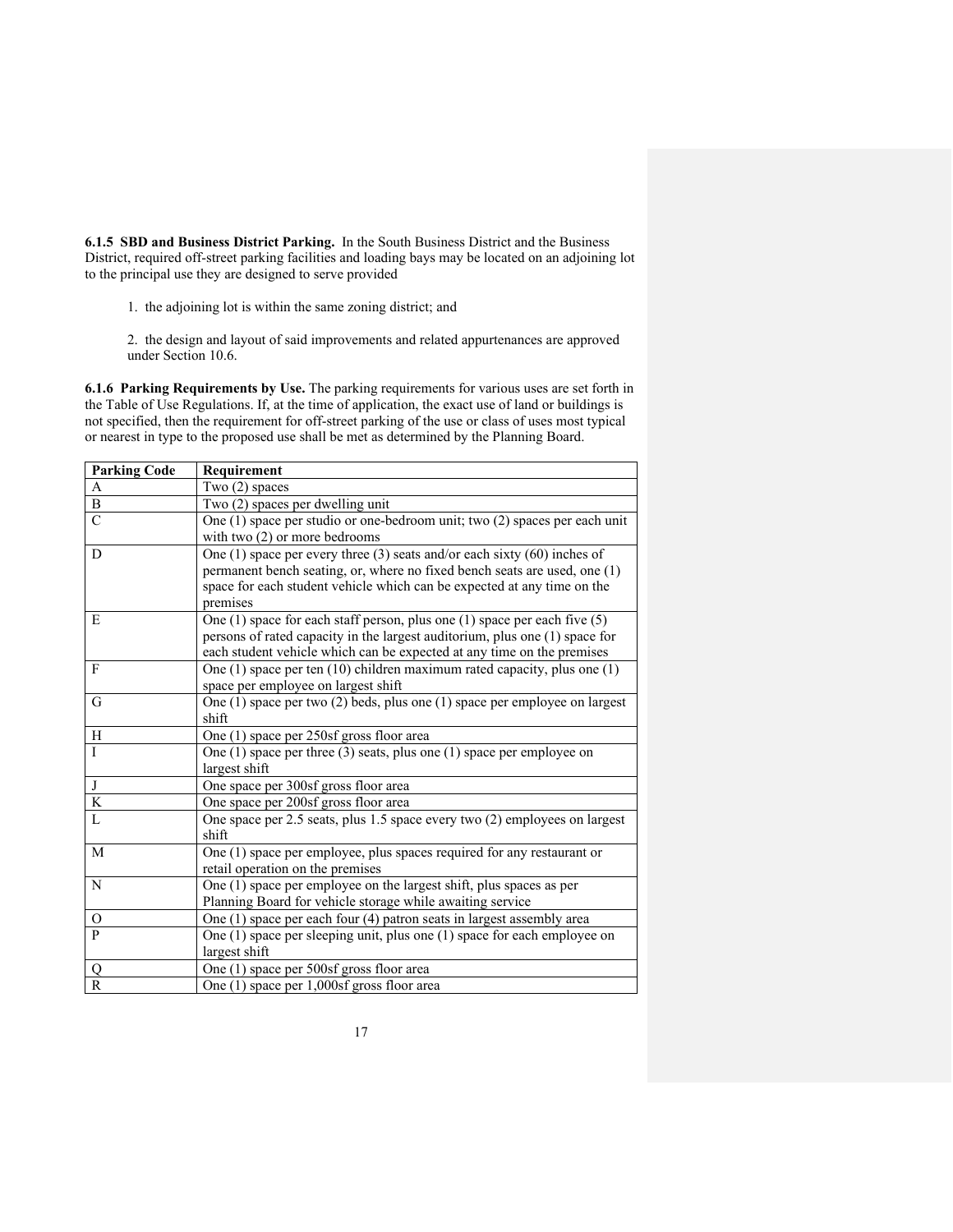**6.1.5 SBD and Business District Parking.** In the South Business District and the Business District, required off-street parking facilities and loading bays may be located on an adjoining lot to the principal use they are designed to serve provided

1. the adjoining lot is within the same zoning district; and

2. the design and layout of said improvements and related appurtenances are approved under Section 10.6.

**6.1.6 Parking Requirements by Use.** The parking requirements for various uses are set forth in the Table of Use Regulations. If, at the time of application, the exact use of land or buildings is not specified, then the requirement for off-street parking of the use or class of uses most typical or nearest in type to the proposed use shall be met as determined by the Planning Board.

| Parking Code | Requirement |
|---|---|
| A | Two (2) spaces |
| B | Two (2) spaces per dwelling unit |
| C | One (1) space per studio or one-bedroom unit; two (2) spaces per each unit with two (2) or more bedrooms |
| D | One (1) space per every three (3) seats and/or each sixty (60) inches of permanent bench seating, or, where no fixed bench seats are used, one (1) space for each student vehicle which can be expected at any time on the premises |
| E | One (1) space for each staff person, plus one (1) space per each five (5) persons of rated capacity in the largest auditorium, plus one (1) space for each student vehicle which can be expected at any time on the premises |
| F | One (1) space per ten (10) children maximum rated capacity, plus one (1) space per employee on largest shift |
| G | One (1) space per two (2) beds, plus one (1) space per employee on largest shift |
| H | One (1) space per 250sf gross floor area |
| I | One (1) space per three (3) seats, plus one (1) space per employee on largest shift |
| J | One space per 300sf gross floor area |
| K | One space per 200sf gross floor area |
| L | One space per 2.5 seats, plus 1.5 space every two (2) employees on largest shift |
| M | One (1) space per employee, plus spaces required for any restaurant or retail operation on the premises |
| N | One (1) space per employee on the largest shift, plus spaces as per Planning Board for vehicle storage while awaiting service |
| O | One (1) space per each four (4) patron seats in largest assembly area |
| P | One (1) space per sleeping unit, plus one (1) space for each employee on largest shift |
| Q | One (1) space per 500sf gross floor area |
| R | One (1) space per 1,000sf gross floor area |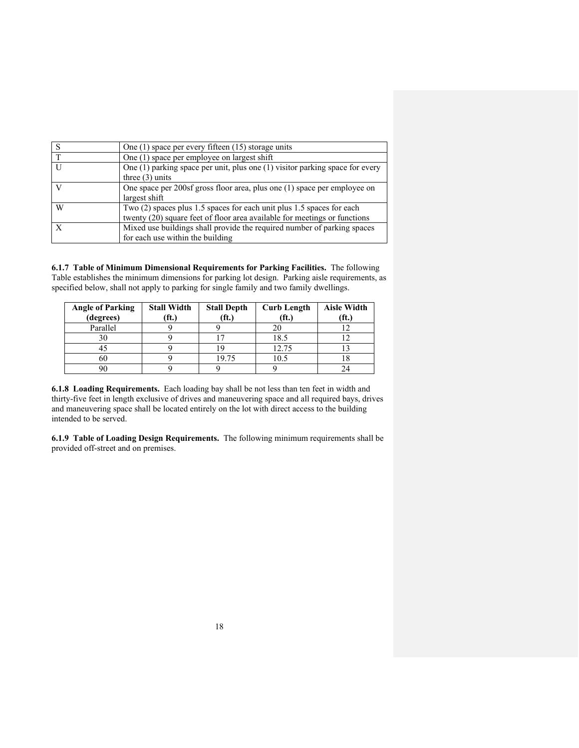| S | One (1) space per every fifteen (15) storage units |
|---|---|
| T | One (1) space per employee on largest shift |
| U | One (1) parking space per unit, plus one (1) visitor parking space for every three (3) units |
| V | One space per 200sf gross floor area, plus one (1) space per employee on largest shift |
| W | Two (2) spaces plus 1.5 spaces for each unit plus 1.5 spaces for each twenty (20) square feet of floor area available for meetings or functions |
| X | Mixed use buildings shall provide the required number of parking spaces for each use within the building |

**6.1.7 Table of Minimum Dimensional Requirements for Parking Facilities.** The following Table establishes the minimum dimensions for parking lot design. Parking aisle requirements, as specified below, shall not apply to parking for single family and two family dwellings.

| Angle of Parking (degrees) | Stall Width (ft.) | Stall Depth (ft.) | Curb Length (ft.) | Aisle Width (ft.) |
|---|---|---|---|---|
| Parallel | 9 | 9 | 20 | 12 |
| 30 | 9 | 17 | 18.5 | 12 |
| 45 | 9 | 19 | 12.75 | 13 |
| 60 | 9 | 19.75 | 10.5 | 18 |
| 90 | 9 | 9 | 9 | 24 |

**6.1.8 Loading Requirements.** Each loading bay shall be not less than ten feet in width and thirty-five feet in length exclusive of drives and maneuvering space and all required bays, drives and maneuvering space shall be located entirely on the lot with direct access to the building intended to be served.

**6.1.9 Table of Loading Design Requirements.** The following minimum requirements shall be provided off-street and on premises.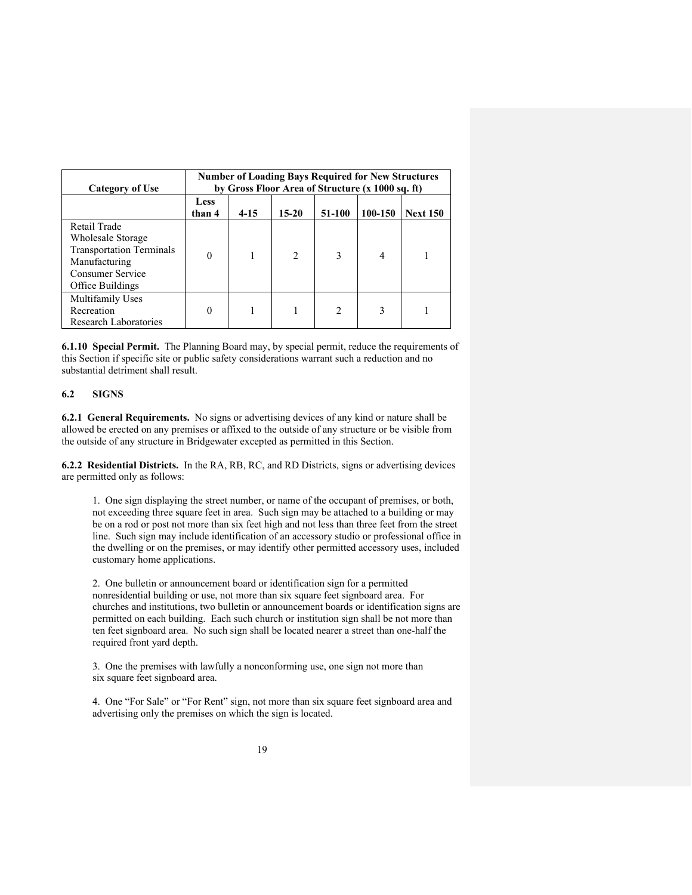| Category of Use | Number of Loading Bays Required for New Structures by Gross Floor Area of Structure (x 1000 sq. ft) | | | | | |
|---|---|---|---|---|---|---|
| | Less than 4 | 4-15 | 15-20 | 51-100 | 100-150 | Next 150 |
| Retail Trade<br>Wholesale Storage<br>Transportation Terminals<br>Manufacturing<br>Consumer Service<br>Office Buildings | 0 | 1 | 2 | 3 | 4 | 1 |
| Multifamily Uses<br>Recreation<br>Research Laboratories | 0 | 1 | 1 | 2 | 3 | 1 |

**6.1.10 Special Permit.** The Planning Board may, by special permit, reduce the requirements of this Section if specific site or public safety considerations warrant such a reduction and no substantial detriment shall result.

## 6.2 SIGNS

**6.2.1 General Requirements.** No signs or advertising devices of any kind or nature shall be allowed be erected on any premises or affixed to the outside of any structure or be visible from the outside of any structure in Bridgewater excepted as permitted in this Section.

**6.2.2 Residential Districts.** In the RA, RB, RC, and RD Districts, signs or advertising devices are permitted only as follows:

1. One sign displaying the street number, or name of the occupant of premises, or both, not exceeding three square feet in area. Such sign may be attached to a building or may be on a rod or post not more than six feet high and not less than three feet from the street line. Such sign may include identification of an accessory studio or professional office in the dwelling or on the premises, or may identify other permitted accessory uses, included customary home applications.

2. One bulletin or announcement board or identification sign for a permitted nonresidential building or use, not more than six square feet signboard area. For churches and institutions, two bulletin or announcement boards or identification signs are permitted on each building. Each such church or institution sign shall be not more than ten feet signboard area. No such sign shall be located nearer a street than one-half the required front yard depth.

3. One the premises with lawfully a nonconforming use, one sign not more than six square feet signboard area.

4. One "For Sale" or "For Rent" sign, not more than six square feet signboard area and advertising only the premises on which the sign is located.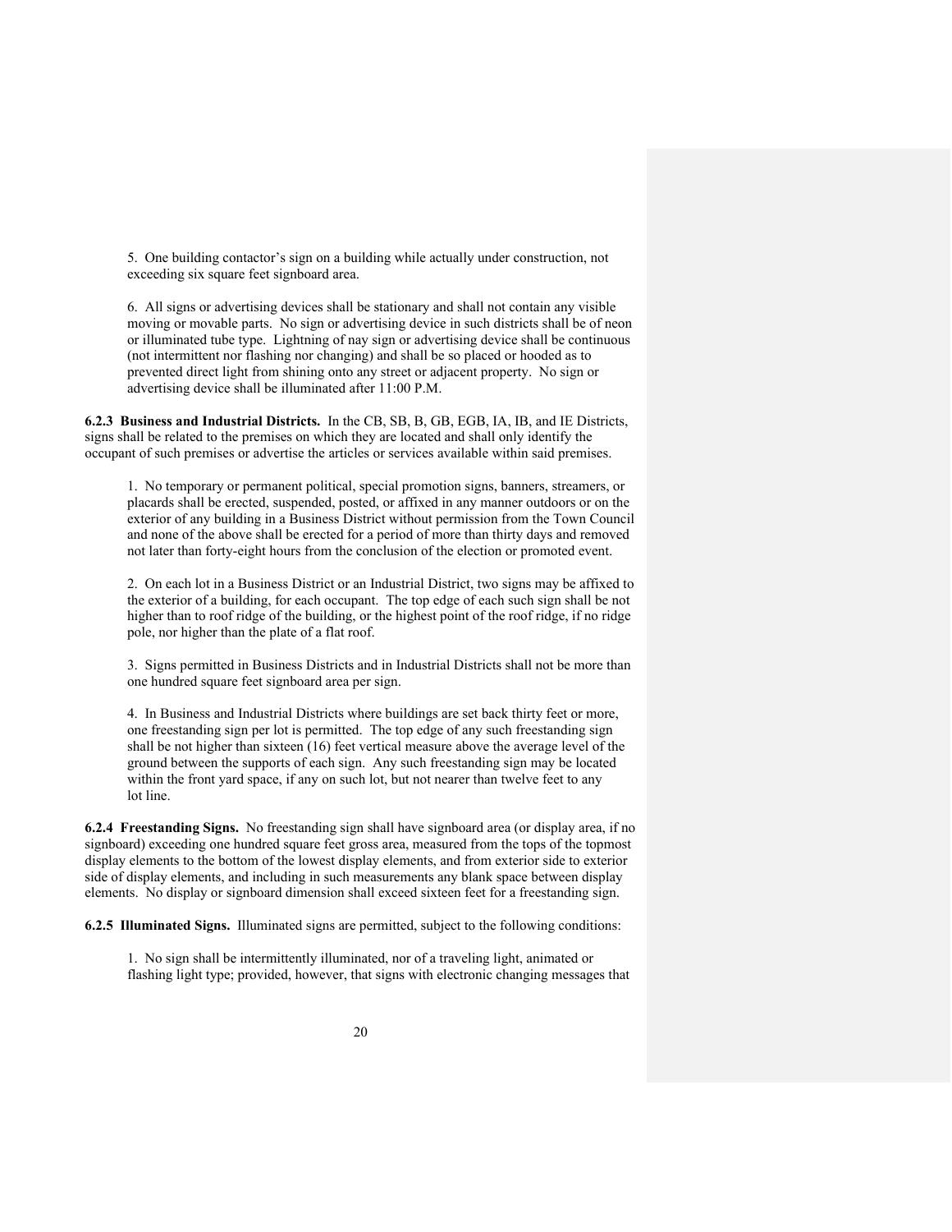5. One building contactor's sign on a building while actually under construction, not exceeding six square feet signboard area.

6. All signs or advertising devices shall be stationary and shall not contain any visible moving or movable parts. No sign or advertising device in such districts shall be of neon or illuminated tube type. Lightning of nay sign or advertising device shall be continuous (not intermittent nor flashing nor changing) and shall be so placed or hooded as to prevented direct light from shining onto any street or adjacent property. No sign or advertising device shall be illuminated after 11:00 P.M.

**6.2.3 Business and Industrial Districts.** In the CB, SB, B, GB, EGB, IA, IB, and IE Districts, signs shall be related to the premises on which they are located and shall only identify the occupant of such premises or advertise the articles or services available within said premises.

1. No temporary or permanent political, special promotion signs, banners, streamers, or placards shall be erected, suspended, posted, or affixed in any manner outdoors or on the exterior of any building in a Business District without permission from the Town Council and none of the above shall be erected for a period of more than thirty days and removed not later than forty-eight hours from the conclusion of the election or promoted event.

2. On each lot in a Business District or an Industrial District, two signs may be affixed to the exterior of a building, for each occupant. The top edge of each such sign shall be not higher than to roof ridge of the building, or the highest point of the roof ridge, if no ridge pole, nor higher than the plate of a flat roof.

3. Signs permitted in Business Districts and in Industrial Districts shall not be more than one hundred square feet signboard area per sign.

4. In Business and Industrial Districts where buildings are set back thirty feet or more, one freestanding sign per lot is permitted. The top edge of any such freestanding sign shall be not higher than sixteen (16) feet vertical measure above the average level of the ground between the supports of each sign. Any such freestanding sign may be located within the front yard space, if any on such lot, but not nearer than twelve feet to any lot line.

**6.2.4 Freestanding Signs.** No freestanding sign shall have signboard area (or display area, if no signboard) exceeding one hundred square feet gross area, measured from the tops of the topmost display elements to the bottom of the lowest display elements, and from exterior side to exterior side of display elements, and including in such measurements any blank space between display elements. No display or signboard dimension shall exceed sixteen feet for a freestanding sign.

**6.2.5 Illuminated Signs.** Illuminated signs are permitted, subject to the following conditions:

1. No sign shall be intermittently illuminated, nor of a traveling light, animated or flashing light type; provided, however, that signs with electronic changing messages that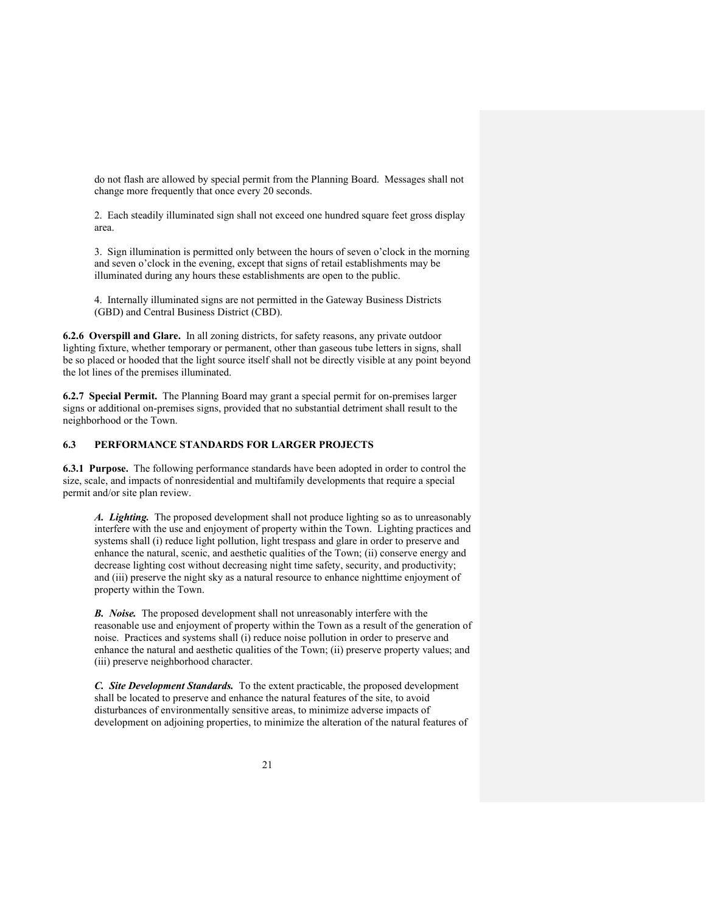do not flash are allowed by special permit from the Planning Board. Messages shall not change more frequently that once every 20 seconds.

2. Each steadily illuminated sign shall not exceed one hundred square feet gross display area.

3. Sign illumination is permitted only between the hours of seven o'clock in the morning and seven o'clock in the evening, except that signs of retail establishments may be illuminated during any hours these establishments are open to the public.

4. Internally illuminated signs are not permitted in the Gateway Business Districts (GBD) and Central Business District (CBD).

**6.2.6 Overspill and Glare.** In all zoning districts, for safety reasons, any private outdoor lighting fixture, whether temporary or permanent, other than gaseous tube letters in signs, shall be so placed or hooded that the light source itself shall not be directly visible at any point beyond the lot lines of the premises illuminated.

**6.2.7 Special Permit.** The Planning Board may grant a special permit for on-premises larger signs or additional on-premises signs, provided that no substantial detriment shall result to the neighborhood or the Town.

### 6.3 PERFORMANCE STANDARDS FOR LARGER PROJECTS

**6.3.1 Purpose.** The following performance standards have been adopted in order to control the size, scale, and impacts of nonresidential and multifamily developments that require a special permit and/or site plan review.

***A. Lighting.*** The proposed development shall not produce lighting so as to unreasonably interfere with the use and enjoyment of property within the Town. Lighting practices and systems shall (i) reduce light pollution, light trespass and glare in order to preserve and enhance the natural, scenic, and aesthetic qualities of the Town; (ii) conserve energy and decrease lighting cost without decreasing night time safety, security, and productivity; and (iii) preserve the night sky as a natural resource to enhance nighttime enjoyment of property within the Town.

***B. Noise.*** The proposed development shall not unreasonably interfere with the reasonable use and enjoyment of property within the Town as a result of the generation of noise. Practices and systems shall (i) reduce noise pollution in order to preserve and enhance the natural and aesthetic qualities of the Town; (ii) preserve property values; and (iii) preserve neighborhood character.

***C. Site Development Standards.*** To the extent practicable, the proposed development shall be located to preserve and enhance the natural features of the site, to avoid disturbances of environmentally sensitive areas, to minimize adverse impacts of development on adjoining properties, to minimize the alteration of the natural features of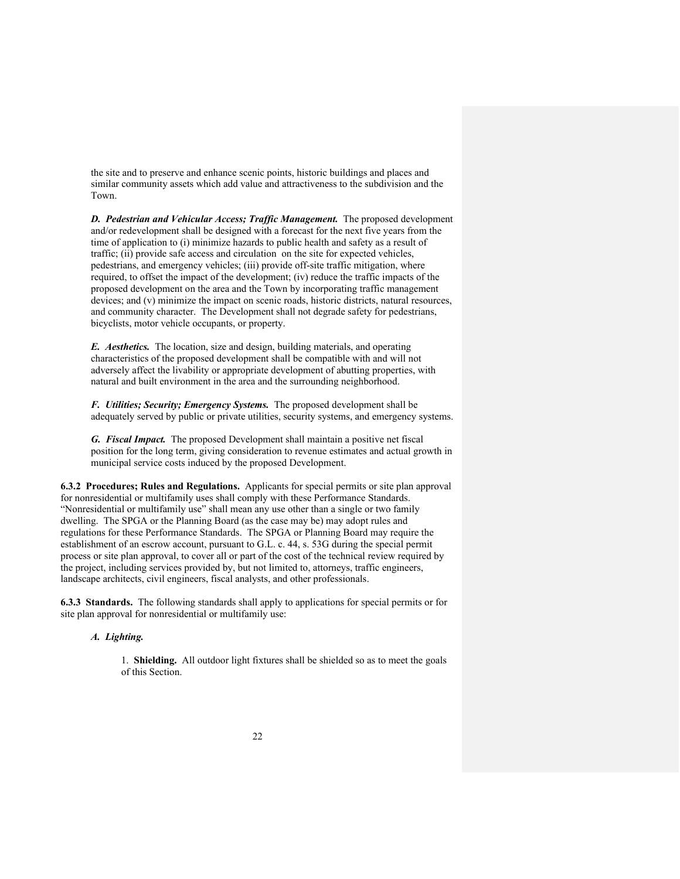the site and to preserve and enhance scenic points, historic buildings and places and similar community assets which add value and attractiveness to the subdivision and the Town.

***D. Pedestrian and Vehicular Access; Traffic Management.*** The proposed development and/or redevelopment shall be designed with a forecast for the next five years from the time of application to (i) minimize hazards to public health and safety as a result of traffic; (ii) provide safe access and circulation on the site for expected vehicles, pedestrians, and emergency vehicles; (iii) provide off-site traffic mitigation, where required, to offset the impact of the development; (iv) reduce the traffic impacts of the proposed development on the area and the Town by incorporating traffic management devices; and (v) minimize the impact on scenic roads, historic districts, natural resources, and community character. The Development shall not degrade safety for pedestrians, bicyclists, motor vehicle occupants, or property.

***E. Aesthetics.*** The location, size and design, building materials, and operating characteristics of the proposed development shall be compatible with and will not adversely affect the livability or appropriate development of abutting properties, with natural and built environment in the area and the surrounding neighborhood.

***F. Utilities; Security; Emergency Systems.*** The proposed development shall be adequately served by public or private utilities, security systems, and emergency systems.

***G. Fiscal Impact.*** The proposed Development shall maintain a positive net fiscal position for the long term, giving consideration to revenue estimates and actual growth in municipal service costs induced by the proposed Development.

**6.3.2 Procedures; Rules and Regulations.** Applicants for special permits or site plan approval for nonresidential or multifamily uses shall comply with these Performance Standards. "Nonresidential or multifamily use" shall mean any use other than a single or two family dwelling. The SPGA or the Planning Board (as the case may be) may adopt rules and regulations for these Performance Standards. The SPGA or Planning Board may require the establishment of an escrow account, pursuant to G.L. c. 44, s. 53G during the special permit process or site plan approval, to cover all or part of the cost of the technical review required by the project, including services provided by, but not limited to, attorneys, traffic engineers, landscape architects, civil engineers, fiscal analysts, and other professionals.

**6.3.3 Standards.** The following standards shall apply to applications for special permits or for site plan approval for nonresidential or multifamily use:

***A. Lighting.***

1. **Shielding.** All outdoor light fixtures shall be shielded so as to meet the goals of this Section.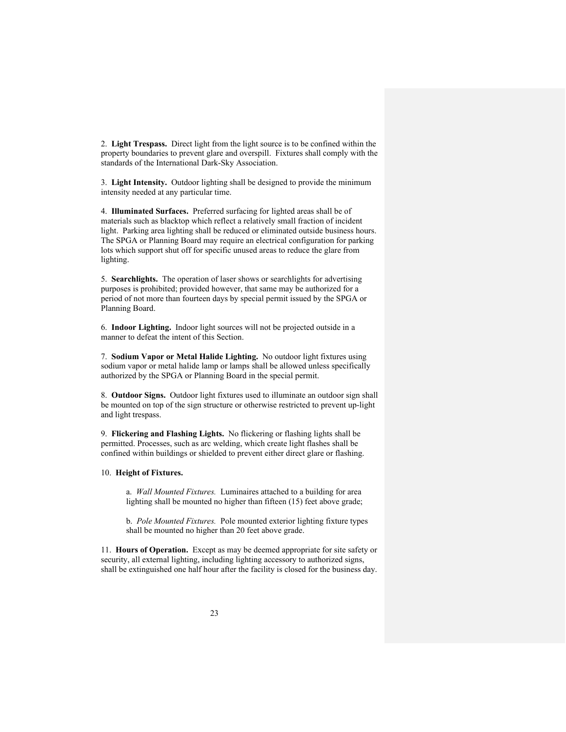2. **Light Trespass.** Direct light from the light source is to be confined within the property boundaries to prevent glare and overspill. Fixtures shall comply with the standards of the International Dark-Sky Association.

3. **Light Intensity.** Outdoor lighting shall be designed to provide the minimum intensity needed at any particular time.

4. **Illuminated Surfaces.** Preferred surfacing for lighted areas shall be of materials such as blacktop which reflect a relatively small fraction of incident light. Parking area lighting shall be reduced or eliminated outside business hours. The SPGA or Planning Board may require an electrical configuration for parking lots which support shut off for specific unused areas to reduce the glare from lighting.

5. **Searchlights.** The operation of laser shows or searchlights for advertising purposes is prohibited; provided however, that same may be authorized for a period of not more than fourteen days by special permit issued by the SPGA or Planning Board.

6. **Indoor Lighting.** Indoor light sources will not be projected outside in a manner to defeat the intent of this Section.

7. **Sodium Vapor or Metal Halide Lighting.** No outdoor light fixtures using sodium vapor or metal halide lamp or lamps shall be allowed unless specifically authorized by the SPGA or Planning Board in the special permit.

8. **Outdoor Signs.** Outdoor light fixtures used to illuminate an outdoor sign shall be mounted on top of the sign structure or otherwise restricted to prevent up-light and light trespass.

9. **Flickering and Flashing Lights.** No flickering or flashing lights shall be permitted. Processes, such as arc welding, which create light flashes shall be confined within buildings or shielded to prevent either direct glare or flashing.

10. **Height of Fixtures.**

a. *Wall Mounted Fixtures.* Luminaires attached to a building for area lighting shall be mounted no higher than fifteen (15) feet above grade;

b. *Pole Mounted Fixtures.* Pole mounted exterior lighting fixture types shall be mounted no higher than 20 feet above grade.

11. **Hours of Operation.** Except as may be deemed appropriate for site safety or security, all external lighting, including lighting accessory to authorized signs, shall be extinguished one half hour after the facility is closed for the business day.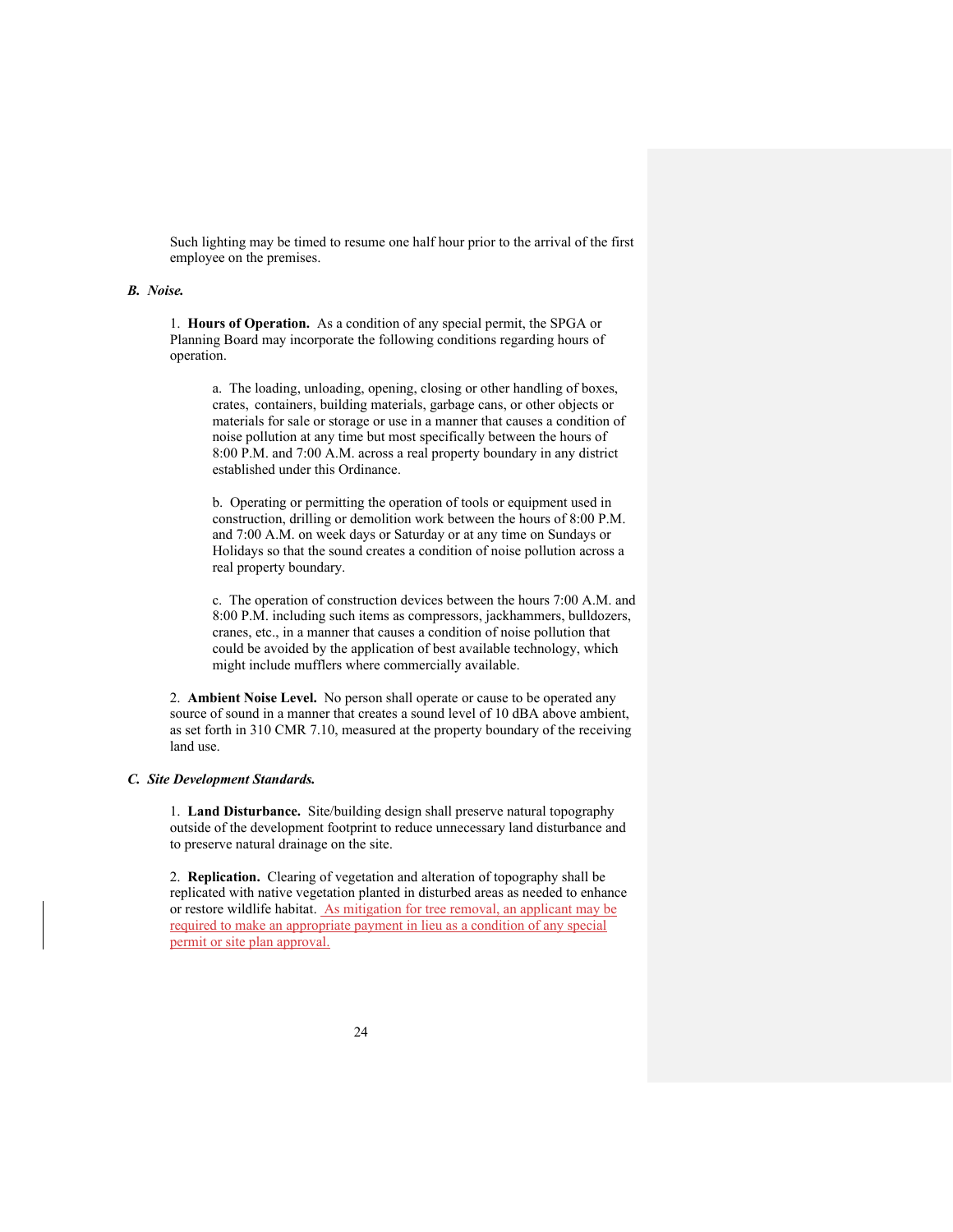Such lighting may be timed to resume one half hour prior to the arrival of the first employee on the premises.

***B. Noise.***

1. **Hours of Operation.** As a condition of any special permit, the SPGA or Planning Board may incorporate the following conditions regarding hours of operation.

a. The loading, unloading, opening, closing or other handling of boxes, crates, containers, building materials, garbage cans, or other objects or materials for sale or storage or use in a manner that causes a condition of noise pollution at any time but most specifically between the hours of 8:00 P.M. and 7:00 A.M. across a real property boundary in any district established under this Ordinance.

b. Operating or permitting the operation of tools or equipment used in construction, drilling or demolition work between the hours of 8:00 P.M. and 7:00 A.M. on week days or Saturday or at any time on Sundays or Holidays so that the sound creates a condition of noise pollution across a real property boundary.

c. The operation of construction devices between the hours 7:00 A.M. and 8:00 P.M. including such items as compressors, jackhammers, bulldozers, cranes, etc., in a manner that causes a condition of noise pollution that could be avoided by the application of best available technology, which might include mufflers where commercially available.

2. **Ambient Noise Level.** No person shall operate or cause to be operated any source of sound in a manner that creates a sound level of 10 dBA above ambient, as set forth in 310 CMR 7.10, measured at the property boundary of the receiving land use.

***C. Site Development Standards.***

1. **Land Disturbance.** Site/building design shall preserve natural topography outside of the development footprint to reduce unnecessary land disturbance and to preserve natural drainage on the site.

2. **Replication.** Clearing of vegetation and alteration of topography shall be replicated with native vegetation planted in disturbed areas as needed to enhance or restore wildlife habitat. As mitigation for tree removal, an applicant may be required to make an appropriate payment in lieu as a condition of any special permit or site plan approval.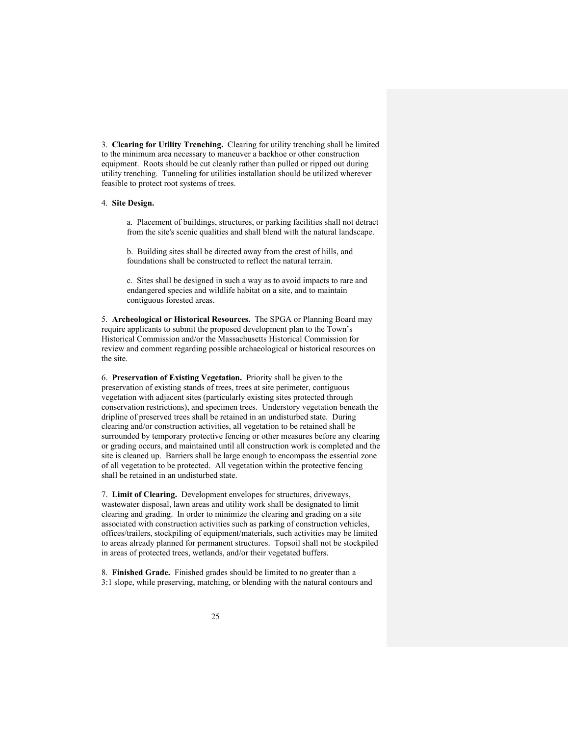3. **Clearing for Utility Trenching.** Clearing for utility trenching shall be limited to the minimum area necessary to maneuver a backhoe or other construction equipment. Roots should be cut cleanly rather than pulled or ripped out during utility trenching. Tunneling for utilities installation should be utilized wherever feasible to protect root systems of trees.

4. **Site Design.**

a. Placement of buildings, structures, or parking facilities shall not detract from the site's scenic qualities and shall blend with the natural landscape.

b. Building sites shall be directed away from the crest of hills, and foundations shall be constructed to reflect the natural terrain.

c. Sites shall be designed in such a way as to avoid impacts to rare and endangered species and wildlife habitat on a site, and to maintain contiguous forested areas.

5. **Archeological or Historical Resources.** The SPGA or Planning Board may require applicants to submit the proposed development plan to the Town's Historical Commission and/or the Massachusetts Historical Commission for review and comment regarding possible archaeological or historical resources on the site.

6. **Preservation of Existing Vegetation.** Priority shall be given to the preservation of existing stands of trees, trees at site perimeter, contiguous vegetation with adjacent sites (particularly existing sites protected through conservation restrictions), and specimen trees. Understory vegetation beneath the dripline of preserved trees shall be retained in an undisturbed state. During clearing and/or construction activities, all vegetation to be retained shall be surrounded by temporary protective fencing or other measures before any clearing or grading occurs, and maintained until all construction work is completed and the site is cleaned up. Barriers shall be large enough to encompass the essential zone of all vegetation to be protected. All vegetation within the protective fencing shall be retained in an undisturbed state.

7. **Limit of Clearing.** Development envelopes for structures, driveways, wastewater disposal, lawn areas and utility work shall be designated to limit clearing and grading. In order to minimize the clearing and grading on a site associated with construction activities such as parking of construction vehicles, offices/trailers, stockpiling of equipment/materials, such activities may be limited to areas already planned for permanent structures. Topsoil shall not be stockpiled in areas of protected trees, wetlands, and/or their vegetated buffers.

8. **Finished Grade.** Finished grades should be limited to no greater than a 3:1 slope, while preserving, matching, or blending with the natural contours and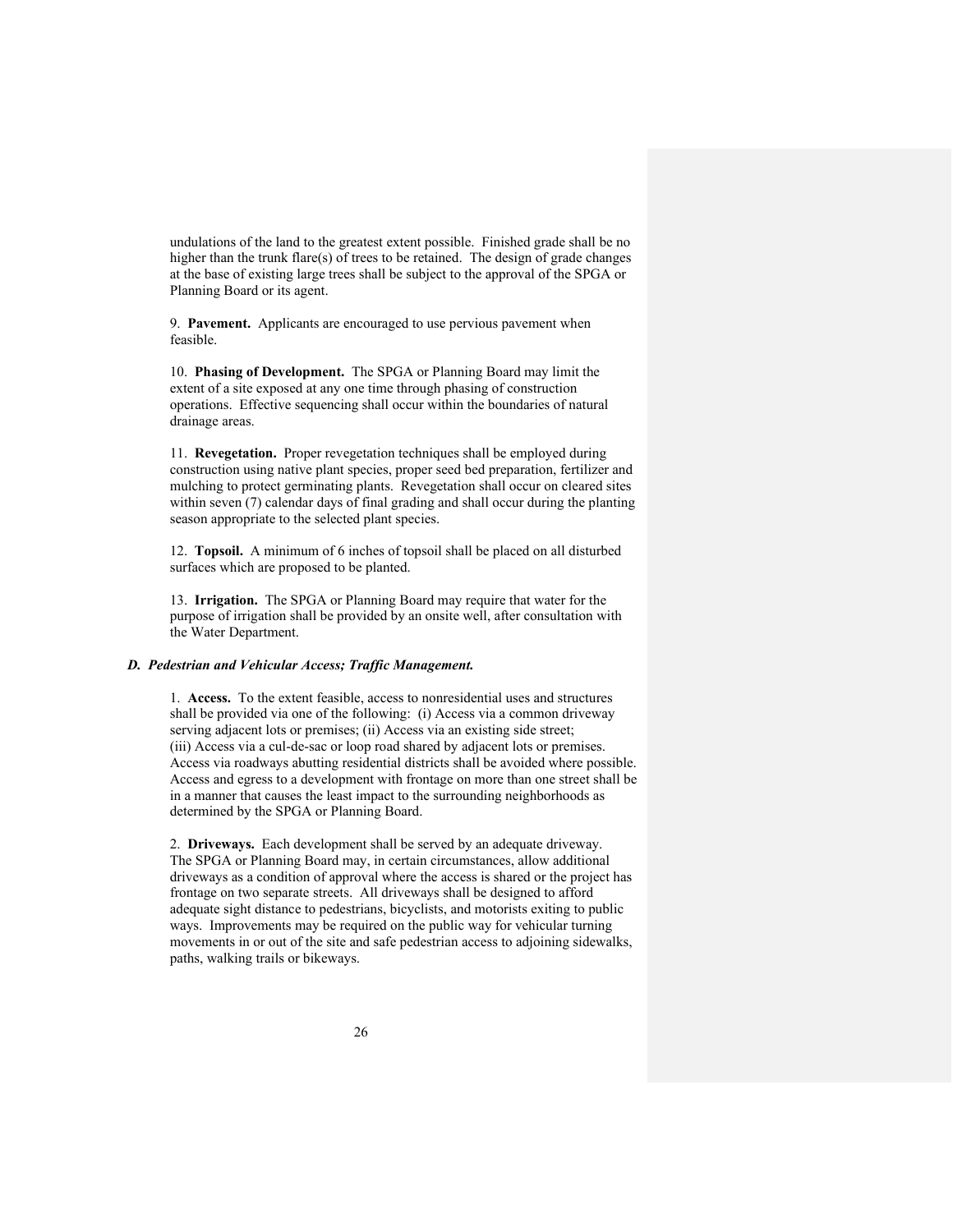undulations of the land to the greatest extent possible. Finished grade shall be no higher than the trunk flare(s) of trees to be retained. The design of grade changes at the base of existing large trees shall be subject to the approval of the SPGA or Planning Board or its agent.

9. **Pavement.** Applicants are encouraged to use pervious pavement when feasible.

10. **Phasing of Development.** The SPGA or Planning Board may limit the extent of a site exposed at any one time through phasing of construction operations. Effective sequencing shall occur within the boundaries of natural drainage areas.

11. **Revegetation.** Proper revegetation techniques shall be employed during construction using native plant species, proper seed bed preparation, fertilizer and mulching to protect germinating plants. Revegetation shall occur on cleared sites within seven (7) calendar days of final grading and shall occur during the planting season appropriate to the selected plant species.

12. **Topsoil.** A minimum of 6 inches of topsoil shall be placed on all disturbed surfaces which are proposed to be planted.

13. **Irrigation.** The SPGA or Planning Board may require that water for the purpose of irrigation shall be provided by an onsite well, after consultation with the Water Department.

### *D. Pedestrian and Vehicular Access; Traffic Management.*

1. **Access.** To the extent feasible, access to nonresidential uses and structures shall be provided via one of the following: (i) Access via a common driveway serving adjacent lots or premises; (ii) Access via an existing side street; (iii) Access via a cul-de-sac or loop road shared by adjacent lots or premises. Access via roadways abutting residential districts shall be avoided where possible. Access and egress to a development with frontage on more than one street shall be in a manner that causes the least impact to the surrounding neighborhoods as determined by the SPGA or Planning Board.

2. **Driveways.** Each development shall be served by an adequate driveway. The SPGA or Planning Board may, in certain circumstances, allow additional driveways as a condition of approval where the access is shared or the project has frontage on two separate streets. All driveways shall be designed to afford adequate sight distance to pedestrians, bicyclists, and motorists exiting to public ways. Improvements may be required on the public way for vehicular turning movements in or out of the site and safe pedestrian access to adjoining sidewalks, paths, walking trails or bikeways.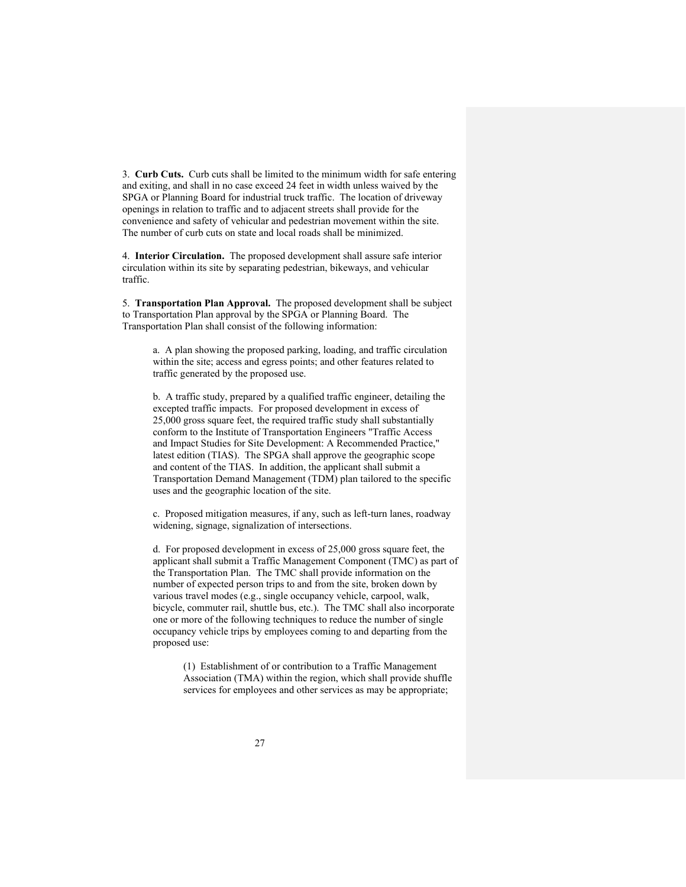3. **Curb Cuts.** Curb cuts shall be limited to the minimum width for safe entering and exiting, and shall in no case exceed 24 feet in width unless waived by the SPGA or Planning Board for industrial truck traffic. The location of driveway openings in relation to traffic and to adjacent streets shall provide for the convenience and safety of vehicular and pedestrian movement within the site. The number of curb cuts on state and local roads shall be minimized.

4. **Interior Circulation.** The proposed development shall assure safe interior circulation within its site by separating pedestrian, bikeways, and vehicular traffic.

5. **Transportation Plan Approval.** The proposed development shall be subject to Transportation Plan approval by the SPGA or Planning Board. The Transportation Plan shall consist of the following information:

a. A plan showing the proposed parking, loading, and traffic circulation within the site; access and egress points; and other features related to traffic generated by the proposed use.

b. A traffic study, prepared by a qualified traffic engineer, detailing the excepted traffic impacts. For proposed development in excess of 25,000 gross square feet, the required traffic study shall substantially conform to the Institute of Transportation Engineers "Traffic Access and Impact Studies for Site Development: A Recommended Practice," latest edition (TIAS). The SPGA shall approve the geographic scope and content of the TIAS. In addition, the applicant shall submit a Transportation Demand Management (TDM) plan tailored to the specific uses and the geographic location of the site.

c. Proposed mitigation measures, if any, such as left-turn lanes, roadway widening, signage, signalization of intersections.

d. For proposed development in excess of 25,000 gross square feet, the applicant shall submit a Traffic Management Component (TMC) as part of the Transportation Plan. The TMC shall provide information on the number of expected person trips to and from the site, broken down by various travel modes (e.g., single occupancy vehicle, carpool, walk, bicycle, commuter rail, shuttle bus, etc.). The TMC shall also incorporate one or more of the following techniques to reduce the number of single occupancy vehicle trips by employees coming to and departing from the proposed use:

(1) Establishment of or contribution to a Traffic Management Association (TMA) within the region, which shall provide shuffle services for employees and other services as may be appropriate;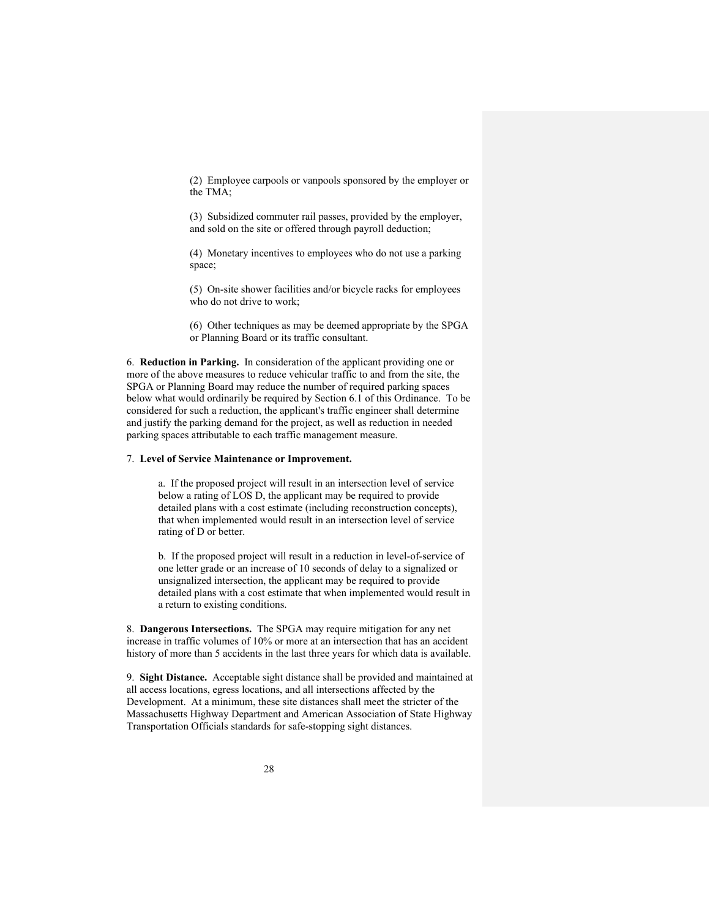(2) Employee carpools or vanpools sponsored by the employer or the TMA;

(3) Subsidized commuter rail passes, provided by the employer, and sold on the site or offered through payroll deduction;

(4) Monetary incentives to employees who do not use a parking space;

(5) On-site shower facilities and/or bicycle racks for employees who do not drive to work;

(6) Other techniques as may be deemed appropriate by the SPGA or Planning Board or its traffic consultant.

6. **Reduction in Parking.** In consideration of the applicant providing one or more of the above measures to reduce vehicular traffic to and from the site, the SPGA or Planning Board may reduce the number of required parking spaces below what would ordinarily be required by Section 6.1 of this Ordinance. To be considered for such a reduction, the applicant's traffic engineer shall determine and justify the parking demand for the project, as well as reduction in needed parking spaces attributable to each traffic management measure.

7. **Level of Service Maintenance or Improvement.**

a. If the proposed project will result in an intersection level of service below a rating of LOS D, the applicant may be required to provide detailed plans with a cost estimate (including reconstruction concepts), that when implemented would result in an intersection level of service rating of D or better.

b. If the proposed project will result in a reduction in level-of-service of one letter grade or an increase of 10 seconds of delay to a signalized or unsignalized intersection, the applicant may be required to provide detailed plans with a cost estimate that when implemented would result in a return to existing conditions.

8. **Dangerous Intersections.** The SPGA may require mitigation for any net increase in traffic volumes of 10% or more at an intersection that has an accident history of more than 5 accidents in the last three years for which data is available.

9. **Sight Distance.** Acceptable sight distance shall be provided and maintained at all access locations, egress locations, and all intersections affected by the Development. At a minimum, these site distances shall meet the stricter of the Massachusetts Highway Department and American Association of State Highway Transportation Officials standards for safe-stopping sight distances.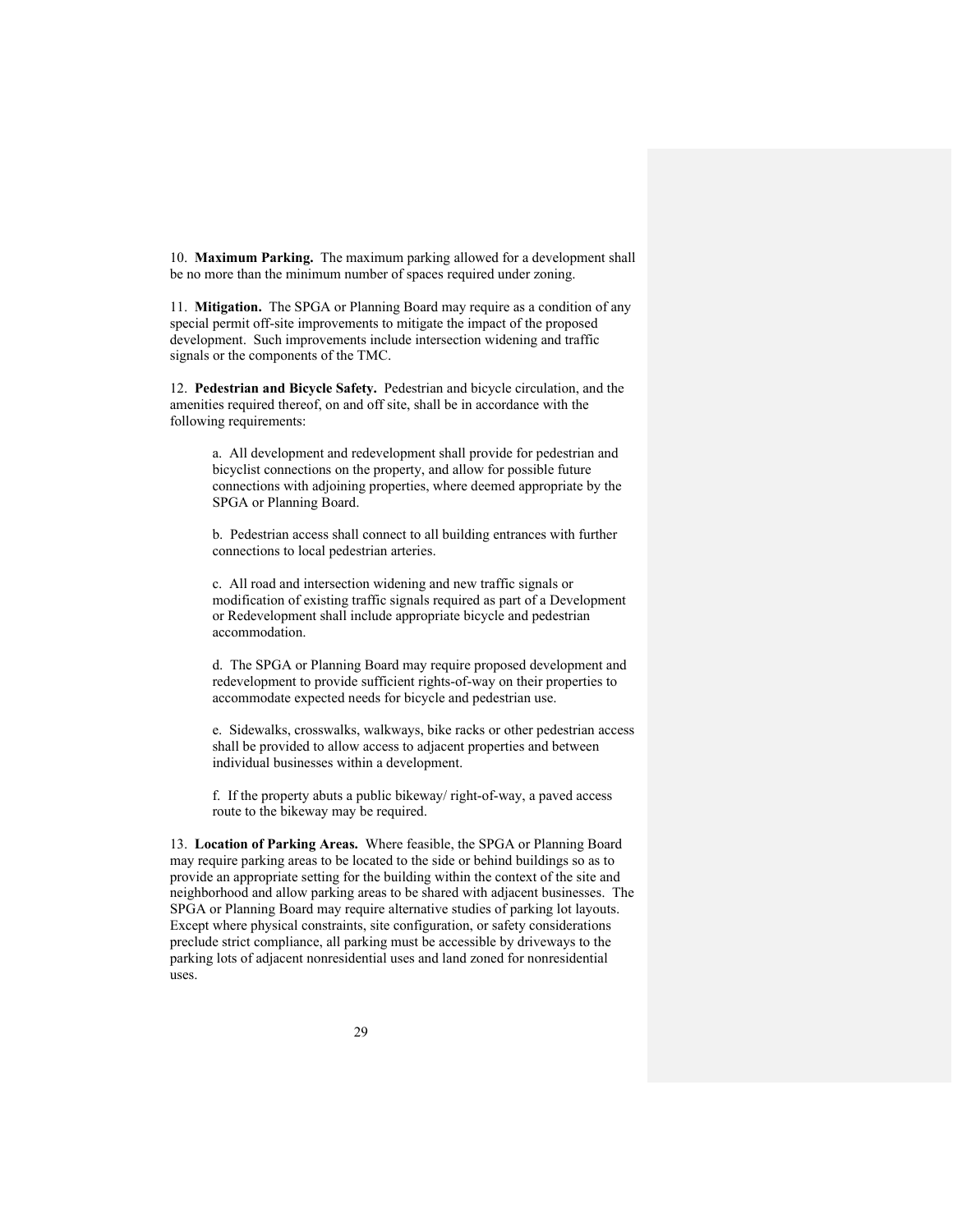10. **Maximum Parking.** The maximum parking allowed for a development shall be no more than the minimum number of spaces required under zoning.

11. **Mitigation.** The SPGA or Planning Board may require as a condition of any special permit off-site improvements to mitigate the impact of the proposed development. Such improvements include intersection widening and traffic signals or the components of the TMC.

12. **Pedestrian and Bicycle Safety.** Pedestrian and bicycle circulation, and the amenities required thereof, on and off site, shall be in accordance with the following requirements:

a. All development and redevelopment shall provide for pedestrian and bicyclist connections on the property, and allow for possible future connections with adjoining properties, where deemed appropriate by the SPGA or Planning Board.

b. Pedestrian access shall connect to all building entrances with further connections to local pedestrian arteries.

c. All road and intersection widening and new traffic signals or modification of existing traffic signals required as part of a Development or Redevelopment shall include appropriate bicycle and pedestrian accommodation.

d. The SPGA or Planning Board may require proposed development and redevelopment to provide sufficient rights-of-way on their properties to accommodate expected needs for bicycle and pedestrian use.

e. Sidewalks, crosswalks, walkways, bike racks or other pedestrian access shall be provided to allow access to adjacent properties and between individual businesses within a development.

f. If the property abuts a public bikeway/ right-of-way, a paved access route to the bikeway may be required.

13. **Location of Parking Areas.** Where feasible, the SPGA or Planning Board may require parking areas to be located to the side or behind buildings so as to provide an appropriate setting for the building within the context of the site and neighborhood and allow parking areas to be shared with adjacent businesses. The SPGA or Planning Board may require alternative studies of parking lot layouts. Except where physical constraints, site configuration, or safety considerations preclude strict compliance, all parking must be accessible by driveways to the parking lots of adjacent nonresidential uses and land zoned for nonresidential uses.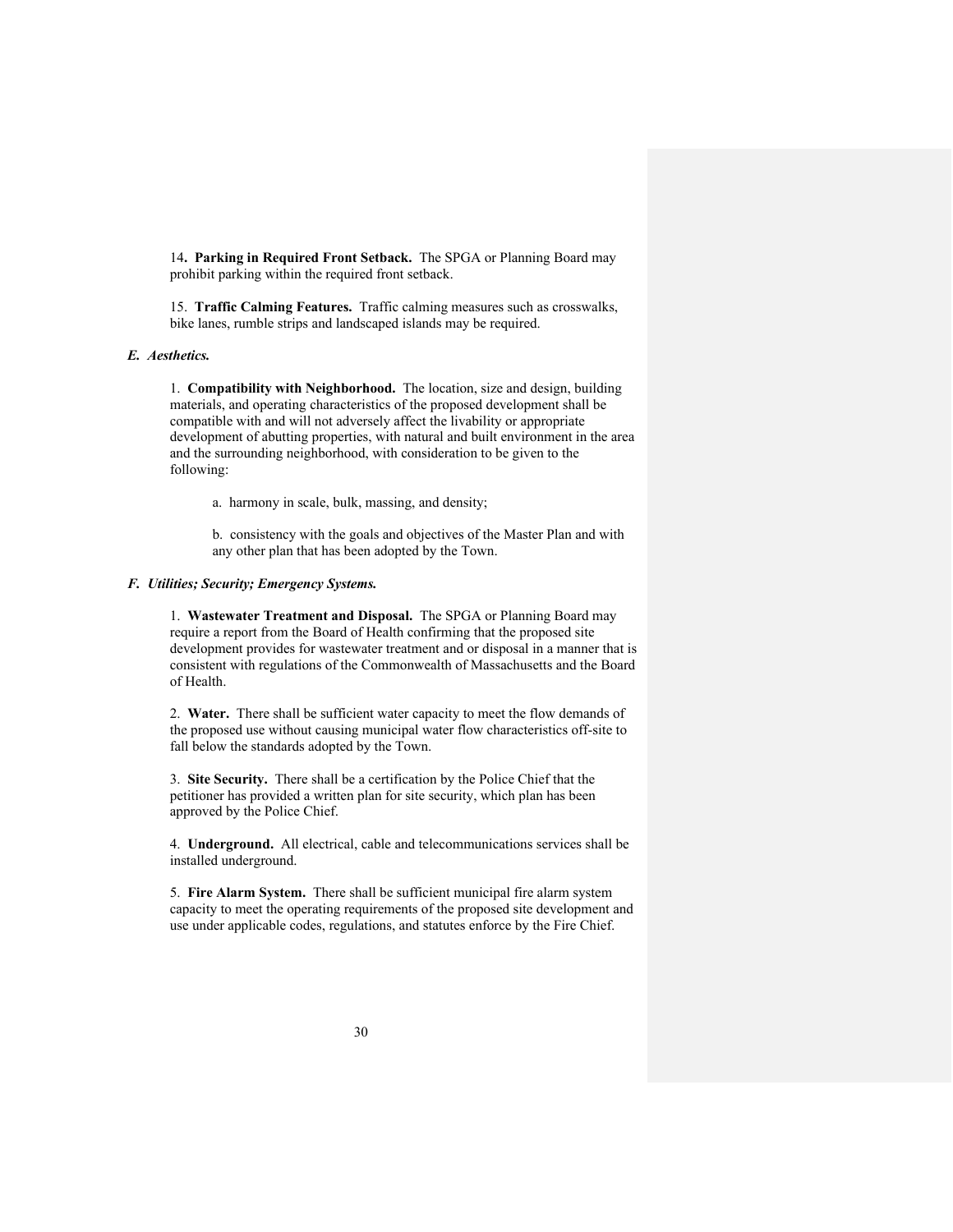14**. Parking in Required Front Setback.** The SPGA or Planning Board may prohibit parking within the required front setback.

15. **Traffic Calming Features.** Traffic calming measures such as crosswalks, bike lanes, rumble strips and landscaped islands may be required.

***E. Aesthetics.***

1. **Compatibility with Neighborhood.** The location, size and design, building materials, and operating characteristics of the proposed development shall be compatible with and will not adversely affect the livability or appropriate development of abutting properties, with natural and built environment in the area and the surrounding neighborhood, with consideration to be given to the following:

a. harmony in scale, bulk, massing, and density;

b. consistency with the goals and objectives of the Master Plan and with any other plan that has been adopted by the Town.

***F. Utilities; Security; Emergency Systems.***

1. **Wastewater Treatment and Disposal.** The SPGA or Planning Board may require a report from the Board of Health confirming that the proposed site development provides for wastewater treatment and or disposal in a manner that is consistent with regulations of the Commonwealth of Massachusetts and the Board of Health.

2. **Water.** There shall be sufficient water capacity to meet the flow demands of the proposed use without causing municipal water flow characteristics off-site to fall below the standards adopted by the Town.

3. **Site Security.** There shall be a certification by the Police Chief that the petitioner has provided a written plan for site security, which plan has been approved by the Police Chief.

4. **Underground.** All electrical, cable and telecommunications services shall be installed underground.

5. **Fire Alarm System.** There shall be sufficient municipal fire alarm system capacity to meet the operating requirements of the proposed site development and use under applicable codes, regulations, and statutes enforce by the Fire Chief.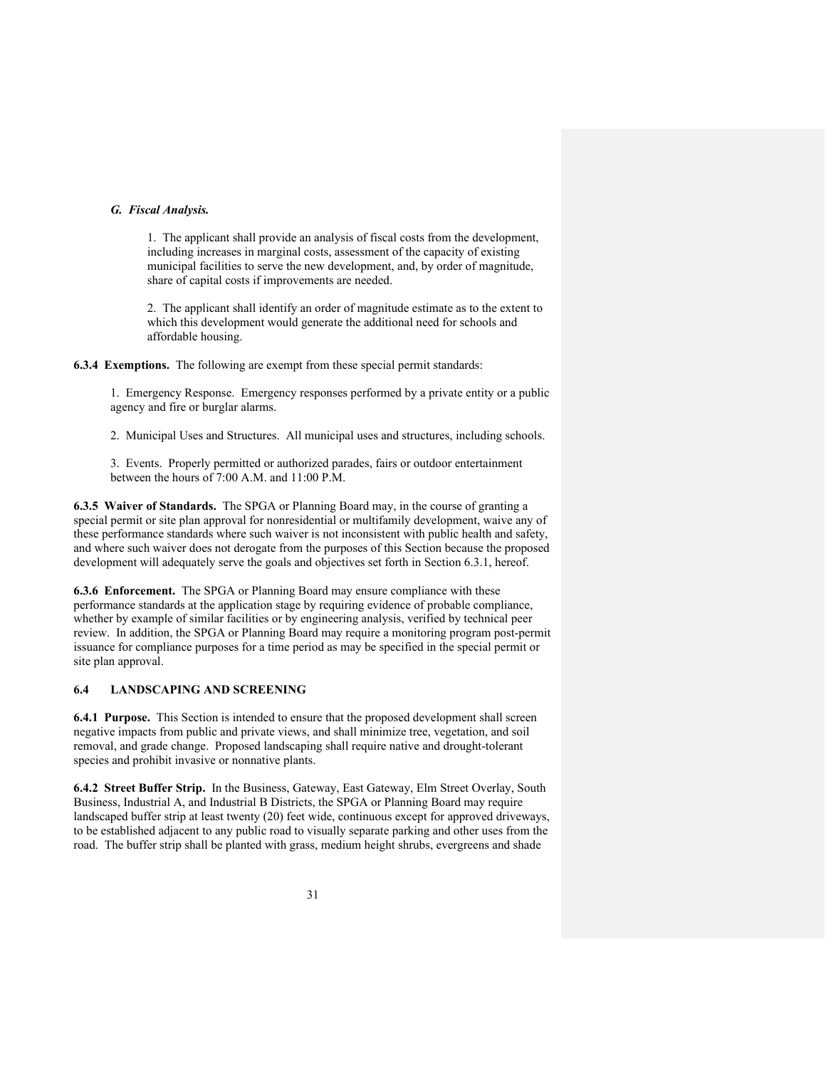*G. Fiscal Analysis.*

1. The applicant shall provide an analysis of fiscal costs from the development, including increases in marginal costs, assessment of the capacity of existing municipal facilities to serve the new development, and, by order of magnitude, share of capital costs if improvements are needed.

2. The applicant shall identify an order of magnitude estimate as to the extent to which this development would generate the additional need for schools and affordable housing.

**6.3.4 Exemptions.** The following are exempt from these special permit standards:

1. Emergency Response. Emergency responses performed by a private entity or a public agency and fire or burglar alarms.

2. Municipal Uses and Structures. All municipal uses and structures, including schools.

3. Events. Properly permitted or authorized parades, fairs or outdoor entertainment between the hours of 7:00 A.M. and 11:00 P.M.

**6.3.5 Waiver of Standards.** The SPGA or Planning Board may, in the course of granting a special permit or site plan approval for nonresidential or multifamily development, waive any of these performance standards where such waiver is not inconsistent with public health and safety, and where such waiver does not derogate from the purposes of this Section because the proposed development will adequately serve the goals and objectives set forth in Section 6.3.1, hereof.

**6.3.6 Enforcement.** The SPGA or Planning Board may ensure compliance with these performance standards at the application stage by requiring evidence of probable compliance, whether by example of similar facilities or by engineering analysis, verified by technical peer review. In addition, the SPGA or Planning Board may require a monitoring program post-permit issuance for compliance purposes for a time period as may be specified in the special permit or site plan approval.

## 6.4 LANDSCAPING AND SCREENING

**6.4.1 Purpose.** This Section is intended to ensure that the proposed development shall screen negative impacts from public and private views, and shall minimize tree, vegetation, and soil removal, and grade change. Proposed landscaping shall require native and drought-tolerant species and prohibit invasive or nonnative plants.

**6.4.2 Street Buffer Strip.** In the Business, Gateway, East Gateway, Elm Street Overlay, South Business, Industrial A, and Industrial B Districts, the SPGA or Planning Board may require landscaped buffer strip at least twenty (20) feet wide, continuous except for approved driveways, to be established adjacent to any public road to visually separate parking and other uses from the road. The buffer strip shall be planted with grass, medium height shrubs, evergreens and shade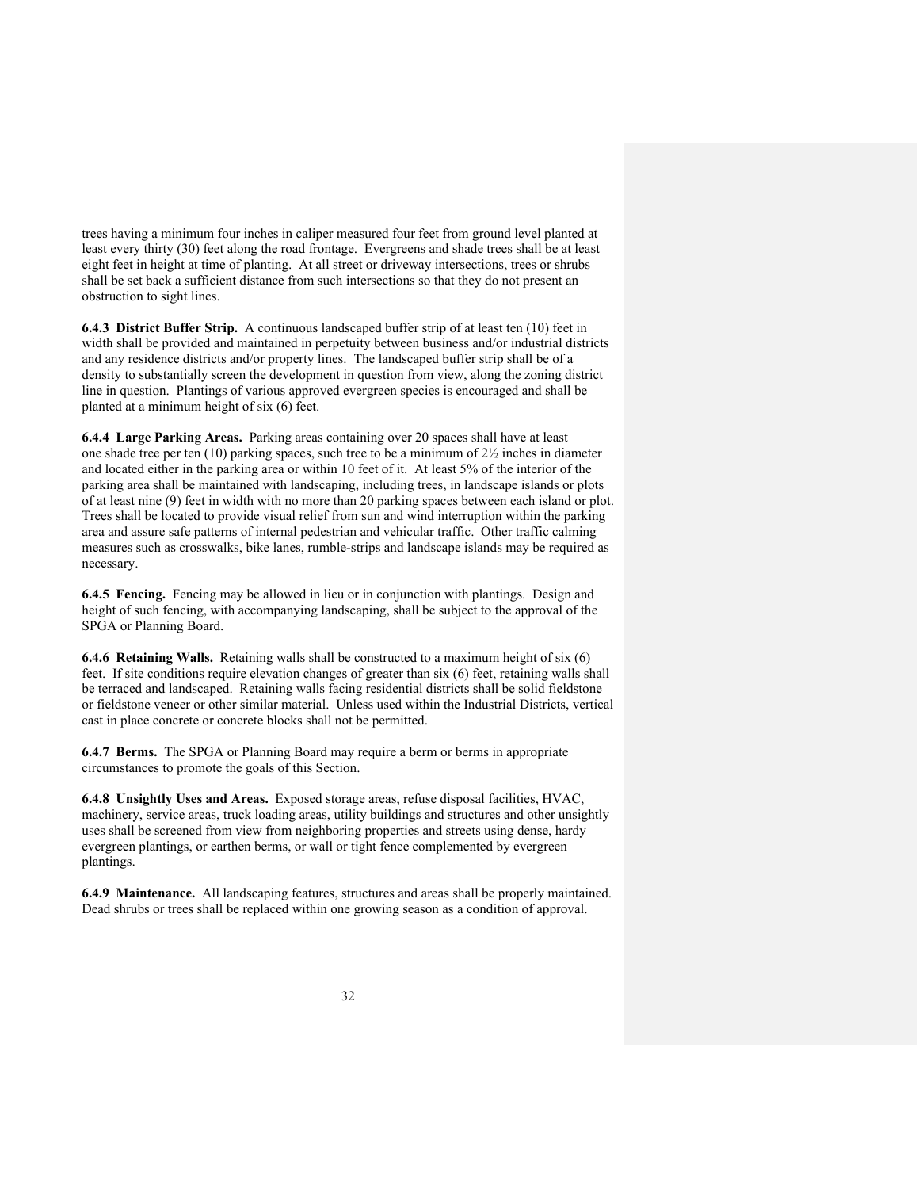trees having a minimum four inches in caliper measured four feet from ground level planted at least every thirty (30) feet along the road frontage. Evergreens and shade trees shall be at least eight feet in height at time of planting. At all street or driveway intersections, trees or shrubs shall be set back a sufficient distance from such intersections so that they do not present an obstruction to sight lines.

**6.4.3 District Buffer Strip.** A continuous landscaped buffer strip of at least ten (10) feet in width shall be provided and maintained in perpetuity between business and/or industrial districts and any residence districts and/or property lines. The landscaped buffer strip shall be of a density to substantially screen the development in question from view, along the zoning district line in question. Plantings of various approved evergreen species is encouraged and shall be planted at a minimum height of six (6) feet.

**6.4.4 Large Parking Areas.** Parking areas containing over 20 spaces shall have at least one shade tree per ten (10) parking spaces, such tree to be a minimum of 2½ inches in diameter and located either in the parking area or within 10 feet of it. At least 5% of the interior of the parking area shall be maintained with landscaping, including trees, in landscape islands or plots of at least nine (9) feet in width with no more than 20 parking spaces between each island or plot. Trees shall be located to provide visual relief from sun and wind interruption within the parking area and assure safe patterns of internal pedestrian and vehicular traffic. Other traffic calming measures such as crosswalks, bike lanes, rumble-strips and landscape islands may be required as necessary.

**6.4.5 Fencing.** Fencing may be allowed in lieu or in conjunction with plantings. Design and height of such fencing, with accompanying landscaping, shall be subject to the approval of the SPGA or Planning Board.

**6.4.6 Retaining Walls.** Retaining walls shall be constructed to a maximum height of six (6) feet. If site conditions require elevation changes of greater than six (6) feet, retaining walls shall be terraced and landscaped. Retaining walls facing residential districts shall be solid fieldstone or fieldstone veneer or other similar material. Unless used within the Industrial Districts, vertical cast in place concrete or concrete blocks shall not be permitted.

**6.4.7 Berms.** The SPGA or Planning Board may require a berm or berms in appropriate circumstances to promote the goals of this Section.

**6.4.8 Unsightly Uses and Areas.** Exposed storage areas, refuse disposal facilities, HVAC, machinery, service areas, truck loading areas, utility buildings and structures and other unsightly uses shall be screened from view from neighboring properties and streets using dense, hardy evergreen plantings, or earthen berms, or wall or tight fence complemented by evergreen plantings.

**6.4.9 Maintenance.** All landscaping features, structures and areas shall be properly maintained. Dead shrubs or trees shall be replaced within one growing season as a condition of approval.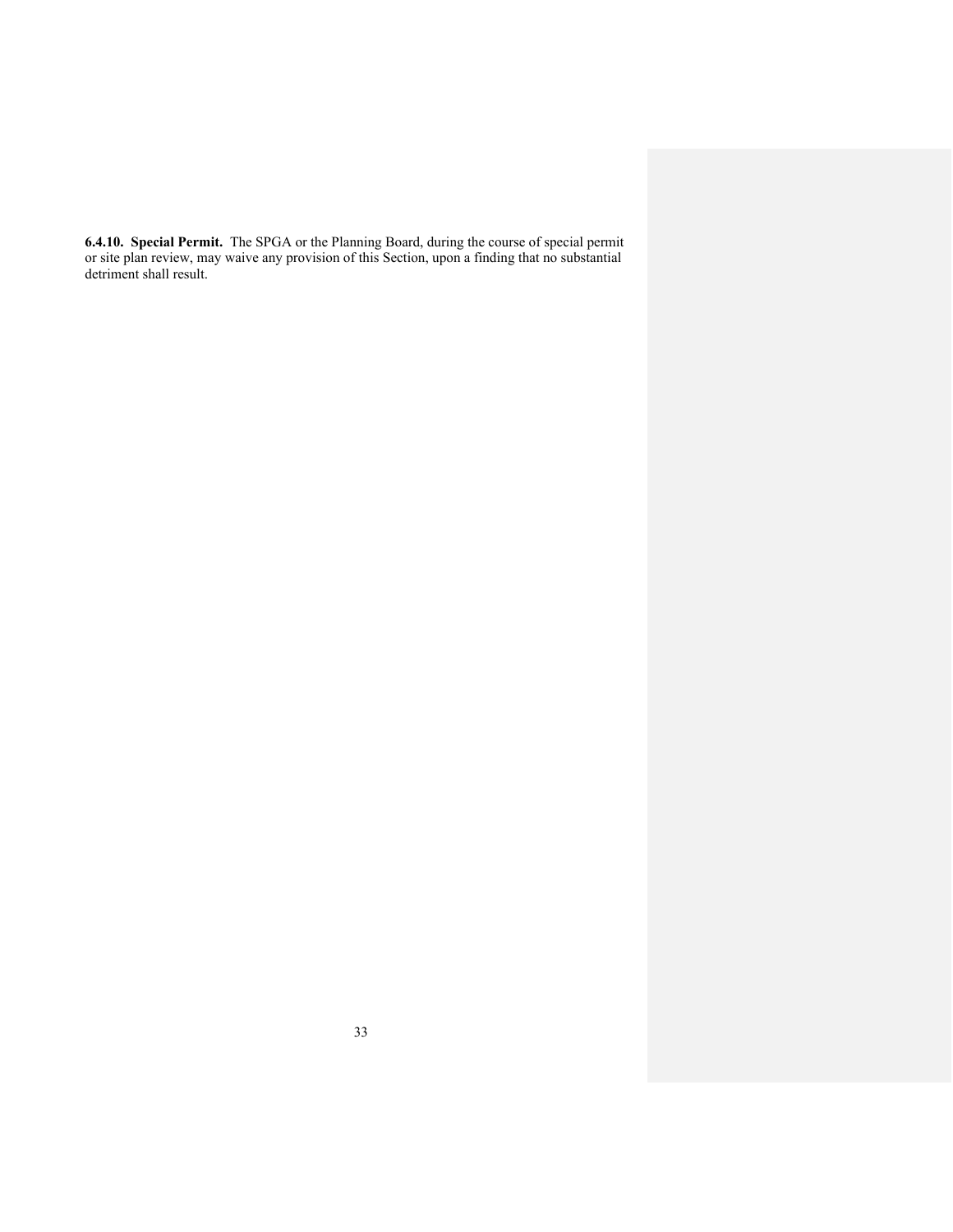**6.4.10. Special Permit.** The SPGA or the Planning Board, during the course of special permit or site plan review, may waive any provision of this Section, upon a finding that no substantial detriment shall result.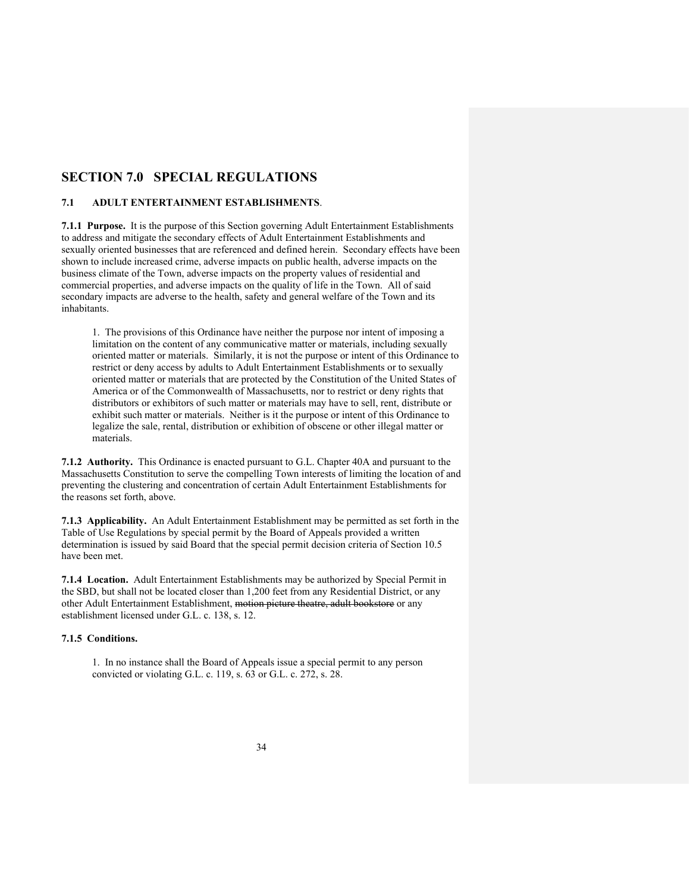# SECTION 7.0 SPECIAL REGULATIONS

## 7.1 ADULT ENTERTAINMENT ESTABLISHMENTS.

**7.1.1 Purpose.** It is the purpose of this Section governing Adult Entertainment Establishments to address and mitigate the secondary effects of Adult Entertainment Establishments and sexually oriented businesses that are referenced and defined herein. Secondary effects have been shown to include increased crime, adverse impacts on public health, adverse impacts on the business climate of the Town, adverse impacts on the property values of residential and commercial properties, and adverse impacts on the quality of life in the Town. All of said secondary impacts are adverse to the health, safety and general welfare of the Town and its inhabitants.

1. The provisions of this Ordinance have neither the purpose nor intent of imposing a limitation on the content of any communicative matter or materials, including sexually oriented matter or materials. Similarly, it is not the purpose or intent of this Ordinance to restrict or deny access by adults to Adult Entertainment Establishments or to sexually oriented matter or materials that are protected by the Constitution of the United States of America or of the Commonwealth of Massachusetts, nor to restrict or deny rights that distributors or exhibitors of such matter or materials may have to sell, rent, distribute or exhibit such matter or materials. Neither is it the purpose or intent of this Ordinance to legalize the sale, rental, distribution or exhibition of obscene or other illegal matter or materials.

**7.1.2 Authority.** This Ordinance is enacted pursuant to G.L. Chapter 40A and pursuant to the Massachusetts Constitution to serve the compelling Town interests of limiting the location of and preventing the clustering and concentration of certain Adult Entertainment Establishments for the reasons set forth, above.

**7.1.3 Applicability.** An Adult Entertainment Establishment may be permitted as set forth in the Table of Use Regulations by special permit by the Board of Appeals provided a written determination is issued by said Board that the special permit decision criteria of Section 10.5 have been met.

**7.1.4 Location.** Adult Entertainment Establishments may be authorized by Special Permit in the SBD, but shall not be located closer than 1,200 feet from any Residential District, or any other Adult Entertainment Establishment, ~~motion picture theatre, adult bookstore~~ or any establishment licensed under G.L. c. 138, s. 12.

### 7.1.5 Conditions.

1. In no instance shall the Board of Appeals issue a special permit to any person convicted or violating G.L. c. 119, s. 63 or G.L. c. 272, s. 28.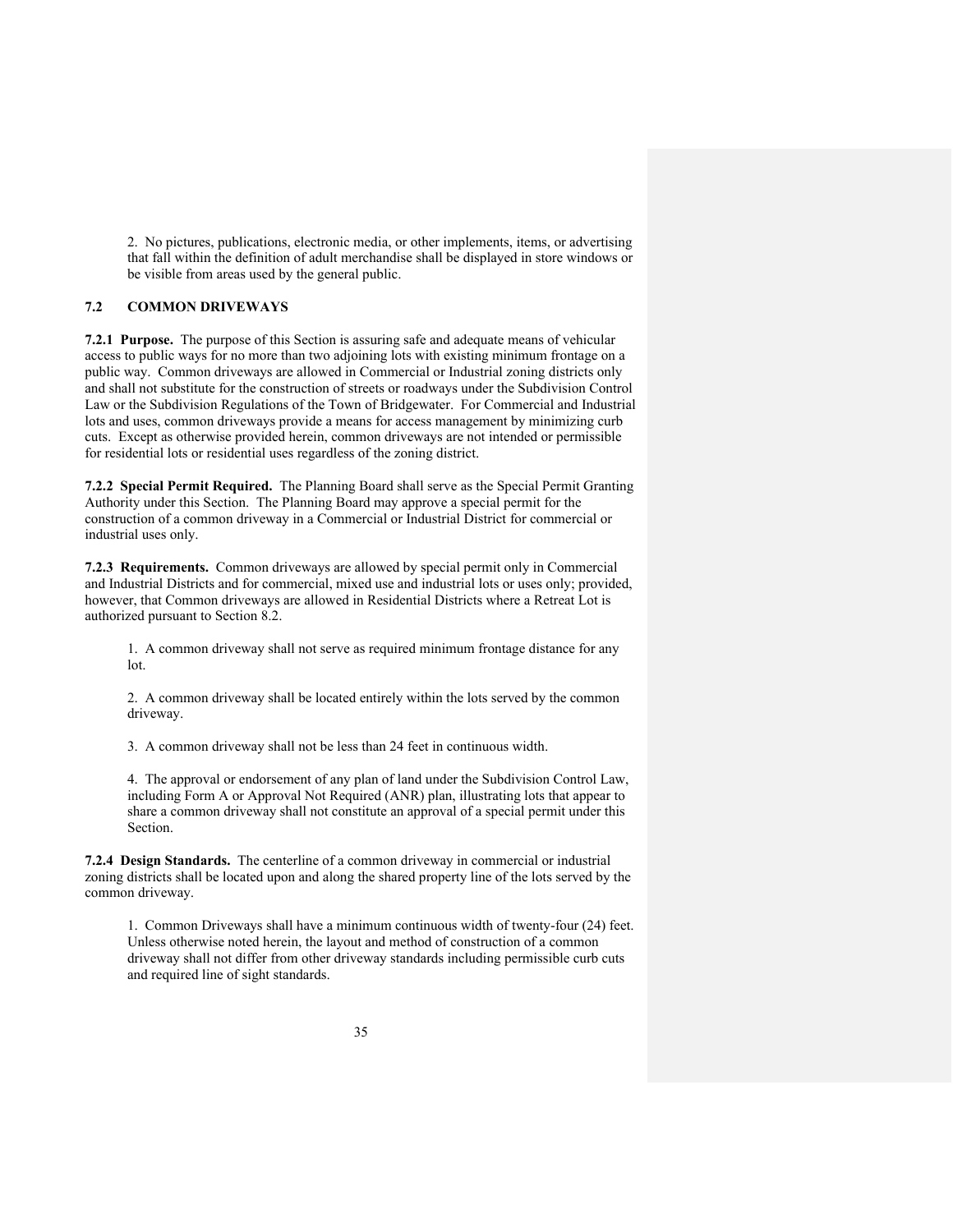2. No pictures, publications, electronic media, or other implements, items, or advertising that fall within the definition of adult merchandise shall be displayed in store windows or be visible from areas used by the general public.

## 7.2 COMMON DRIVEWAYS

**7.2.1 Purpose.** The purpose of this Section is assuring safe and adequate means of vehicular access to public ways for no more than two adjoining lots with existing minimum frontage on a public way. Common driveways are allowed in Commercial or Industrial zoning districts only and shall not substitute for the construction of streets or roadways under the Subdivision Control Law or the Subdivision Regulations of the Town of Bridgewater. For Commercial and Industrial lots and uses, common driveways provide a means for access management by minimizing curb cuts. Except as otherwise provided herein, common driveways are not intended or permissible for residential lots or residential uses regardless of the zoning district.

**7.2.2 Special Permit Required.** The Planning Board shall serve as the Special Permit Granting Authority under this Section. The Planning Board may approve a special permit for the construction of a common driveway in a Commercial or Industrial District for commercial or industrial uses only.

**7.2.3 Requirements.** Common driveways are allowed by special permit only in Commercial and Industrial Districts and for commercial, mixed use and industrial lots or uses only; provided, however, that Common driveways are allowed in Residential Districts where a Retreat Lot is authorized pursuant to Section 8.2.

1. A common driveway shall not serve as required minimum frontage distance for any lot.

2. A common driveway shall be located entirely within the lots served by the common driveway.

3. A common driveway shall not be less than 24 feet in continuous width.

4. The approval or endorsement of any plan of land under the Subdivision Control Law, including Form A or Approval Not Required (ANR) plan, illustrating lots that appear to share a common driveway shall not constitute an approval of a special permit under this Section.

**7.2.4 Design Standards.** The centerline of a common driveway in commercial or industrial zoning districts shall be located upon and along the shared property line of the lots served by the common driveway.

1. Common Driveways shall have a minimum continuous width of twenty-four (24) feet. Unless otherwise noted herein, the layout and method of construction of a common driveway shall not differ from other driveway standards including permissible curb cuts and required line of sight standards.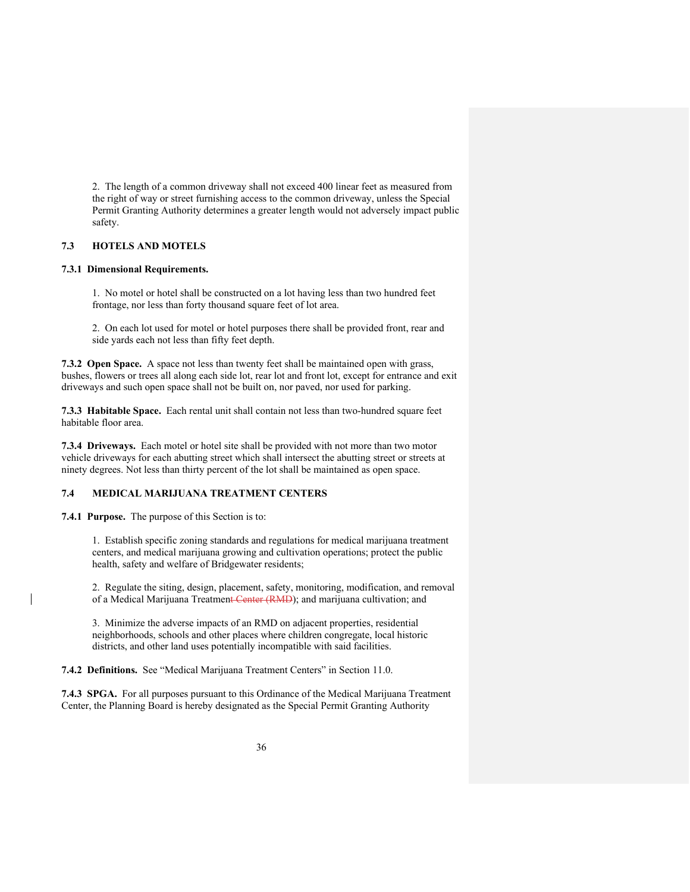2. The length of a common driveway shall not exceed 400 linear feet as measured from the right of way or street furnishing access to the common driveway, unless the Special Permit Granting Authority determines a greater length would not adversely impact public safety.

## 7.3 HOTELS AND MOTELS

**7.3.1 Dimensional Requirements.**

1. No motel or hotel shall be constructed on a lot having less than two hundred feet frontage, nor less than forty thousand square feet of lot area.

2. On each lot used for motel or hotel purposes there shall be provided front, rear and side yards each not less than fifty feet depth.

**7.3.2 Open Space.** A space not less than twenty feet shall be maintained open with grass, bushes, flowers or trees all along each side lot, rear lot and front lot, except for entrance and exit driveways and such open space shall not be built on, nor paved, nor used for parking.

**7.3.3 Habitable Space.** Each rental unit shall contain not less than two-hundred square feet habitable floor area.

**7.3.4 Driveways.** Each motel or hotel site shall be provided with not more than two motor vehicle driveways for each abutting street which shall intersect the abutting street or streets at ninety degrees. Not less than thirty percent of the lot shall be maintained as open space.

## 7.4 MEDICAL MARIJUANA TREATMENT CENTERS

**7.4.1 Purpose.** The purpose of this Section is to:

1. Establish specific zoning standards and regulations for medical marijuana treatment centers, and medical marijuana growing and cultivation operations; protect the public health, safety and welfare of Bridgewater residents;

2. Regulate the siting, design, placement, safety, monitoring, modification, and removal of a Medical Marijuana Treatment ~~Center (RMD)~~); and marijuana cultivation; and

3. Minimize the adverse impacts of an RMD on adjacent properties, residential neighborhoods, schools and other places where children congregate, local historic districts, and other land uses potentially incompatible with said facilities.

**7.4.2 Definitions.** See "Medical Marijuana Treatment Centers" in Section 11.0.

**7.4.3 SPGA.** For all purposes pursuant to this Ordinance of the Medical Marijuana Treatment Center, the Planning Board is hereby designated as the Special Permit Granting Authority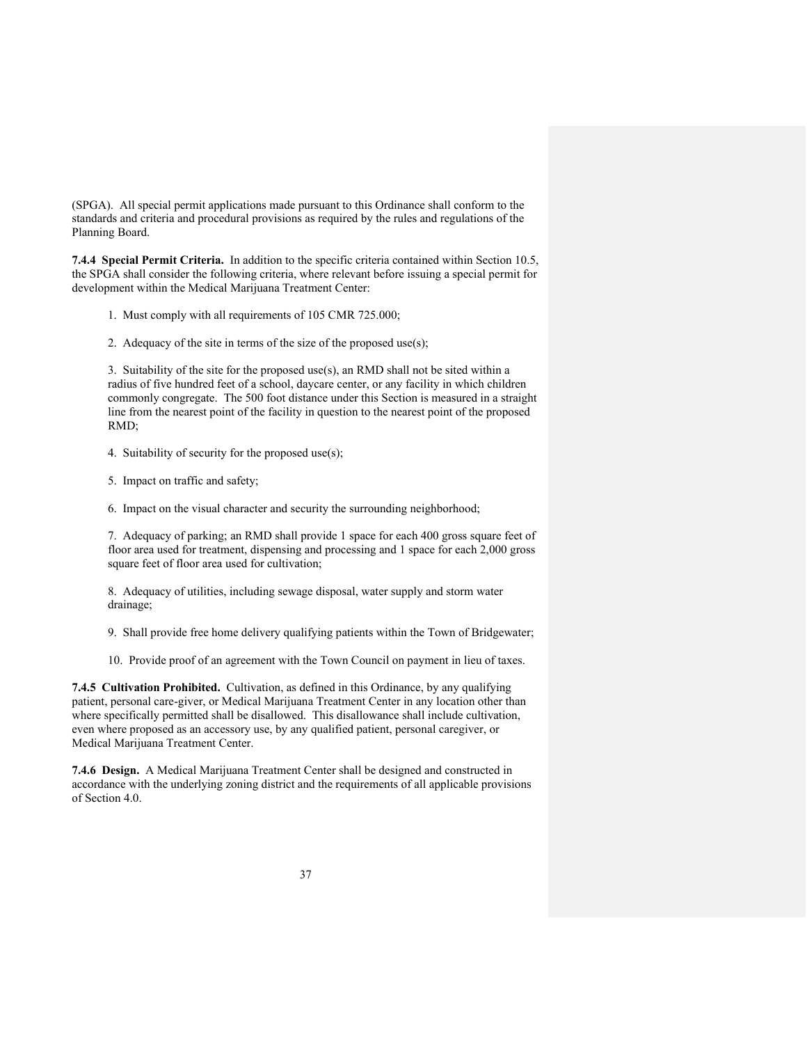(SPGA). All special permit applications made pursuant to this Ordinance shall conform to the standards and criteria and procedural provisions as required by the rules and regulations of the Planning Board.

**7.4.4 Special Permit Criteria.** In addition to the specific criteria contained within Section 10.5, the SPGA shall consider the following criteria, where relevant before issuing a special permit for development within the Medical Marijuana Treatment Center:

1. Must comply with all requirements of 105 CMR 725.000;

2. Adequacy of the site in terms of the size of the proposed use(s);

3. Suitability of the site for the proposed use(s), an RMD shall not be sited within a radius of five hundred feet of a school, daycare center, or any facility in which children commonly congregate. The 500 foot distance under this Section is measured in a straight line from the nearest point of the facility in question to the nearest point of the proposed RMD;

4. Suitability of security for the proposed use(s);

5. Impact on traffic and safety;

6. Impact on the visual character and security the surrounding neighborhood;

7. Adequacy of parking; an RMD shall provide 1 space for each 400 gross square feet of floor area used for treatment, dispensing and processing and 1 space for each 2,000 gross square feet of floor area used for cultivation;

8. Adequacy of utilities, including sewage disposal, water supply and storm water drainage;

9. Shall provide free home delivery qualifying patients within the Town of Bridgewater;

10. Provide proof of an agreement with the Town Council on payment in lieu of taxes.

**7.4.5 Cultivation Prohibited.** Cultivation, as defined in this Ordinance, by any qualifying patient, personal care-giver, or Medical Marijuana Treatment Center in any location other than where specifically permitted shall be disallowed. This disallowance shall include cultivation, even where proposed as an accessory use, by any qualified patient, personal caregiver, or Medical Marijuana Treatment Center.

**7.4.6 Design.** A Medical Marijuana Treatment Center shall be designed and constructed in accordance with the underlying zoning district and the requirements of all applicable provisions of Section 4.0.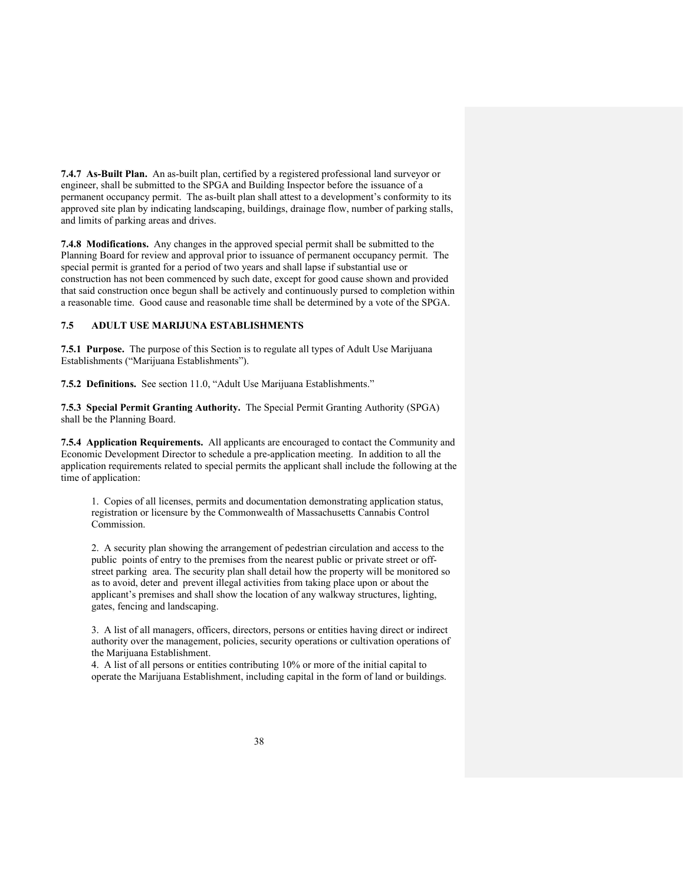**7.4.7 As-Built Plan.** An as-built plan, certified by a registered professional land surveyor or engineer, shall be submitted to the SPGA and Building Inspector before the issuance of a permanent occupancy permit. The as-built plan shall attest to a development's conformity to its approved site plan by indicating landscaping, buildings, drainage flow, number of parking stalls, and limits of parking areas and drives.

**7.4.8 Modifications.** Any changes in the approved special permit shall be submitted to the Planning Board for review and approval prior to issuance of permanent occupancy permit. The special permit is granted for a period of two years and shall lapse if substantial use or construction has not been commenced by such date, except for good cause shown and provided that said construction once begun shall be actively and continuously pursed to completion within a reasonable time. Good cause and reasonable time shall be determined by a vote of the SPGA.

## 7.5 ADULT USE MARIJUNA ESTABLISHMENTS

**7.5.1 Purpose.** The purpose of this Section is to regulate all types of Adult Use Marijuana Establishments ("Marijuana Establishments").

**7.5.2 Definitions.** See section 11.0, "Adult Use Marijuana Establishments."

**7.5.3 Special Permit Granting Authority.** The Special Permit Granting Authority (SPGA) shall be the Planning Board.

**7.5.4 Application Requirements.** All applicants are encouraged to contact the Community and Economic Development Director to schedule a pre-application meeting. In addition to all the application requirements related to special permits the applicant shall include the following at the time of application:

1. Copies of all licenses, permits and documentation demonstrating application status, registration or licensure by the Commonwealth of Massachusetts Cannabis Control Commission.

2. A security plan showing the arrangement of pedestrian circulation and access to the public points of entry to the premises from the nearest public or private street or off-street parking area. The security plan shall detail how the property will be monitored so as to avoid, deter and prevent illegal activities from taking place upon or about the applicant's premises and shall show the location of any walkway structures, lighting, gates, fencing and landscaping.

3. A list of all managers, officers, directors, persons or entities having direct or indirect authority over the management, policies, security operations or cultivation operations of the Marijuana Establishment.

4. A list of all persons or entities contributing 10% or more of the initial capital to operate the Marijuana Establishment, including capital in the form of land or buildings.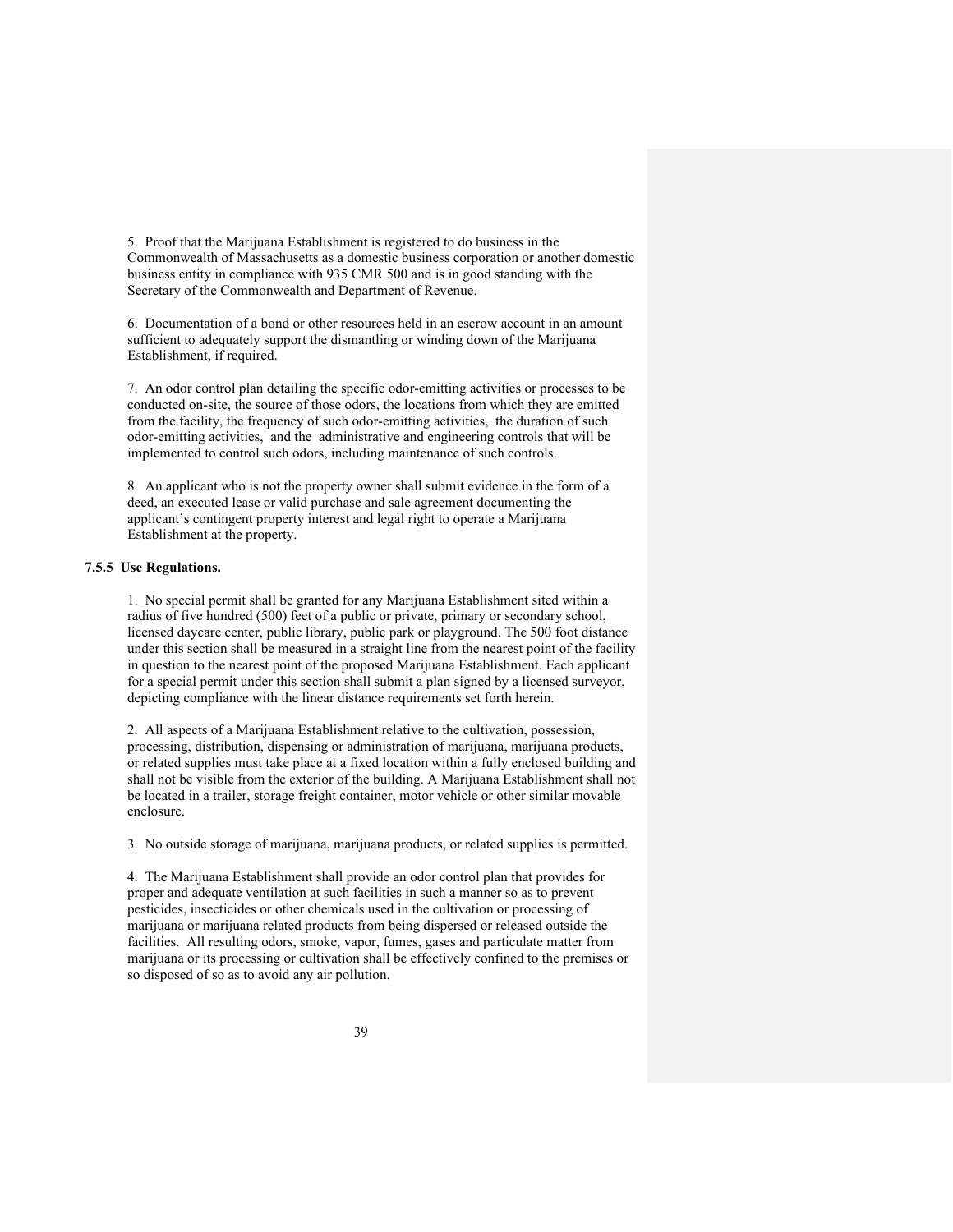5. Proof that the Marijuana Establishment is registered to do business in the Commonwealth of Massachusetts as a domestic business corporation or another domestic business entity in compliance with 935 CMR 500 and is in good standing with the Secretary of the Commonwealth and Department of Revenue.

6. Documentation of a bond or other resources held in an escrow account in an amount sufficient to adequately support the dismantling or winding down of the Marijuana Establishment, if required.

7. An odor control plan detailing the specific odor-emitting activities or processes to be conducted on-site, the source of those odors, the locations from which they are emitted from the facility, the frequency of such odor-emitting activities, the duration of such odor-emitting activities, and the administrative and engineering controls that will be implemented to control such odors, including maintenance of such controls.

8. An applicant who is not the property owner shall submit evidence in the form of a deed, an executed lease or valid purchase and sale agreement documenting the applicant's contingent property interest and legal right to operate a Marijuana Establishment at the property.

**7.5.5 Use Regulations.**

1. No special permit shall be granted for any Marijuana Establishment sited within a radius of five hundred (500) feet of a public or private, primary or secondary school, licensed daycare center, public library, public park or playground. The 500 foot distance under this section shall be measured in a straight line from the nearest point of the facility in question to the nearest point of the proposed Marijuana Establishment. Each applicant for a special permit under this section shall submit a plan signed by a licensed surveyor, depicting compliance with the linear distance requirements set forth herein.

2. All aspects of a Marijuana Establishment relative to the cultivation, possession, processing, distribution, dispensing or administration of marijuana, marijuana products, or related supplies must take place at a fixed location within a fully enclosed building and shall not be visible from the exterior of the building. A Marijuana Establishment shall not be located in a trailer, storage freight container, motor vehicle or other similar movable enclosure.

3. No outside storage of marijuana, marijuana products, or related supplies is permitted.

4. The Marijuana Establishment shall provide an odor control plan that provides for proper and adequate ventilation at such facilities in such a manner so as to prevent pesticides, insecticides or other chemicals used in the cultivation or processing of marijuana or marijuana related products from being dispersed or released outside the facilities. All resulting odors, smoke, vapor, fumes, gases and particulate matter from marijuana or its processing or cultivation shall be effectively confined to the premises or so disposed of so as to avoid any air pollution.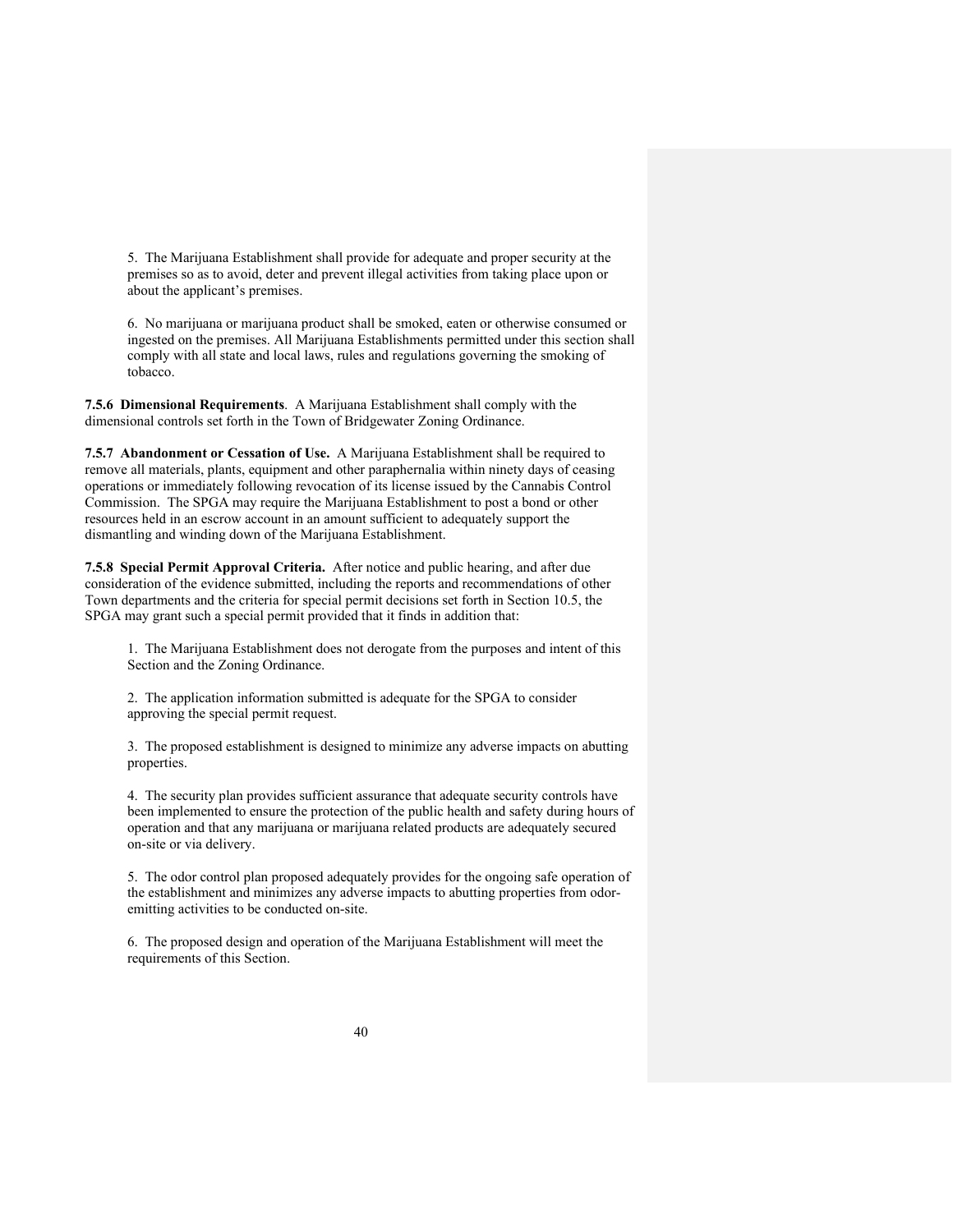5. The Marijuana Establishment shall provide for adequate and proper security at the premises so as to avoid, deter and prevent illegal activities from taking place upon or about the applicant's premises.

6. No marijuana or marijuana product shall be smoked, eaten or otherwise consumed or ingested on the premises. All Marijuana Establishments permitted under this section shall comply with all state and local laws, rules and regulations governing the smoking of tobacco.

**7.5.6 Dimensional Requirements**. A Marijuana Establishment shall comply with the dimensional controls set forth in the Town of Bridgewater Zoning Ordinance.

**7.5.7 Abandonment or Cessation of Use.** A Marijuana Establishment shall be required to remove all materials, plants, equipment and other paraphernalia within ninety days of ceasing operations or immediately following revocation of its license issued by the Cannabis Control Commission. The SPGA may require the Marijuana Establishment to post a bond or other resources held in an escrow account in an amount sufficient to adequately support the dismantling and winding down of the Marijuana Establishment.

**7.5.8 Special Permit Approval Criteria.** After notice and public hearing, and after due consideration of the evidence submitted, including the reports and recommendations of other Town departments and the criteria for special permit decisions set forth in Section 10.5, the SPGA may grant such a special permit provided that it finds in addition that:

1. The Marijuana Establishment does not derogate from the purposes and intent of this Section and the Zoning Ordinance.

2. The application information submitted is adequate for the SPGA to consider approving the special permit request.

3. The proposed establishment is designed to minimize any adverse impacts on abutting properties.

4. The security plan provides sufficient assurance that adequate security controls have been implemented to ensure the protection of the public health and safety during hours of operation and that any marijuana or marijuana related products are adequately secured on-site or via delivery.

5. The odor control plan proposed adequately provides for the ongoing safe operation of the establishment and minimizes any adverse impacts to abutting properties from odor-emitting activities to be conducted on-site.

6. The proposed design and operation of the Marijuana Establishment will meet the requirements of this Section.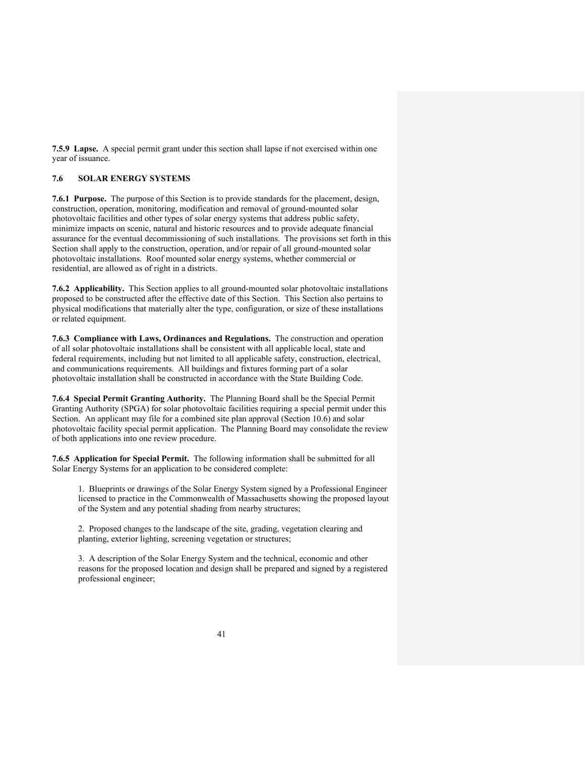**7.5.9 Lapse.** A special permit grant under this section shall lapse if not exercised within one year of issuance.

## 7.6 SOLAR ENERGY SYSTEMS

**7.6.1 Purpose.** The purpose of this Section is to provide standards for the placement, design, construction, operation, monitoring, modification and removal of ground-mounted solar photovoltaic facilities and other types of solar energy systems that address public safety, minimize impacts on scenic, natural and historic resources and to provide adequate financial assurance for the eventual decommissioning of such installations. The provisions set forth in this Section shall apply to the construction, operation, and/or repair of all ground-mounted solar photovoltaic installations. Roof mounted solar energy systems, whether commercial or residential, are allowed as of right in a districts.

**7.6.2 Applicability.** This Section applies to all ground-mounted solar photovoltaic installations proposed to be constructed after the effective date of this Section. This Section also pertains to physical modifications that materially alter the type, configuration, or size of these installations or related equipment.

**7.6.3 Compliance with Laws, Ordinances and Regulations.** The construction and operation of all solar photovoltaic installations shall be consistent with all applicable local, state and federal requirements, including but not limited to all applicable safety, construction, electrical, and communications requirements. All buildings and fixtures forming part of a solar photovoltaic installation shall be constructed in accordance with the State Building Code.

**7.6.4 Special Permit Granting Authority.** The Planning Board shall be the Special Permit Granting Authority (SPGA) for solar photovoltaic facilities requiring a special permit under this Section. An applicant may file for a combined site plan approval (Section 10.6) and solar photovoltaic facility special permit application. The Planning Board may consolidate the review of both applications into one review procedure.

**7.6.5 Application for Special Permit.** The following information shall be submitted for all Solar Energy Systems for an application to be considered complete:

1. Blueprints or drawings of the Solar Energy System signed by a Professional Engineer licensed to practice in the Commonwealth of Massachusetts showing the proposed layout of the System and any potential shading from nearby structures;

2. Proposed changes to the landscape of the site, grading, vegetation clearing and planting, exterior lighting, screening vegetation or structures;

3. A description of the Solar Energy System and the technical, economic and other reasons for the proposed location and design shall be prepared and signed by a registered professional engineer;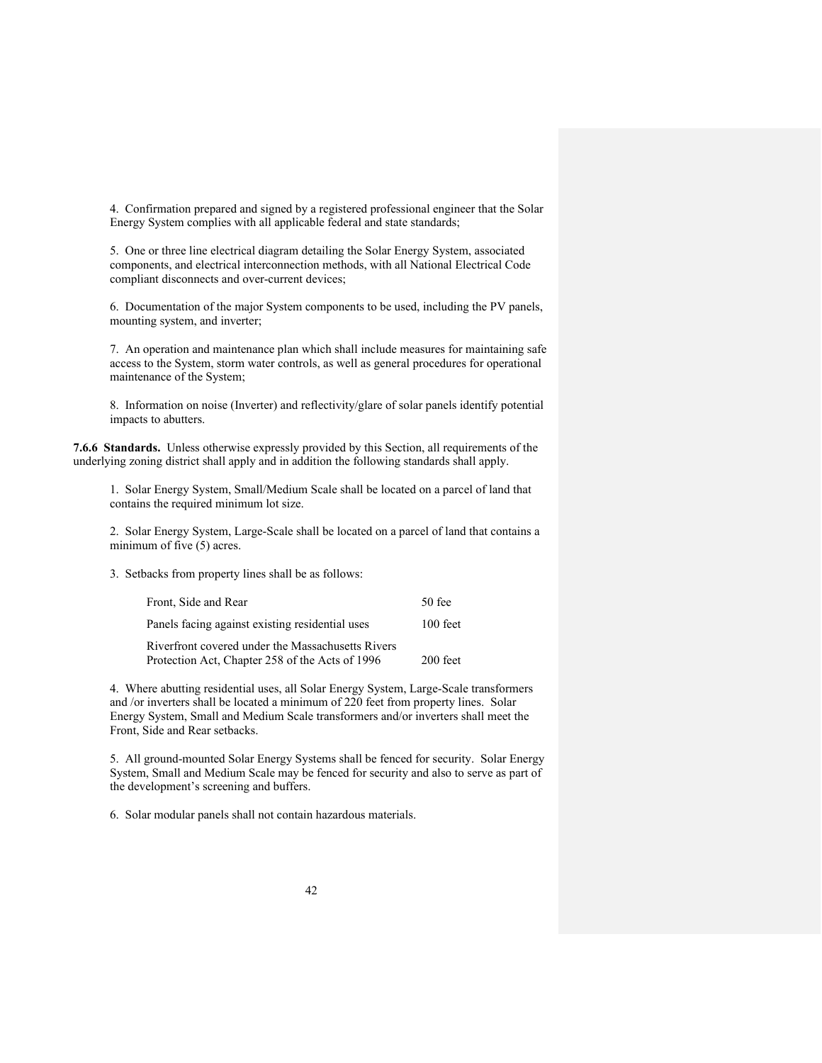4. Confirmation prepared and signed by a registered professional engineer that the Solar Energy System complies with all applicable federal and state standards;

5. One or three line electrical diagram detailing the Solar Energy System, associated components, and electrical interconnection methods, with all National Electrical Code compliant disconnects and over-current devices;

6. Documentation of the major System components to be used, including the PV panels, mounting system, and inverter;

7. An operation and maintenance plan which shall include measures for maintaining safe access to the System, storm water controls, as well as general procedures for operational maintenance of the System;

8. Information on noise (Inverter) and reflectivity/glare of solar panels identify potential impacts to abutters.

**7.6.6 Standards.** Unless otherwise expressly provided by this Section, all requirements of the underlying zoning district shall apply and in addition the following standards shall apply.

1. Solar Energy System, Small/Medium Scale shall be located on a parcel of land that contains the required minimum lot size.

2. Solar Energy System, Large-Scale shall be located on a parcel of land that contains a minimum of five (5) acres.

3. Setbacks from property lines shall be as follows:

| | |
|---|---|
| Front, Side and Rear | 50 fee |
| Panels facing against existing residential uses | 100 feet |
| Riverfront covered under the Massachusetts Rivers Protection Act, Chapter 258 of the Acts of 1996 | 200 feet |

4. Where abutting residential uses, all Solar Energy System, Large-Scale transformers and /or inverters shall be located a minimum of 220 feet from property lines. Solar Energy System, Small and Medium Scale transformers and/or inverters shall meet the Front, Side and Rear setbacks.

5. All ground-mounted Solar Energy Systems shall be fenced for security. Solar Energy System, Small and Medium Scale may be fenced for security and also to serve as part of the development's screening and buffers.

6. Solar modular panels shall not contain hazardous materials.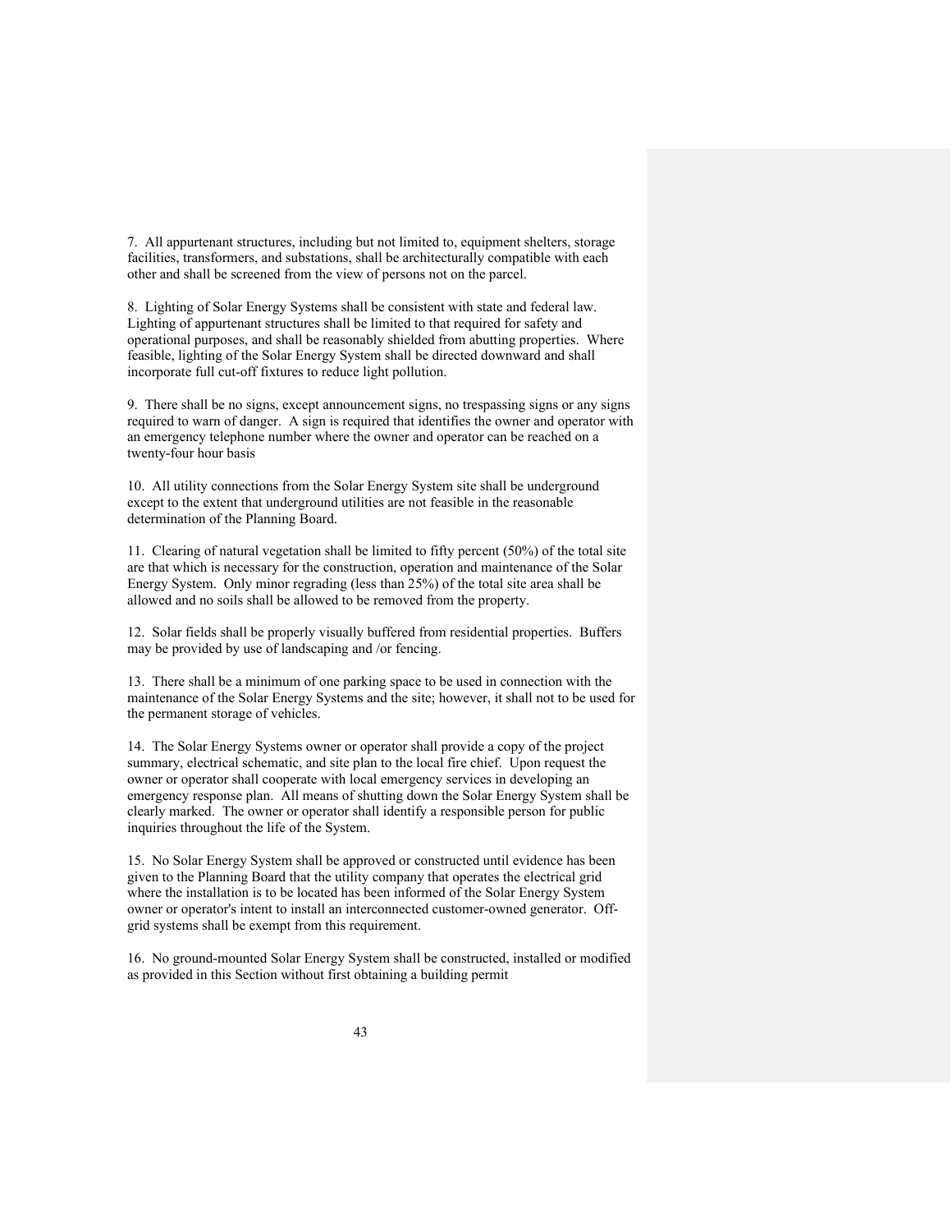7. All appurtenant structures, including but not limited to, equipment shelters, storage facilities, transformers, and substations, shall be architecturally compatible with each other and shall be screened from the view of persons not on the parcel.

8. Lighting of Solar Energy Systems shall be consistent with state and federal law. Lighting of appurtenant structures shall be limited to that required for safety and operational purposes, and shall be reasonably shielded from abutting properties. Where feasible, lighting of the Solar Energy System shall be directed downward and shall incorporate full cut-off fixtures to reduce light pollution.

9. There shall be no signs, except announcement signs, no trespassing signs or any signs required to warn of danger. A sign is required that identifies the owner and operator with an emergency telephone number where the owner and operator can be reached on a twenty-four hour basis

10. All utility connections from the Solar Energy System site shall be underground except to the extent that underground utilities are not feasible in the reasonable determination of the Planning Board.

11. Clearing of natural vegetation shall be limited to fifty percent (50%) of the total site are that which is necessary for the construction, operation and maintenance of the Solar Energy System. Only minor regrading (less than 25%) of the total site area shall be allowed and no soils shall be allowed to be removed from the property.

12. Solar fields shall be properly visually buffered from residential properties. Buffers may be provided by use of landscaping and /or fencing.

13. There shall be a minimum of one parking space to be used in connection with the maintenance of the Solar Energy Systems and the site; however, it shall not to be used for the permanent storage of vehicles.

14. The Solar Energy Systems owner or operator shall provide a copy of the project summary, electrical schematic, and site plan to the local fire chief. Upon request the owner or operator shall cooperate with local emergency services in developing an emergency response plan. All means of shutting down the Solar Energy System shall be clearly marked. The owner or operator shall identify a responsible person for public inquiries throughout the life of the System.

15. No Solar Energy System shall be approved or constructed until evidence has been given to the Planning Board that the utility company that operates the electrical grid where the installation is to be located has been informed of the Solar Energy System owner or operator's intent to install an interconnected customer-owned generator. Off-grid systems shall be exempt from this requirement.

16. No ground-mounted Solar Energy System shall be constructed, installed or modified as provided in this Section without first obtaining a building permit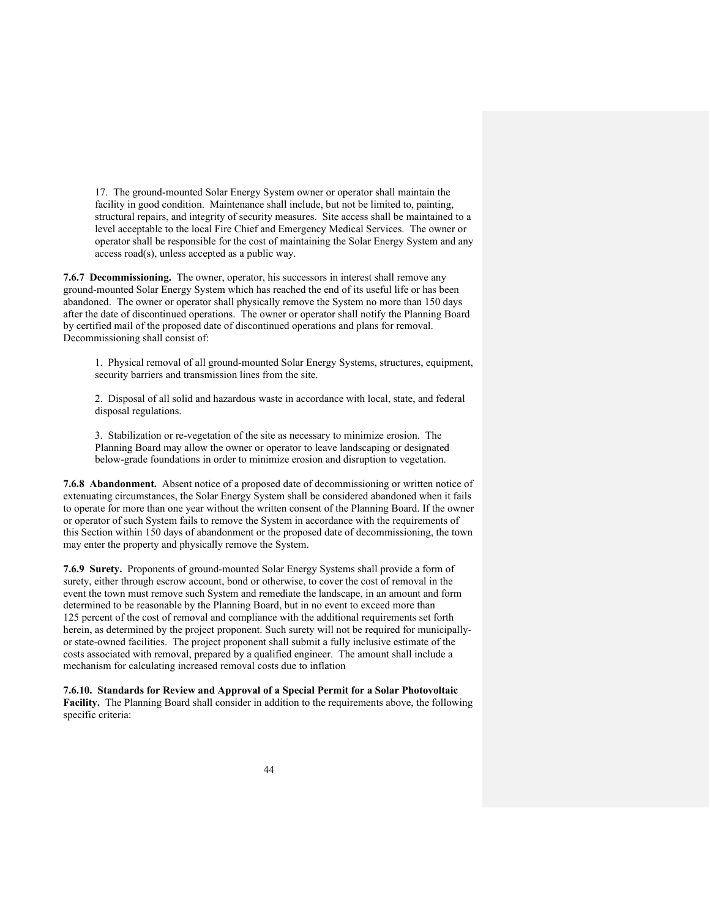17. The ground-mounted Solar Energy System owner or operator shall maintain the facility in good condition. Maintenance shall include, but not be limited to, painting, structural repairs, and integrity of security measures. Site access shall be maintained to a level acceptable to the local Fire Chief and Emergency Medical Services. The owner or operator shall be responsible for the cost of maintaining the Solar Energy System and any access road(s), unless accepted as a public way.

**7.6.7 Decommissioning.** The owner, operator, his successors in interest shall remove any ground-mounted Solar Energy System which has reached the end of its useful life or has been abandoned. The owner or operator shall physically remove the System no more than 150 days after the date of discontinued operations. The owner or operator shall notify the Planning Board by certified mail of the proposed date of discontinued operations and plans for removal. Decommissioning shall consist of:

1. Physical removal of all ground-mounted Solar Energy Systems, structures, equipment, security barriers and transmission lines from the site.

2. Disposal of all solid and hazardous waste in accordance with local, state, and federal disposal regulations.

3. Stabilization or re-vegetation of the site as necessary to minimize erosion. The Planning Board may allow the owner or operator to leave landscaping or designated below-grade foundations in order to minimize erosion and disruption to vegetation.

**7.6.8 Abandonment.** Absent notice of a proposed date of decommissioning or written notice of extenuating circumstances, the Solar Energy System shall be considered abandoned when it fails to operate for more than one year without the written consent of the Planning Board. If the owner or operator of such System fails to remove the System in accordance with the requirements of this Section within 150 days of abandonment or the proposed date of decommissioning, the town may enter the property and physically remove the System.

**7.6.9 Surety.** Proponents of ground-mounted Solar Energy Systems shall provide a form of surety, either through escrow account, bond or otherwise, to cover the cost of removal in the event the town must remove such System and remediate the landscape, in an amount and form determined to be reasonable by the Planning Board, but in no event to exceed more than 125 percent of the cost of removal and compliance with the additional requirements set forth herein, as determined by the project proponent. Such surety will not be required for municipally- or state-owned facilities. The project proponent shall submit a fully inclusive estimate of the costs associated with removal, prepared by a qualified engineer. The amount shall include a mechanism for calculating increased removal costs due to inflation

**7.6.10. Standards for Review and Approval of a Special Permit for a Solar Photovoltaic Facility.** The Planning Board shall consider in addition to the requirements above, the following specific criteria: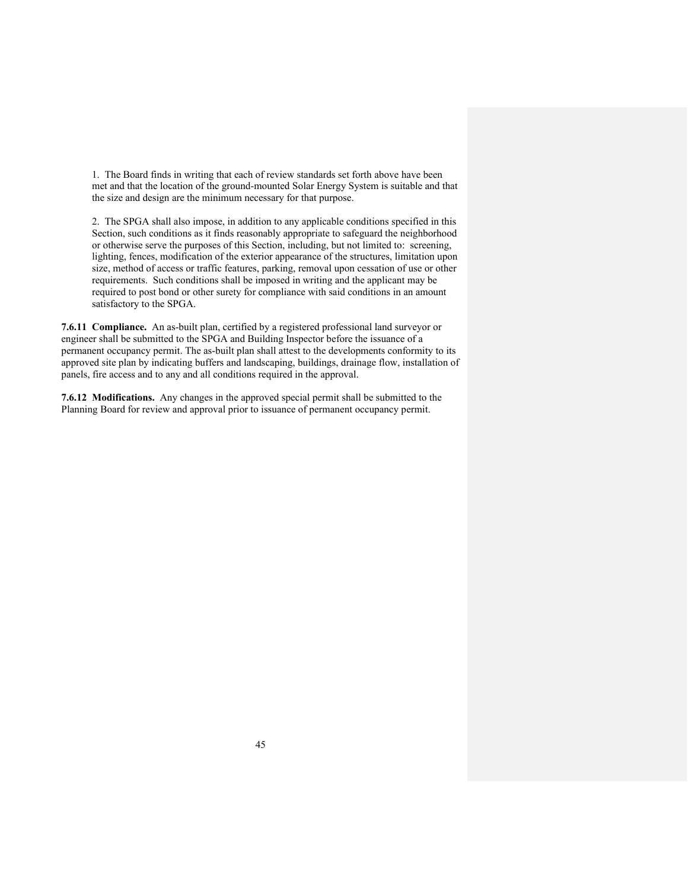1. The Board finds in writing that each of review standards set forth above have been met and that the location of the ground-mounted Solar Energy System is suitable and that the size and design are the minimum necessary for that purpose.

2. The SPGA shall also impose, in addition to any applicable conditions specified in this Section, such conditions as it finds reasonably appropriate to safeguard the neighborhood or otherwise serve the purposes of this Section, including, but not limited to: screening, lighting, fences, modification of the exterior appearance of the structures, limitation upon size, method of access or traffic features, parking, removal upon cessation of use or other requirements. Such conditions shall be imposed in writing and the applicant may be required to post bond or other surety for compliance with said conditions in an amount satisfactory to the SPGA.

**7.6.11 Compliance.** An as-built plan, certified by a registered professional land surveyor or engineer shall be submitted to the SPGA and Building Inspector before the issuance of a permanent occupancy permit. The as-built plan shall attest to the developments conformity to its approved site plan by indicating buffers and landscaping, buildings, drainage flow, installation of panels, fire access and to any and all conditions required in the approval.

**7.6.12 Modifications.** Any changes in the approved special permit shall be submitted to the Planning Board for review and approval prior to issuance of permanent occupancy permit.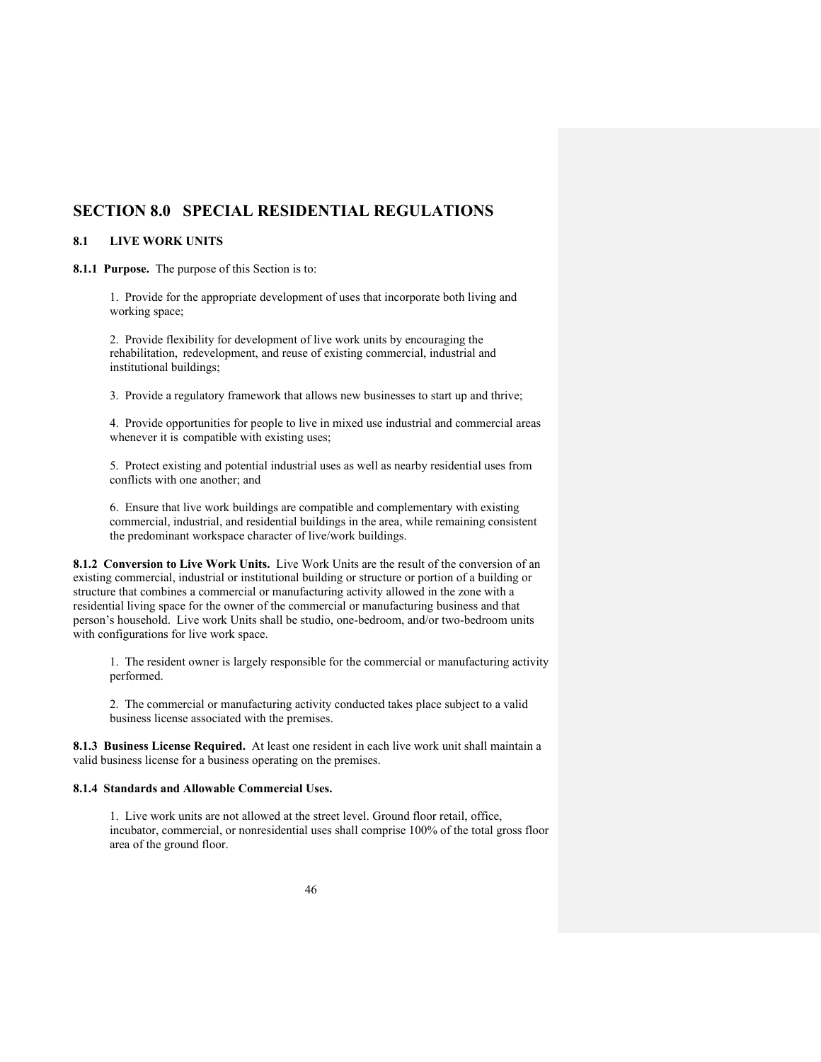# SECTION 8.0 SPECIAL RESIDENTIAL REGULATIONS

## 8.1 LIVE WORK UNITS

**8.1.1 Purpose.** The purpose of this Section is to:

1. Provide for the appropriate development of uses that incorporate both living and working space;

2. Provide flexibility for development of live work units by encouraging the rehabilitation, redevelopment, and reuse of existing commercial, industrial and institutional buildings;

3. Provide a regulatory framework that allows new businesses to start up and thrive;

4. Provide opportunities for people to live in mixed use industrial and commercial areas whenever it is compatible with existing uses;

5. Protect existing and potential industrial uses as well as nearby residential uses from conflicts with one another; and

6. Ensure that live work buildings are compatible and complementary with existing commercial, industrial, and residential buildings in the area, while remaining consistent the predominant workspace character of live/work buildings.

**8.1.2 Conversion to Live Work Units.** Live Work Units are the result of the conversion of an existing commercial, industrial or institutional building or structure or portion of a building or structure that combines a commercial or manufacturing activity allowed in the zone with a residential living space for the owner of the commercial or manufacturing business and that person's household. Live work Units shall be studio, one-bedroom, and/or two-bedroom units with configurations for live work space.

1. The resident owner is largely responsible for the commercial or manufacturing activity performed.

2. The commercial or manufacturing activity conducted takes place subject to a valid business license associated with the premises.

**8.1.3 Business License Required.** At least one resident in each live work unit shall maintain a valid business license for a business operating on the premises.

**8.1.4 Standards and Allowable Commercial Uses.**

1. Live work units are not allowed at the street level. Ground floor retail, office, incubator, commercial, or nonresidential uses shall comprise 100% of the total gross floor area of the ground floor.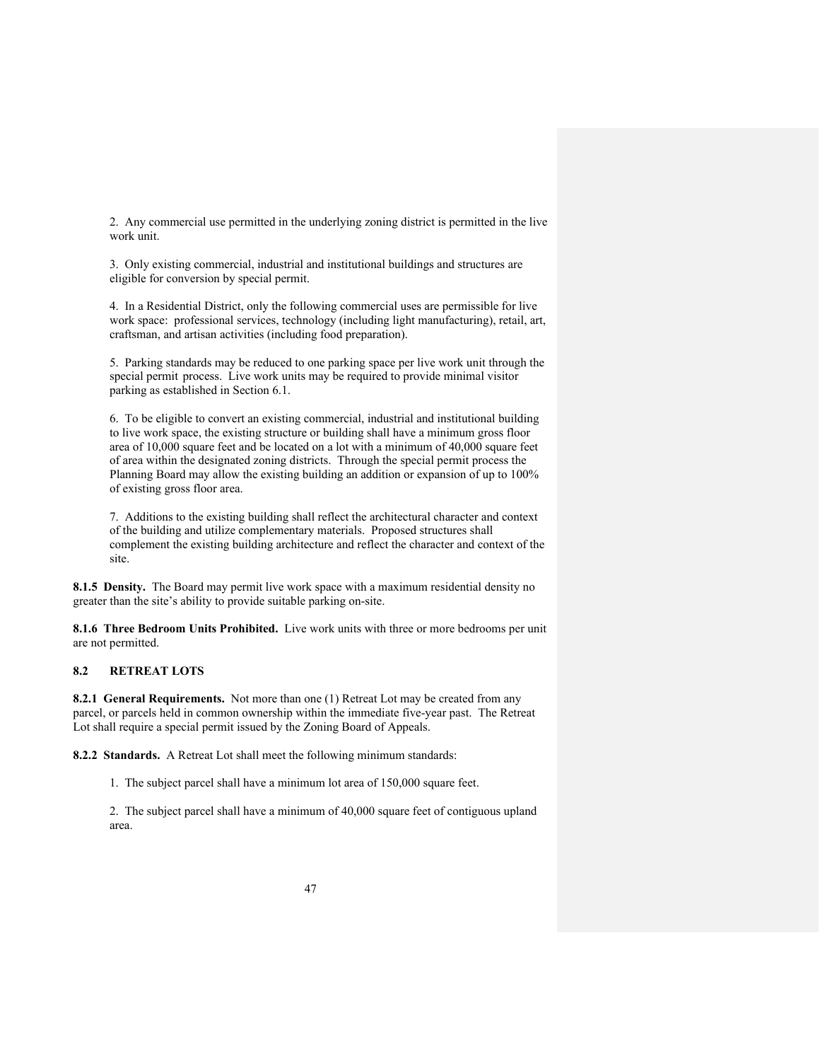2. Any commercial use permitted in the underlying zoning district is permitted in the live work unit.

3. Only existing commercial, industrial and institutional buildings and structures are eligible for conversion by special permit.

4. In a Residential District, only the following commercial uses are permissible for live work space: professional services, technology (including light manufacturing), retail, art, craftsman, and artisan activities (including food preparation).

5. Parking standards may be reduced to one parking space per live work unit through the special permit process. Live work units may be required to provide minimal visitor parking as established in Section 6.1.

6. To be eligible to convert an existing commercial, industrial and institutional building to live work space, the existing structure or building shall have a minimum gross floor area of 10,000 square feet and be located on a lot with a minimum of 40,000 square feet of area within the designated zoning districts. Through the special permit process the Planning Board may allow the existing building an addition or expansion of up to 100% of existing gross floor area.

7. Additions to the existing building shall reflect the architectural character and context of the building and utilize complementary materials. Proposed structures shall complement the existing building architecture and reflect the character and context of the site.

**8.1.5 Density.** The Board may permit live work space with a maximum residential density no greater than the site's ability to provide suitable parking on-site.

**8.1.6 Three Bedroom Units Prohibited.** Live work units with three or more bedrooms per unit are not permitted.

## 8.2 RETREAT LOTS

**8.2.1 General Requirements.** Not more than one (1) Retreat Lot may be created from any parcel, or parcels held in common ownership within the immediate five-year past. The Retreat Lot shall require a special permit issued by the Zoning Board of Appeals.

**8.2.2 Standards.** A Retreat Lot shall meet the following minimum standards:

1. The subject parcel shall have a minimum lot area of 150,000 square feet.

2. The subject parcel shall have a minimum of 40,000 square feet of contiguous upland area.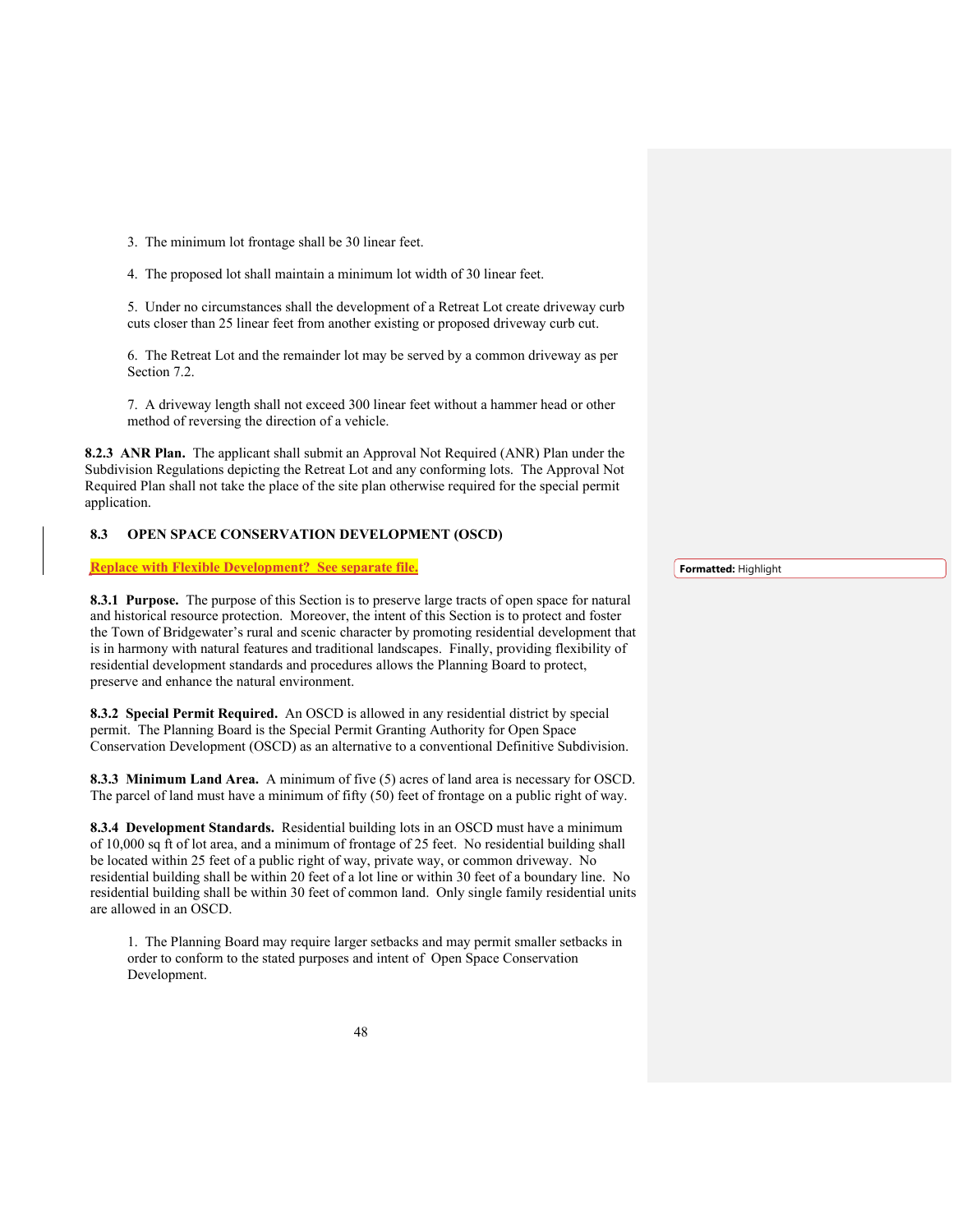3. The minimum lot frontage shall be 30 linear feet.

4. The proposed lot shall maintain a minimum lot width of 30 linear feet.

5. Under no circumstances shall the development of a Retreat Lot create driveway curb cuts closer than 25 linear feet from another existing or proposed driveway curb cut.

6. The Retreat Lot and the remainder lot may be served by a common driveway as per Section 7.2.

7. A driveway length shall not exceed 300 linear feet without a hammer head or other method of reversing the direction of a vehicle.

**8.2.3 ANR Plan.** The applicant shall submit an Approval Not Required (ANR) Plan under the Subdivision Regulations depicting the Retreat Lot and any conforming lots. The Approval Not Required Plan shall not take the place of the site plan otherwise required for the special permit application.

## 8.3 OPEN SPACE CONSERVATION DEVELOPMENT (OSCD)

**Replace with Flexible Development? See separate file.**

Formatted: Highlight

**8.3.1 Purpose.** The purpose of this Section is to preserve large tracts of open space for natural and historical resource protection. Moreover, the intent of this Section is to protect and foster the Town of Bridgewater's rural and scenic character by promoting residential development that is in harmony with natural features and traditional landscapes. Finally, providing flexibility of residential development standards and procedures allows the Planning Board to protect, preserve and enhance the natural environment.

**8.3.2 Special Permit Required.** An OSCD is allowed in any residential district by special permit. The Planning Board is the Special Permit Granting Authority for Open Space Conservation Development (OSCD) as an alternative to a conventional Definitive Subdivision.

**8.3.3 Minimum Land Area.** A minimum of five (5) acres of land area is necessary for OSCD. The parcel of land must have a minimum of fifty (50) feet of frontage on a public right of way.

**8.3.4 Development Standards.** Residential building lots in an OSCD must have a minimum of 10,000 sq ft of lot area, and a minimum of frontage of 25 feet. No residential building shall be located within 25 feet of a public right of way, private way, or common driveway. No residential building shall be within 20 feet of a lot line or within 30 feet of a boundary line. No residential building shall be within 30 feet of common land. Only single family residential units are allowed in an OSCD.

1. The Planning Board may require larger setbacks and may permit smaller setbacks in order to conform to the stated purposes and intent of Open Space Conservation Development.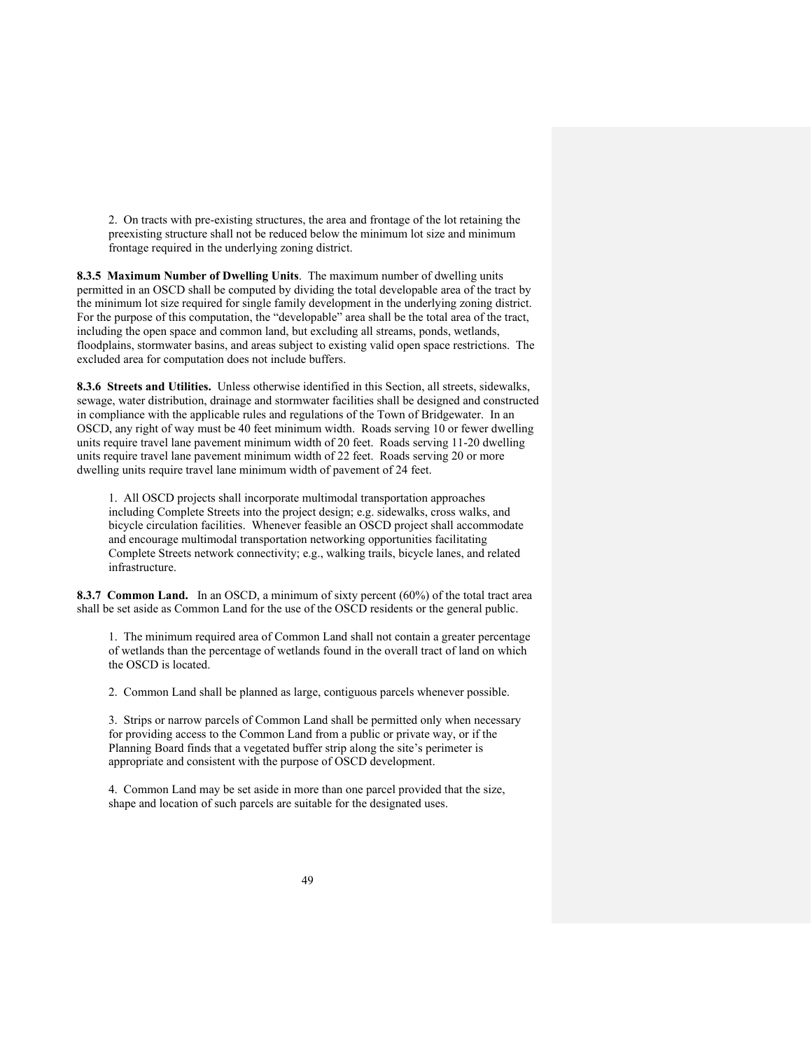2. On tracts with pre-existing structures, the area and frontage of the lot retaining the preexisting structure shall not be reduced below the minimum lot size and minimum frontage required in the underlying zoning district.

**8.3.5 Maximum Number of Dwelling Units**. The maximum number of dwelling units permitted in an OSCD shall be computed by dividing the total developable area of the tract by the minimum lot size required for single family development in the underlying zoning district. For the purpose of this computation, the "developable" area shall be the total area of the tract, including the open space and common land, but excluding all streams, ponds, wetlands, floodplains, stormwater basins, and areas subject to existing valid open space restrictions. The excluded area for computation does not include buffers.

**8.3.6 Streets and Utilities.** Unless otherwise identified in this Section, all streets, sidewalks, sewage, water distribution, drainage and stormwater facilities shall be designed and constructed in compliance with the applicable rules and regulations of the Town of Bridgewater. In an OSCD, any right of way must be 40 feet minimum width. Roads serving 10 or fewer dwelling units require travel lane pavement minimum width of 20 feet. Roads serving 11-20 dwelling units require travel lane pavement minimum width of 22 feet. Roads serving 20 or more dwelling units require travel lane minimum width of pavement of 24 feet.

1. All OSCD projects shall incorporate multimodal transportation approaches including Complete Streets into the project design; e.g. sidewalks, cross walks, and bicycle circulation facilities. Whenever feasible an OSCD project shall accommodate and encourage multimodal transportation networking opportunities facilitating Complete Streets network connectivity; e.g., walking trails, bicycle lanes, and related infrastructure.

**8.3.7 Common Land.** In an OSCD, a minimum of sixty percent (60%) of the total tract area shall be set aside as Common Land for the use of the OSCD residents or the general public.

1. The minimum required area of Common Land shall not contain a greater percentage of wetlands than the percentage of wetlands found in the overall tract of land on which the OSCD is located.

2. Common Land shall be planned as large, contiguous parcels whenever possible.

3. Strips or narrow parcels of Common Land shall be permitted only when necessary for providing access to the Common Land from a public or private way, or if the Planning Board finds that a vegetated buffer strip along the site's perimeter is appropriate and consistent with the purpose of OSCD development.

4. Common Land may be set aside in more than one parcel provided that the size, shape and location of such parcels are suitable for the designated uses.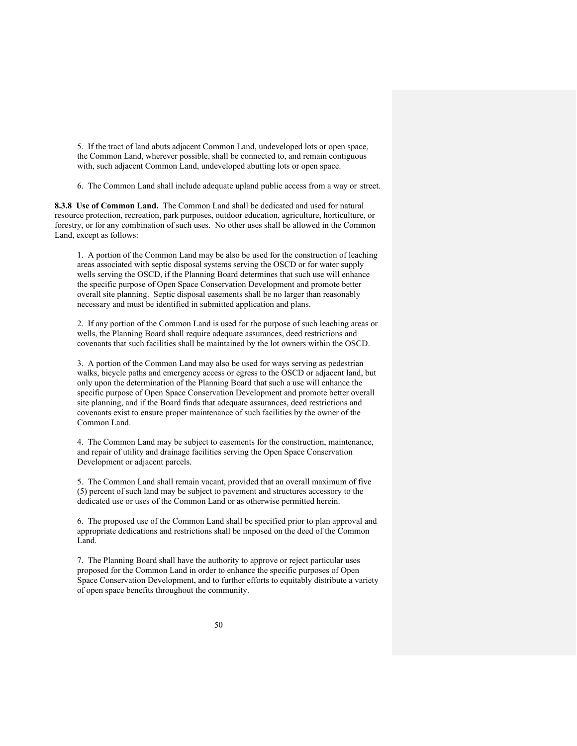5. If the tract of land abuts adjacent Common Land, undeveloped lots or open space, the Common Land, wherever possible, shall be connected to, and remain contiguous with, such adjacent Common Land, undeveloped abutting lots or open space.

6. The Common Land shall include adequate upland public access from a way or street.

**8.3.8 Use of Common Land.** The Common Land shall be dedicated and used for natural resource protection, recreation, park purposes, outdoor education, agriculture, horticulture, or forestry, or for any combination of such uses. No other uses shall be allowed in the Common Land, except as follows:

1. A portion of the Common Land may be also be used for the construction of leaching areas associated with septic disposal systems serving the OSCD or for water supply wells serving the OSCD, if the Planning Board determines that such use will enhance the specific purpose of Open Space Conservation Development and promote better overall site planning. Septic disposal easements shall be no larger than reasonably necessary and must be identified in submitted application and plans.

2. If any portion of the Common Land is used for the purpose of such leaching areas or wells, the Planning Board shall require adequate assurances, deed restrictions and covenants that such facilities shall be maintained by the lot owners within the OSCD.

3. A portion of the Common Land may also be used for ways serving as pedestrian walks, bicycle paths and emergency access or egress to the OSCD or adjacent land, but only upon the determination of the Planning Board that such a use will enhance the specific purpose of Open Space Conservation Development and promote better overall site planning, and if the Board finds that adequate assurances, deed restrictions and covenants exist to ensure proper maintenance of such facilities by the owner of the Common Land.

4. The Common Land may be subject to easements for the construction, maintenance, and repair of utility and drainage facilities serving the Open Space Conservation Development or adjacent parcels.

5. The Common Land shall remain vacant, provided that an overall maximum of five (5) percent of such land may be subject to pavement and structures accessory to the dedicated use or uses of the Common Land or as otherwise permitted herein.

6. The proposed use of the Common Land shall be specified prior to plan approval and appropriate dedications and restrictions shall be imposed on the deed of the Common Land.

7. The Planning Board shall have the authority to approve or reject particular uses proposed for the Common Land in order to enhance the specific purposes of Open Space Conservation Development, and to further efforts to equitably distribute a variety of open space benefits throughout the community.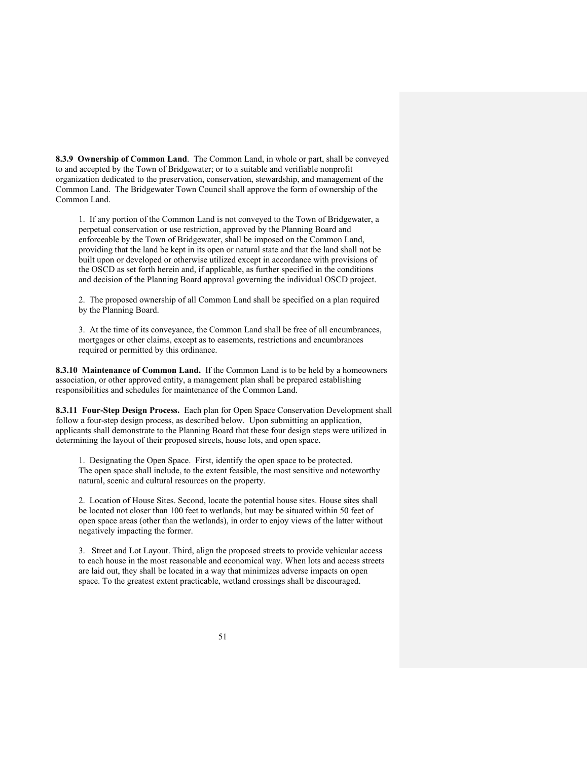**8.3.9 Ownership of Common Land**. The Common Land, in whole or part, shall be conveyed to and accepted by the Town of Bridgewater; or to a suitable and verifiable nonprofit organization dedicated to the preservation, conservation, stewardship, and management of the Common Land. The Bridgewater Town Council shall approve the form of ownership of the Common Land.

1. If any portion of the Common Land is not conveyed to the Town of Bridgewater, a perpetual conservation or use restriction, approved by the Planning Board and enforceable by the Town of Bridgewater, shall be imposed on the Common Land, providing that the land be kept in its open or natural state and that the land shall not be built upon or developed or otherwise utilized except in accordance with provisions of the OSCD as set forth herein and, if applicable, as further specified in the conditions and decision of the Planning Board approval governing the individual OSCD project.

2. The proposed ownership of all Common Land shall be specified on a plan required by the Planning Board.

3. At the time of its conveyance, the Common Land shall be free of all encumbrances, mortgages or other claims, except as to easements, restrictions and encumbrances required or permitted by this ordinance.

**8.3.10 Maintenance of Common Land.** If the Common Land is to be held by a homeowners association, or other approved entity, a management plan shall be prepared establishing responsibilities and schedules for maintenance of the Common Land.

**8.3.11 Four-Step Design Process.** Each plan for Open Space Conservation Development shall follow a four-step design process, as described below. Upon submitting an application, applicants shall demonstrate to the Planning Board that these four design steps were utilized in determining the layout of their proposed streets, house lots, and open space.

1. Designating the Open Space. First, identify the open space to be protected. The open space shall include, to the extent feasible, the most sensitive and noteworthy natural, scenic and cultural resources on the property.

2. Location of House Sites. Second, locate the potential house sites. House sites shall be located not closer than 100 feet to wetlands, but may be situated within 50 feet of open space areas (other than the wetlands), in order to enjoy views of the latter without negatively impacting the former.

3. Street and Lot Layout. Third, align the proposed streets to provide vehicular access to each house in the most reasonable and economical way. When lots and access streets are laid out, they shall be located in a way that minimizes adverse impacts on open space. To the greatest extent practicable, wetland crossings shall be discouraged.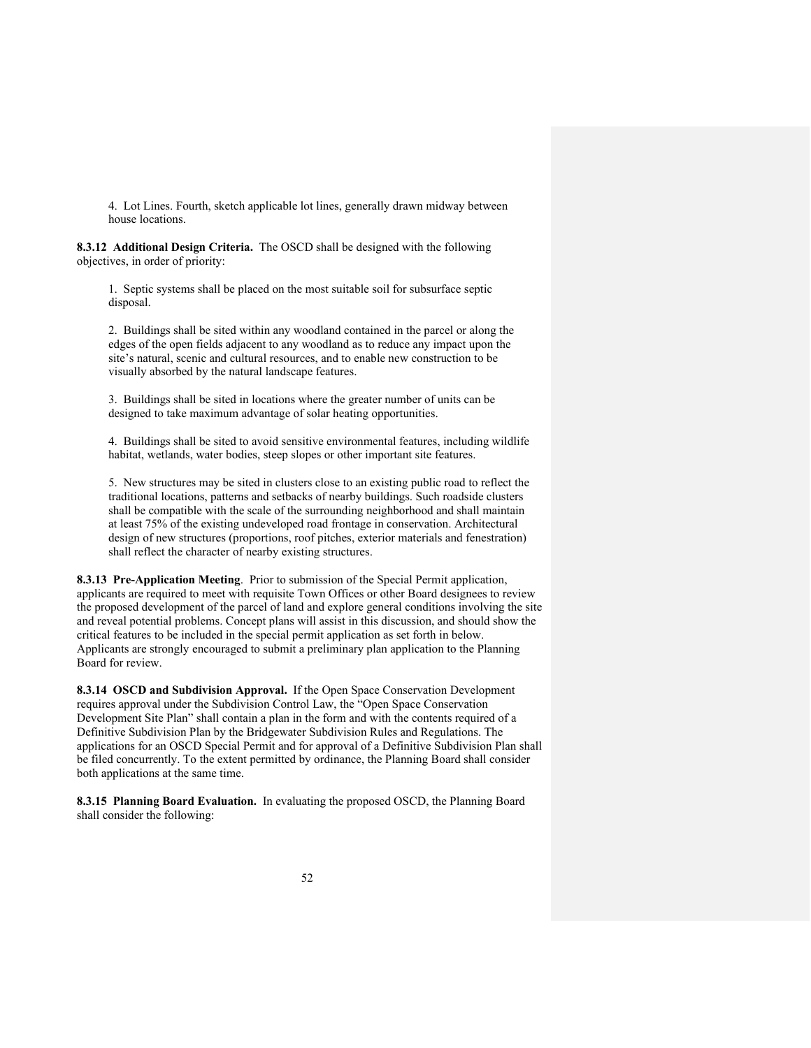4. Lot Lines. Fourth, sketch applicable lot lines, generally drawn midway between house locations.

**8.3.12 Additional Design Criteria.** The OSCD shall be designed with the following objectives, in order of priority:

1. Septic systems shall be placed on the most suitable soil for subsurface septic disposal.

2. Buildings shall be sited within any woodland contained in the parcel or along the edges of the open fields adjacent to any woodland as to reduce any impact upon the site's natural, scenic and cultural resources, and to enable new construction to be visually absorbed by the natural landscape features.

3. Buildings shall be sited in locations where the greater number of units can be designed to take maximum advantage of solar heating opportunities.

4. Buildings shall be sited to avoid sensitive environmental features, including wildlife habitat, wetlands, water bodies, steep slopes or other important site features.

5. New structures may be sited in clusters close to an existing public road to reflect the traditional locations, patterns and setbacks of nearby buildings. Such roadside clusters shall be compatible with the scale of the surrounding neighborhood and shall maintain at least 75% of the existing undeveloped road frontage in conservation. Architectural design of new structures (proportions, roof pitches, exterior materials and fenestration) shall reflect the character of nearby existing structures.

**8.3.13 Pre-Application Meeting**. Prior to submission of the Special Permit application, applicants are required to meet with requisite Town Offices or other Board designees to review the proposed development of the parcel of land and explore general conditions involving the site and reveal potential problems. Concept plans will assist in this discussion, and should show the critical features to be included in the special permit application as set forth in below. Applicants are strongly encouraged to submit a preliminary plan application to the Planning Board for review.

**8.3.14 OSCD and Subdivision Approval.** If the Open Space Conservation Development requires approval under the Subdivision Control Law, the "Open Space Conservation Development Site Plan" shall contain a plan in the form and with the contents required of a Definitive Subdivision Plan by the Bridgewater Subdivision Rules and Regulations. The applications for an OSCD Special Permit and for approval of a Definitive Subdivision Plan shall be filed concurrently. To the extent permitted by ordinance, the Planning Board shall consider both applications at the same time.

**8.3.15 Planning Board Evaluation.** In evaluating the proposed OSCD, the Planning Board shall consider the following: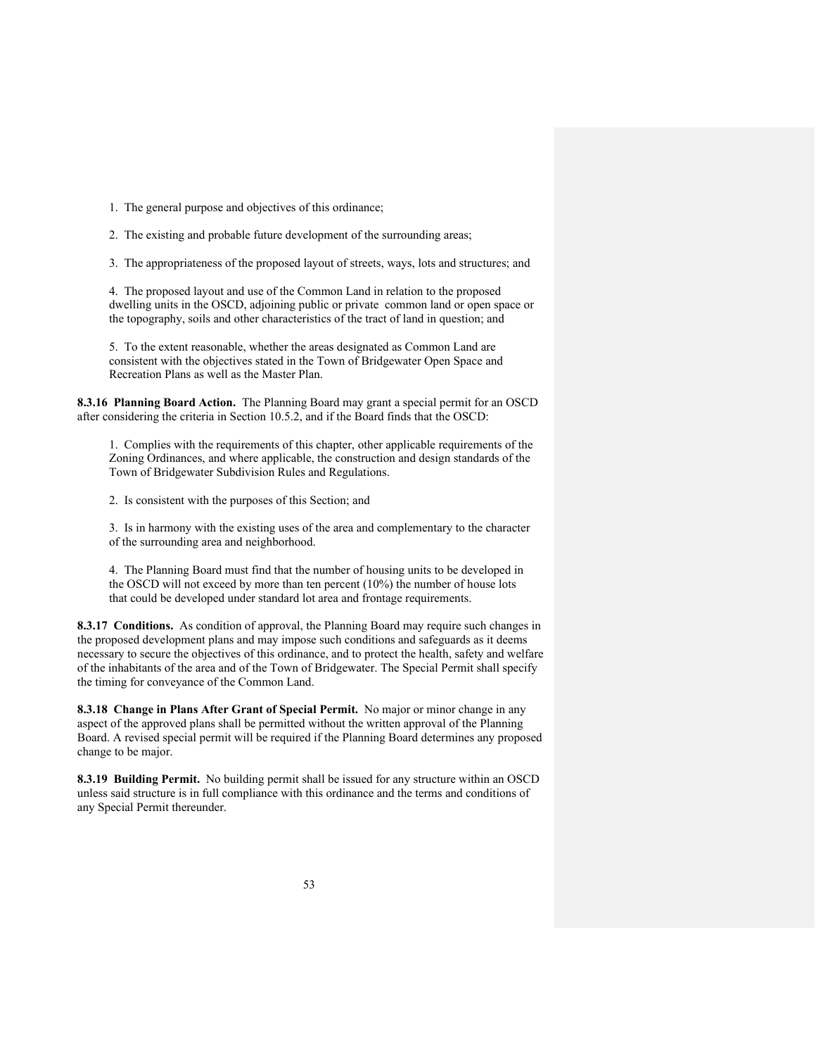1. The general purpose and objectives of this ordinance;

2. The existing and probable future development of the surrounding areas;

3. The appropriateness of the proposed layout of streets, ways, lots and structures; and

4. The proposed layout and use of the Common Land in relation to the proposed dwelling units in the OSCD, adjoining public or private common land or open space or the topography, soils and other characteristics of the tract of land in question; and

5. To the extent reasonable, whether the areas designated as Common Land are consistent with the objectives stated in the Town of Bridgewater Open Space and Recreation Plans as well as the Master Plan.

**8.3.16 Planning Board Action.** The Planning Board may grant a special permit for an OSCD after considering the criteria in Section 10.5.2, and if the Board finds that the OSCD:

1. Complies with the requirements of this chapter, other applicable requirements of the Zoning Ordinances, and where applicable, the construction and design standards of the Town of Bridgewater Subdivision Rules and Regulations.

2. Is consistent with the purposes of this Section; and

3. Is in harmony with the existing uses of the area and complementary to the character of the surrounding area and neighborhood.

4. The Planning Board must find that the number of housing units to be developed in the OSCD will not exceed by more than ten percent (10%) the number of house lots that could be developed under standard lot area and frontage requirements.

**8.3.17 Conditions.** As condition of approval, the Planning Board may require such changes in the proposed development plans and may impose such conditions and safeguards as it deems necessary to secure the objectives of this ordinance, and to protect the health, safety and welfare of the inhabitants of the area and of the Town of Bridgewater. The Special Permit shall specify the timing for conveyance of the Common Land.

**8.3.18 Change in Plans After Grant of Special Permit.** No major or minor change in any aspect of the approved plans shall be permitted without the written approval of the Planning Board. A revised special permit will be required if the Planning Board determines any proposed change to be major.

**8.3.19 Building Permit.** No building permit shall be issued for any structure within an OSCD unless said structure is in full compliance with this ordinance and the terms and conditions of any Special Permit thereunder.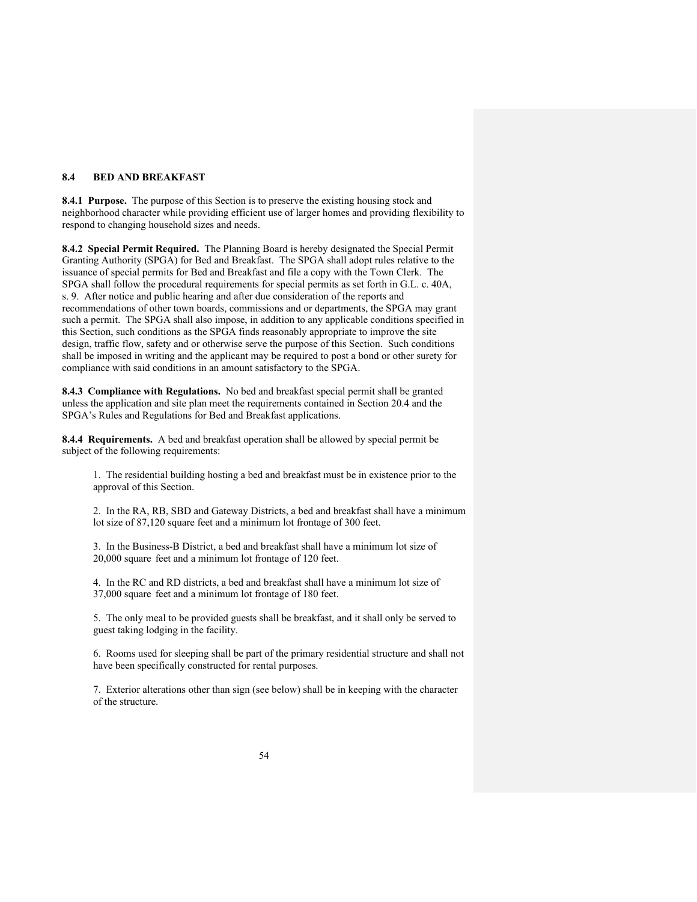## 8.4 BED AND BREAKFAST

**8.4.1 Purpose.** The purpose of this Section is to preserve the existing housing stock and neighborhood character while providing efficient use of larger homes and providing flexibility to respond to changing household sizes and needs.

**8.4.2 Special Permit Required.** The Planning Board is hereby designated the Special Permit Granting Authority (SPGA) for Bed and Breakfast. The SPGA shall adopt rules relative to the issuance of special permits for Bed and Breakfast and file a copy with the Town Clerk. The SPGA shall follow the procedural requirements for special permits as set forth in G.L. c. 40A, s. 9. After notice and public hearing and after due consideration of the reports and recommendations of other town boards, commissions and or departments, the SPGA may grant such a permit. The SPGA shall also impose, in addition to any applicable conditions specified in this Section, such conditions as the SPGA finds reasonably appropriate to improve the site design, traffic flow, safety and or otherwise serve the purpose of this Section. Such conditions shall be imposed in writing and the applicant may be required to post a bond or other surety for compliance with said conditions in an amount satisfactory to the SPGA.

**8.4.3 Compliance with Regulations.** No bed and breakfast special permit shall be granted unless the application and site plan meet the requirements contained in Section 20.4 and the SPGA's Rules and Regulations for Bed and Breakfast applications.

**8.4.4 Requirements.** A bed and breakfast operation shall be allowed by special permit be subject of the following requirements:

1. The residential building hosting a bed and breakfast must be in existence prior to the approval of this Section.
2. In the RA, RB, SBD and Gateway Districts, a bed and breakfast shall have a minimum lot size of 87,120 square feet and a minimum lot frontage of 300 feet.
3. In the Business-B District, a bed and breakfast shall have a minimum lot size of 20,000 square feet and a minimum lot frontage of 120 feet.
4. In the RC and RD districts, a bed and breakfast shall have a minimum lot size of 37,000 square feet and a minimum lot frontage of 180 feet.
5. The only meal to be provided guests shall be breakfast, and it shall only be served to guest taking lodging in the facility.
6. Rooms used for sleeping shall be part of the primary residential structure and shall not have been specifically constructed for rental purposes.
7. Exterior alterations other than sign (see below) shall be in keeping with the character of the structure.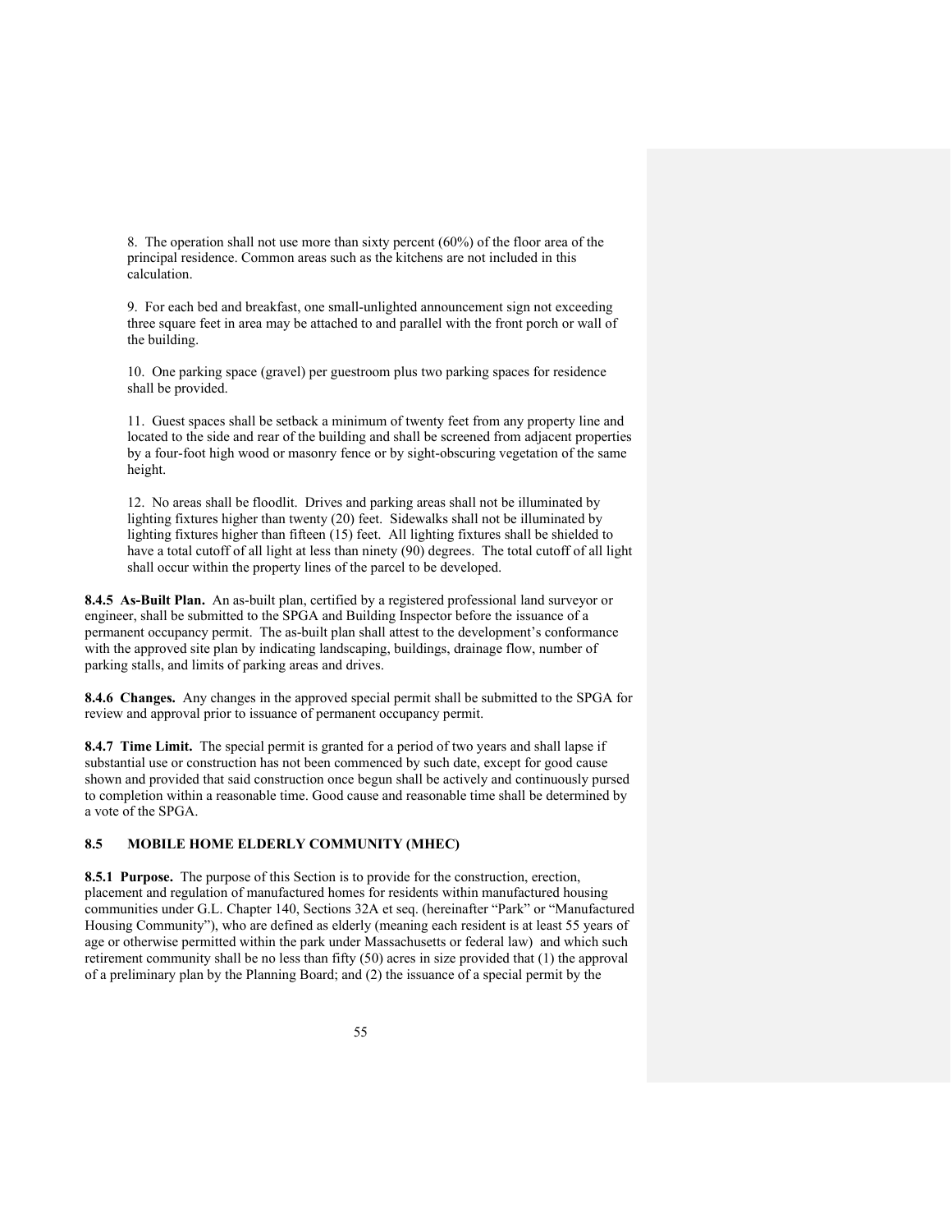8. The operation shall not use more than sixty percent (60%) of the floor area of the principal residence. Common areas such as the kitchens are not included in this calculation.

9. For each bed and breakfast, one small-unlighted announcement sign not exceeding three square feet in area may be attached to and parallel with the front porch or wall of the building.

10. One parking space (gravel) per guestroom plus two parking spaces for residence shall be provided.

11. Guest spaces shall be setback a minimum of twenty feet from any property line and located to the side and rear of the building and shall be screened from adjacent properties by a four-foot high wood or masonry fence or by sight-obscuring vegetation of the same height.

12. No areas shall be floodlit. Drives and parking areas shall not be illuminated by lighting fixtures higher than twenty (20) feet. Sidewalks shall not be illuminated by lighting fixtures higher than fifteen (15) feet. All lighting fixtures shall be shielded to have a total cutoff of all light at less than ninety (90) degrees. The total cutoff of all light shall occur within the property lines of the parcel to be developed.

**8.4.5 As-Built Plan.** An as-built plan, certified by a registered professional land surveyor or engineer, shall be submitted to the SPGA and Building Inspector before the issuance of a permanent occupancy permit. The as-built plan shall attest to the development's conformance with the approved site plan by indicating landscaping, buildings, drainage flow, number of parking stalls, and limits of parking areas and drives.

**8.4.6 Changes.** Any changes in the approved special permit shall be submitted to the SPGA for review and approval prior to issuance of permanent occupancy permit.

**8.4.7 Time Limit.** The special permit is granted for a period of two years and shall lapse if substantial use or construction has not been commenced by such date, except for good cause shown and provided that said construction once begun shall be actively and continuously pursed to completion within a reasonable time. Good cause and reasonable time shall be determined by a vote of the SPGA.

## 8.5 MOBILE HOME ELDERLY COMMUNITY (MHEC)

**8.5.1 Purpose.** The purpose of this Section is to provide for the construction, erection, placement and regulation of manufactured homes for residents within manufactured housing communities under G.L. Chapter 140, Sections 32A et seq. (hereinafter "Park" or "Manufactured Housing Community"), who are defined as elderly (meaning each resident is at least 55 years of age or otherwise permitted within the park under Massachusetts or federal law) and which such retirement community shall be no less than fifty (50) acres in size provided that (1) the approval of a preliminary plan by the Planning Board; and (2) the issuance of a special permit by the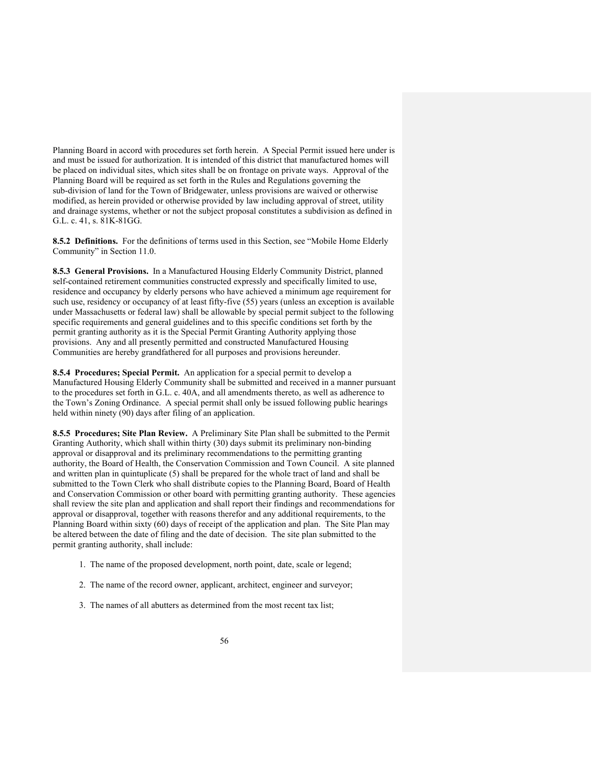Planning Board in accord with procedures set forth herein. A Special Permit issued here under is and must be issued for authorization. It is intended of this district that manufactured homes will be placed on individual sites, which sites shall be on frontage on private ways. Approval of the Planning Board will be required as set forth in the Rules and Regulations governing the sub-division of land for the Town of Bridgewater, unless provisions are waived or otherwise modified, as herein provided or otherwise provided by law including approval of street, utility and drainage systems, whether or not the subject proposal constitutes a subdivision as defined in G.L. c. 41, s. 81K-81GG.

**8.5.2 Definitions.** For the definitions of terms used in this Section, see "Mobile Home Elderly Community" in Section 11.0.

**8.5.3 General Provisions.** In a Manufactured Housing Elderly Community District, planned self-contained retirement communities constructed expressly and specifically limited to use, residence and occupancy by elderly persons who have achieved a minimum age requirement for such use, residency or occupancy of at least fifty-five (55) years (unless an exception is available under Massachusetts or federal law) shall be allowable by special permit subject to the following specific requirements and general guidelines and to this specific conditions set forth by the permit granting authority as it is the Special Permit Granting Authority applying those provisions. Any and all presently permitted and constructed Manufactured Housing Communities are hereby grandfathered for all purposes and provisions hereunder.

**8.5.4 Procedures; Special Permit.** An application for a special permit to develop a Manufactured Housing Elderly Community shall be submitted and received in a manner pursuant to the procedures set forth in G.L. c. 40A, and all amendments thereto, as well as adherence to the Town's Zoning Ordinance. A special permit shall only be issued following public hearings held within ninety (90) days after filing of an application.

**8.5.5 Procedures; Site Plan Review.** A Preliminary Site Plan shall be submitted to the Permit Granting Authority, which shall within thirty (30) days submit its preliminary non-binding approval or disapproval and its preliminary recommendations to the permitting granting authority, the Board of Health, the Conservation Commission and Town Council. A site planned and written plan in quintuplicate (5) shall be prepared for the whole tract of land and shall be submitted to the Town Clerk who shall distribute copies to the Planning Board, Board of Health and Conservation Commission or other board with permitting granting authority. These agencies shall review the site plan and application and shall report their findings and recommendations for approval or disapproval, together with reasons therefor and any additional requirements, to the Planning Board within sixty (60) days of receipt of the application and plan. The Site Plan may be altered between the date of filing and the date of decision. The site plan submitted to the permit granting authority, shall include:

1. The name of the proposed development, north point, date, scale or legend;

2. The name of the record owner, applicant, architect, engineer and surveyor;

3. The names of all abutters as determined from the most recent tax list;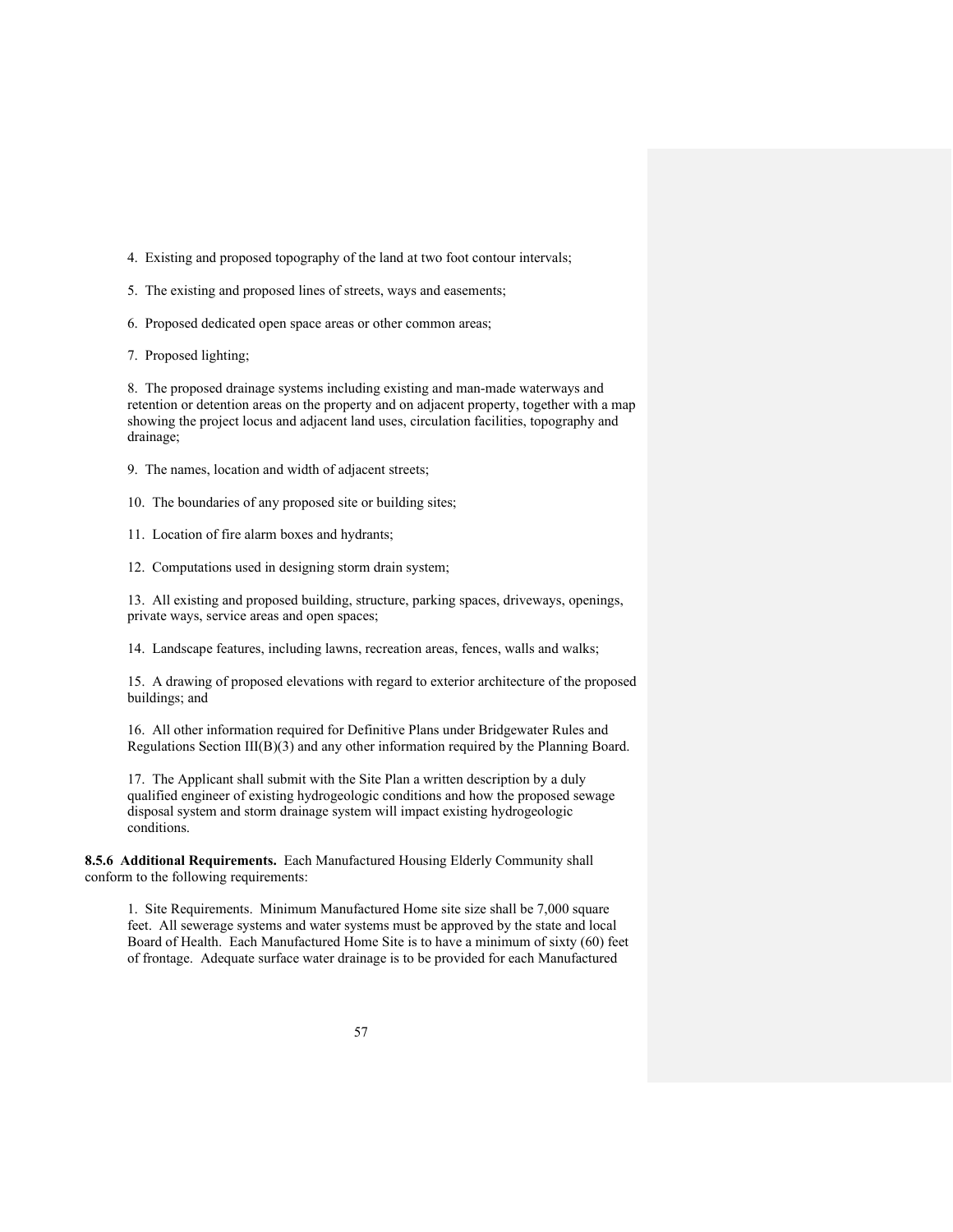4. Existing and proposed topography of the land at two foot contour intervals;

5. The existing and proposed lines of streets, ways and easements;

6. Proposed dedicated open space areas or other common areas;

7. Proposed lighting;

8. The proposed drainage systems including existing and man-made waterways and retention or detention areas on the property and on adjacent property, together with a map showing the project locus and adjacent land uses, circulation facilities, topography and drainage;

9. The names, location and width of adjacent streets;

10. The boundaries of any proposed site or building sites;

11. Location of fire alarm boxes and hydrants;

12. Computations used in designing storm drain system;

13. All existing and proposed building, structure, parking spaces, driveways, openings, private ways, service areas and open spaces;

14. Landscape features, including lawns, recreation areas, fences, walls and walks;

15. A drawing of proposed elevations with regard to exterior architecture of the proposed buildings; and

16. All other information required for Definitive Plans under Bridgewater Rules and Regulations Section III(B)(3) and any other information required by the Planning Board.

17. The Applicant shall submit with the Site Plan a written description by a duly qualified engineer of existing hydrogeologic conditions and how the proposed sewage disposal system and storm drainage system will impact existing hydrogeologic conditions.

**8.5.6 Additional Requirements.** Each Manufactured Housing Elderly Community shall conform to the following requirements:

1. Site Requirements. Minimum Manufactured Home site size shall be 7,000 square feet. All sewerage systems and water systems must be approved by the state and local Board of Health. Each Manufactured Home Site is to have a minimum of sixty (60) feet of frontage. Adequate surface water drainage is to be provided for each Manufactured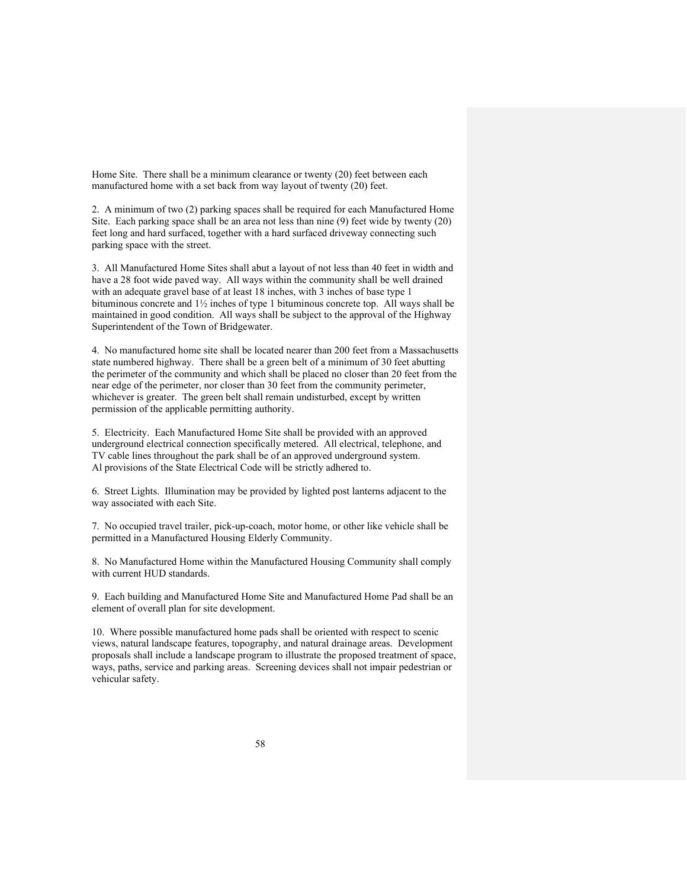Home Site. There shall be a minimum clearance or twenty (20) feet between each manufactured home with a set back from way layout of twenty (20) feet.

2. A minimum of two (2) parking spaces shall be required for each Manufactured Home Site. Each parking space shall be an area not less than nine (9) feet wide by twenty (20) feet long and hard surfaced, together with a hard surfaced driveway connecting such parking space with the street.

3. All Manufactured Home Sites shall abut a layout of not less than 40 feet in width and have a 28 foot wide paved way. All ways within the community shall be well drained with an adequate gravel base of at least 18 inches, with 3 inches of base type 1 bituminous concrete and 1½ inches of type 1 bituminous concrete top. All ways shall be maintained in good condition. All ways shall be subject to the approval of the Highway Superintendent of the Town of Bridgewater.

4. No manufactured home site shall be located nearer than 200 feet from a Massachusetts state numbered highway. There shall be a green belt of a minimum of 30 feet abutting the perimeter of the community and which shall be placed no closer than 20 feet from the near edge of the perimeter, nor closer than 30 feet from the community perimeter, whichever is greater. The green belt shall remain undisturbed, except by written permission of the applicable permitting authority.

5. Electricity. Each Manufactured Home Site shall be provided with an approved underground electrical connection specifically metered. All electrical, telephone, and TV cable lines throughout the park shall be of an approved underground system. Al provisions of the State Electrical Code will be strictly adhered to.

6. Street Lights. Illumination may be provided by lighted post lanterns adjacent to the way associated with each Site.

7. No occupied travel trailer, pick-up-coach, motor home, or other like vehicle shall be permitted in a Manufactured Housing Elderly Community.

8. No Manufactured Home within the Manufactured Housing Community shall comply with current HUD standards.

9. Each building and Manufactured Home Site and Manufactured Home Pad shall be an element of overall plan for site development.

10. Where possible manufactured home pads shall be oriented with respect to scenic views, natural landscape features, topography, and natural drainage areas. Development proposals shall include a landscape program to illustrate the proposed treatment of space, ways, paths, service and parking areas. Screening devices shall not impair pedestrian or vehicular safety.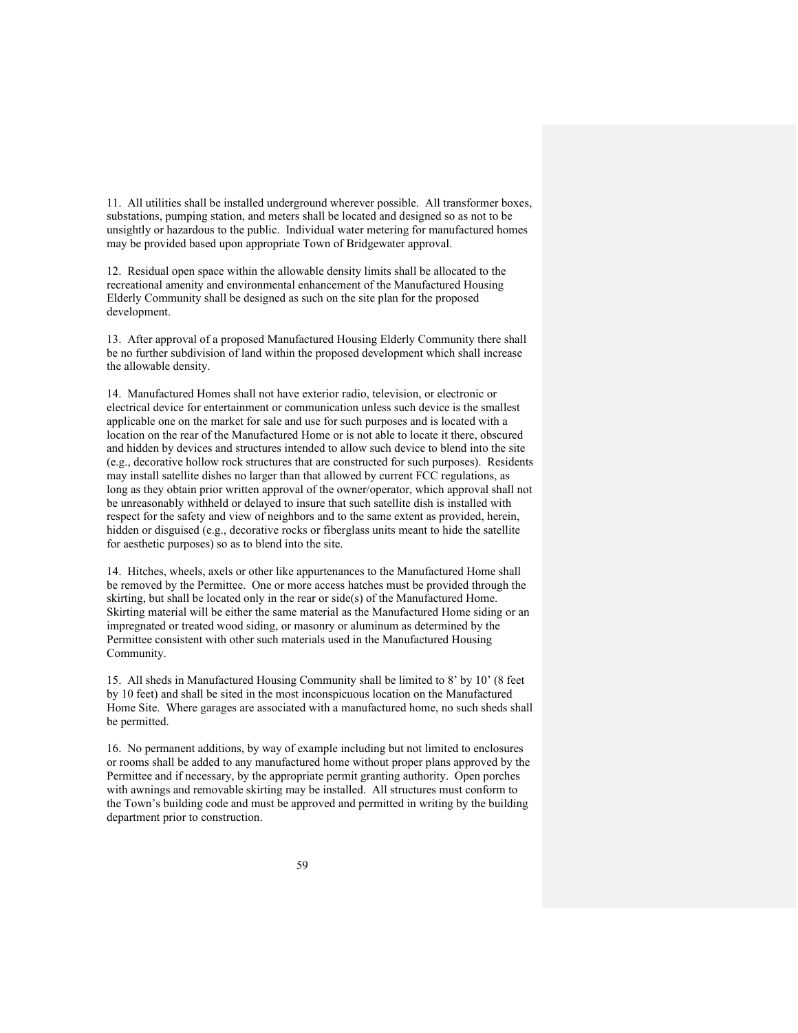11. All utilities shall be installed underground wherever possible. All transformer boxes, substations, pumping station, and meters shall be located and designed so as not to be unsightly or hazardous to the public. Individual water metering for manufactured homes may be provided based upon appropriate Town of Bridgewater approval.

12. Residual open space within the allowable density limits shall be allocated to the recreational amenity and environmental enhancement of the Manufactured Housing Elderly Community shall be designed as such on the site plan for the proposed development.

13. After approval of a proposed Manufactured Housing Elderly Community there shall be no further subdivision of land within the proposed development which shall increase the allowable density.

14. Manufactured Homes shall not have exterior radio, television, or electronic or electrical device for entertainment or communication unless such device is the smallest applicable one on the market for sale and use for such purposes and is located with a location on the rear of the Manufactured Home or is not able to locate it there, obscured and hidden by devices and structures intended to allow such device to blend into the site (e.g., decorative hollow rock structures that are constructed for such purposes). Residents may install satellite dishes no larger than that allowed by current FCC regulations, as long as they obtain prior written approval of the owner/operator, which approval shall not be unreasonably withheld or delayed to insure that such satellite dish is installed with respect for the safety and view of neighbors and to the same extent as provided, herein, hidden or disguised (e.g., decorative rocks or fiberglass units meant to hide the satellite for aesthetic purposes) so as to blend into the site.

14. Hitches, wheels, axels or other like appurtenances to the Manufactured Home shall be removed by the Permittee. One or more access hatches must be provided through the skirting, but shall be located only in the rear or side(s) of the Manufactured Home. Skirting material will be either the same material as the Manufactured Home siding or an impregnated or treated wood siding, or masonry or aluminum as determined by the Permittee consistent with other such materials used in the Manufactured Housing Community.

15. All sheds in Manufactured Housing Community shall be limited to 8' by 10' (8 feet by 10 feet) and shall be sited in the most inconspicuous location on the Manufactured Home Site. Where garages are associated with a manufactured home, no such sheds shall be permitted.

16. No permanent additions, by way of example including but not limited to enclosures or rooms shall be added to any manufactured home without proper plans approved by the Permittee and if necessary, by the appropriate permit granting authority. Open porches with awnings and removable skirting may be installed. All structures must conform to the Town's building code and must be approved and permitted in writing by the building department prior to construction.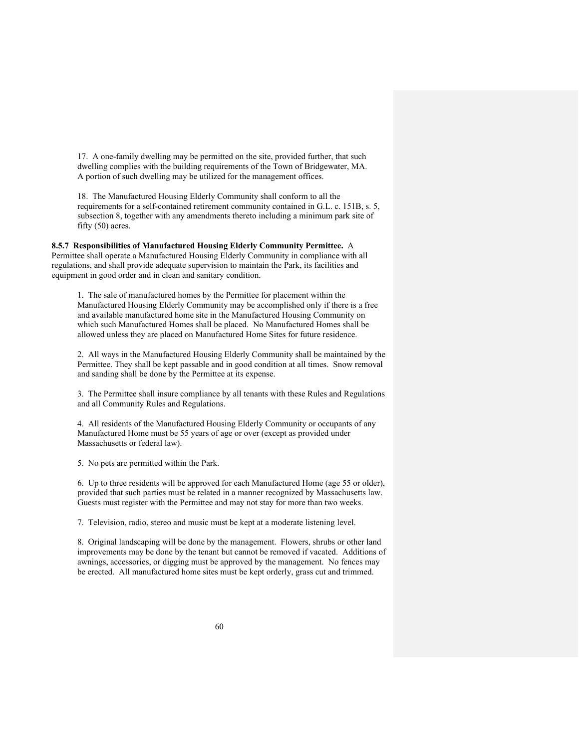17. A one-family dwelling may be permitted on the site, provided further, that such dwelling complies with the building requirements of the Town of Bridgewater, MA. A portion of such dwelling may be utilized for the management offices.

18. The Manufactured Housing Elderly Community shall conform to all the requirements for a self-contained retirement community contained in G.L. c. 151B, s. 5, subsection 8, together with any amendments thereto including a minimum park site of fifty (50) acres.

**8.5.7 Responsibilities of Manufactured Housing Elderly Community Permittee.** A Permittee shall operate a Manufactured Housing Elderly Community in compliance with all regulations, and shall provide adequate supervision to maintain the Park, its facilities and equipment in good order and in clean and sanitary condition.

1. The sale of manufactured homes by the Permittee for placement within the Manufactured Housing Elderly Community may be accomplished only if there is a free and available manufactured home site in the Manufactured Housing Community on which such Manufactured Homes shall be placed. No Manufactured Homes shall be allowed unless they are placed on Manufactured Home Sites for future residence.

2. All ways in the Manufactured Housing Elderly Community shall be maintained by the Permittee. They shall be kept passable and in good condition at all times. Snow removal and sanding shall be done by the Permittee at its expense.

3. The Permittee shall insure compliance by all tenants with these Rules and Regulations and all Community Rules and Regulations.

4. All residents of the Manufactured Housing Elderly Community or occupants of any Manufactured Home must be 55 years of age or over (except as provided under Massachusetts or federal law).

5. No pets are permitted within the Park.

6. Up to three residents will be approved for each Manufactured Home (age 55 or older), provided that such parties must be related in a manner recognized by Massachusetts law. Guests must register with the Permittee and may not stay for more than two weeks.

7. Television, radio, stereo and music must be kept at a moderate listening level.

8. Original landscaping will be done by the management. Flowers, shrubs or other land improvements may be done by the tenant but cannot be removed if vacated. Additions of awnings, accessories, or digging must be approved by the management. No fences may be erected. All manufactured home sites must be kept orderly, grass cut and trimmed.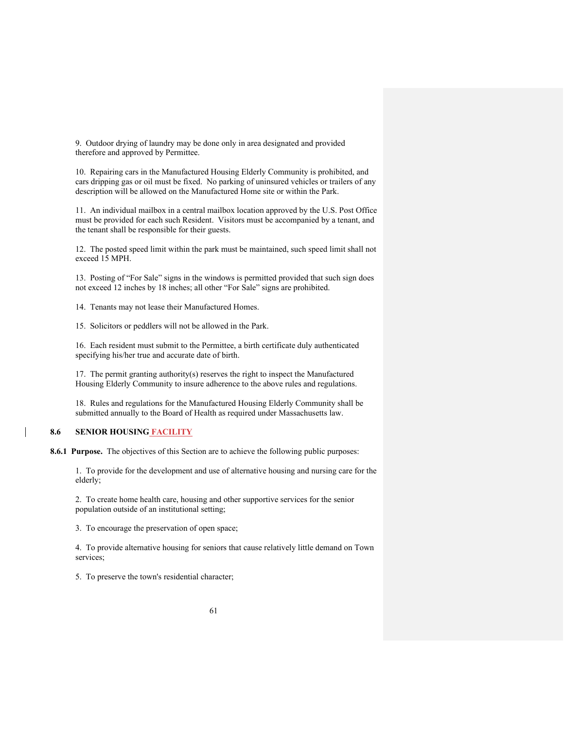9. Outdoor drying of laundry may be done only in area designated and provided therefore and approved by Permittee.

10. Repairing cars in the Manufactured Housing Elderly Community is prohibited, and cars dripping gas or oil must be fixed. No parking of uninsured vehicles or trailers of any description will be allowed on the Manufactured Home site or within the Park.

11. An individual mailbox in a central mailbox location approved by the U.S. Post Office must be provided for each such Resident. Visitors must be accompanied by a tenant, and the tenant shall be responsible for their guests.

12. The posted speed limit within the park must be maintained, such speed limit shall not exceed 15 MPH.

13. Posting of "For Sale" signs in the windows is permitted provided that such sign does not exceed 12 inches by 18 inches; all other "For Sale" signs are prohibited.

14. Tenants may not lease their Manufactured Homes.

15. Solicitors or peddlers will not be allowed in the Park.

16. Each resident must submit to the Permittee, a birth certificate duly authenticated specifying his/her true and accurate date of birth.

17. The permit granting authority(s) reserves the right to inspect the Manufactured Housing Elderly Community to insure adherence to the above rules and regulations.

18. Rules and regulations for the Manufactured Housing Elderly Community shall be submitted annually to the Board of Health as required under Massachusetts law.

## 8.6 SENIOR HOUSING FACILITY

**8.6.1 Purpose.** The objectives of this Section are to achieve the following public purposes:

1. To provide for the development and use of alternative housing and nursing care for the elderly;

2. To create home health care, housing and other supportive services for the senior population outside of an institutional setting;

3. To encourage the preservation of open space;

4. To provide alternative housing for seniors that cause relatively little demand on Town services;

5. To preserve the town's residential character;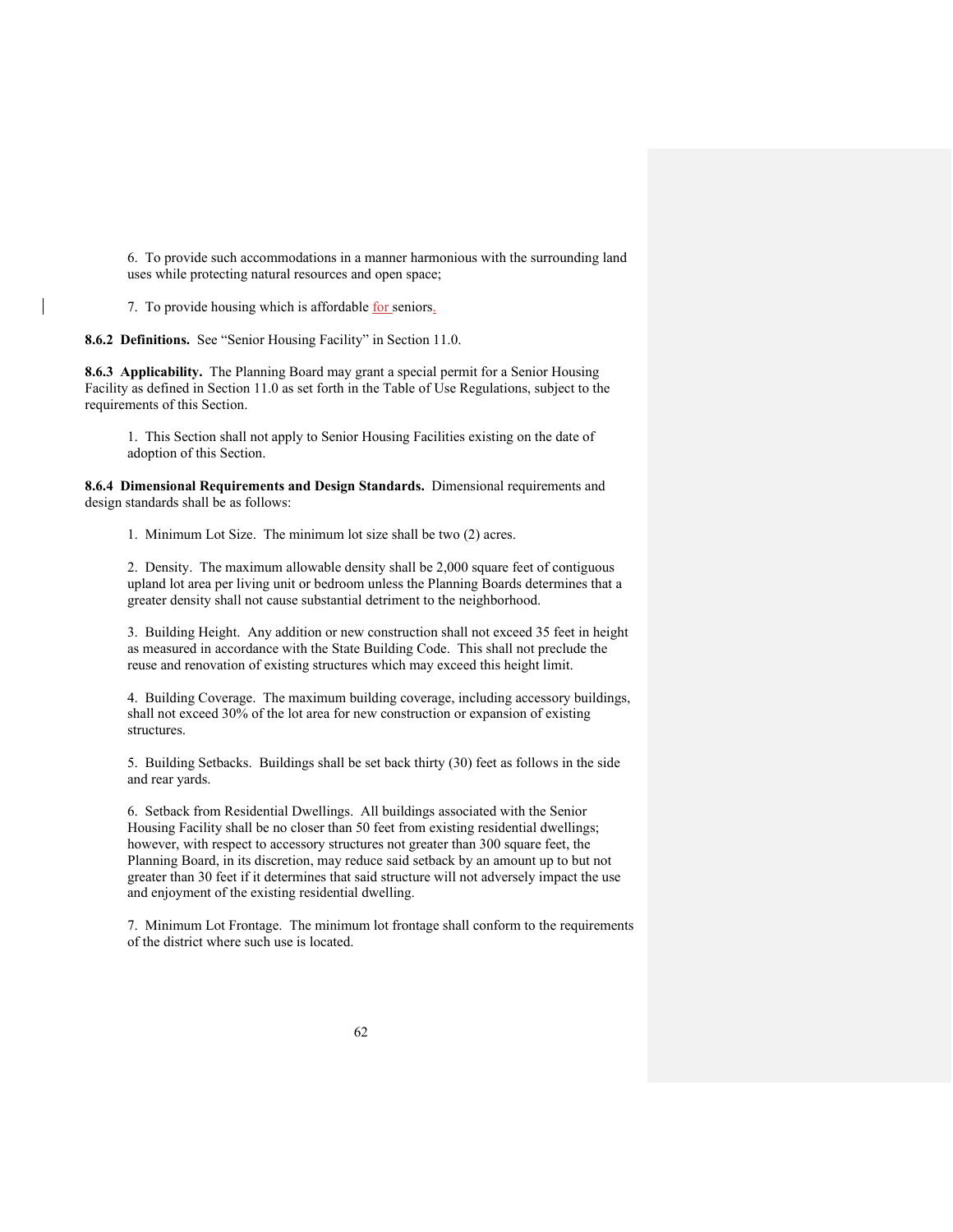6. To provide such accommodations in a manner harmonious with the surrounding land uses while protecting natural resources and open space;

7. To provide housing which is affordable for seniors.

**8.6.2 Definitions.** See "Senior Housing Facility" in Section 11.0.

**8.6.3 Applicability.** The Planning Board may grant a special permit for a Senior Housing Facility as defined in Section 11.0 as set forth in the Table of Use Regulations, subject to the requirements of this Section.

1. This Section shall not apply to Senior Housing Facilities existing on the date of adoption of this Section.

**8.6.4 Dimensional Requirements and Design Standards.** Dimensional requirements and design standards shall be as follows:

1. Minimum Lot Size. The minimum lot size shall be two (2) acres.

2. Density. The maximum allowable density shall be 2,000 square feet of contiguous upland lot area per living unit or bedroom unless the Planning Boards determines that a greater density shall not cause substantial detriment to the neighborhood.

3. Building Height. Any addition or new construction shall not exceed 35 feet in height as measured in accordance with the State Building Code. This shall not preclude the reuse and renovation of existing structures which may exceed this height limit.

4. Building Coverage. The maximum building coverage, including accessory buildings, shall not exceed 30% of the lot area for new construction or expansion of existing structures.

5. Building Setbacks. Buildings shall be set back thirty (30) feet as follows in the side and rear yards.

6. Setback from Residential Dwellings. All buildings associated with the Senior Housing Facility shall be no closer than 50 feet from existing residential dwellings; however, with respect to accessory structures not greater than 300 square feet, the Planning Board, in its discretion, may reduce said setback by an amount up to but not greater than 30 feet if it determines that said structure will not adversely impact the use and enjoyment of the existing residential dwelling.

7. Minimum Lot Frontage. The minimum lot frontage shall conform to the requirements of the district where such use is located.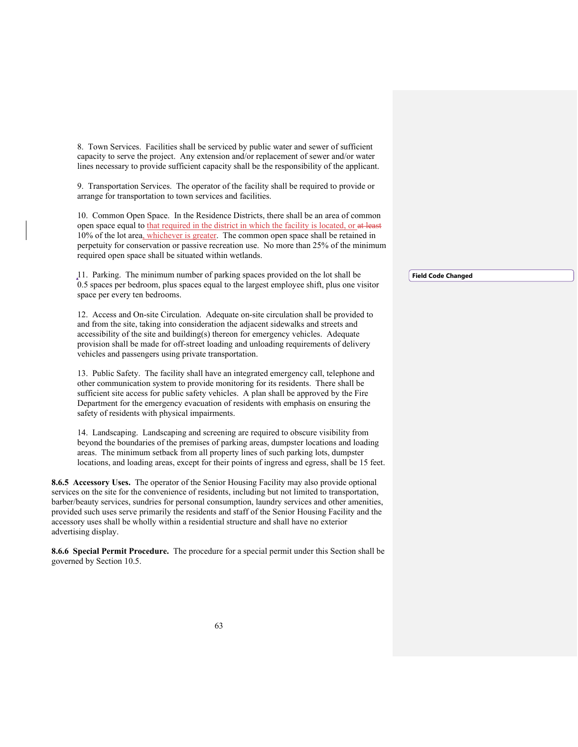8. Town Services. Facilities shall be serviced by public water and sewer of sufficient capacity to serve the project. Any extension and/or replacement of sewer and/or water lines necessary to provide sufficient capacity shall be the responsibility of the applicant.

9. Transportation Services. The operator of the facility shall be required to provide or arrange for transportation to town services and facilities.

10. Common Open Space. In the Residence Districts, there shall be an area of common open space equal to that required in the district in which the facility is located, or ~~at least~~ 10% of the lot area, whichever is greater. The common open space shall be retained in perpetuity for conservation or passive recreation use. No more than 25% of the minimum required open space shall be situated within wetlands.

11. Parking. The minimum number of parking spaces provided on the lot shall be 0.5 spaces per bedroom, plus spaces equal to the largest employee shift, plus one visitor space per every ten bedrooms.

12. Access and On-site Circulation. Adequate on-site circulation shall be provided to and from the site, taking into consideration the adjacent sidewalks and streets and accessibility of the site and building(s) thereon for emergency vehicles. Adequate provision shall be made for off-street loading and unloading requirements of delivery vehicles and passengers using private transportation.

13. Public Safety. The facility shall have an integrated emergency call, telephone and other communication system to provide monitoring for its residents. There shall be sufficient site access for public safety vehicles. A plan shall be approved by the Fire Department for the emergency evacuation of residents with emphasis on ensuring the safety of residents with physical impairments.

14. Landscaping. Landscaping and screening are required to obscure visibility from beyond the boundaries of the premises of parking areas, dumpster locations and loading areas. The minimum setback from all property lines of such parking lots, dumpster locations, and loading areas, except for their points of ingress and egress, shall be 15 feet.

**8.6.5 Accessory Uses.** The operator of the Senior Housing Facility may also provide optional services on the site for the convenience of residents, including but not limited to transportation, barber/beauty services, sundries for personal consumption, laundry services and other amenities, provided such uses serve primarily the residents and staff of the Senior Housing Facility and the accessory uses shall be wholly within a residential structure and shall have no exterior advertising display.

**8.6.6 Special Permit Procedure.** The procedure for a special permit under this Section shall be governed by Section 10.5.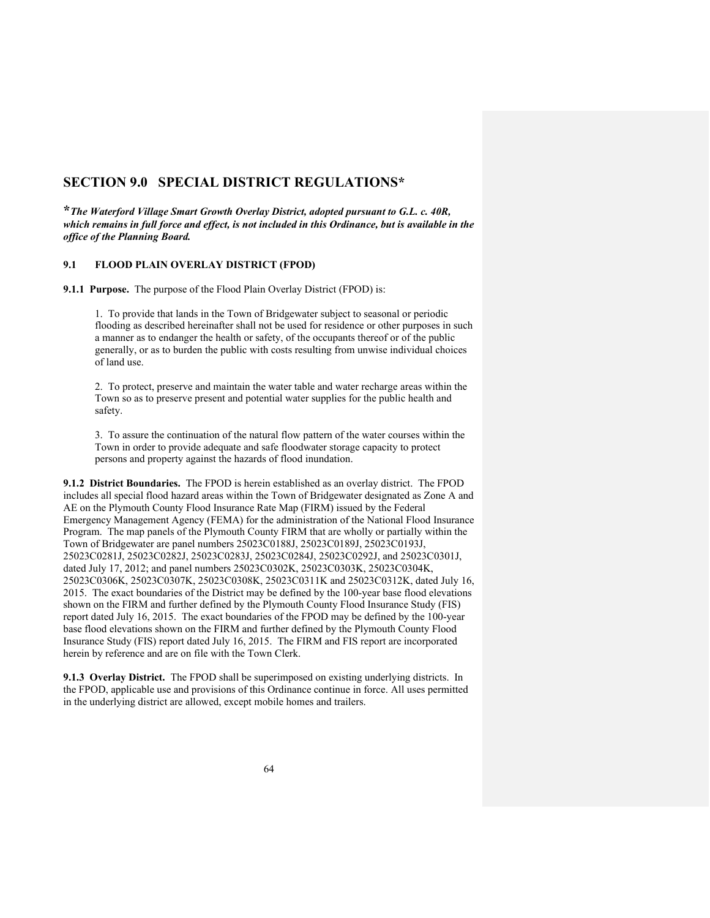# SECTION 9.0 SPECIAL DISTRICT REGULATIONS*

***The Waterford Village Smart Growth Overlay District, adopted pursuant to G.L. c. 40R, which remains in full force and effect, is not included in this Ordinance, but is available in the office of the Planning Board.***

## 9.1 FLOOD PLAIN OVERLAY DISTRICT (FPOD)

**9.1.1 Purpose.** The purpose of the Flood Plain Overlay District (FPOD) is:

1. To provide that lands in the Town of Bridgewater subject to seasonal or periodic flooding as described hereinafter shall not be used for residence or other purposes in such a manner as to endanger the health or safety, of the occupants thereof or of the public generally, or as to burden the public with costs resulting from unwise individual choices of land use.

2. To protect, preserve and maintain the water table and water recharge areas within the Town so as to preserve present and potential water supplies for the public health and safety.

3. To assure the continuation of the natural flow pattern of the water courses within the Town in order to provide adequate and safe floodwater storage capacity to protect persons and property against the hazards of flood inundation.

**9.1.2 District Boundaries.** The FPOD is herein established as an overlay district. The FPOD includes all special flood hazard areas within the Town of Bridgewater designated as Zone A and AE on the Plymouth County Flood Insurance Rate Map (FIRM) issued by the Federal Emergency Management Agency (FEMA) for the administration of the National Flood Insurance Program. The map panels of the Plymouth County FIRM that are wholly or partially within the Town of Bridgewater are panel numbers 25023C0188J, 25023C0189J, 25023C0193J, 25023C0281J, 25023C0282J, 25023C0283J, 25023C0284J, 25023C0292J, and 25023C0301J, dated July 17, 2012; and panel numbers 25023C0302K, 25023C0303K, 25023C0304K, 25023C0306K, 25023C0307K, 25023C0308K, 25023C0311K and 25023C0312K, dated July 16, 2015. The exact boundaries of the District may be defined by the 100-year base flood elevations shown on the FIRM and further defined by the Plymouth County Flood Insurance Study (FIS) report dated July 16, 2015. The exact boundaries of the FPOD may be defined by the 100-year base flood elevations shown on the FIRM and further defined by the Plymouth County Flood Insurance Study (FIS) report dated July 16, 2015. The FIRM and FIS report are incorporated herein by reference and are on file with the Town Clerk.

**9.1.3 Overlay District.** The FPOD shall be superimposed on existing underlying districts. In the FPOD, applicable use and provisions of this Ordinance continue in force. All uses permitted in the underlying district are allowed, except mobile homes and trailers.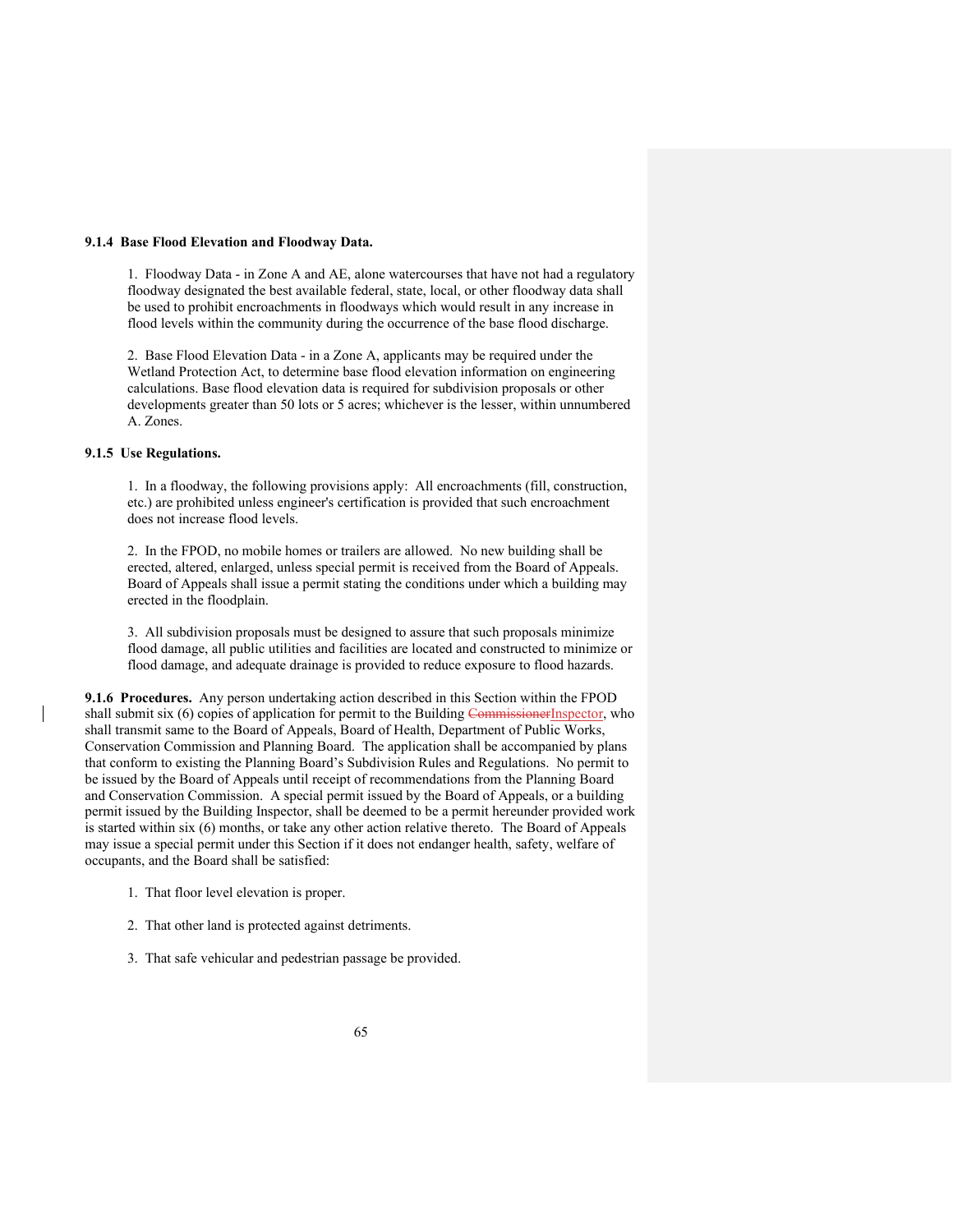**9.1.4 Base Flood Elevation and Floodway Data.**

1. Floodway Data - in Zone A and AE, alone watercourses that have not had a regulatory floodway designated the best available federal, state, local, or other floodway data shall be used to prohibit encroachments in floodways which would result in any increase in flood levels within the community during the occurrence of the base flood discharge.

2. Base Flood Elevation Data - in a Zone A, applicants may be required under the Wetland Protection Act, to determine base flood elevation information on engineering calculations. Base flood elevation data is required for subdivision proposals or other developments greater than 50 lots or 5 acres; whichever is the lesser, within unnumbered A. Zones.

**9.1.5 Use Regulations.**

1. In a floodway, the following provisions apply: All encroachments (fill, construction, etc.) are prohibited unless engineer's certification is provided that such encroachment does not increase flood levels.

2. In the FPOD, no mobile homes or trailers are allowed. No new building shall be erected, altered, enlarged, unless special permit is received from the Board of Appeals. Board of Appeals shall issue a permit stating the conditions under which a building may erected in the floodplain.

3. All subdivision proposals must be designed to assure that such proposals minimize flood damage, all public utilities and facilities are located and constructed to minimize or flood damage, and adequate drainage is provided to reduce exposure to flood hazards.

**9.1.6 Procedures.** Any person undertaking action described in this Section within the FPOD shall submit six (6) copies of application for permit to the Building ~~Commissioner~~Inspector, who shall transmit same to the Board of Appeals, Board of Health, Department of Public Works, Conservation Commission and Planning Board. The application shall be accompanied by plans that conform to existing the Planning Board's Subdivision Rules and Regulations. No permit to be issued by the Board of Appeals until receipt of recommendations from the Planning Board and Conservation Commission. A special permit issued by the Board of Appeals, or a building permit issued by the Building Inspector, shall be deemed to be a permit hereunder provided work is started within six (6) months, or take any other action relative thereto. The Board of Appeals may issue a special permit under this Section if it does not endanger health, safety, welfare of occupants, and the Board shall be satisfied:

1. That floor level elevation is proper.

2. That other land is protected against detriments.

3. That safe vehicular and pedestrian passage be provided.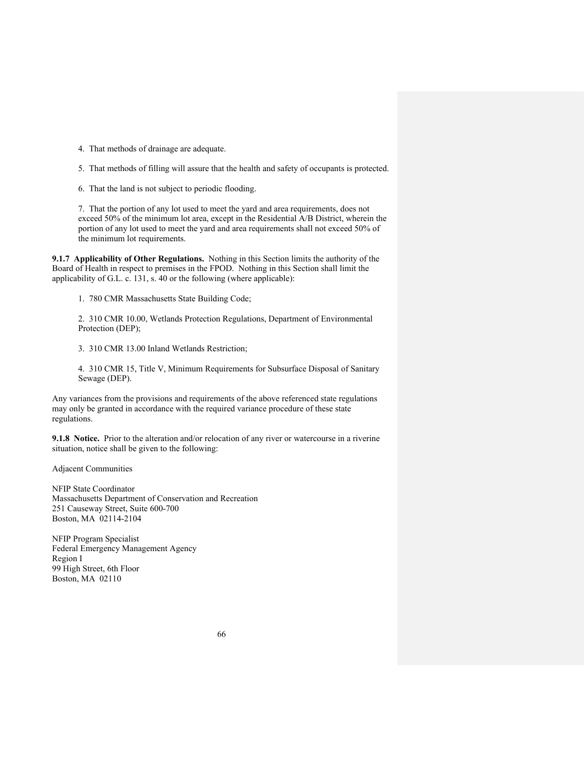4. That methods of drainage are adequate.

5. That methods of filling will assure that the health and safety of occupants is protected.

6. That the land is not subject to periodic flooding.

7. That the portion of any lot used to meet the yard and area requirements, does not exceed 50% of the minimum lot area, except in the Residential A/B District, wherein the portion of any lot used to meet the yard and area requirements shall not exceed 50% of the minimum lot requirements.

**9.1.7 Applicability of Other Regulations.** Nothing in this Section limits the authority of the Board of Health in respect to premises in the FPOD. Nothing in this Section shall limit the applicability of G.L. c. 131, s. 40 or the following (where applicable):

1. 780 CMR Massachusetts State Building Code;

2. 310 CMR 10.00, Wetlands Protection Regulations, Department of Environmental Protection (DEP);

3. 310 CMR 13.00 Inland Wetlands Restriction;

4. 310 CMR 15, Title V, Minimum Requirements for Subsurface Disposal of Sanitary Sewage (DEP).

Any variances from the provisions and requirements of the above referenced state regulations may only be granted in accordance with the required variance procedure of these state regulations.

**9.1.8 Notice.** Prior to the alteration and/or relocation of any river or watercourse in a riverine situation, notice shall be given to the following:

Adjacent Communities

NFIP State Coordinator
Massachusetts Department of Conservation and Recreation
251 Causeway Street, Suite 600-700
Boston, MA 02114-2104

NFIP Program Specialist
Federal Emergency Management Agency
Region I
99 High Street, 6th Floor
Boston, MA 02110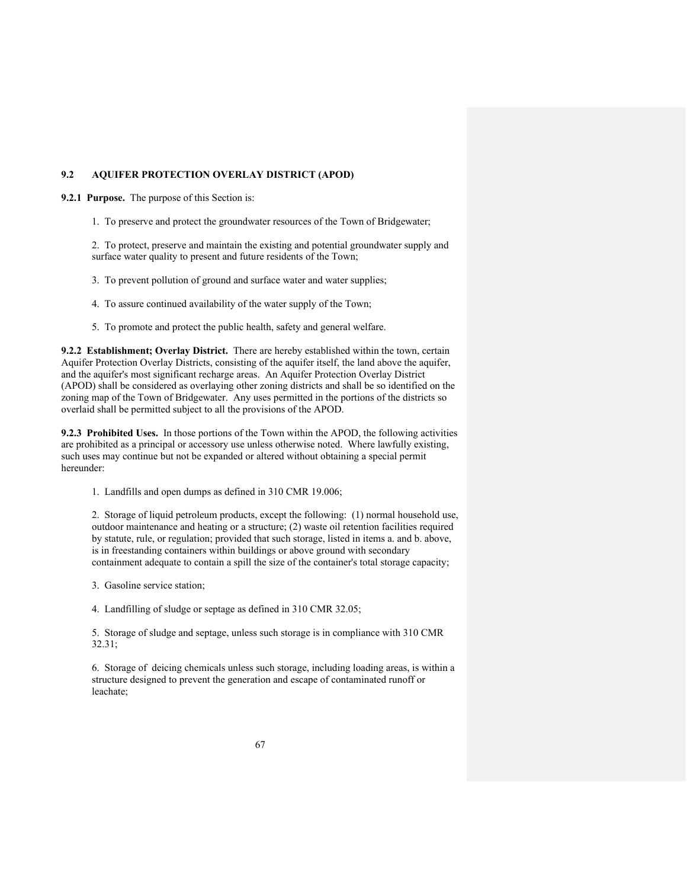## 9.2 AQUIFER PROTECTION OVERLAY DISTRICT (APOD)

**9.2.1 Purpose.** The purpose of this Section is:

1. To preserve and protect the groundwater resources of the Town of Bridgewater;

2. To protect, preserve and maintain the existing and potential groundwater supply and surface water quality to present and future residents of the Town;

3. To prevent pollution of ground and surface water and water supplies;

4. To assure continued availability of the water supply of the Town;

5. To promote and protect the public health, safety and general welfare.

**9.2.2 Establishment; Overlay District.** There are hereby established within the town, certain Aquifer Protection Overlay Districts, consisting of the aquifer itself, the land above the aquifer, and the aquifer's most significant recharge areas. An Aquifer Protection Overlay District (APOD) shall be considered as overlaying other zoning districts and shall be so identified on the zoning map of the Town of Bridgewater. Any uses permitted in the portions of the districts so overlaid shall be permitted subject to all the provisions of the APOD.

**9.2.3 Prohibited Uses.** In those portions of the Town within the APOD, the following activities are prohibited as a principal or accessory use unless otherwise noted. Where lawfully existing, such uses may continue but not be expanded or altered without obtaining a special permit hereunder:

1. Landfills and open dumps as defined in 310 CMR 19.006;

2. Storage of liquid petroleum products, except the following: (1) normal household use, outdoor maintenance and heating or a structure; (2) waste oil retention facilities required by statute, rule, or regulation; provided that such storage, listed in items a. and b. above, is in freestanding containers within buildings or above ground with secondary containment adequate to contain a spill the size of the container's total storage capacity;

3. Gasoline service station;

4. Landfilling of sludge or septage as defined in 310 CMR 32.05;

5. Storage of sludge and septage, unless such storage is in compliance with 310 CMR 32.31;

6. Storage of deicing chemicals unless such storage, including loading areas, is within a structure designed to prevent the generation and escape of contaminated runoff or leachate;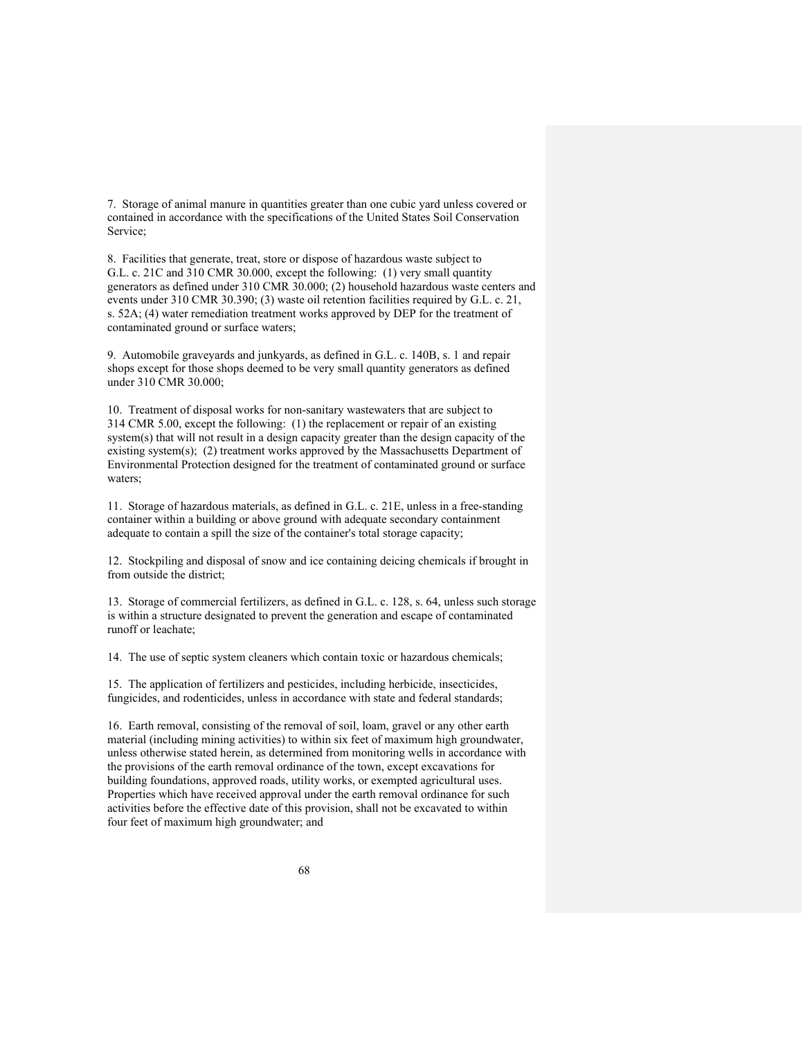7. Storage of animal manure in quantities greater than one cubic yard unless covered or contained in accordance with the specifications of the United States Soil Conservation Service;

8. Facilities that generate, treat, store or dispose of hazardous waste subject to G.L. c. 21C and 310 CMR 30.000, except the following: (1) very small quantity generators as defined under 310 CMR 30.000; (2) household hazardous waste centers and events under 310 CMR 30.390; (3) waste oil retention facilities required by G.L. c. 21, s. 52A; (4) water remediation treatment works approved by DEP for the treatment of contaminated ground or surface waters;

9. Automobile graveyards and junkyards, as defined in G.L. c. 140B, s. 1 and repair shops except for those shops deemed to be very small quantity generators as defined under 310 CMR 30.000;

10. Treatment of disposal works for non-sanitary wastewaters that are subject to 314 CMR 5.00, except the following: (1) the replacement or repair of an existing system(s) that will not result in a design capacity greater than the design capacity of the existing system(s); (2) treatment works approved by the Massachusetts Department of Environmental Protection designed for the treatment of contaminated ground or surface waters;

11. Storage of hazardous materials, as defined in G.L. c. 21E, unless in a free-standing container within a building or above ground with adequate secondary containment adequate to contain a spill the size of the container's total storage capacity;

12. Stockpiling and disposal of snow and ice containing deicing chemicals if brought in from outside the district;

13. Storage of commercial fertilizers, as defined in G.L. c. 128, s. 64, unless such storage is within a structure designated to prevent the generation and escape of contaminated runoff or leachate;

14. The use of septic system cleaners which contain toxic or hazardous chemicals;

15. The application of fertilizers and pesticides, including herbicide, insecticides, fungicides, and rodenticides, unless in accordance with state and federal standards;

16. Earth removal, consisting of the removal of soil, loam, gravel or any other earth material (including mining activities) to within six feet of maximum high groundwater, unless otherwise stated herein, as determined from monitoring wells in accordance with the provisions of the earth removal ordinance of the town, except excavations for building foundations, approved roads, utility works, or exempted agricultural uses. Properties which have received approval under the earth removal ordinance for such activities before the effective date of this provision, shall not be excavated to within four feet of maximum high groundwater; and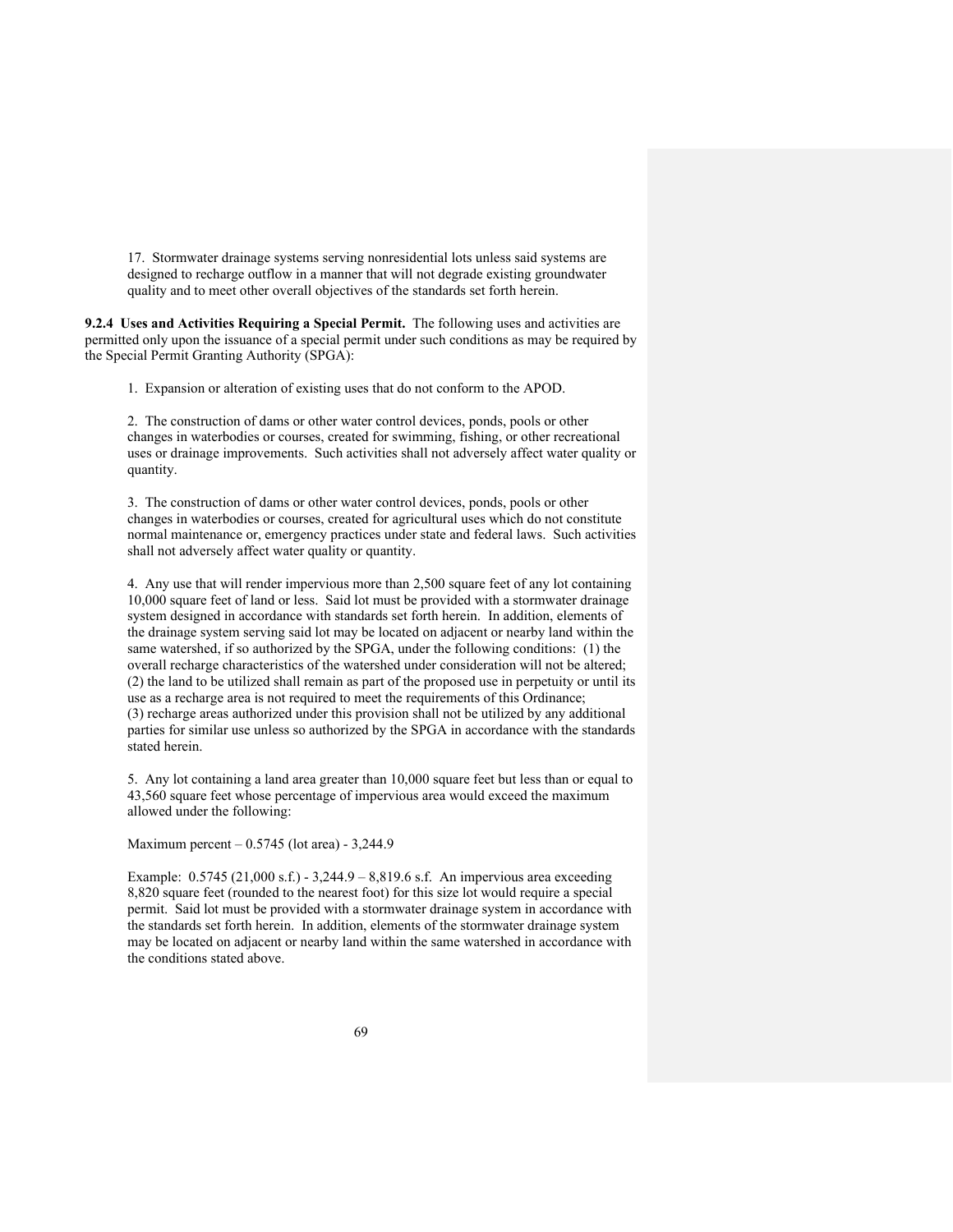17. Stormwater drainage systems serving nonresidential lots unless said systems are designed to recharge outflow in a manner that will not degrade existing groundwater quality and to meet other overall objectives of the standards set forth herein.

**9.2.4 Uses and Activities Requiring a Special Permit.** The following uses and activities are permitted only upon the issuance of a special permit under such conditions as may be required by the Special Permit Granting Authority (SPGA):

1. Expansion or alteration of existing uses that do not conform to the APOD.

2. The construction of dams or other water control devices, ponds, pools or other changes in waterbodies or courses, created for swimming, fishing, or other recreational uses or drainage improvements. Such activities shall not adversely affect water quality or quantity.

3. The construction of dams or other water control devices, ponds, pools or other changes in waterbodies or courses, created for agricultural uses which do not constitute normal maintenance or, emergency practices under state and federal laws. Such activities shall not adversely affect water quality or quantity.

4. Any use that will render impervious more than 2,500 square feet of any lot containing 10,000 square feet of land or less. Said lot must be provided with a stormwater drainage system designed in accordance with standards set forth herein. In addition, elements of the drainage system serving said lot may be located on adjacent or nearby land within the same watershed, if so authorized by the SPGA, under the following conditions: (1) the overall recharge characteristics of the watershed under consideration will not be altered; (2) the land to be utilized shall remain as part of the proposed use in perpetuity or until its use as a recharge area is not required to meet the requirements of this Ordinance; (3) recharge areas authorized under this provision shall not be utilized by any additional parties for similar use unless so authorized by the SPGA in accordance with the standards stated herein.

5. Any lot containing a land area greater than 10,000 square feet but less than or equal to 43,560 square feet whose percentage of impervious area would exceed the maximum allowed under the following:

Maximum percent – 0.5745 (lot area) - 3,244.9

Example: 0.5745 (21,000 s.f.) - 3,244.9 – 8,819.6 s.f. An impervious area exceeding 8,820 square feet (rounded to the nearest foot) for this size lot would require a special permit. Said lot must be provided with a stormwater drainage system in accordance with the standards set forth herein. In addition, elements of the stormwater drainage system may be located on adjacent or nearby land within the same watershed in accordance with the conditions stated above.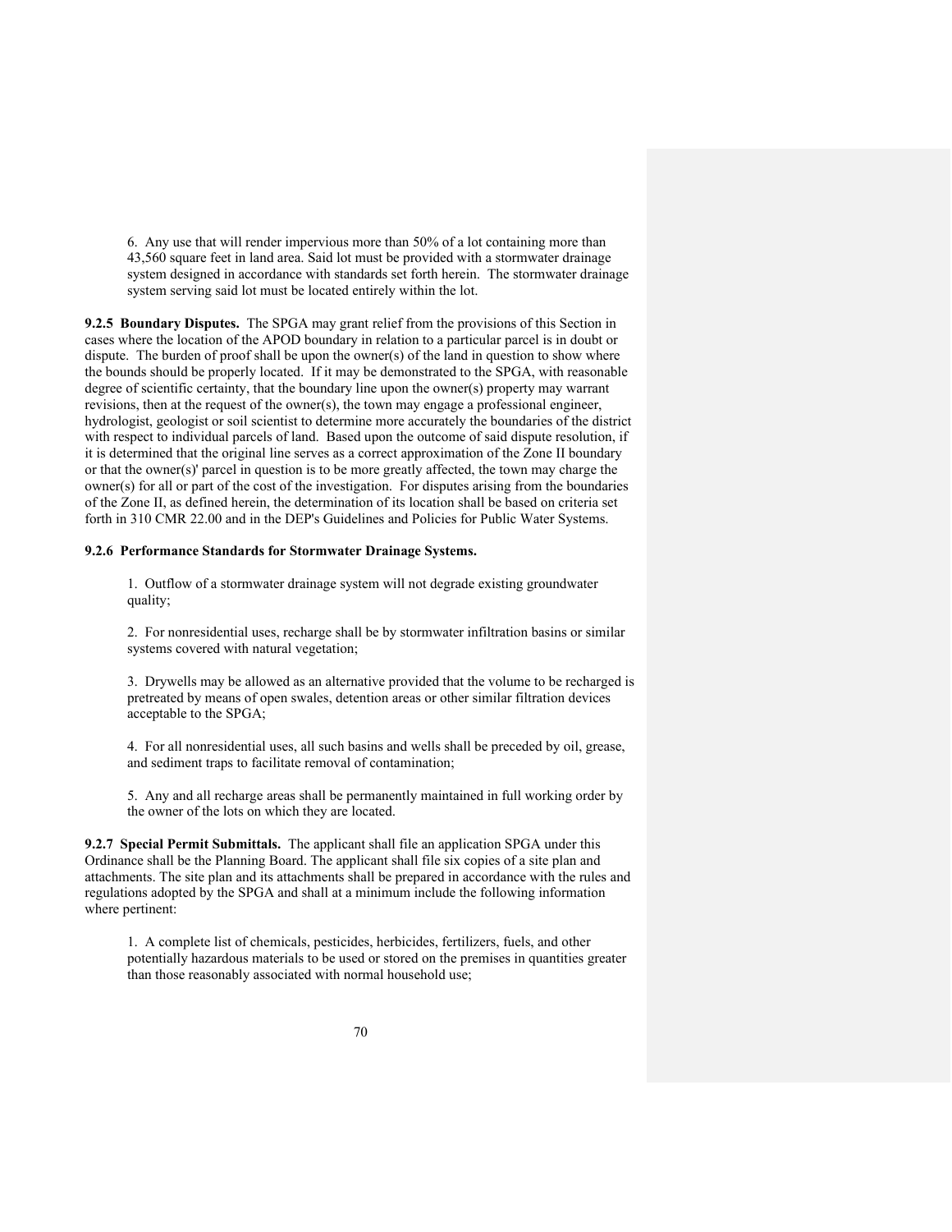6. Any use that will render impervious more than 50% of a lot containing more than 43,560 square feet in land area. Said lot must be provided with a stormwater drainage system designed in accordance with standards set forth herein. The stormwater drainage system serving said lot must be located entirely within the lot.

**9.2.5 Boundary Disputes.** The SPGA may grant relief from the provisions of this Section in cases where the location of the APOD boundary in relation to a particular parcel is in doubt or dispute. The burden of proof shall be upon the owner(s) of the land in question to show where the bounds should be properly located. If it may be demonstrated to the SPGA, with reasonable degree of scientific certainty, that the boundary line upon the owner(s) property may warrant revisions, then at the request of the owner(s), the town may engage a professional engineer, hydrologist, geologist or soil scientist to determine more accurately the boundaries of the district with respect to individual parcels of land. Based upon the outcome of said dispute resolution, if it is determined that the original line serves as a correct approximation of the Zone II boundary or that the owner(s)' parcel in question is to be more greatly affected, the town may charge the owner(s) for all or part of the cost of the investigation. For disputes arising from the boundaries of the Zone II, as defined herein, the determination of its location shall be based on criteria set forth in 310 CMR 22.00 and in the DEP's Guidelines and Policies for Public Water Systems.

**9.2.6 Performance Standards for Stormwater Drainage Systems.**

1. Outflow of a stormwater drainage system will not degrade existing groundwater quality;

2. For nonresidential uses, recharge shall be by stormwater infiltration basins or similar systems covered with natural vegetation;

3. Drywells may be allowed as an alternative provided that the volume to be recharged is pretreated by means of open swales, detention areas or other similar filtration devices acceptable to the SPGA;

4. For all nonresidential uses, all such basins and wells shall be preceded by oil, grease, and sediment traps to facilitate removal of contamination;

5. Any and all recharge areas shall be permanently maintained in full working order by the owner of the lots on which they are located.

**9.2.7 Special Permit Submittals.** The applicant shall file an application SPGA under this Ordinance shall be the Planning Board. The applicant shall file six copies of a site plan and attachments. The site plan and its attachments shall be prepared in accordance with the rules and regulations adopted by the SPGA and shall at a minimum include the following information where pertinent:

1. A complete list of chemicals, pesticides, herbicides, fertilizers, fuels, and other potentially hazardous materials to be used or stored on the premises in quantities greater than those reasonably associated with normal household use;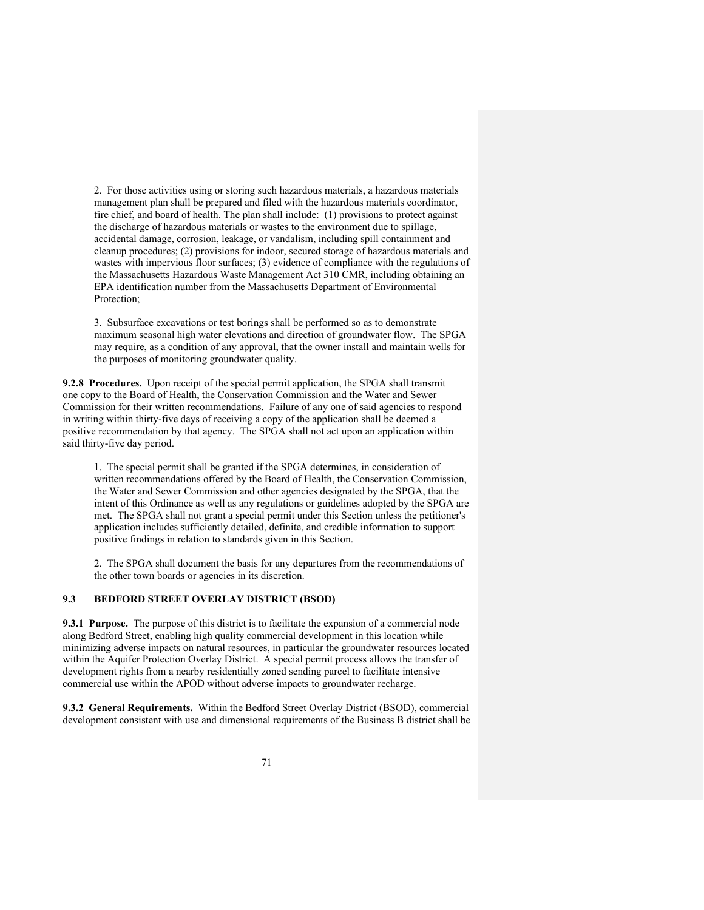2. For those activities using or storing such hazardous materials, a hazardous materials management plan shall be prepared and filed with the hazardous materials coordinator, fire chief, and board of health. The plan shall include: (1) provisions to protect against the discharge of hazardous materials or wastes to the environment due to spillage, accidental damage, corrosion, leakage, or vandalism, including spill containment and cleanup procedures; (2) provisions for indoor, secured storage of hazardous materials and wastes with impervious floor surfaces; (3) evidence of compliance with the regulations of the Massachusetts Hazardous Waste Management Act 310 CMR, including obtaining an EPA identification number from the Massachusetts Department of Environmental Protection;

3. Subsurface excavations or test borings shall be performed so as to demonstrate maximum seasonal high water elevations and direction of groundwater flow. The SPGA may require, as a condition of any approval, that the owner install and maintain wells for the purposes of monitoring groundwater quality.

**9.2.8 Procedures.** Upon receipt of the special permit application, the SPGA shall transmit one copy to the Board of Health, the Conservation Commission and the Water and Sewer Commission for their written recommendations. Failure of any one of said agencies to respond in writing within thirty-five days of receiving a copy of the application shall be deemed a positive recommendation by that agency. The SPGA shall not act upon an application within said thirty-five day period.

1. The special permit shall be granted if the SPGA determines, in consideration of written recommendations offered by the Board of Health, the Conservation Commission, the Water and Sewer Commission and other agencies designated by the SPGA, that the intent of this Ordinance as well as any regulations or guidelines adopted by the SPGA are met. The SPGA shall not grant a special permit under this Section unless the petitioner's application includes sufficiently detailed, definite, and credible information to support positive findings in relation to standards given in this Section.

2. The SPGA shall document the basis for any departures from the recommendations of the other town boards or agencies in its discretion.

## 9.3 BEDFORD STREET OVERLAY DISTRICT (BSOD)

**9.3.1 Purpose.** The purpose of this district is to facilitate the expansion of a commercial node along Bedford Street, enabling high quality commercial development in this location while minimizing adverse impacts on natural resources, in particular the groundwater resources located within the Aquifer Protection Overlay District. A special permit process allows the transfer of development rights from a nearby residentially zoned sending parcel to facilitate intensive commercial use within the APOD without adverse impacts to groundwater recharge.

**9.3.2 General Requirements.** Within the Bedford Street Overlay District (BSOD), commercial development consistent with use and dimensional requirements of the Business B district shall be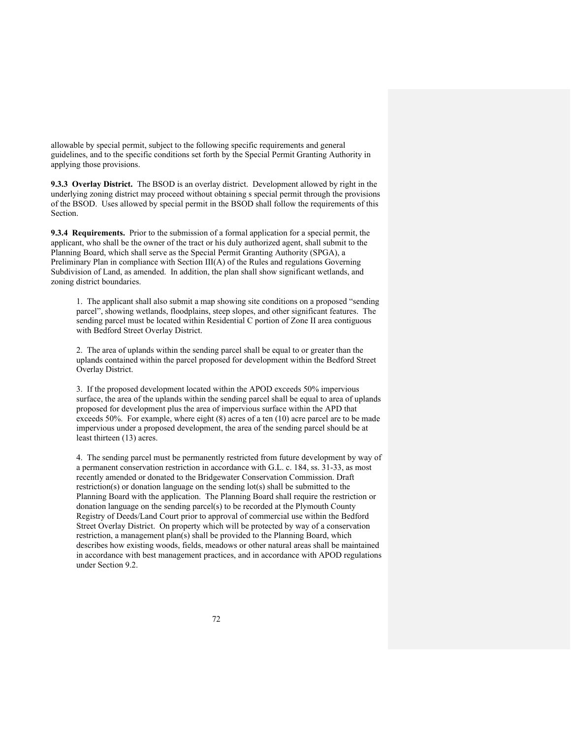allowable by special permit, subject to the following specific requirements and general guidelines, and to the specific conditions set forth by the Special Permit Granting Authority in applying those provisions.

**9.3.3 Overlay District.** The BSOD is an overlay district. Development allowed by right in the underlying zoning district may proceed without obtaining s special permit through the provisions of the BSOD. Uses allowed by special permit in the BSOD shall follow the requirements of this Section.

**9.3.4 Requirements.** Prior to the submission of a formal application for a special permit, the applicant, who shall be the owner of the tract or his duly authorized agent, shall submit to the Planning Board, which shall serve as the Special Permit Granting Authority (SPGA), a Preliminary Plan in compliance with Section III(A) of the Rules and regulations Governing Subdivision of Land, as amended. In addition, the plan shall show significant wetlands, and zoning district boundaries.

1. The applicant shall also submit a map showing site conditions on a proposed "sending parcel", showing wetlands, floodplains, steep slopes, and other significant features. The sending parcel must be located within Residential C portion of Zone II area contiguous with Bedford Street Overlay District.

2. The area of uplands within the sending parcel shall be equal to or greater than the uplands contained within the parcel proposed for development within the Bedford Street Overlay District.

3. If the proposed development located within the APOD exceeds 50% impervious surface, the area of the uplands within the sending parcel shall be equal to area of uplands proposed for development plus the area of impervious surface within the APD that exceeds 50%. For example, where eight (8) acres of a ten (10) acre parcel are to be made impervious under a proposed development, the area of the sending parcel should be at least thirteen (13) acres.

4. The sending parcel must be permanently restricted from future development by way of a permanent conservation restriction in accordance with G.L. c. 184, ss. 31-33, as most recently amended or donated to the Bridgewater Conservation Commission. Draft restriction(s) or donation language on the sending lot(s) shall be submitted to the Planning Board with the application. The Planning Board shall require the restriction or donation language on the sending parcel(s) to be recorded at the Plymouth County Registry of Deeds/Land Court prior to approval of commercial use within the Bedford Street Overlay District. On property which will be protected by way of a conservation restriction, a management plan(s) shall be provided to the Planning Board, which describes how existing woods, fields, meadows or other natural areas shall be maintained in accordance with best management practices, and in accordance with APOD regulations under Section 9.2.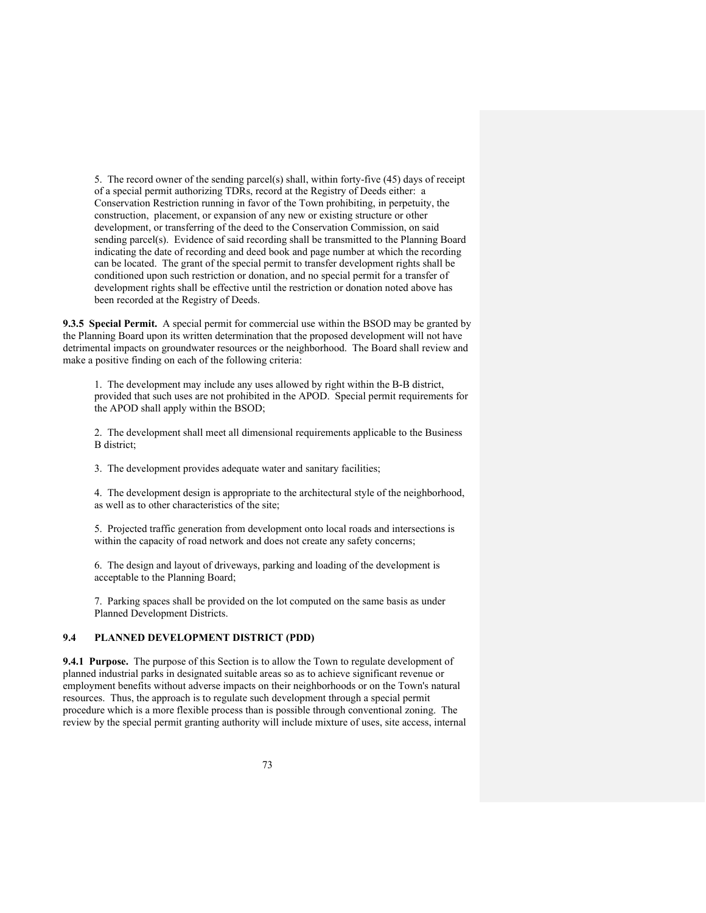5. The record owner of the sending parcel(s) shall, within forty-five (45) days of receipt of a special permit authorizing TDRs, record at the Registry of Deeds either: a Conservation Restriction running in favor of the Town prohibiting, in perpetuity, the construction, placement, or expansion of any new or existing structure or other development, or transferring of the deed to the Conservation Commission, on said sending parcel(s). Evidence of said recording shall be transmitted to the Planning Board indicating the date of recording and deed book and page number at which the recording can be located. The grant of the special permit to transfer development rights shall be conditioned upon such restriction or donation, and no special permit for a transfer of development rights shall be effective until the restriction or donation noted above has been recorded at the Registry of Deeds.

**9.3.5 Special Permit.** A special permit for commercial use within the BSOD may be granted by the Planning Board upon its written determination that the proposed development will not have detrimental impacts on groundwater resources or the neighborhood. The Board shall review and make a positive finding on each of the following criteria:

1. The development may include any uses allowed by right within the B-B district, provided that such uses are not prohibited in the APOD. Special permit requirements for the APOD shall apply within the BSOD;

2. The development shall meet all dimensional requirements applicable to the Business B district;

3. The development provides adequate water and sanitary facilities;

4. The development design is appropriate to the architectural style of the neighborhood, as well as to other characteristics of the site;

5. Projected traffic generation from development onto local roads and intersections is within the capacity of road network and does not create any safety concerns;

6. The design and layout of driveways, parking and loading of the development is acceptable to the Planning Board;

7. Parking spaces shall be provided on the lot computed on the same basis as under Planned Development Districts.

## 9.4 PLANNED DEVELOPMENT DISTRICT (PDD)

**9.4.1 Purpose.** The purpose of this Section is to allow the Town to regulate development of planned industrial parks in designated suitable areas so as to achieve significant revenue or employment benefits without adverse impacts on their neighborhoods or on the Town's natural resources. Thus, the approach is to regulate such development through a special permit procedure which is a more flexible process than is possible through conventional zoning. The review by the special permit granting authority will include mixture of uses, site access, internal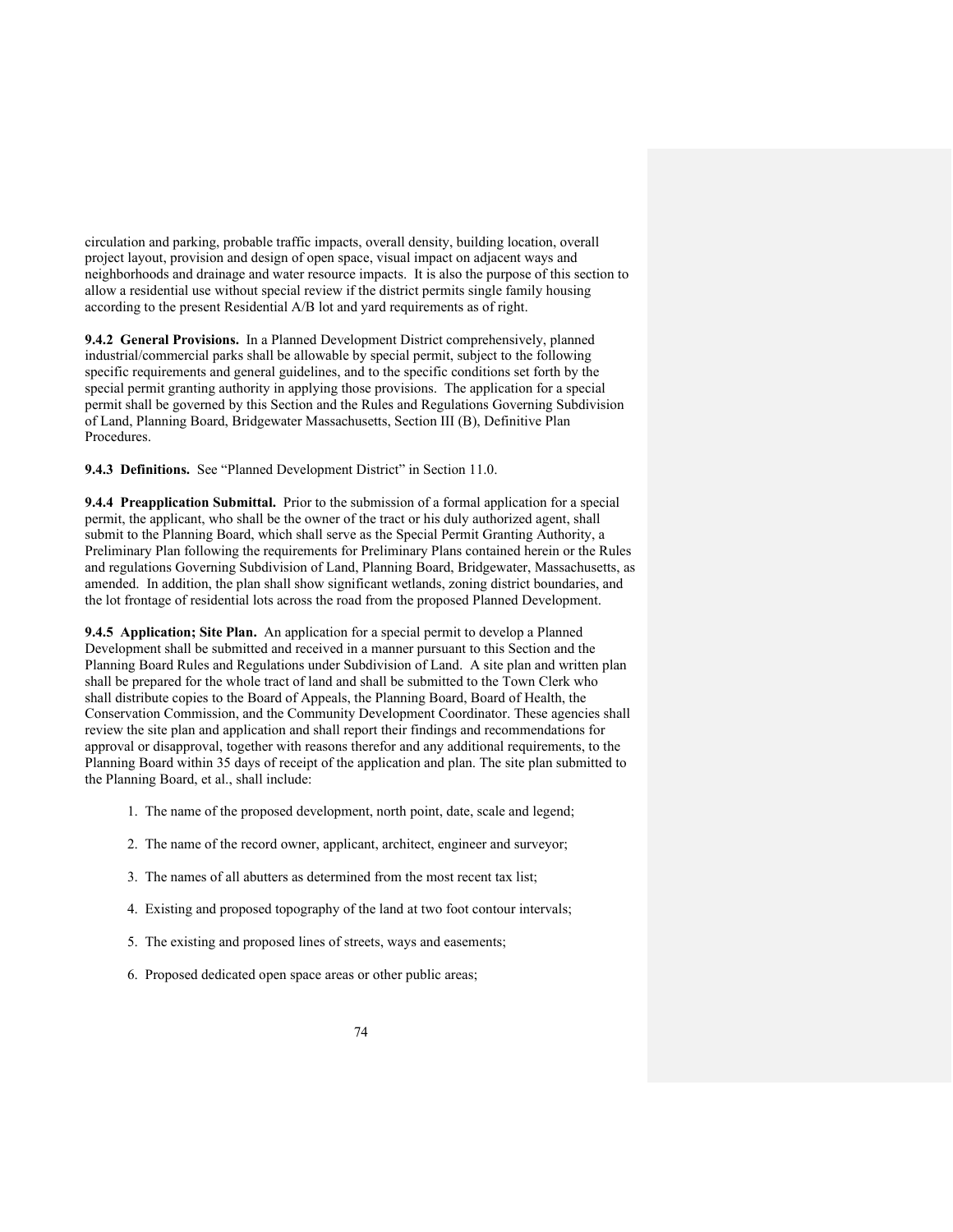circulation and parking, probable traffic impacts, overall density, building location, overall project layout, provision and design of open space, visual impact on adjacent ways and neighborhoods and drainage and water resource impacts. It is also the purpose of this section to allow a residential use without special review if the district permits single family housing according to the present Residential A/B lot and yard requirements as of right.

**9.4.2 General Provisions.** In a Planned Development District comprehensively, planned industrial/commercial parks shall be allowable by special permit, subject to the following specific requirements and general guidelines, and to the specific conditions set forth by the special permit granting authority in applying those provisions. The application for a special permit shall be governed by this Section and the Rules and Regulations Governing Subdivision of Land, Planning Board, Bridgewater Massachusetts, Section III (B), Definitive Plan Procedures.

**9.4.3 Definitions.** See "Planned Development District" in Section 11.0.

**9.4.4 Preapplication Submittal.** Prior to the submission of a formal application for a special permit, the applicant, who shall be the owner of the tract or his duly authorized agent, shall submit to the Planning Board, which shall serve as the Special Permit Granting Authority, a Preliminary Plan following the requirements for Preliminary Plans contained herein or the Rules and regulations Governing Subdivision of Land, Planning Board, Bridgewater, Massachusetts, as amended. In addition, the plan shall show significant wetlands, zoning district boundaries, and the lot frontage of residential lots across the road from the proposed Planned Development.

**9.4.5 Application; Site Plan.** An application for a special permit to develop a Planned Development shall be submitted and received in a manner pursuant to this Section and the Planning Board Rules and Regulations under Subdivision of Land. A site plan and written plan shall be prepared for the whole tract of land and shall be submitted to the Town Clerk who shall distribute copies to the Board of Appeals, the Planning Board, Board of Health, the Conservation Commission, and the Community Development Coordinator. These agencies shall review the site plan and application and shall report their findings and recommendations for approval or disapproval, together with reasons therefor and any additional requirements, to the Planning Board within 35 days of receipt of the application and plan. The site plan submitted to the Planning Board, et al., shall include:

1. The name of the proposed development, north point, date, scale and legend;
2. The name of the record owner, applicant, architect, engineer and surveyor;
3. The names of all abutters as determined from the most recent tax list;
4. Existing and proposed topography of the land at two foot contour intervals;
5. The existing and proposed lines of streets, ways and easements;
6. Proposed dedicated open space areas or other public areas;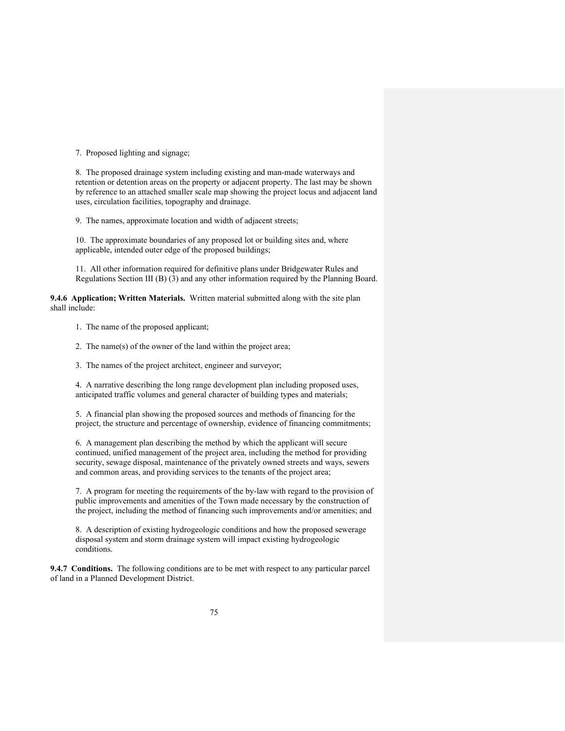7. Proposed lighting and signage;

8. The proposed drainage system including existing and man-made waterways and retention or detention areas on the property or adjacent property. The last may be shown by reference to an attached smaller scale map showing the project locus and adjacent land uses, circulation facilities, topography and drainage.

9. The names, approximate location and width of adjacent streets;

10. The approximate boundaries of any proposed lot or building sites and, where applicable, intended outer edge of the proposed buildings;

11. All other information required for definitive plans under Bridgewater Rules and Regulations Section III (B) (3) and any other information required by the Planning Board.

**9.4.6 Application; Written Materials.** Written material submitted along with the site plan shall include:

1. The name of the proposed applicant;

2. The name(s) of the owner of the land within the project area;

3. The names of the project architect, engineer and surveyor;

4. A narrative describing the long range development plan including proposed uses, anticipated traffic volumes and general character of building types and materials;

5. A financial plan showing the proposed sources and methods of financing for the project, the structure and percentage of ownership, evidence of financing commitments;

6. A management plan describing the method by which the applicant will secure continued, unified management of the project area, including the method for providing security, sewage disposal, maintenance of the privately owned streets and ways, sewers and common areas, and providing services to the tenants of the project area;

7. A program for meeting the requirements of the by-law with regard to the provision of public improvements and amenities of the Town made necessary by the construction of the project, including the method of financing such improvements and/or amenities; and

8. A description of existing hydrogeologic conditions and how the proposed sewerage disposal system and storm drainage system will impact existing hydrogeologic conditions.

**9.4.7 Conditions.** The following conditions are to be met with respect to any particular parcel of land in a Planned Development District.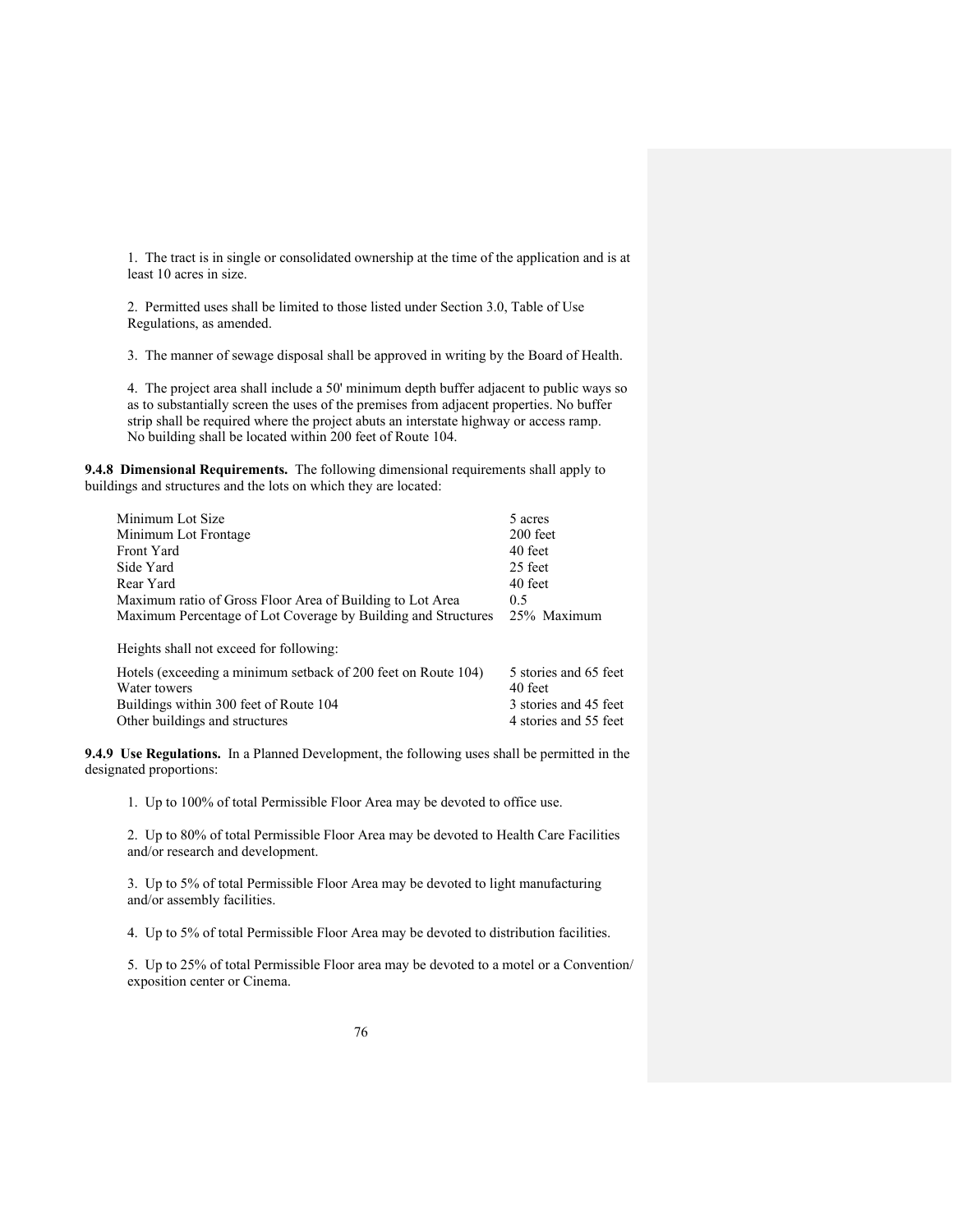1. The tract is in single or consolidated ownership at the time of the application and is at least 10 acres in size.

2. Permitted uses shall be limited to those listed under Section 3.0, Table of Use Regulations, as amended.

3. The manner of sewage disposal shall be approved in writing by the Board of Health.

4. The project area shall include a 50' minimum depth buffer adjacent to public ways so as to substantially screen the uses of the premises from adjacent properties. No buffer strip shall be required where the project abuts an interstate highway or access ramp. No building shall be located within 200 feet of Route 104.

**9.4.8 Dimensional Requirements.** The following dimensional requirements shall apply to buildings and structures and the lots on which they are located:

| | |
|---|---|
| Minimum Lot Size | 5 acres |
| Minimum Lot Frontage | 200 feet |
| Front Yard | 40 feet |
| Side Yard | 25 feet |
| Rear Yard | 40 feet |
| Maximum ratio of Gross Floor Area of Building to Lot Area | 0.5 |
| Maximum Percentage of Lot Coverage by Building and Structures | 25% Maximum |

Heights shall not exceed for following:

| | |
|---|---|
| Hotels (exceeding a minimum setback of 200 feet on Route 104) | 5 stories and 65 feet |
| Water towers | 40 feet |
| Buildings within 300 feet of Route 104 | 3 stories and 45 feet |
| Other buildings and structures | 4 stories and 55 feet |

**9.4.9 Use Regulations.** In a Planned Development, the following uses shall be permitted in the designated proportions:

1. Up to 100% of total Permissible Floor Area may be devoted to office use.

2. Up to 80% of total Permissible Floor Area may be devoted to Health Care Facilities and/or research and development.

3. Up to 5% of total Permissible Floor Area may be devoted to light manufacturing and/or assembly facilities.

4. Up to 5% of total Permissible Floor Area may be devoted to distribution facilities.

5. Up to 25% of total Permissible Floor area may be devoted to a motel or a Convention/ exposition center or Cinema.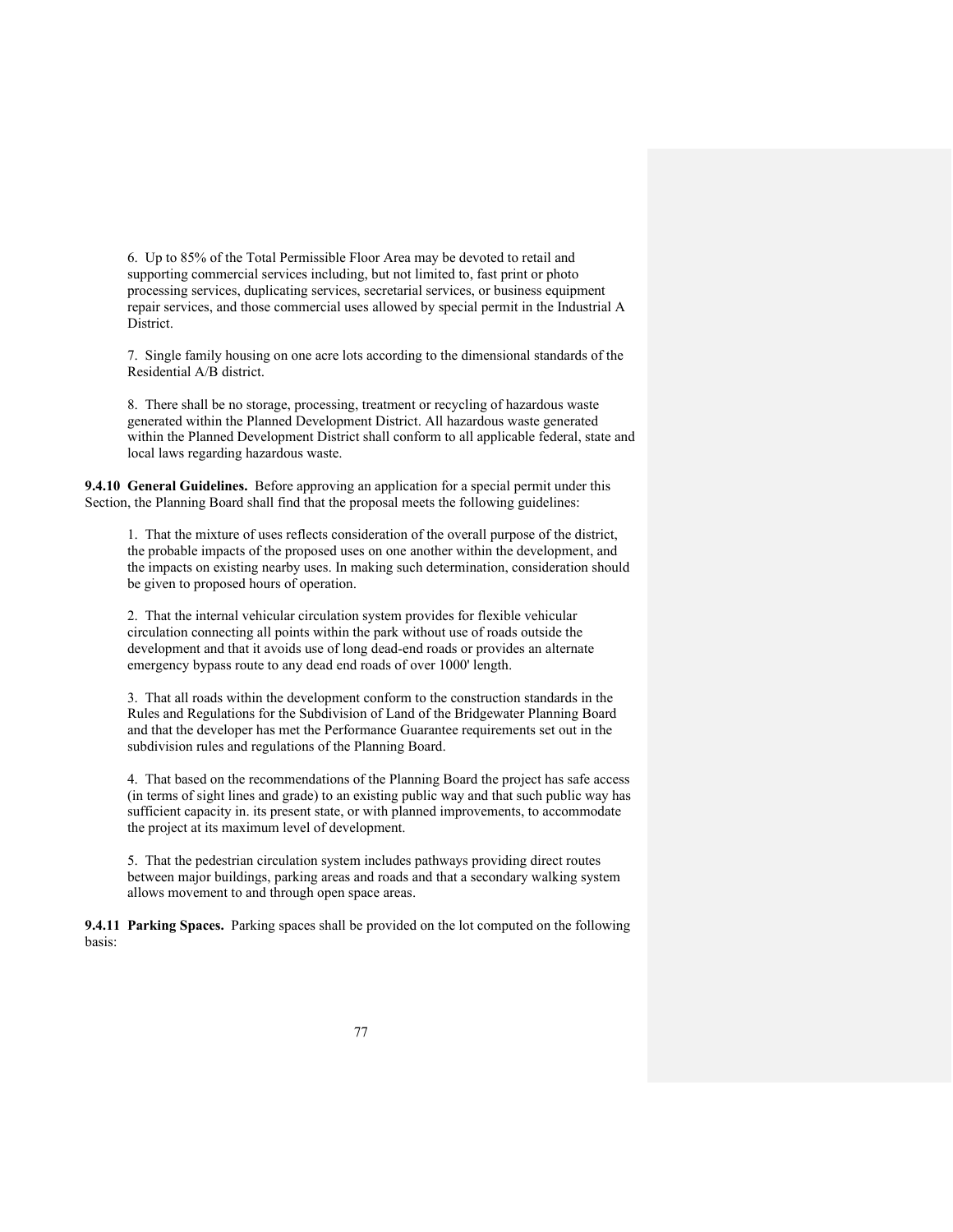6. Up to 85% of the Total Permissible Floor Area may be devoted to retail and supporting commercial services including, but not limited to, fast print or photo processing services, duplicating services, secretarial services, or business equipment repair services, and those commercial uses allowed by special permit in the Industrial A District.

7. Single family housing on one acre lots according to the dimensional standards of the Residential A/B district.

8. There shall be no storage, processing, treatment or recycling of hazardous waste generated within the Planned Development District. All hazardous waste generated within the Planned Development District shall conform to all applicable federal, state and local laws regarding hazardous waste.

**9.4.10 General Guidelines.** Before approving an application for a special permit under this Section, the Planning Board shall find that the proposal meets the following guidelines:

1. That the mixture of uses reflects consideration of the overall purpose of the district, the probable impacts of the proposed uses on one another within the development, and the impacts on existing nearby uses. In making such determination, consideration should be given to proposed hours of operation.

2. That the internal vehicular circulation system provides for flexible vehicular circulation connecting all points within the park without use of roads outside the development and that it avoids use of long dead-end roads or provides an alternate emergency bypass route to any dead end roads of over 1000' length.

3. That all roads within the development conform to the construction standards in the Rules and Regulations for the Subdivision of Land of the Bridgewater Planning Board and that the developer has met the Performance Guarantee requirements set out in the subdivision rules and regulations of the Planning Board.

4. That based on the recommendations of the Planning Board the project has safe access (in terms of sight lines and grade) to an existing public way and that such public way has sufficient capacity in. its present state, or with planned improvements, to accommodate the project at its maximum level of development.

5. That the pedestrian circulation system includes pathways providing direct routes between major buildings, parking areas and roads and that a secondary walking system allows movement to and through open space areas.

**9.4.11 Parking Spaces.** Parking spaces shall be provided on the lot computed on the following basis: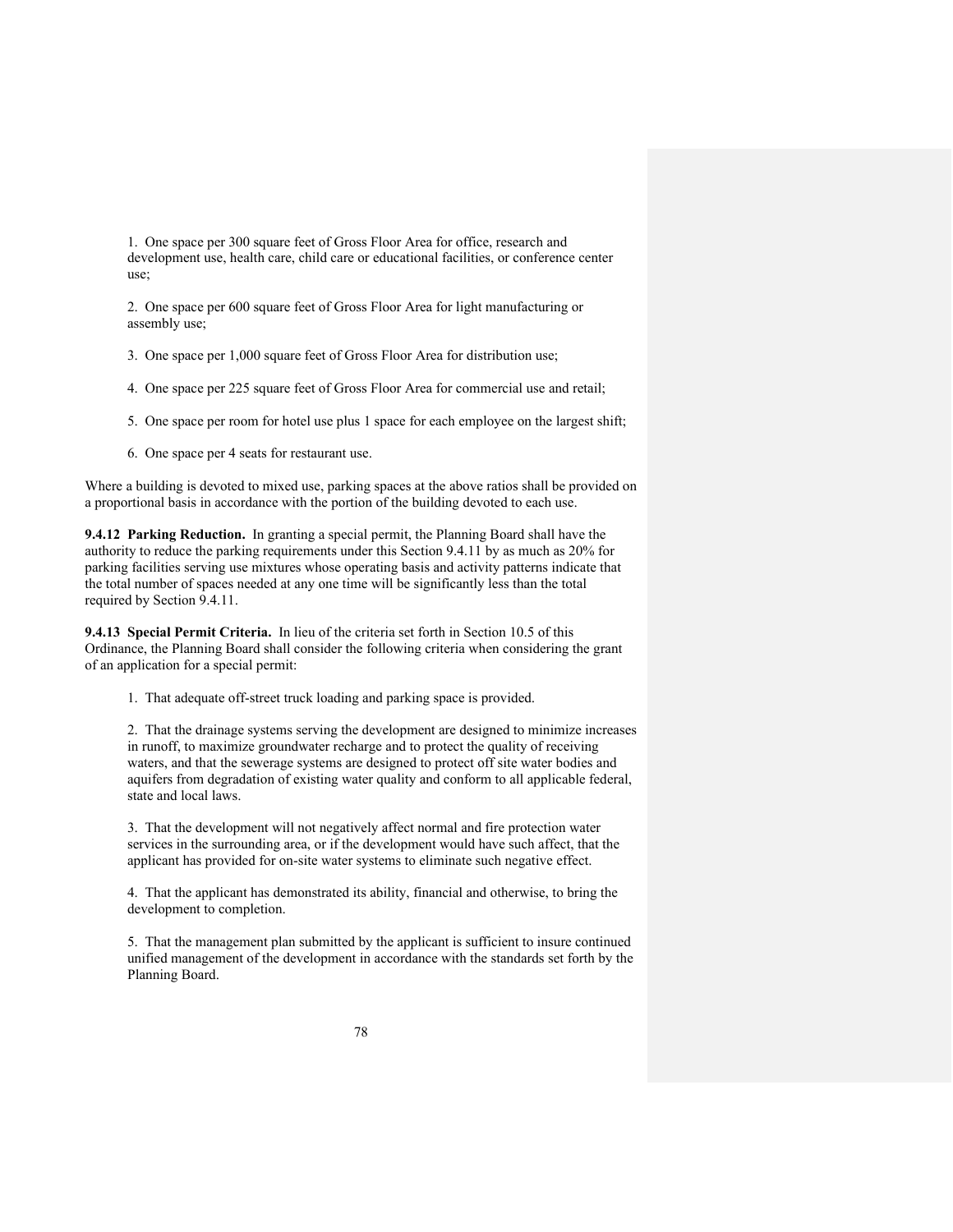1. One space per 300 square feet of Gross Floor Area for office, research and development use, health care, child care or educational facilities, or conference center use;

2. One space per 600 square feet of Gross Floor Area for light manufacturing or assembly use;

3. One space per 1,000 square feet of Gross Floor Area for distribution use;

4. One space per 225 square feet of Gross Floor Area for commercial use and retail;

5. One space per room for hotel use plus 1 space for each employee on the largest shift;

6. One space per 4 seats for restaurant use.

Where a building is devoted to mixed use, parking spaces at the above ratios shall be provided on a proportional basis in accordance with the portion of the building devoted to each use.

**9.4.12 Parking Reduction.** In granting a special permit, the Planning Board shall have the authority to reduce the parking requirements under this Section 9.4.11 by as much as 20% for parking facilities serving use mixtures whose operating basis and activity patterns indicate that the total number of spaces needed at any one time will be significantly less than the total required by Section 9.4.11.

**9.4.13 Special Permit Criteria.** In lieu of the criteria set forth in Section 10.5 of this Ordinance, the Planning Board shall consider the following criteria when considering the grant of an application for a special permit:

1. That adequate off-street truck loading and parking space is provided.

2. That the drainage systems serving the development are designed to minimize increases in runoff, to maximize groundwater recharge and to protect the quality of receiving waters, and that the sewerage systems are designed to protect off site water bodies and aquifers from degradation of existing water quality and conform to all applicable federal, state and local laws.

3. That the development will not negatively affect normal and fire protection water services in the surrounding area, or if the development would have such affect, that the applicant has provided for on-site water systems to eliminate such negative effect.

4. That the applicant has demonstrated its ability, financial and otherwise, to bring the development to completion.

5. That the management plan submitted by the applicant is sufficient to insure continued unified management of the development in accordance with the standards set forth by the Planning Board.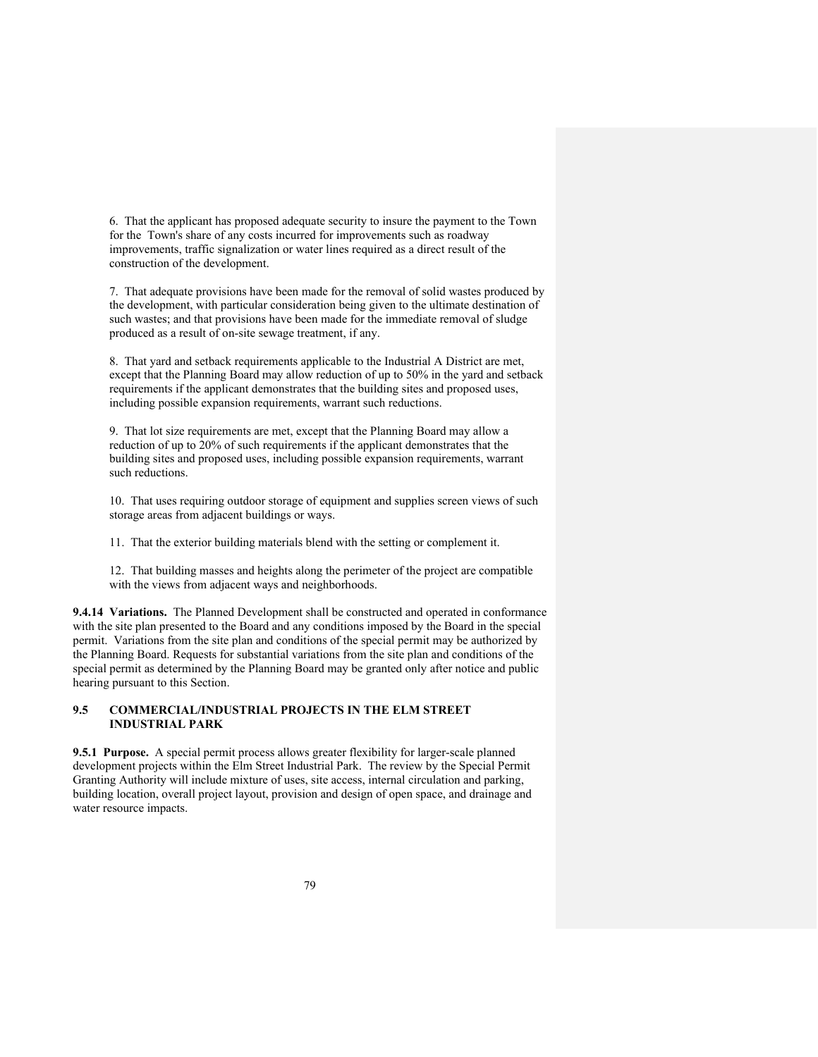6. That the applicant has proposed adequate security to insure the payment to the Town for the Town's share of any costs incurred for improvements such as roadway improvements, traffic signalization or water lines required as a direct result of the construction of the development.

7. That adequate provisions have been made for the removal of solid wastes produced by the development, with particular consideration being given to the ultimate destination of such wastes; and that provisions have been made for the immediate removal of sludge produced as a result of on-site sewage treatment, if any.

8. That yard and setback requirements applicable to the Industrial A District are met, except that the Planning Board may allow reduction of up to 50% in the yard and setback requirements if the applicant demonstrates that the building sites and proposed uses, including possible expansion requirements, warrant such reductions.

9. That lot size requirements are met, except that the Planning Board may allow a reduction of up to 20% of such requirements if the applicant demonstrates that the building sites and proposed uses, including possible expansion requirements, warrant such reductions.

10. That uses requiring outdoor storage of equipment and supplies screen views of such storage areas from adjacent buildings or ways.

11. That the exterior building materials blend with the setting or complement it.

12. That building masses and heights along the perimeter of the project are compatible with the views from adjacent ways and neighborhoods.

**9.4.14 Variations.** The Planned Development shall be constructed and operated in conformance with the site plan presented to the Board and any conditions imposed by the Board in the special permit. Variations from the site plan and conditions of the special permit may be authorized by the Planning Board. Requests for substantial variations from the site plan and conditions of the special permit as determined by the Planning Board may be granted only after notice and public hearing pursuant to this Section.

## 9.5 COMMERCIAL/INDUSTRIAL PROJECTS IN THE ELM STREET INDUSTRIAL PARK

**9.5.1 Purpose.** A special permit process allows greater flexibility for larger-scale planned development projects within the Elm Street Industrial Park. The review by the Special Permit Granting Authority will include mixture of uses, site access, internal circulation and parking, building location, overall project layout, provision and design of open space, and drainage and water resource impacts.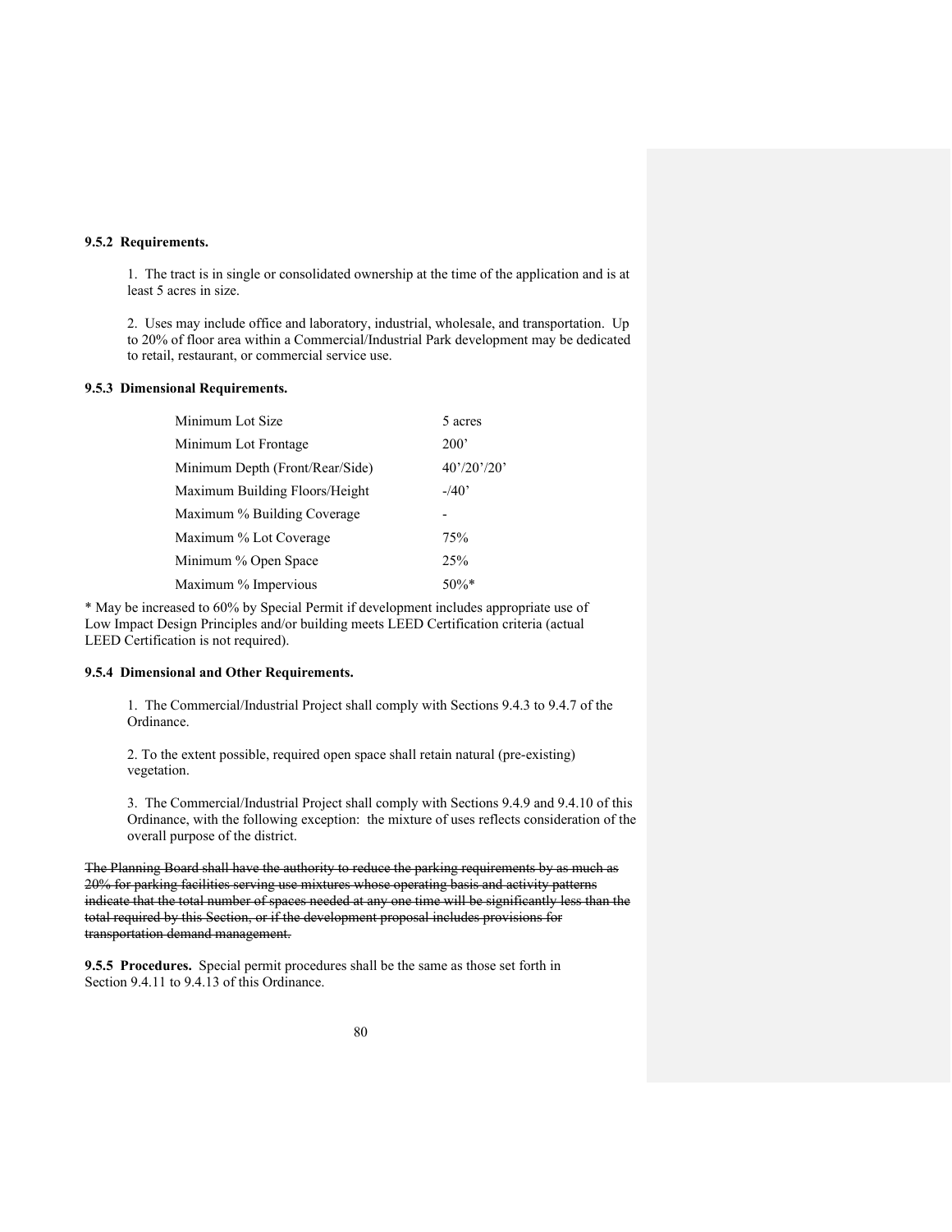**9.5.2 Requirements.**

1. The tract is in single or consolidated ownership at the time of the application and is at least 5 acres in size.

2. Uses may include office and laboratory, industrial, wholesale, and transportation. Up to 20% of floor area within a Commercial/Industrial Park development may be dedicated to retail, restaurant, or commercial service use.

**9.5.3 Dimensional Requirements.**

| | |
|---|---|
| Minimum Lot Size | 5 acres |
| Minimum Lot Frontage | 200' |
| Minimum Depth (Front/Rear/Side) | 40'/20'/20' |
| Maximum Building Floors/Height | -/40' |
| Maximum % Building Coverage | - |
| Maximum % Lot Coverage | 75% |
| Minimum % Open Space | 25% |
| Maximum % Impervious | 50%* |

* May be increased to 60% by Special Permit if development includes appropriate use of Low Impact Design Principles and/or building meets LEED Certification criteria (actual LEED Certification is not required).

**9.5.4 Dimensional and Other Requirements.**

1. The Commercial/Industrial Project shall comply with Sections 9.4.3 to 9.4.7 of the Ordinance.

2. To the extent possible, required open space shall retain natural (pre-existing) vegetation.

3. The Commercial/Industrial Project shall comply with Sections 9.4.9 and 9.4.10 of this Ordinance, with the following exception: the mixture of uses reflects consideration of the overall purpose of the district.

~~The Planning Board shall have the authority to reduce the parking requirements by as much as 20% for parking facilities serving use mixtures whose operating basis and activity patterns indicate that the total number of spaces needed at any one time will be significantly less than the total required by this Section, or if the development proposal includes provisions for transportation demand management.~~

**9.5.5 Procedures.** Special permit procedures shall be the same as those set forth in Section 9.4.11 to 9.4.13 of this Ordinance.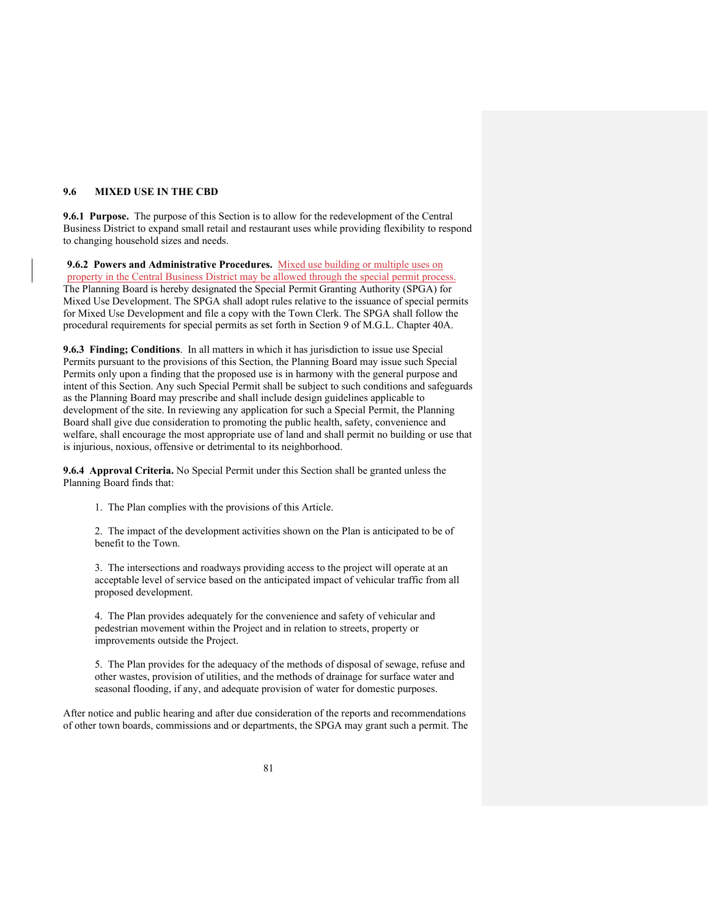## 9.6 MIXED USE IN THE CBD

**9.6.1 Purpose.** The purpose of this Section is to allow for the redevelopment of the Central Business District to expand small retail and restaurant uses while providing flexibility to respond to changing household sizes and needs.

**9.6.2 Powers and Administrative Procedures.** Mixed use building or multiple uses on property in the Central Business District may be allowed through the special permit process. The Planning Board is hereby designated the Special Permit Granting Authority (SPGA) for Mixed Use Development. The SPGA shall adopt rules relative to the issuance of special permits for Mixed Use Development and file a copy with the Town Clerk. The SPGA shall follow the procedural requirements for special permits as set forth in Section 9 of M.G.L. Chapter 40A.

**9.6.3 Finding; Conditions**. In all matters in which it has jurisdiction to issue use Special Permits pursuant to the provisions of this Section, the Planning Board may issue such Special Permits only upon a finding that the proposed use is in harmony with the general purpose and intent of this Section. Any such Special Permit shall be subject to such conditions and safeguards as the Planning Board may prescribe and shall include design guidelines applicable to development of the site. In reviewing any application for such a Special Permit, the Planning Board shall give due consideration to promoting the public health, safety, convenience and welfare, shall encourage the most appropriate use of land and shall permit no building or use that is injurious, noxious, offensive or detrimental to its neighborhood.

**9.6.4 Approval Criteria.** No Special Permit under this Section shall be granted unless the Planning Board finds that:

1. The Plan complies with the provisions of this Article.

2. The impact of the development activities shown on the Plan is anticipated to be of benefit to the Town.

3. The intersections and roadways providing access to the project will operate at an acceptable level of service based on the anticipated impact of vehicular traffic from all proposed development.

4. The Plan provides adequately for the convenience and safety of vehicular and pedestrian movement within the Project and in relation to streets, property or improvements outside the Project.

5. The Plan provides for the adequacy of the methods of disposal of sewage, refuse and other wastes, provision of utilities, and the methods of drainage for surface water and seasonal flooding, if any, and adequate provision of water for domestic purposes.

After notice and public hearing and after due consideration of the reports and recommendations of other town boards, commissions and or departments, the SPGA may grant such a permit. The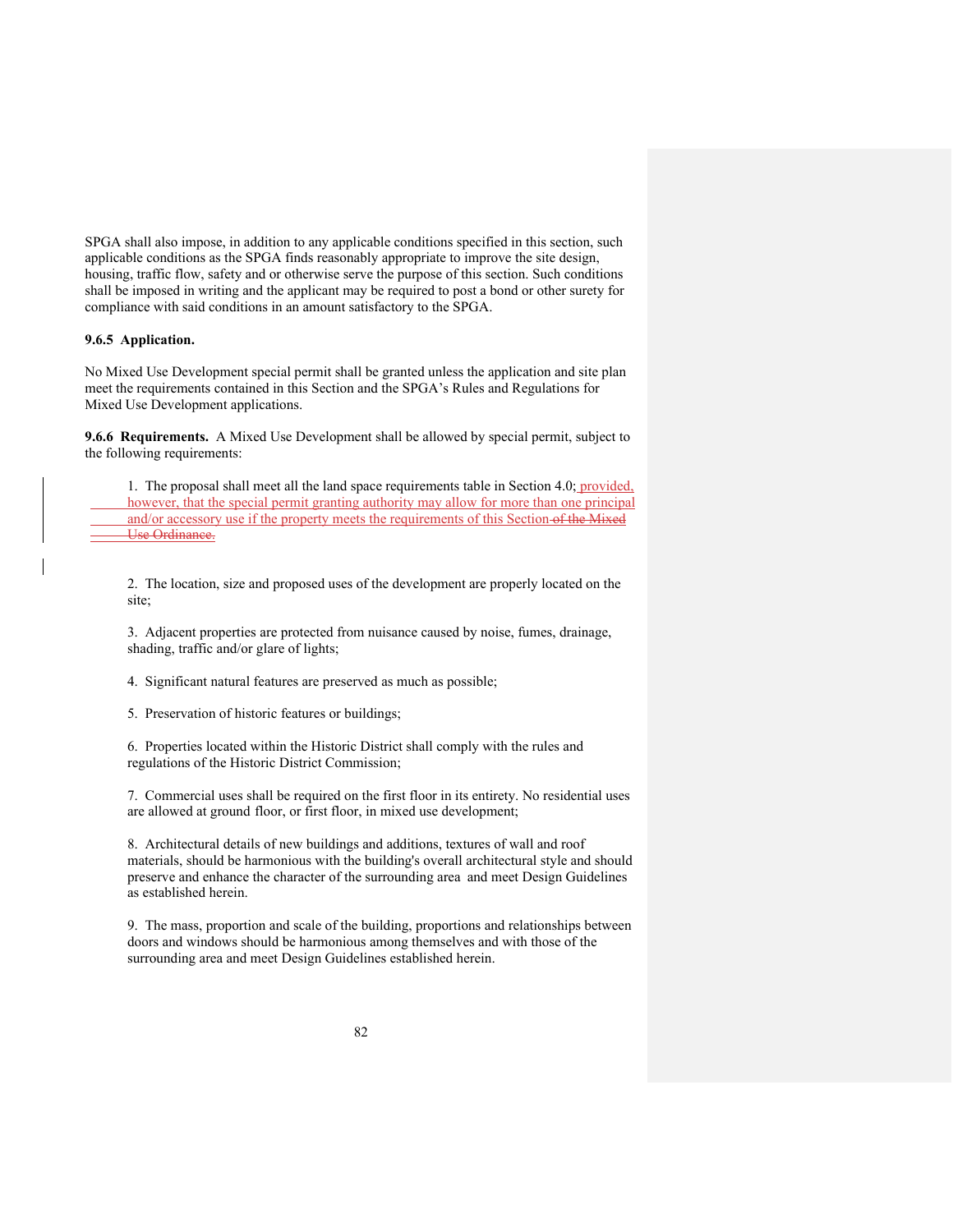SPGA shall also impose, in addition to any applicable conditions specified in this section, such applicable conditions as the SPGA finds reasonably appropriate to improve the site design, housing, traffic flow, safety and or otherwise serve the purpose of this section. Such conditions shall be imposed in writing and the applicant may be required to post a bond or other surety for compliance with said conditions in an amount satisfactory to the SPGA.

**9.6.5 Application.**

No Mixed Use Development special permit shall be granted unless the application and site plan meet the requirements contained in this Section and the SPGA's Rules and Regulations for Mixed Use Development applications.

**9.6.6 Requirements.** A Mixed Use Development shall be allowed by special permit, subject to the following requirements:

1. The proposal shall meet all the land space requirements table in Section 4.0; provided, however, that the special permit granting authority may allow for more than one principal and/or accessory use if the property meets the requirements of this Section ~~of the Mixed Use Ordinance.~~

2. The location, size and proposed uses of the development are properly located on the site;

3. Adjacent properties are protected from nuisance caused by noise, fumes, drainage, shading, traffic and/or glare of lights;

4. Significant natural features are preserved as much as possible;

5. Preservation of historic features or buildings;

6. Properties located within the Historic District shall comply with the rules and regulations of the Historic District Commission;

7. Commercial uses shall be required on the first floor in its entirety. No residential uses are allowed at ground floor, or first floor, in mixed use development;

8. Architectural details of new buildings and additions, textures of wall and roof materials, should be harmonious with the building's overall architectural style and should preserve and enhance the character of the surrounding area and meet Design Guidelines as established herein.

9. The mass, proportion and scale of the building, proportions and relationships between doors and windows should be harmonious among themselves and with those of the surrounding area and meet Design Guidelines established herein.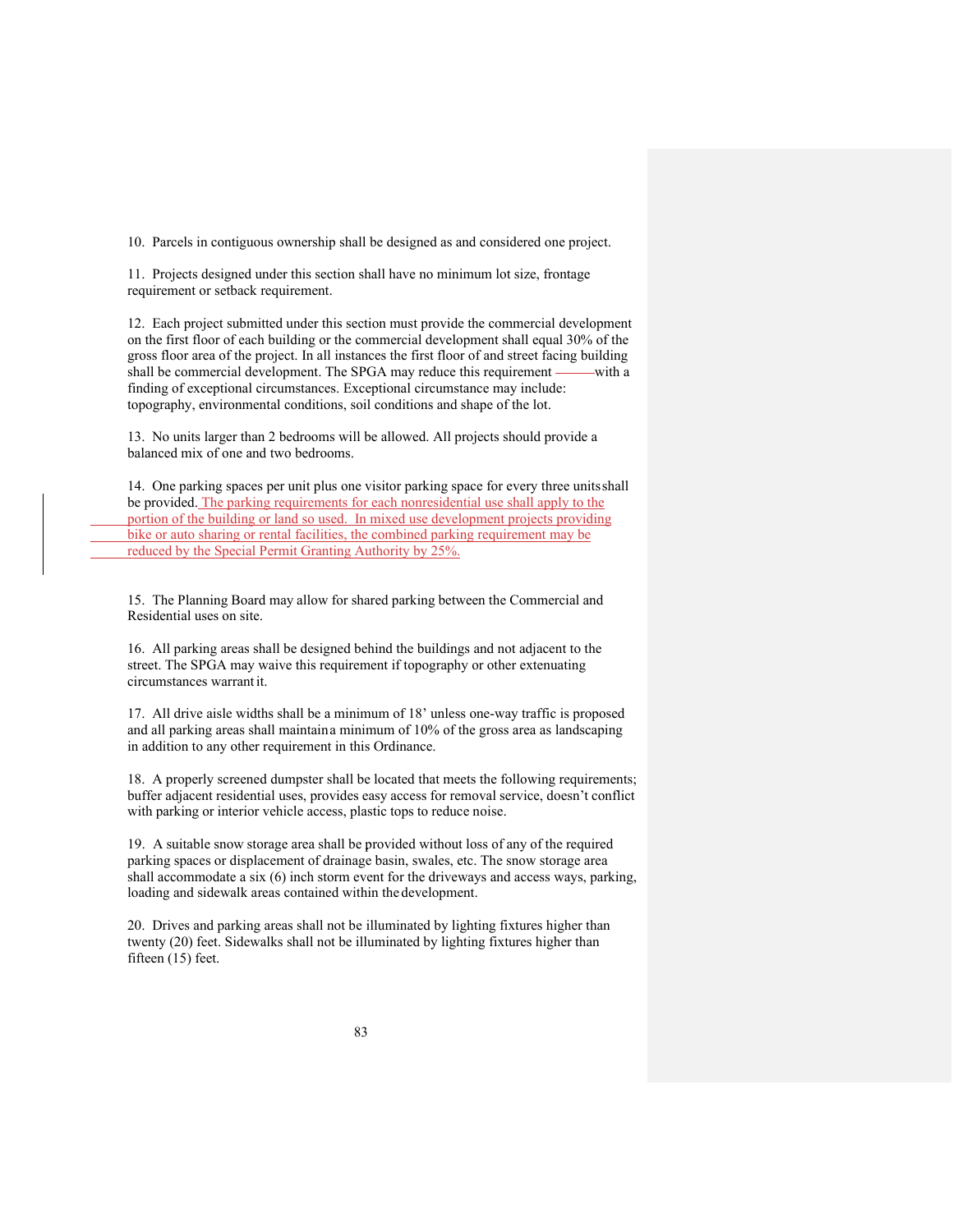10. Parcels in contiguous ownership shall be designed as and considered one project.

11. Projects designed under this section shall have no minimum lot size, frontage requirement or setback requirement.

12. Each project submitted under this section must provide the commercial development on the first floor of each building or the commercial development shall equal 30% of the gross floor area of the project. In all instances the first floor of and street facing building shall be commercial development. The SPGA may reduce this requirement with a finding of exceptional circumstances. Exceptional circumstance may include: topography, environmental conditions, soil conditions and shape of the lot.

13. No units larger than 2 bedrooms will be allowed. All projects should provide a balanced mix of one and two bedrooms.

14. One parking spaces per unit plus one visitor parking space for every three units shall be provided. The parking requirements for each nonresidential use shall apply to the portion of the building or land so used. In mixed use development projects providing bike or auto sharing or rental facilities, the combined parking requirement may be reduced by the Special Permit Granting Authority by 25%.

15. The Planning Board may allow for shared parking between the Commercial and Residential uses on site.

16. All parking areas shall be designed behind the buildings and not adjacent to the street. The SPGA may waive this requirement if topography or other extenuating circumstances warrant it.

17. All drive aisle widths shall be a minimum of 18' unless one-way traffic is proposed and all parking areas shall maintain a minimum of 10% of the gross area as landscaping in addition to any other requirement in this Ordinance.

18. A properly screened dumpster shall be located that meets the following requirements; buffer adjacent residential uses, provides easy access for removal service, doesn't conflict with parking or interior vehicle access, plastic tops to reduce noise.

19. A suitable snow storage area shall be provided without loss of any of the required parking spaces or displacement of drainage basin, swales, etc. The snow storage area shall accommodate a six (6) inch storm event for the driveways and access ways, parking, loading and sidewalk areas contained within the development.

20. Drives and parking areas shall not be illuminated by lighting fixtures higher than twenty (20) feet. Sidewalks shall not be illuminated by lighting fixtures higher than fifteen (15) feet.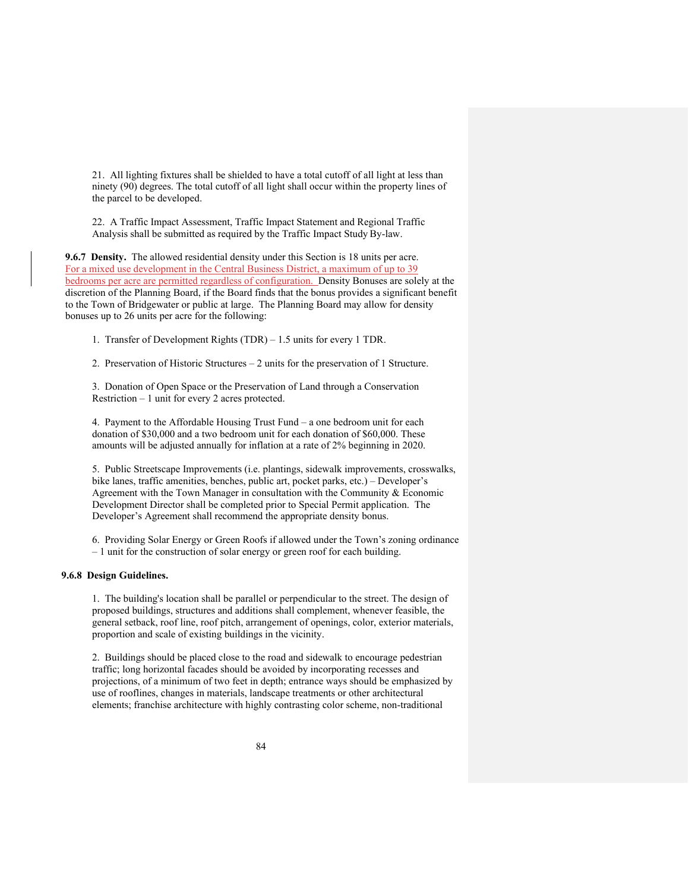21. All lighting fixtures shall be shielded to have a total cutoff of all light at less than ninety (90) degrees. The total cutoff of all light shall occur within the property lines of the parcel to be developed.

22. A Traffic Impact Assessment, Traffic Impact Statement and Regional Traffic Analysis shall be submitted as required by the Traffic Impact Study By-law.

**9.6.7 Density.** The allowed residential density under this Section is 18 units per acre. For a mixed use development in the Central Business District, a maximum of up to 39 bedrooms per acre are permitted regardless of configuration. Density Bonuses are solely at the discretion of the Planning Board, if the Board finds that the bonus provides a significant benefit to the Town of Bridgewater or public at large. The Planning Board may allow for density bonuses up to 26 units per acre for the following:

1. Transfer of Development Rights (TDR) – 1.5 units for every 1 TDR.

2. Preservation of Historic Structures – 2 units for the preservation of 1 Structure.

3. Donation of Open Space or the Preservation of Land through a Conservation Restriction – 1 unit for every 2 acres protected.

4. Payment to the Affordable Housing Trust Fund – a one bedroom unit for each donation of $30,000 and a two bedroom unit for each donation of $60,000. These amounts will be adjusted annually for inflation at a rate of 2% beginning in 2020.

5. Public Streetscape Improvements (i.e. plantings, sidewalk improvements, crosswalks, bike lanes, traffic amenities, benches, public art, pocket parks, etc.) – Developer's Agreement with the Town Manager in consultation with the Community & Economic Development Director shall be completed prior to Special Permit application. The Developer's Agreement shall recommend the appropriate density bonus.

6. Providing Solar Energy or Green Roofs if allowed under the Town's zoning ordinance – 1 unit for the construction of solar energy or green roof for each building.

**9.6.8 Design Guidelines.**

1. The building's location shall be parallel or perpendicular to the street. The design of proposed buildings, structures and additions shall complement, whenever feasible, the general setback, roof line, roof pitch, arrangement of openings, color, exterior materials, proportion and scale of existing buildings in the vicinity.

2. Buildings should be placed close to the road and sidewalk to encourage pedestrian traffic; long horizontal facades should be avoided by incorporating recesses and projections, of a minimum of two feet in depth; entrance ways should be emphasized by use of rooflines, changes in materials, landscape treatments or other architectural elements; franchise architecture with highly contrasting color scheme, non-traditional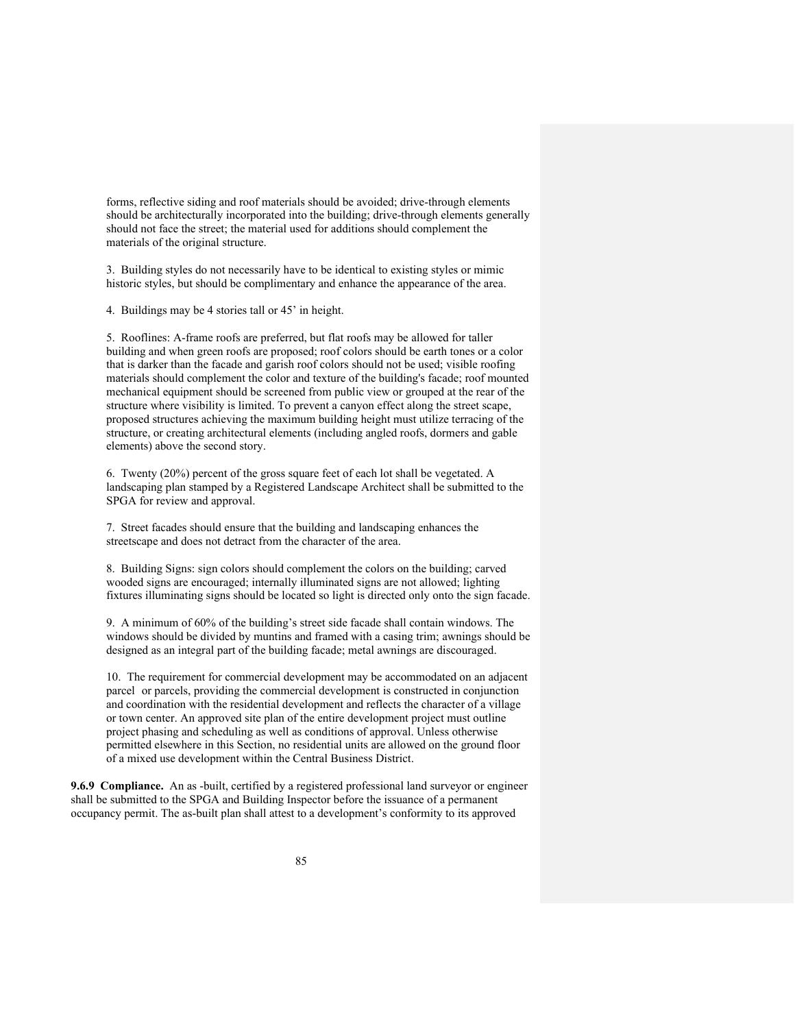forms, reflective siding and roof materials should be avoided; drive-through elements should be architecturally incorporated into the building; drive-through elements generally should not face the street; the material used for additions should complement the materials of the original structure.

3. Building styles do not necessarily have to be identical to existing styles or mimic historic styles, but should be complimentary and enhance the appearance of the area.

4. Buildings may be 4 stories tall or 45' in height.

5. Rooflines: A-frame roofs are preferred, but flat roofs may be allowed for taller building and when green roofs are proposed; roof colors should be earth tones or a color that is darker than the facade and garish roof colors should not be used; visible roofing materials should complement the color and texture of the building's facade; roof mounted mechanical equipment should be screened from public view or grouped at the rear of the structure where visibility is limited. To prevent a canyon effect along the street scape, proposed structures achieving the maximum building height must utilize terracing of the structure, or creating architectural elements (including angled roofs, dormers and gable elements) above the second story.

6. Twenty (20%) percent of the gross square feet of each lot shall be vegetated. A landscaping plan stamped by a Registered Landscape Architect shall be submitted to the SPGA for review and approval.

7. Street facades should ensure that the building and landscaping enhances the streetscape and does not detract from the character of the area.

8. Building Signs: sign colors should complement the colors on the building; carved wooded signs are encouraged; internally illuminated signs are not allowed; lighting fixtures illuminating signs should be located so light is directed only onto the sign facade.

9. A minimum of 60% of the building's street side facade shall contain windows. The windows should be divided by muntins and framed with a casing trim; awnings should be designed as an integral part of the building facade; metal awnings are discouraged.

10. The requirement for commercial development may be accommodated on an adjacent parcel or parcels, providing the commercial development is constructed in conjunction and coordination with the residential development and reflects the character of a village or town center. An approved site plan of the entire development project must outline project phasing and scheduling as well as conditions of approval. Unless otherwise permitted elsewhere in this Section, no residential units are allowed on the ground floor of a mixed use development within the Central Business District.

**9.6.9 Compliance.** An as -built, certified by a registered professional land surveyor or engineer shall be submitted to the SPGA and Building Inspector before the issuance of a permanent occupancy permit. The as-built plan shall attest to a development's conformity to its approved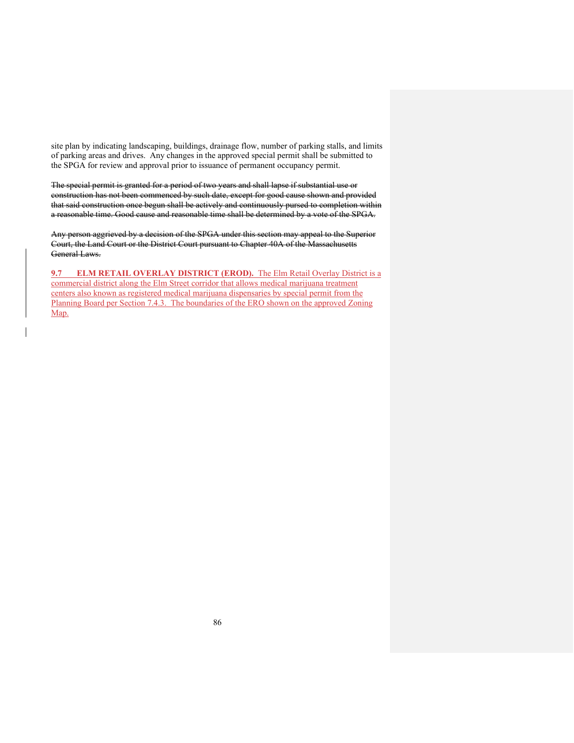site plan by indicating landscaping, buildings, drainage flow, number of parking stalls, and limits of parking areas and drives. Any changes in the approved special permit shall be submitted to the SPGA for review and approval prior to issuance of permanent occupancy permit.

~~The special permit is granted for a period of two years and shall lapse if substantial use or construction has not been commenced by such date, except for good cause shown and provided that said construction once begun shall be actively and continuously pursed to completion within a reasonable time. Good cause and reasonable time shall be determined by a vote of the SPGA.~~

~~Any person aggrieved by a decision of the SPGA under this section may appeal to the Superior Court, the Land Court or the District Court pursuant to Chapter 40A of the Massachusetts General Laws.~~

<u>**9.7 ELM RETAIL OVERLAY DISTRICT (EROD).** The Elm Retail Overlay District is a commercial district along the Elm Street corridor that allows medical marijuana treatment centers also known as registered medical marijuana dispensaries by special permit from the Planning Board per Section 7.4.3. The boundaries of the ERO shown on the approved Zoning Map.</u>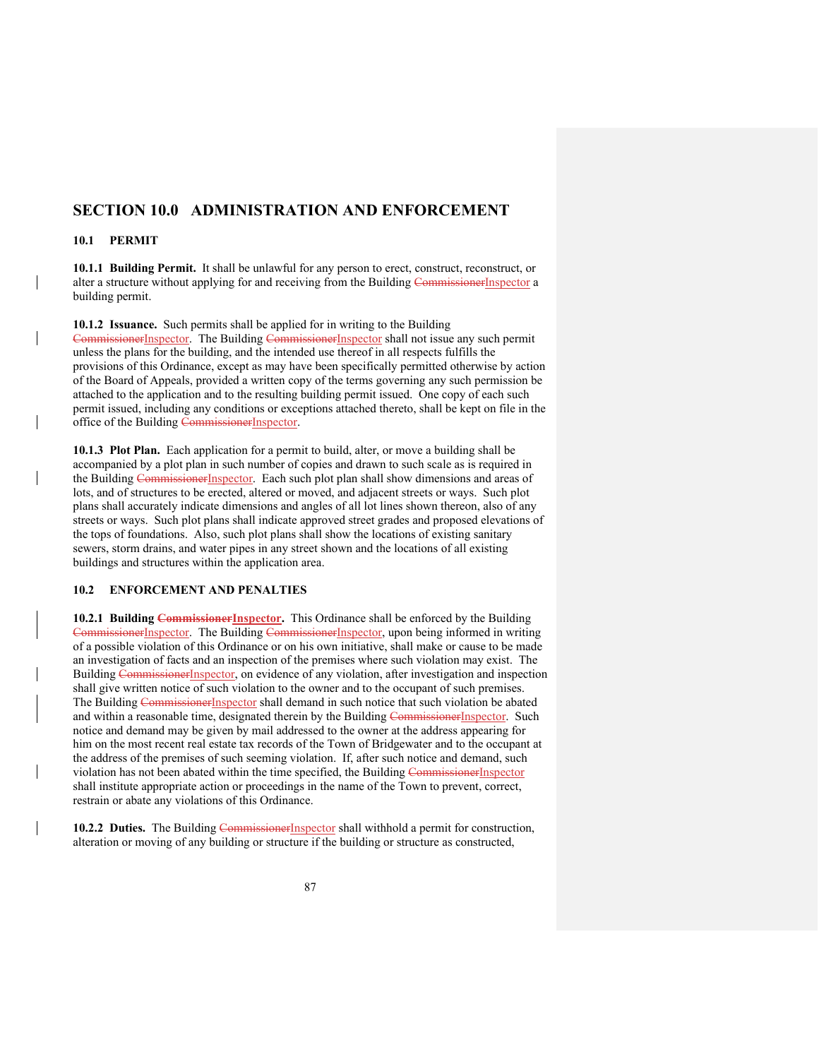# SECTION 10.0 ADMINISTRATION AND ENFORCEMENT

## 10.1 PERMIT

**10.1.1 Building Permit.** It shall be unlawful for any person to erect, construct, reconstruct, or alter a structure without applying for and receiving from the Building ~~Commissioner~~Inspector a building permit.

**10.1.2 Issuance.** Such permits shall be applied for in writing to the Building ~~Commissioner~~Inspector. The Building ~~Commissioner~~Inspector shall not issue any such permit unless the plans for the building, and the intended use thereof in all respects fulfills the provisions of this Ordinance, except as may have been specifically permitted otherwise by action of the Board of Appeals, provided a written copy of the terms governing any such permission be attached to the application and to the resulting building permit issued. One copy of each such permit issued, including any conditions or exceptions attached thereto, shall be kept on file in the office of the Building ~~Commissioner~~Inspector.

**10.1.3 Plot Plan.** Each application for a permit to build, alter, or move a building shall be accompanied by a plot plan in such number of copies and drawn to such scale as is required in the Building ~~Commissioner~~Inspector. Each such plot plan shall show dimensions and areas of lots, and of structures to be erected, altered or moved, and adjacent streets or ways. Such plot plans shall accurately indicate dimensions and angles of all lot lines shown thereon, also of any streets or ways. Such plot plans shall indicate approved street grades and proposed elevations of the tops of foundations. Also, such plot plans shall show the locations of existing sanitary sewers, storm drains, and water pipes in any street shown and the locations of all existing buildings and structures within the application area.

## 10.2 ENFORCEMENT AND PENALTIES

**10.2.1 Building ~~Commissioner~~Inspector.** This Ordinance shall be enforced by the Building ~~Commissioner~~Inspector. The Building ~~Commissioner~~Inspector, upon being informed in writing of a possible violation of this Ordinance or on his own initiative, shall make or cause to be made an investigation of facts and an inspection of the premises where such violation may exist. The Building ~~Commissioner~~Inspector, on evidence of any violation, after investigation and inspection shall give written notice of such violation to the owner and to the occupant of such premises. The Building ~~Commissioner~~Inspector shall demand in such notice that such violation be abated and within a reasonable time, designated therein by the Building ~~Commissioner~~Inspector. Such notice and demand may be given by mail addressed to the owner at the address appearing for him on the most recent real estate tax records of the Town of Bridgewater and to the occupant at the address of the premises of such seeming violation. If, after such notice and demand, such violation has not been abated within the time specified, the Building ~~Commissioner~~Inspector shall institute appropriate action or proceedings in the name of the Town to prevent, correct, restrain or abate any violations of this Ordinance.

**10.2.2 Duties.** The Building ~~Commissioner~~Inspector shall withhold a permit for construction, alteration or moving of any building or structure if the building or structure as constructed,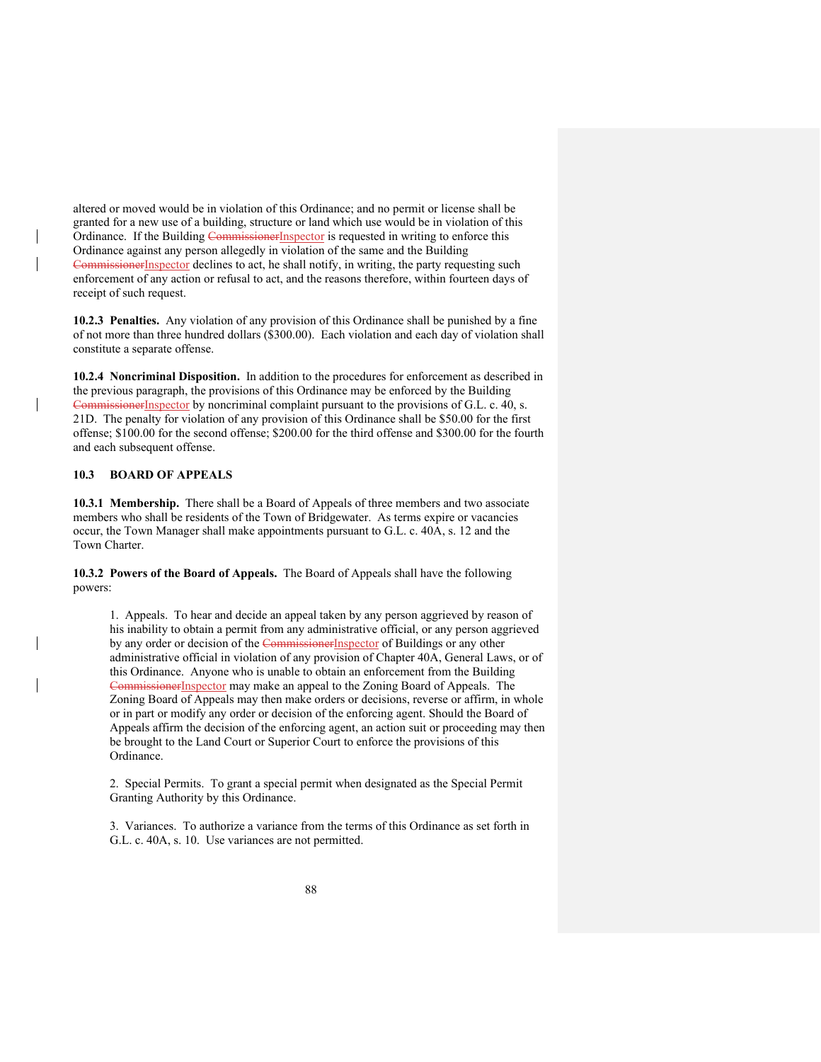altered or moved would be in violation of this Ordinance; and no permit or license shall be granted for a new use of a building, structure or land which use would be in violation of this Ordinance. If the Building ~~Commissioner~~Inspector is requested in writing to enforce this Ordinance against any person allegedly in violation of the same and the Building ~~Commissioner~~Inspector declines to act, he shall notify, in writing, the party requesting such enforcement of any action or refusal to act, and the reasons therefore, within fourteen days of receipt of such request.

**10.2.3 Penalties.** Any violation of any provision of this Ordinance shall be punished by a fine of not more than three hundred dollars ($300.00). Each violation and each day of violation shall constitute a separate offense.

**10.2.4 Noncriminal Disposition.** In addition to the procedures for enforcement as described in the previous paragraph, the provisions of this Ordinance may be enforced by the Building ~~Commissioner~~Inspector by noncriminal complaint pursuant to the provisions of G.L. c. 40, s. 21D. The penalty for violation of any provision of this Ordinance shall be $50.00 for the first offense; $100.00 for the second offense; $200.00 for the third offense and $300.00 for the fourth and each subsequent offense.

## 10.3 BOARD OF APPEALS

**10.3.1 Membership.** There shall be a Board of Appeals of three members and two associate members who shall be residents of the Town of Bridgewater. As terms expire or vacancies occur, the Town Manager shall make appointments pursuant to G.L. c. 40A, s. 12 and the Town Charter.

**10.3.2 Powers of the Board of Appeals.** The Board of Appeals shall have the following powers:

1. Appeals. To hear and decide an appeal taken by any person aggrieved by reason of his inability to obtain a permit from any administrative official, or any person aggrieved by any order or decision of the ~~Commissioner~~Inspector of Buildings or any other administrative official in violation of any provision of Chapter 40A, General Laws, or of this Ordinance. Anyone who is unable to obtain an enforcement from the Building ~~Commissioner~~Inspector may make an appeal to the Zoning Board of Appeals. The Zoning Board of Appeals may then make orders or decisions, reverse or affirm, in whole or in part or modify any order or decision of the enforcing agent. Should the Board of Appeals affirm the decision of the enforcing agent, an action suit or proceeding may then be brought to the Land Court or Superior Court to enforce the provisions of this Ordinance.

2. Special Permits. To grant a special permit when designated as the Special Permit Granting Authority by this Ordinance.

3. Variances. To authorize a variance from the terms of this Ordinance as set forth in G.L. c. 40A, s. 10. Use variances are not permitted.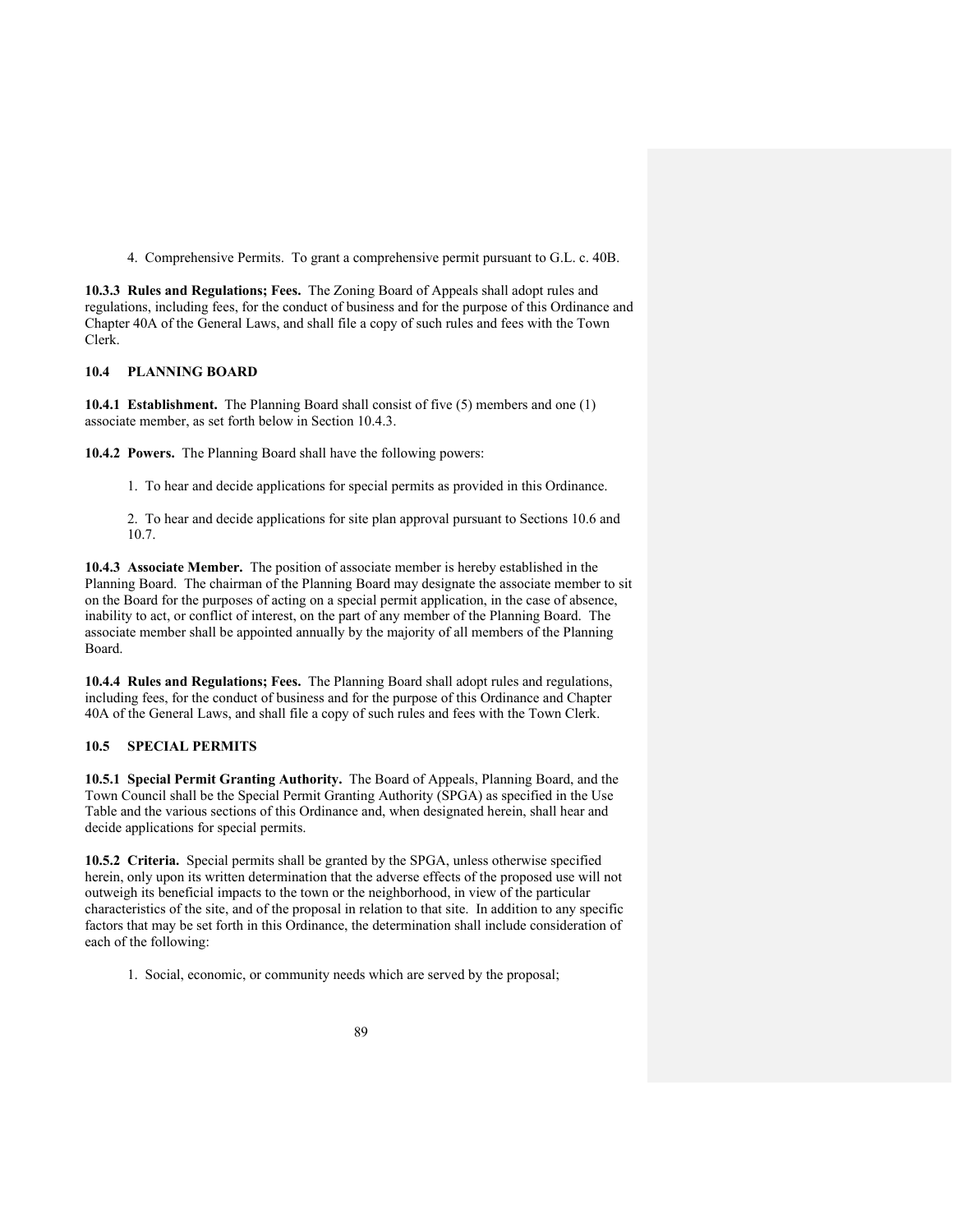4. Comprehensive Permits. To grant a comprehensive permit pursuant to G.L. c. 40B.

**10.3.3 Rules and Regulations; Fees.** The Zoning Board of Appeals shall adopt rules and regulations, including fees, for the conduct of business and for the purpose of this Ordinance and Chapter 40A of the General Laws, and shall file a copy of such rules and fees with the Town Clerk.

## 10.4 PLANNING BOARD

**10.4.1 Establishment.** The Planning Board shall consist of five (5) members and one (1) associate member, as set forth below in Section 10.4.3.

**10.4.2 Powers.** The Planning Board shall have the following powers:

1. To hear and decide applications for special permits as provided in this Ordinance.

2. To hear and decide applications for site plan approval pursuant to Sections 10.6 and 10.7.

**10.4.3 Associate Member.** The position of associate member is hereby established in the Planning Board. The chairman of the Planning Board may designate the associate member to sit on the Board for the purposes of acting on a special permit application, in the case of absence, inability to act, or conflict of interest, on the part of any member of the Planning Board. The associate member shall be appointed annually by the majority of all members of the Planning Board.

**10.4.4 Rules and Regulations; Fees.** The Planning Board shall adopt rules and regulations, including fees, for the conduct of business and for the purpose of this Ordinance and Chapter 40A of the General Laws, and shall file a copy of such rules and fees with the Town Clerk.

## 10.5 SPECIAL PERMITS

**10.5.1 Special Permit Granting Authority.** The Board of Appeals, Planning Board, and the Town Council shall be the Special Permit Granting Authority (SPGA) as specified in the Use Table and the various sections of this Ordinance and, when designated herein, shall hear and decide applications for special permits.

**10.5.2 Criteria.** Special permits shall be granted by the SPGA, unless otherwise specified herein, only upon its written determination that the adverse effects of the proposed use will not outweigh its beneficial impacts to the town or the neighborhood, in view of the particular characteristics of the site, and of the proposal in relation to that site. In addition to any specific factors that may be set forth in this Ordinance, the determination shall include consideration of each of the following:

1. Social, economic, or community needs which are served by the proposal;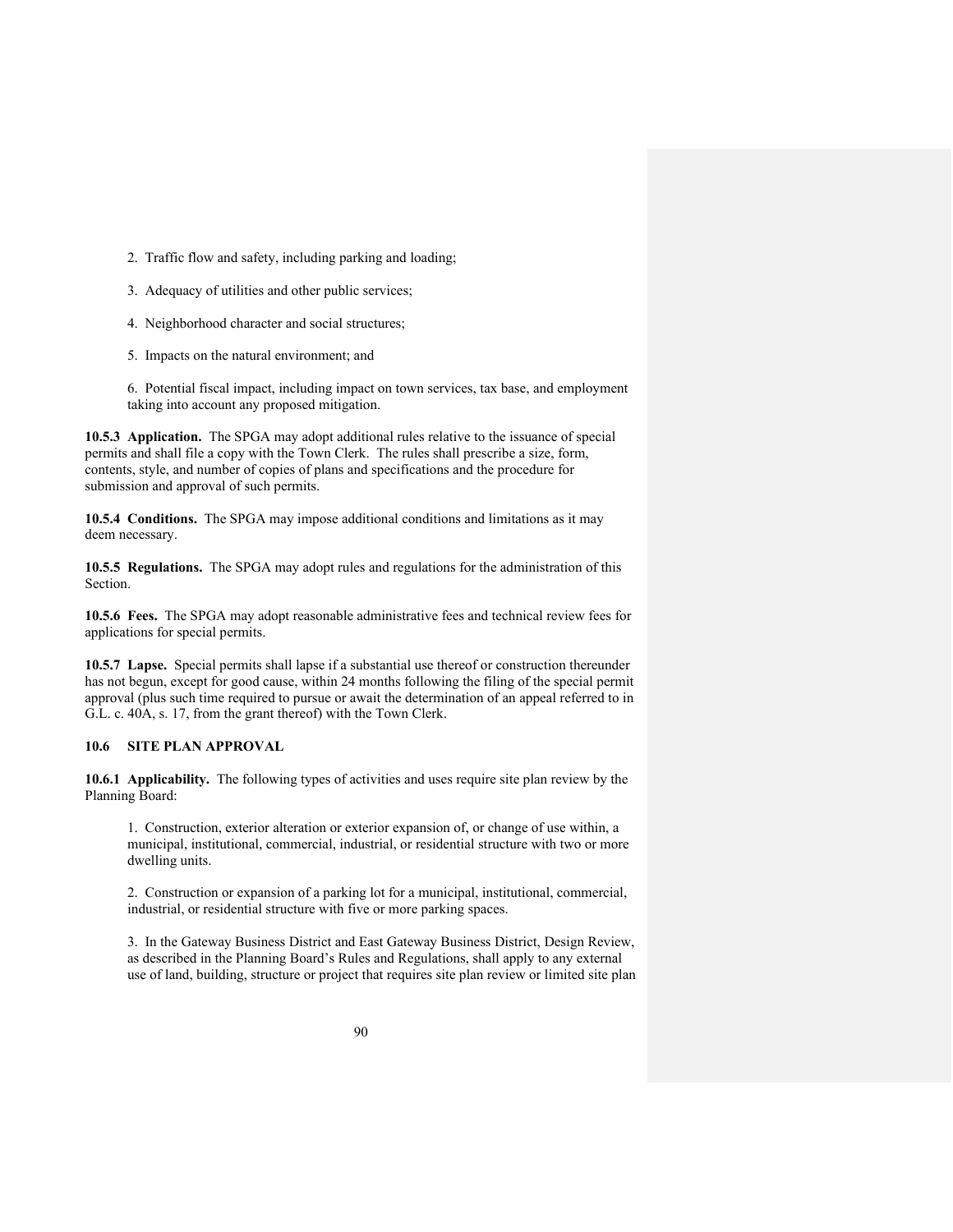2. Traffic flow and safety, including parking and loading;

3. Adequacy of utilities and other public services;

4. Neighborhood character and social structures;

5. Impacts on the natural environment; and

6. Potential fiscal impact, including impact on town services, tax base, and employment taking into account any proposed mitigation.

**10.5.3 Application.** The SPGA may adopt additional rules relative to the issuance of special permits and shall file a copy with the Town Clerk. The rules shall prescribe a size, form, contents, style, and number of copies of plans and specifications and the procedure for submission and approval of such permits.

**10.5.4 Conditions.** The SPGA may impose additional conditions and limitations as it may deem necessary.

**10.5.5 Regulations.** The SPGA may adopt rules and regulations for the administration of this Section.

**10.5.6 Fees.** The SPGA may adopt reasonable administrative fees and technical review fees for applications for special permits.

**10.5.7 Lapse.** Special permits shall lapse if a substantial use thereof or construction thereunder has not begun, except for good cause, within 24 months following the filing of the special permit approval (plus such time required to pursue or await the determination of an appeal referred to in G.L. c. 40A, s. 17, from the grant thereof) with the Town Clerk.

### 10.6 SITE PLAN APPROVAL

**10.6.1 Applicability.** The following types of activities and uses require site plan review by the Planning Board:

1. Construction, exterior alteration or exterior expansion of, or change of use within, a municipal, institutional, commercial, industrial, or residential structure with two or more dwelling units.

2. Construction or expansion of a parking lot for a municipal, institutional, commercial, industrial, or residential structure with five or more parking spaces.

3. In the Gateway Business District and East Gateway Business District, Design Review, as described in the Planning Board's Rules and Regulations, shall apply to any external use of land, building, structure or project that requires site plan review or limited site plan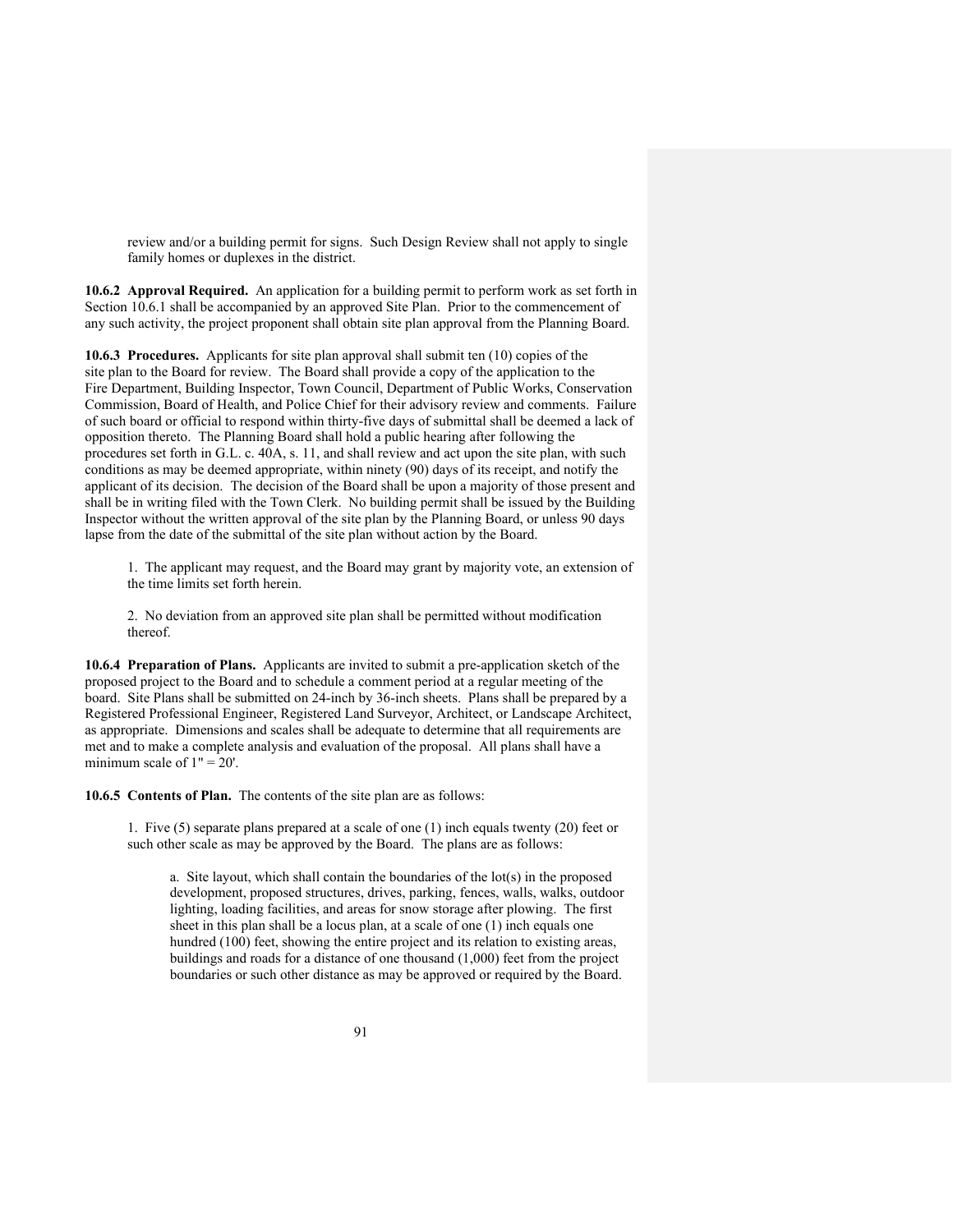review and/or a building permit for signs. Such Design Review shall not apply to single family homes or duplexes in the district.

**10.6.2 Approval Required.** An application for a building permit to perform work as set forth in Section 10.6.1 shall be accompanied by an approved Site Plan. Prior to the commencement of any such activity, the project proponent shall obtain site plan approval from the Planning Board.

**10.6.3 Procedures.** Applicants for site plan approval shall submit ten (10) copies of the site plan to the Board for review. The Board shall provide a copy of the application to the Fire Department, Building Inspector, Town Council, Department of Public Works, Conservation Commission, Board of Health, and Police Chief for their advisory review and comments. Failure of such board or official to respond within thirty-five days of submittal shall be deemed a lack of opposition thereto. The Planning Board shall hold a public hearing after following the procedures set forth in G.L. c. 40A, s. 11, and shall review and act upon the site plan, with such conditions as may be deemed appropriate, within ninety (90) days of its receipt, and notify the applicant of its decision. The decision of the Board shall be upon a majority of those present and shall be in writing filed with the Town Clerk. No building permit shall be issued by the Building Inspector without the written approval of the site plan by the Planning Board, or unless 90 days lapse from the date of the submittal of the site plan without action by the Board.

1. The applicant may request, and the Board may grant by majority vote, an extension of the time limits set forth herein.

2. No deviation from an approved site plan shall be permitted without modification thereof.

**10.6.4 Preparation of Plans.** Applicants are invited to submit a pre-application sketch of the proposed project to the Board and to schedule a comment period at a regular meeting of the board. Site Plans shall be submitted on 24-inch by 36-inch sheets. Plans shall be prepared by a Registered Professional Engineer, Registered Land Surveyor, Architect, or Landscape Architect, as appropriate. Dimensions and scales shall be adequate to determine that all requirements are met and to make a complete analysis and evaluation of the proposal. All plans shall have a minimum scale of 1" = 20'.

**10.6.5 Contents of Plan.** The contents of the site plan are as follows:

1. Five (5) separate plans prepared at a scale of one (1) inch equals twenty (20) feet or such other scale as may be approved by the Board. The plans are as follows:

   a. Site layout, which shall contain the boundaries of the lot(s) in the proposed development, proposed structures, drives, parking, fences, walls, walks, outdoor lighting, loading facilities, and areas for snow storage after plowing. The first sheet in this plan shall be a locus plan, at a scale of one (1) inch equals one hundred (100) feet, showing the entire project and its relation to existing areas, buildings and roads for a distance of one thousand (1,000) feet from the project boundaries or such other distance as may be approved or required by the Board.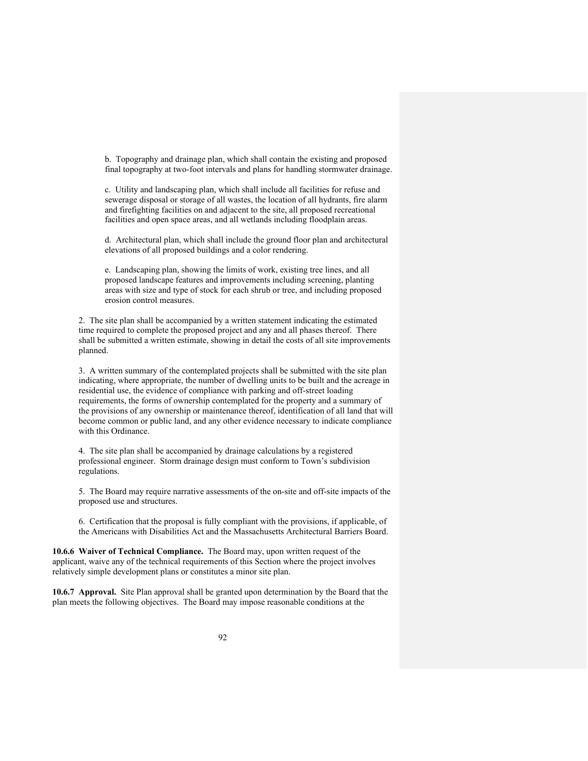b. Topography and drainage plan, which shall contain the existing and proposed final topography at two-foot intervals and plans for handling stormwater drainage.

c. Utility and landscaping plan, which shall include all facilities for refuse and sewerage disposal or storage of all wastes, the location of all hydrants, fire alarm and firefighting facilities on and adjacent to the site, all proposed recreational facilities and open space areas, and all wetlands including floodplain areas.

d. Architectural plan, which shall include the ground floor plan and architectural elevations of all proposed buildings and a color rendering.

e. Landscaping plan, showing the limits of work, existing tree lines, and all proposed landscape features and improvements including screening, planting areas with size and type of stock for each shrub or tree, and including proposed erosion control measures.

2. The site plan shall be accompanied by a written statement indicating the estimated time required to complete the proposed project and any and all phases thereof. There shall be submitted a written estimate, showing in detail the costs of all site improvements planned.

3. A written summary of the contemplated projects shall be submitted with the site plan indicating, where appropriate, the number of dwelling units to be built and the acreage in residential use, the evidence of compliance with parking and off-street loading requirements, the forms of ownership contemplated for the property and a summary of the provisions of any ownership or maintenance thereof, identification of all land that will become common or public land, and any other evidence necessary to indicate compliance with this Ordinance.

4. The site plan shall be accompanied by drainage calculations by a registered professional engineer. Storm drainage design must conform to Town's subdivision regulations.

5. The Board may require narrative assessments of the on-site and off-site impacts of the proposed use and structures.

6. Certification that the proposal is fully compliant with the provisions, if applicable, of the Americans with Disabilities Act and the Massachusetts Architectural Barriers Board.

**10.6.6 Waiver of Technical Compliance.** The Board may, upon written request of the applicant, waive any of the technical requirements of this Section where the project involves relatively simple development plans or constitutes a minor site plan.

**10.6.7 Approval.** Site Plan approval shall be granted upon determination by the Board that the plan meets the following objectives. The Board may impose reasonable conditions at the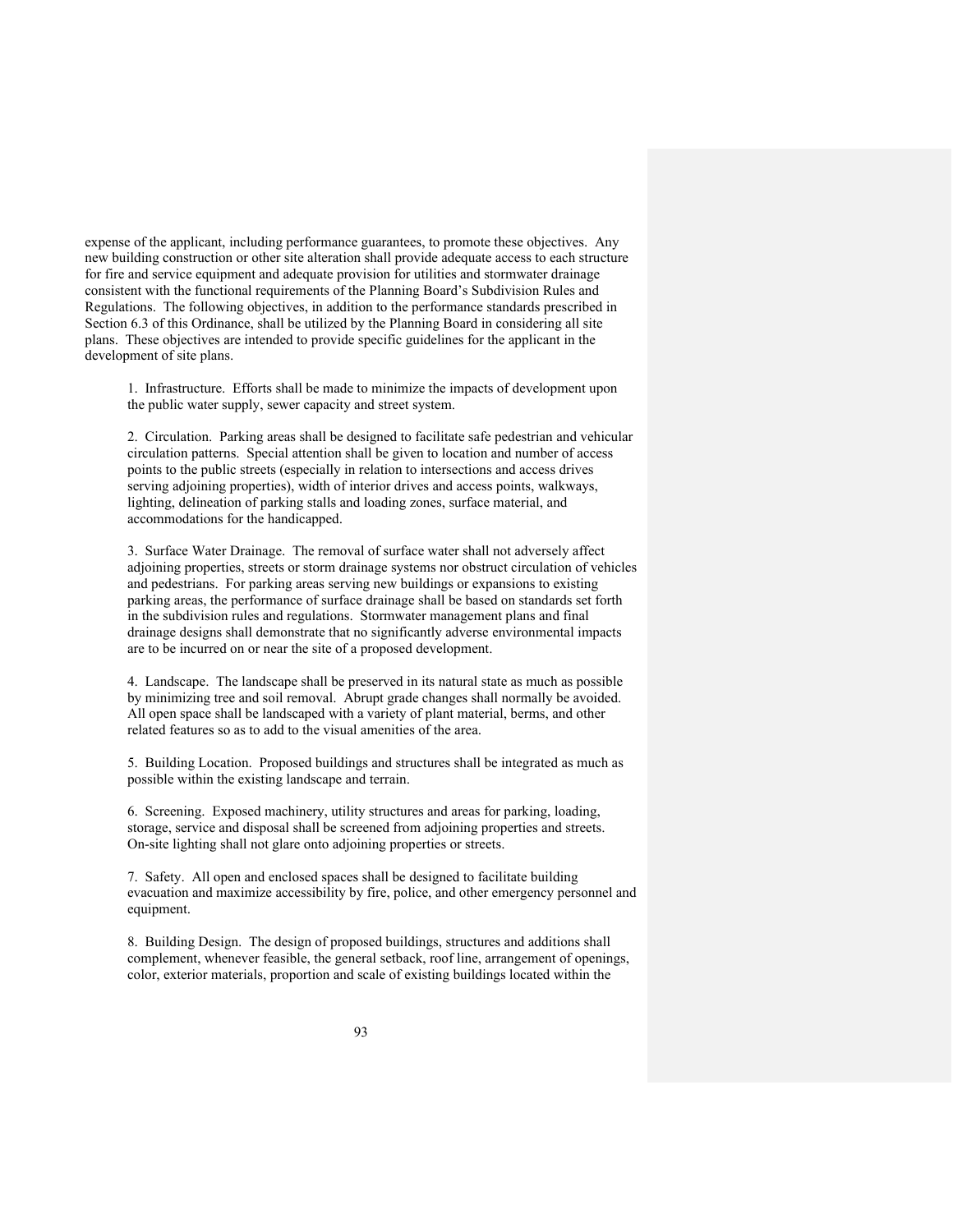expense of the applicant, including performance guarantees, to promote these objectives. Any new building construction or other site alteration shall provide adequate access to each structure for fire and service equipment and adequate provision for utilities and stormwater drainage consistent with the functional requirements of the Planning Board's Subdivision Rules and Regulations. The following objectives, in addition to the performance standards prescribed in Section 6.3 of this Ordinance, shall be utilized by the Planning Board in considering all site plans. These objectives are intended to provide specific guidelines for the applicant in the development of site plans.

1. Infrastructure. Efforts shall be made to minimize the impacts of development upon the public water supply, sewer capacity and street system.

2. Circulation. Parking areas shall be designed to facilitate safe pedestrian and vehicular circulation patterns. Special attention shall be given to location and number of access points to the public streets (especially in relation to intersections and access drives serving adjoining properties), width of interior drives and access points, walkways, lighting, delineation of parking stalls and loading zones, surface material, and accommodations for the handicapped.

3. Surface Water Drainage. The removal of surface water shall not adversely affect adjoining properties, streets or storm drainage systems nor obstruct circulation of vehicles and pedestrians. For parking areas serving new buildings or expansions to existing parking areas, the performance of surface drainage shall be based on standards set forth in the subdivision rules and regulations. Stormwater management plans and final drainage designs shall demonstrate that no significantly adverse environmental impacts are to be incurred on or near the site of a proposed development.

4. Landscape. The landscape shall be preserved in its natural state as much as possible by minimizing tree and soil removal. Abrupt grade changes shall normally be avoided. All open space shall be landscaped with a variety of plant material, berms, and other related features so as to add to the visual amenities of the area.

5. Building Location. Proposed buildings and structures shall be integrated as much as possible within the existing landscape and terrain.

6. Screening. Exposed machinery, utility structures and areas for parking, loading, storage, service and disposal shall be screened from adjoining properties and streets. On-site lighting shall not glare onto adjoining properties or streets.

7. Safety. All open and enclosed spaces shall be designed to facilitate building evacuation and maximize accessibility by fire, police, and other emergency personnel and equipment.

8. Building Design. The design of proposed buildings, structures and additions shall complement, whenever feasible, the general setback, roof line, arrangement of openings, color, exterior materials, proportion and scale of existing buildings located within the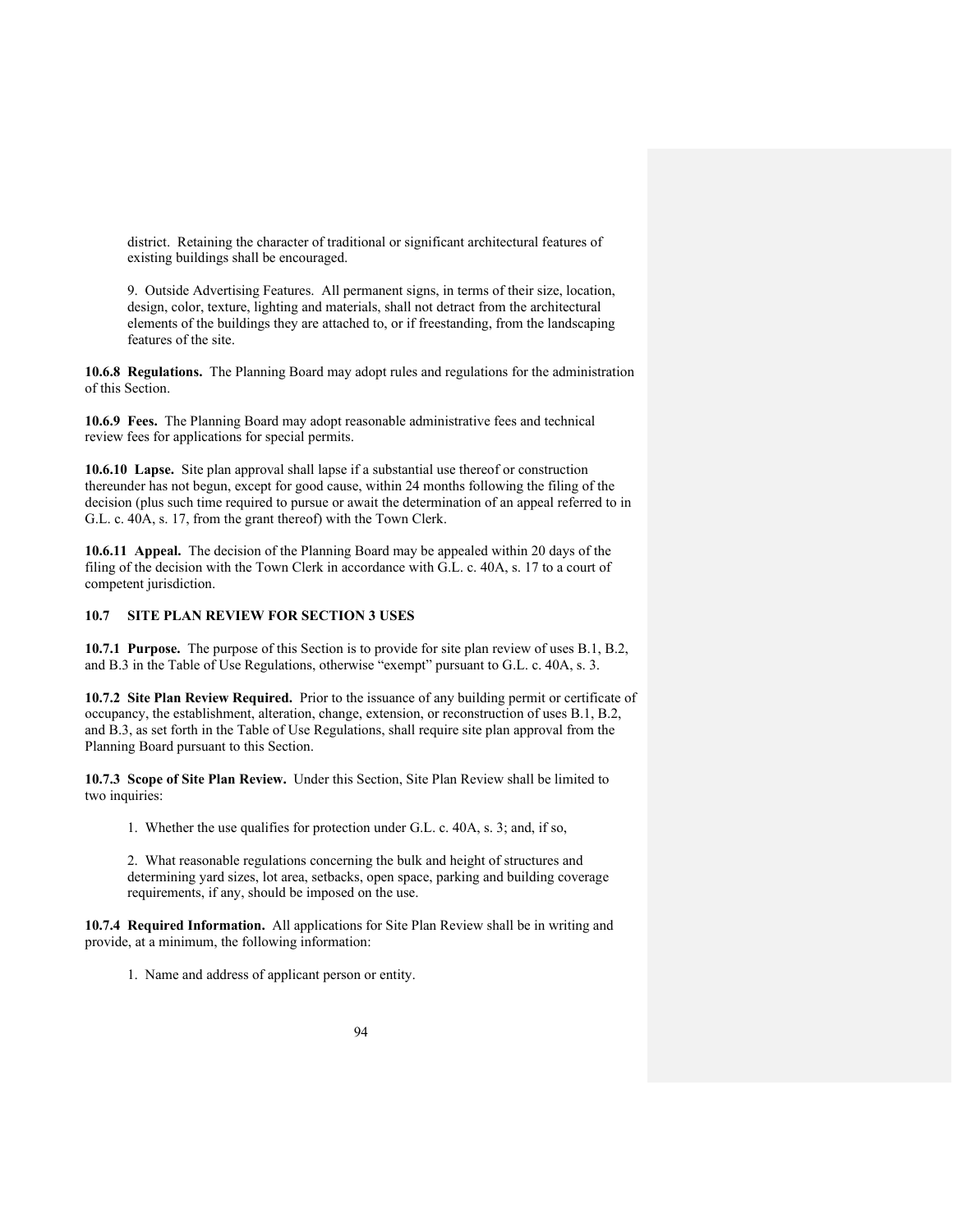district. Retaining the character of traditional or significant architectural features of existing buildings shall be encouraged.

9. Outside Advertising Features. All permanent signs, in terms of their size, location, design, color, texture, lighting and materials, shall not detract from the architectural elements of the buildings they are attached to, or if freestanding, from the landscaping features of the site.

**10.6.8 Regulations.** The Planning Board may adopt rules and regulations for the administration of this Section.

**10.6.9 Fees.** The Planning Board may adopt reasonable administrative fees and technical review fees for applications for special permits.

**10.6.10 Lapse.** Site plan approval shall lapse if a substantial use thereof or construction thereunder has not begun, except for good cause, within 24 months following the filing of the decision (plus such time required to pursue or await the determination of an appeal referred to in G.L. c. 40A, s. 17, from the grant thereof) with the Town Clerk.

**10.6.11 Appeal.** The decision of the Planning Board may be appealed within 20 days of the filing of the decision with the Town Clerk in accordance with G.L. c. 40A, s. 17 to a court of competent jurisdiction.

## 10.7 SITE PLAN REVIEW FOR SECTION 3 USES

**10.7.1 Purpose.** The purpose of this Section is to provide for site plan review of uses B.1, B.2, and B.3 in the Table of Use Regulations, otherwise "exempt" pursuant to G.L. c. 40A, s. 3.

**10.7.2 Site Plan Review Required.** Prior to the issuance of any building permit or certificate of occupancy, the establishment, alteration, change, extension, or reconstruction of uses B.1, B.2, and B.3, as set forth in the Table of Use Regulations, shall require site plan approval from the Planning Board pursuant to this Section.

**10.7.3 Scope of Site Plan Review.** Under this Section, Site Plan Review shall be limited to two inquiries:

1. Whether the use qualifies for protection under G.L. c. 40A, s. 3; and, if so,

2. What reasonable regulations concerning the bulk and height of structures and determining yard sizes, lot area, setbacks, open space, parking and building coverage requirements, if any, should be imposed on the use.

**10.7.4 Required Information.** All applications for Site Plan Review shall be in writing and provide, at a minimum, the following information:

1. Name and address of applicant person or entity.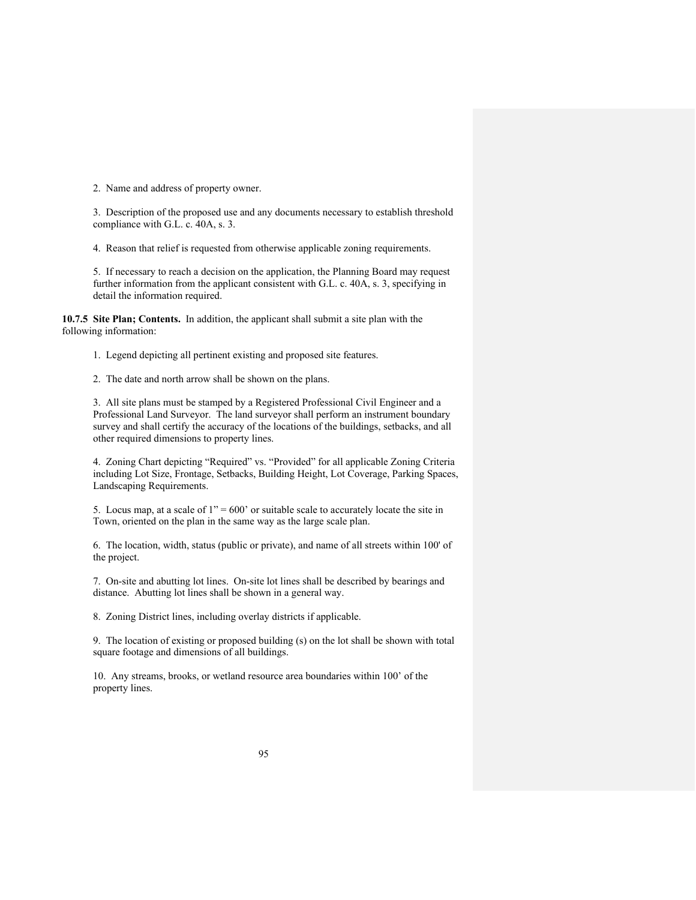2. Name and address of property owner.

3. Description of the proposed use and any documents necessary to establish threshold compliance with G.L. c. 40A, s. 3.

4. Reason that relief is requested from otherwise applicable zoning requirements.

5. If necessary to reach a decision on the application, the Planning Board may request further information from the applicant consistent with G.L. c. 40A, s. 3, specifying in detail the information required.

**10.7.5 Site Plan; Contents.** In addition, the applicant shall submit a site plan with the following information:

1. Legend depicting all pertinent existing and proposed site features.

2. The date and north arrow shall be shown on the plans.

3. All site plans must be stamped by a Registered Professional Civil Engineer and a Professional Land Surveyor. The land surveyor shall perform an instrument boundary survey and shall certify the accuracy of the locations of the buildings, setbacks, and all other required dimensions to property lines.

4. Zoning Chart depicting "Required" vs. "Provided" for all applicable Zoning Criteria including Lot Size, Frontage, Setbacks, Building Height, Lot Coverage, Parking Spaces, Landscaping Requirements.

5. Locus map, at a scale of 1" = 600' or suitable scale to accurately locate the site in Town, oriented on the plan in the same way as the large scale plan.

6. The location, width, status (public or private), and name of all streets within 100' of the project.

7. On-site and abutting lot lines. On-site lot lines shall be described by bearings and distance. Abutting lot lines shall be shown in a general way.

8. Zoning District lines, including overlay districts if applicable.

9. The location of existing or proposed building (s) on the lot shall be shown with total square footage and dimensions of all buildings.

10. Any streams, brooks, or wetland resource area boundaries within 100' of the property lines.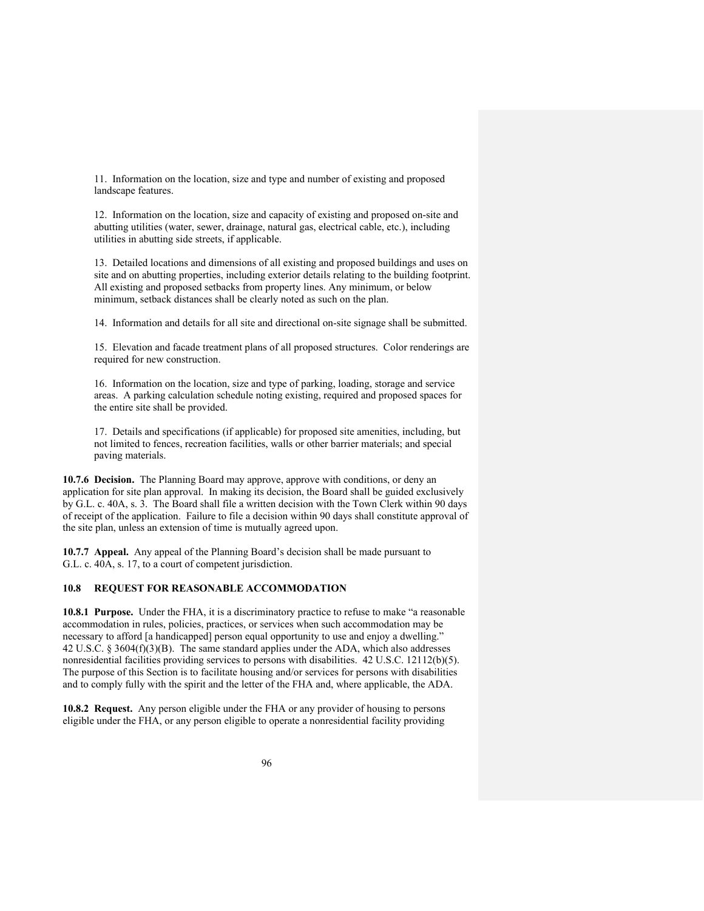11. Information on the location, size and type and number of existing and proposed landscape features.

12. Information on the location, size and capacity of existing and proposed on-site and abutting utilities (water, sewer, drainage, natural gas, electrical cable, etc.), including utilities in abutting side streets, if applicable.

13. Detailed locations and dimensions of all existing and proposed buildings and uses on site and on abutting properties, including exterior details relating to the building footprint. All existing and proposed setbacks from property lines. Any minimum, or below minimum, setback distances shall be clearly noted as such on the plan.

14. Information and details for all site and directional on-site signage shall be submitted.

15. Elevation and facade treatment plans of all proposed structures. Color renderings are required for new construction.

16. Information on the location, size and type of parking, loading, storage and service areas. A parking calculation schedule noting existing, required and proposed spaces for the entire site shall be provided.

17. Details and specifications (if applicable) for proposed site amenities, including, but not limited to fences, recreation facilities, walls or other barrier materials; and special paving materials.

**10.7.6 Decision.** The Planning Board may approve, approve with conditions, or deny an application for site plan approval. In making its decision, the Board shall be guided exclusively by G.L. c. 40A, s. 3. The Board shall file a written decision with the Town Clerk within 90 days of receipt of the application. Failure to file a decision within 90 days shall constitute approval of the site plan, unless an extension of time is mutually agreed upon.

**10.7.7 Appeal.** Any appeal of the Planning Board's decision shall be made pursuant to G.L. c. 40A, s. 17, to a court of competent jurisdiction.

## 10.8 REQUEST FOR REASONABLE ACCOMMODATION

**10.8.1 Purpose.** Under the FHA, it is a discriminatory practice to refuse to make "a reasonable accommodation in rules, policies, practices, or services when such accommodation may be necessary to afford [a handicapped] person equal opportunity to use and enjoy a dwelling." 42 U.S.C. § 3604(f)(3)(B). The same standard applies under the ADA, which also addresses nonresidential facilities providing services to persons with disabilities. 42 U.S.C. 12112(b)(5). The purpose of this Section is to facilitate housing and/or services for persons with disabilities and to comply fully with the spirit and the letter of the FHA and, where applicable, the ADA.

**10.8.2 Request.** Any person eligible under the FHA or any provider of housing to persons eligible under the FHA, or any person eligible to operate a nonresidential facility providing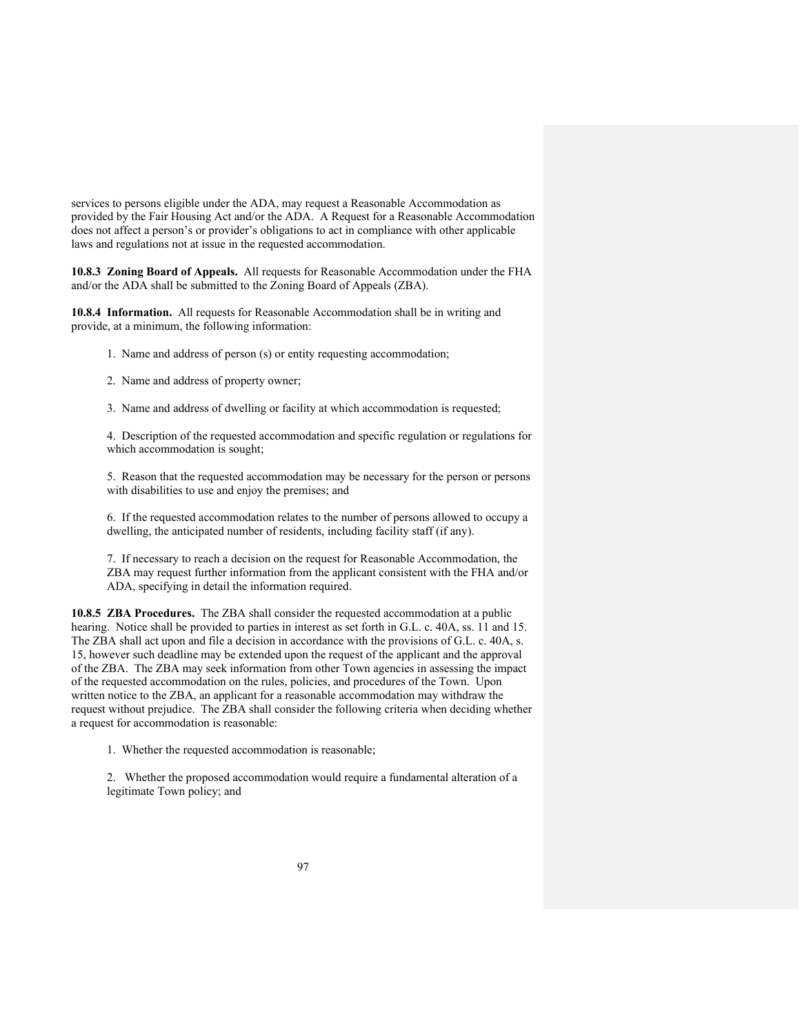services to persons eligible under the ADA, may request a Reasonable Accommodation as provided by the Fair Housing Act and/or the ADA. A Request for a Reasonable Accommodation does not affect a person's or provider's obligations to act in compliance with other applicable laws and regulations not at issue in the requested accommodation.

**10.8.3 Zoning Board of Appeals.** All requests for Reasonable Accommodation under the FHA and/or the ADA shall be submitted to the Zoning Board of Appeals (ZBA).

**10.8.4 Information.** All requests for Reasonable Accommodation shall be in writing and provide, at a minimum, the following information:

1. Name and address of person (s) or entity requesting accommodation;

2. Name and address of property owner;

3. Name and address of dwelling or facility at which accommodation is requested;

4. Description of the requested accommodation and specific regulation or regulations for which accommodation is sought;

5. Reason that the requested accommodation may be necessary for the person or persons with disabilities to use and enjoy the premises; and

6. If the requested accommodation relates to the number of persons allowed to occupy a dwelling, the anticipated number of residents, including facility staff (if any).

7. If necessary to reach a decision on the request for Reasonable Accommodation, the ZBA may request further information from the applicant consistent with the FHA and/or ADA, specifying in detail the information required.

**10.8.5 ZBA Procedures.** The ZBA shall consider the requested accommodation at a public hearing. Notice shall be provided to parties in interest as set forth in G.L. c. 40A, ss. 11 and 15. The ZBA shall act upon and file a decision in accordance with the provisions of G.L. c. 40A, s. 15, however such deadline may be extended upon the request of the applicant and the approval of the ZBA. The ZBA may seek information from other Town agencies in assessing the impact of the requested accommodation on the rules, policies, and procedures of the Town. Upon written notice to the ZBA, an applicant for a reasonable accommodation may withdraw the request without prejudice. The ZBA shall consider the following criteria when deciding whether a request for accommodation is reasonable:

1. Whether the requested accommodation is reasonable;

2. Whether the proposed accommodation would require a fundamental alteration of a legitimate Town policy; and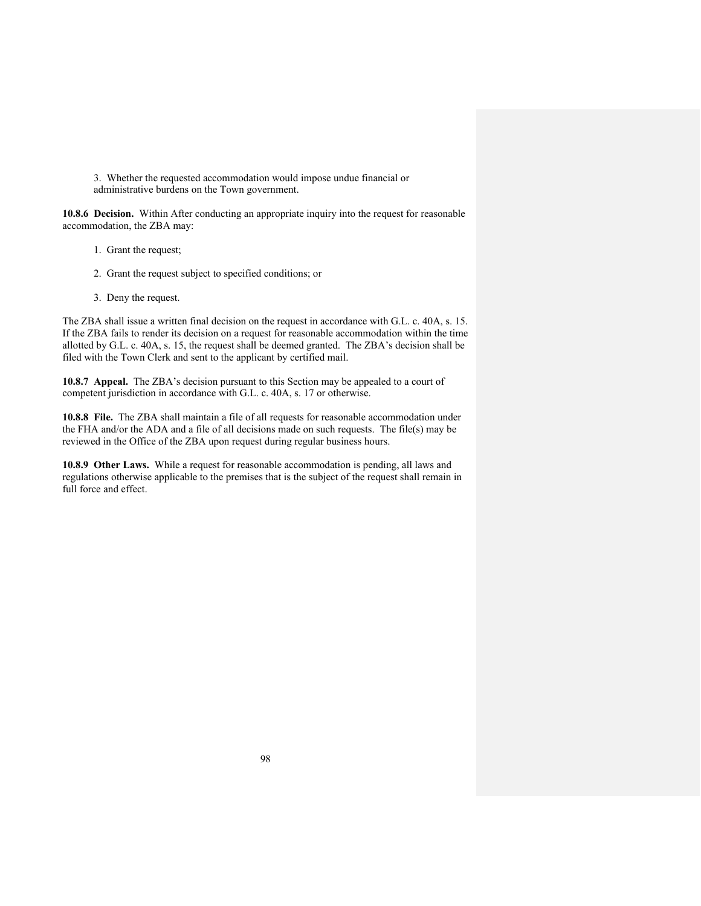3. Whether the requested accommodation would impose undue financial or administrative burdens on the Town government.

**10.8.6 Decision.** Within After conducting an appropriate inquiry into the request for reasonable accommodation, the ZBA may:

1. Grant the request;

2. Grant the request subject to specified conditions; or

3. Deny the request.

The ZBA shall issue a written final decision on the request in accordance with G.L. c. 40A, s. 15. If the ZBA fails to render its decision on a request for reasonable accommodation within the time allotted by G.L. c. 40A, s. 15, the request shall be deemed granted. The ZBA's decision shall be filed with the Town Clerk and sent to the applicant by certified mail.

**10.8.7 Appeal.** The ZBA's decision pursuant to this Section may be appealed to a court of competent jurisdiction in accordance with G.L. c. 40A, s. 17 or otherwise.

**10.8.8 File.** The ZBA shall maintain a file of all requests for reasonable accommodation under the FHA and/or the ADA and a file of all decisions made on such requests. The file(s) may be reviewed in the Office of the ZBA upon request during regular business hours.

**10.8.9 Other Laws.** While a request for reasonable accommodation is pending, all laws and regulations otherwise applicable to the premises that is the subject of the request shall remain in full force and effect.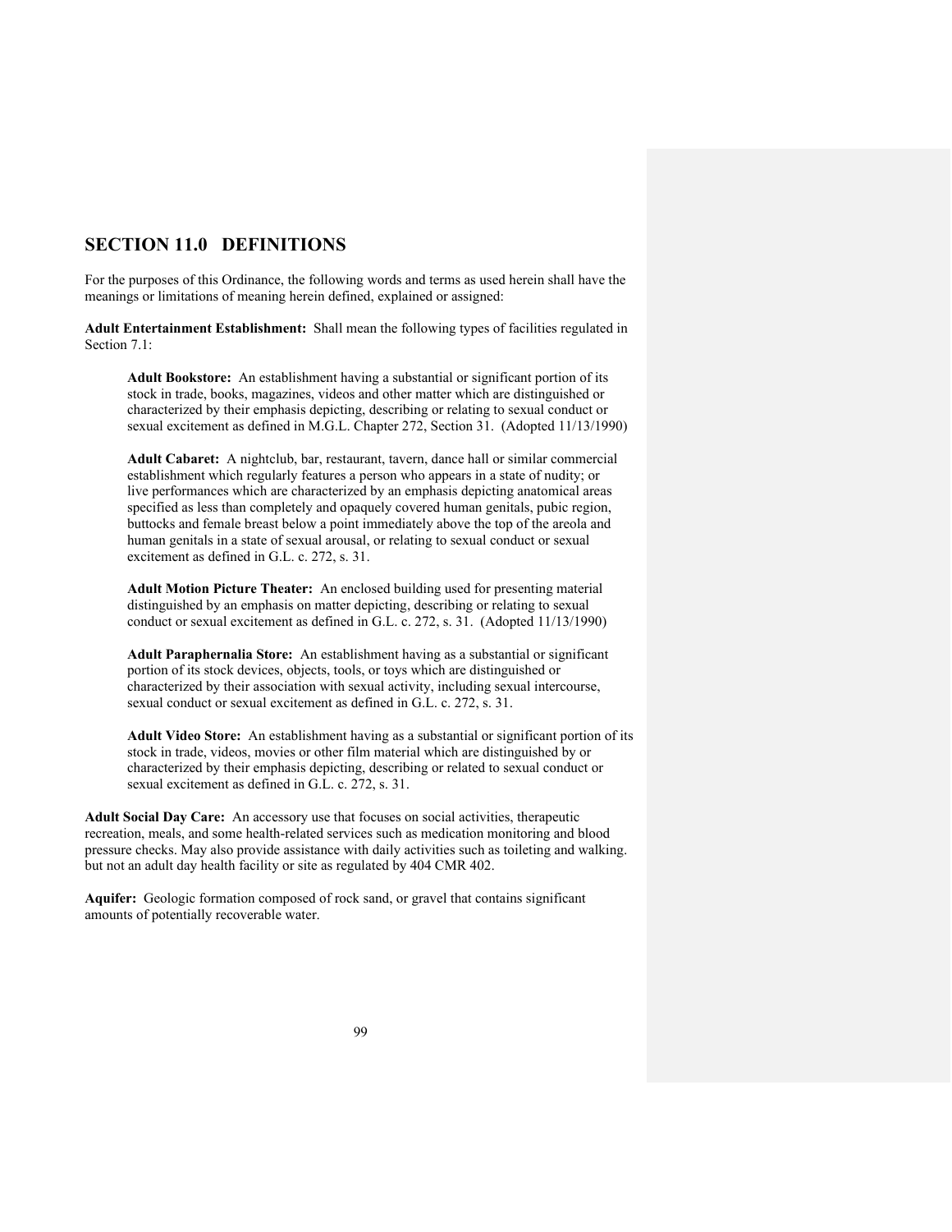## SECTION 11.0 DEFINITIONS

For the purposes of this Ordinance, the following words and terms as used herein shall have the meanings or limitations of meaning herein defined, explained or assigned:

**Adult Entertainment Establishment:** Shall mean the following types of facilities regulated in Section 7.1:

> **Adult Bookstore:** An establishment having a substantial or significant portion of its stock in trade, books, magazines, videos and other matter which are distinguished or characterized by their emphasis depicting, describing or relating to sexual conduct or sexual excitement as defined in M.G.L. Chapter 272, Section 31. (Adopted 11/13/1990)
>
> **Adult Cabaret:** A nightclub, bar, restaurant, tavern, dance hall or similar commercial establishment which regularly features a person who appears in a state of nudity; or live performances which are characterized by an emphasis depicting anatomical areas specified as less than completely and opaquely covered human genitals, pubic region, buttocks and female breast below a point immediately above the top of the areola and human genitals in a state of sexual arousal, or relating to sexual conduct or sexual excitement as defined in G.L. c. 272, s. 31.
>
> **Adult Motion Picture Theater:** An enclosed building used for presenting material distinguished by an emphasis on matter depicting, describing or relating to sexual conduct or sexual excitement as defined in G.L. c. 272, s. 31. (Adopted 11/13/1990)
>
> **Adult Paraphernalia Store:** An establishment having as a substantial or significant portion of its stock devices, objects, tools, or toys which are distinguished or characterized by their association with sexual activity, including sexual intercourse, sexual conduct or sexual excitement as defined in G.L. c. 272, s. 31.
>
> **Adult Video Store:** An establishment having as a substantial or significant portion of its stock in trade, videos, movies or other film material which are distinguished by or characterized by their emphasis depicting, describing or related to sexual conduct or sexual excitement as defined in G.L. c. 272, s. 31.

**Adult Social Day Care:** An accessory use that focuses on social activities, therapeutic recreation, meals, and some health-related services such as medication monitoring and blood pressure checks. May also provide assistance with daily activities such as toileting and walking. but not an adult day health facility or site as regulated by 404 CMR 402.

**Aquifer:** Geologic formation composed of rock sand, or gravel that contains significant amounts of potentially recoverable water.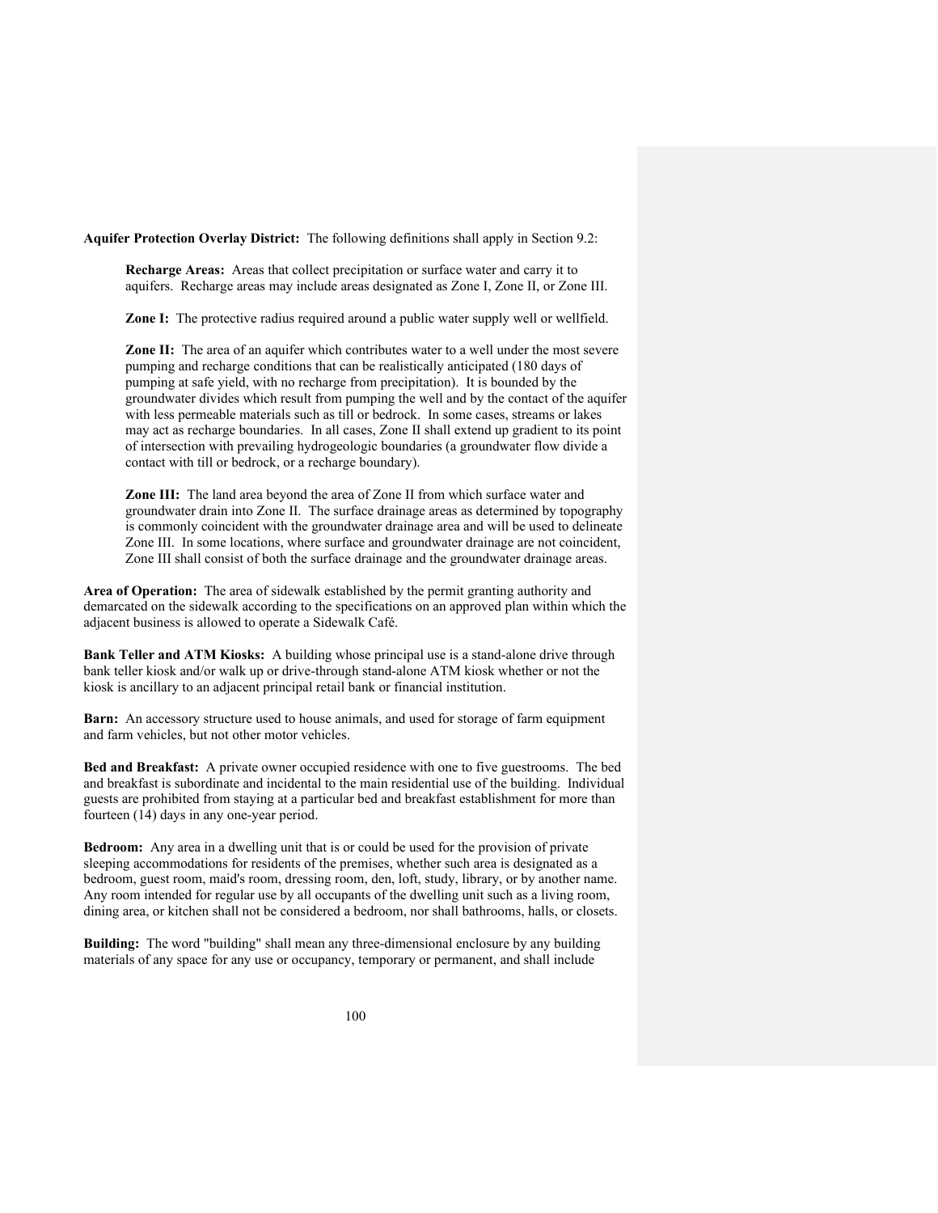**Aquifer Protection Overlay District:** The following definitions shall apply in Section 9.2:

**Recharge Areas:** Areas that collect precipitation or surface water and carry it to aquifers. Recharge areas may include areas designated as Zone I, Zone II, or Zone III.

**Zone I:** The protective radius required around a public water supply well or wellfield.

**Zone II:** The area of an aquifer which contributes water to a well under the most severe pumping and recharge conditions that can be realistically anticipated (180 days of pumping at safe yield, with no recharge from precipitation). It is bounded by the groundwater divides which result from pumping the well and by the contact of the aquifer with less permeable materials such as till or bedrock. In some cases, streams or lakes may act as recharge boundaries. In all cases, Zone II shall extend up gradient to its point of intersection with prevailing hydrogeologic boundaries (a groundwater flow divide a contact with till or bedrock, or a recharge boundary).

**Zone III:** The land area beyond the area of Zone II from which surface water and groundwater drain into Zone II. The surface drainage areas as determined by topography is commonly coincident with the groundwater drainage area and will be used to delineate Zone III. In some locations, where surface and groundwater drainage are not coincident, Zone III shall consist of both the surface drainage and the groundwater drainage areas.

**Area of Operation:** The area of sidewalk established by the permit granting authority and demarcated on the sidewalk according to the specifications on an approved plan within which the adjacent business is allowed to operate a Sidewalk Café.

**Bank Teller and ATM Kiosks:** A building whose principal use is a stand-alone drive through bank teller kiosk and/or walk up or drive-through stand-alone ATM kiosk whether or not the kiosk is ancillary to an adjacent principal retail bank or financial institution.

**Barn:** An accessory structure used to house animals, and used for storage of farm equipment and farm vehicles, but not other motor vehicles.

**Bed and Breakfast:** A private owner occupied residence with one to five guestrooms. The bed and breakfast is subordinate and incidental to the main residential use of the building. Individual guests are prohibited from staying at a particular bed and breakfast establishment for more than fourteen (14) days in any one-year period.

**Bedroom:** Any area in a dwelling unit that is or could be used for the provision of private sleeping accommodations for residents of the premises, whether such area is designated as a bedroom, guest room, maid's room, dressing room, den, loft, study, library, or by another name. Any room intended for regular use by all occupants of the dwelling unit such as a living room, dining area, or kitchen shall not be considered a bedroom, nor shall bathrooms, halls, or closets.

**Building:** The word "building" shall mean any three-dimensional enclosure by any building materials of any space for any use or occupancy, temporary or permanent, and shall include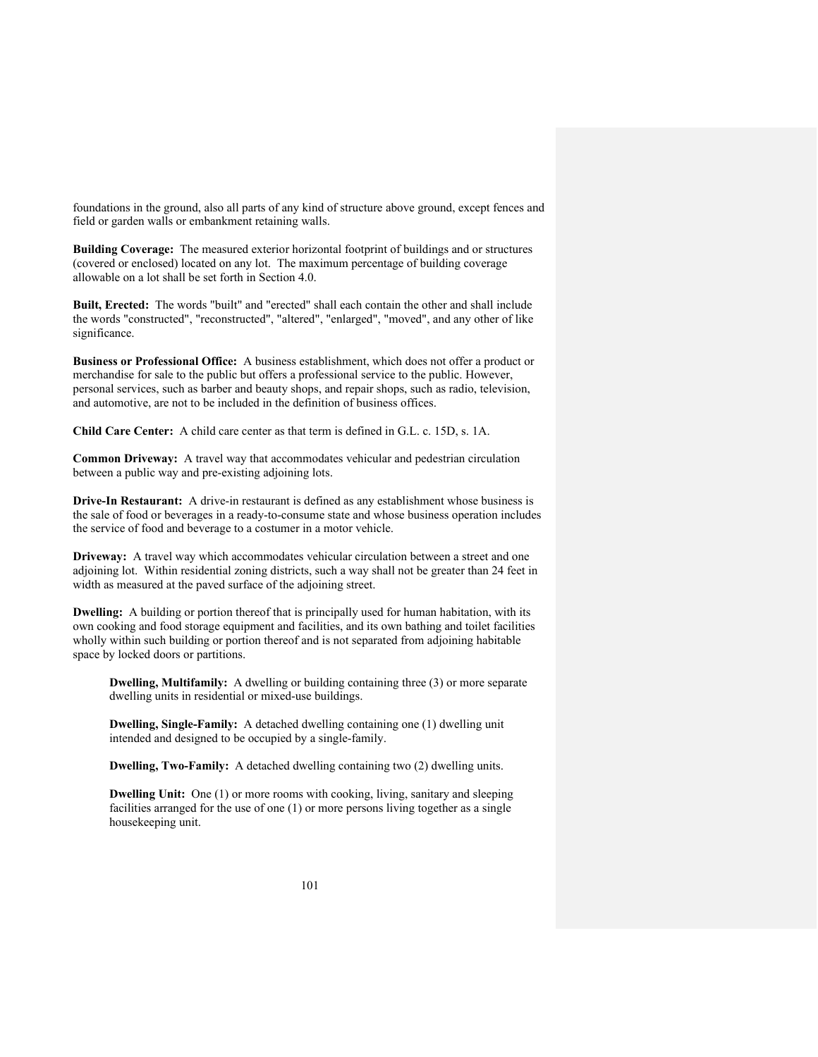foundations in the ground, also all parts of any kind of structure above ground, except fences and field or garden walls or embankment retaining walls.

**Building Coverage:** The measured exterior horizontal footprint of buildings and or structures (covered or enclosed) located on any lot. The maximum percentage of building coverage allowable on a lot shall be set forth in Section 4.0.

**Built, Erected:** The words "built" and "erected" shall each contain the other and shall include the words "constructed", "reconstructed", "altered", "enlarged", "moved", and any other of like significance.

**Business or Professional Office:** A business establishment, which does not offer a product or merchandise for sale to the public but offers a professional service to the public. However, personal services, such as barber and beauty shops, and repair shops, such as radio, television, and automotive, are not to be included in the definition of business offices.

**Child Care Center:** A child care center as that term is defined in G.L. c. 15D, s. 1A.

**Common Driveway:** A travel way that accommodates vehicular and pedestrian circulation between a public way and pre-existing adjoining lots.

**Drive-In Restaurant:** A drive-in restaurant is defined as any establishment whose business is the sale of food or beverages in a ready-to-consume state and whose business operation includes the service of food and beverage to a costumer in a motor vehicle.

**Driveway:** A travel way which accommodates vehicular circulation between a street and one adjoining lot. Within residential zoning districts, such a way shall not be greater than 24 feet in width as measured at the paved surface of the adjoining street.

**Dwelling:** A building or portion thereof that is principally used for human habitation, with its own cooking and food storage equipment and facilities, and its own bathing and toilet facilities wholly within such building or portion thereof and is not separated from adjoining habitable space by locked doors or partitions.

> **Dwelling, Multifamily:** A dwelling or building containing three (3) or more separate dwelling units in residential or mixed-use buildings.
>
> **Dwelling, Single-Family:** A detached dwelling containing one (1) dwelling unit intended and designed to be occupied by a single-family.
>
> **Dwelling, Two-Family:** A detached dwelling containing two (2) dwelling units.
>
> **Dwelling Unit:** One (1) or more rooms with cooking, living, sanitary and sleeping facilities arranged for the use of one (1) or more persons living together as a single housekeeping unit.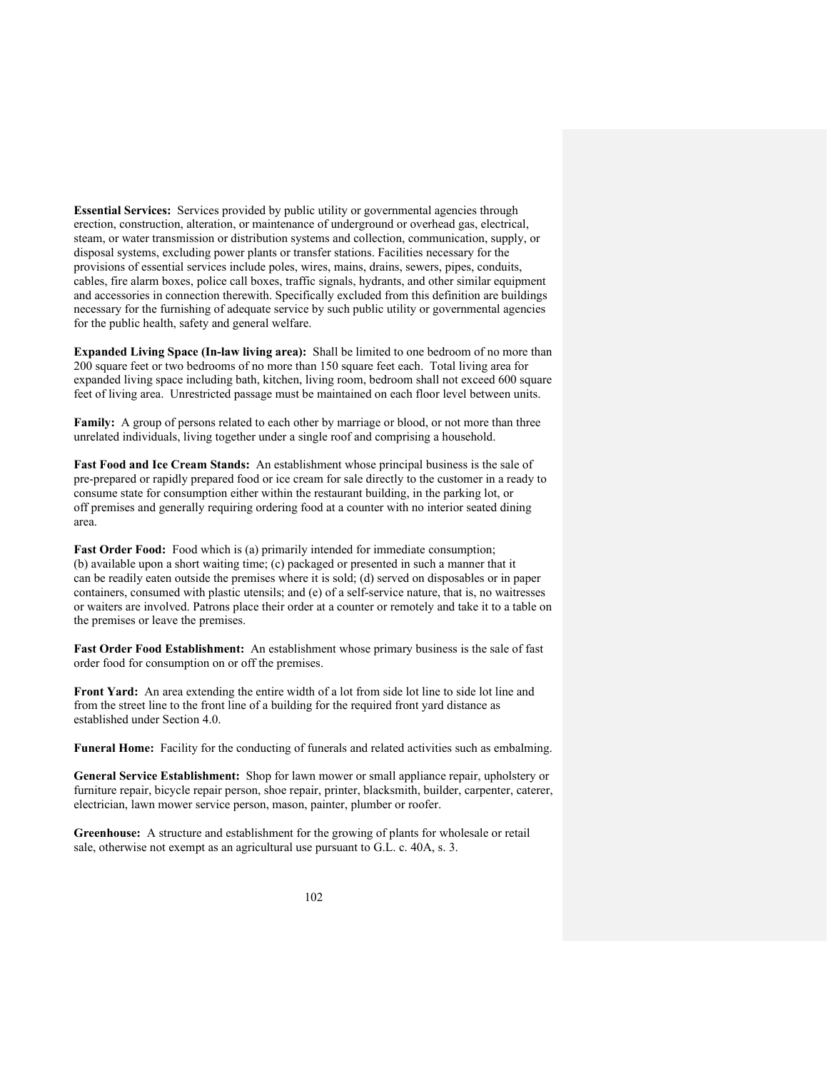**Essential Services:** Services provided by public utility or governmental agencies through erection, construction, alteration, or maintenance of underground or overhead gas, electrical, steam, or water transmission or distribution systems and collection, communication, supply, or disposal systems, excluding power plants or transfer stations. Facilities necessary for the provisions of essential services include poles, wires, mains, drains, sewers, pipes, conduits, cables, fire alarm boxes, police call boxes, traffic signals, hydrants, and other similar equipment and accessories in connection therewith. Specifically excluded from this definition are buildings necessary for the furnishing of adequate service by such public utility or governmental agencies for the public health, safety and general welfare.

**Expanded Living Space (In-law living area):** Shall be limited to one bedroom of no more than 200 square feet or two bedrooms of no more than 150 square feet each. Total living area for expanded living space including bath, kitchen, living room, bedroom shall not exceed 600 square feet of living area. Unrestricted passage must be maintained on each floor level between units.

**Family:** A group of persons related to each other by marriage or blood, or not more than three unrelated individuals, living together under a single roof and comprising a household.

**Fast Food and Ice Cream Stands:** An establishment whose principal business is the sale of pre-prepared or rapidly prepared food or ice cream for sale directly to the customer in a ready to consume state for consumption either within the restaurant building, in the parking lot, or off premises and generally requiring ordering food at a counter with no interior seated dining area.

**Fast Order Food:** Food which is (a) primarily intended for immediate consumption; (b) available upon a short waiting time; (c) packaged or presented in such a manner that it can be readily eaten outside the premises where it is sold; (d) served on disposables or in paper containers, consumed with plastic utensils; and (e) of a self-service nature, that is, no waitresses or waiters are involved. Patrons place their order at a counter or remotely and take it to a table on the premises or leave the premises.

**Fast Order Food Establishment:** An establishment whose primary business is the sale of fast order food for consumption on or off the premises.

**Front Yard:** An area extending the entire width of a lot from side lot line to side lot line and from the street line to the front line of a building for the required front yard distance as established under Section 4.0.

**Funeral Home:** Facility for the conducting of funerals and related activities such as embalming.

**General Service Establishment:** Shop for lawn mower or small appliance repair, upholstery or furniture repair, bicycle repair person, shoe repair, printer, blacksmith, builder, carpenter, caterer, electrician, lawn mower service person, mason, painter, plumber or roofer.

**Greenhouse:** A structure and establishment for the growing of plants for wholesale or retail sale, otherwise not exempt as an agricultural use pursuant to G.L. c. 40A, s. 3.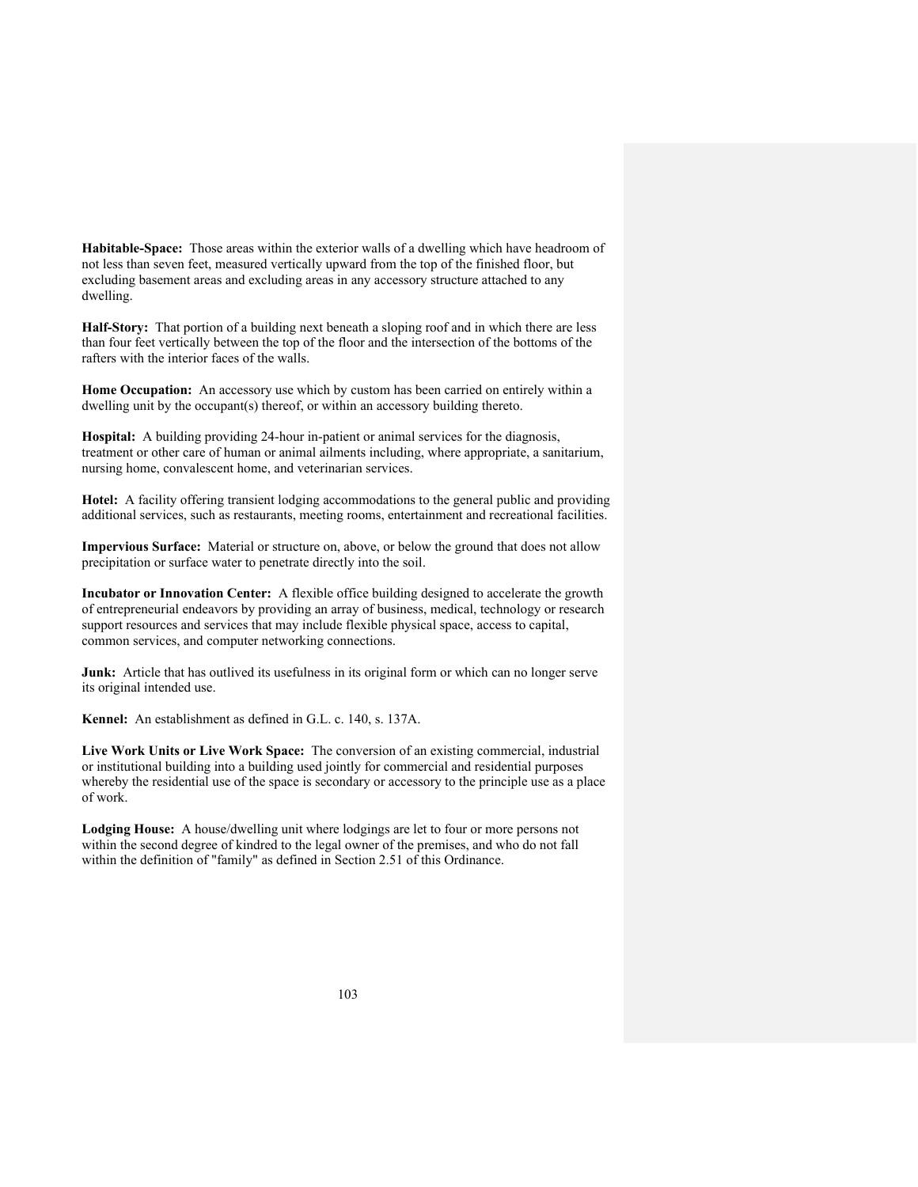**Habitable-Space:** Those areas within the exterior walls of a dwelling which have headroom of not less than seven feet, measured vertically upward from the top of the finished floor, but excluding basement areas and excluding areas in any accessory structure attached to any dwelling.

**Half-Story:** That portion of a building next beneath a sloping roof and in which there are less than four feet vertically between the top of the floor and the intersection of the bottoms of the rafters with the interior faces of the walls.

**Home Occupation:** An accessory use which by custom has been carried on entirely within a dwelling unit by the occupant(s) thereof, or within an accessory building thereto.

**Hospital:** A building providing 24-hour in-patient or animal services for the diagnosis, treatment or other care of human or animal ailments including, where appropriate, a sanitarium, nursing home, convalescent home, and veterinarian services.

**Hotel:** A facility offering transient lodging accommodations to the general public and providing additional services, such as restaurants, meeting rooms, entertainment and recreational facilities.

**Impervious Surface:** Material or structure on, above, or below the ground that does not allow precipitation or surface water to penetrate directly into the soil.

**Incubator or Innovation Center:** A flexible office building designed to accelerate the growth of entrepreneurial endeavors by providing an array of business, medical, technology or research support resources and services that may include flexible physical space, access to capital, common services, and computer networking connections.

**Junk:** Article that has outlived its usefulness in its original form or which can no longer serve its original intended use.

**Kennel:** An establishment as defined in G.L. c. 140, s. 137A.

**Live Work Units or Live Work Space:** The conversion of an existing commercial, industrial or institutional building into a building used jointly for commercial and residential purposes whereby the residential use of the space is secondary or accessory to the principle use as a place of work.

**Lodging House:** A house/dwelling unit where lodgings are let to four or more persons not within the second degree of kindred to the legal owner of the premises, and who do not fall within the definition of "family" as defined in Section 2.51 of this Ordinance.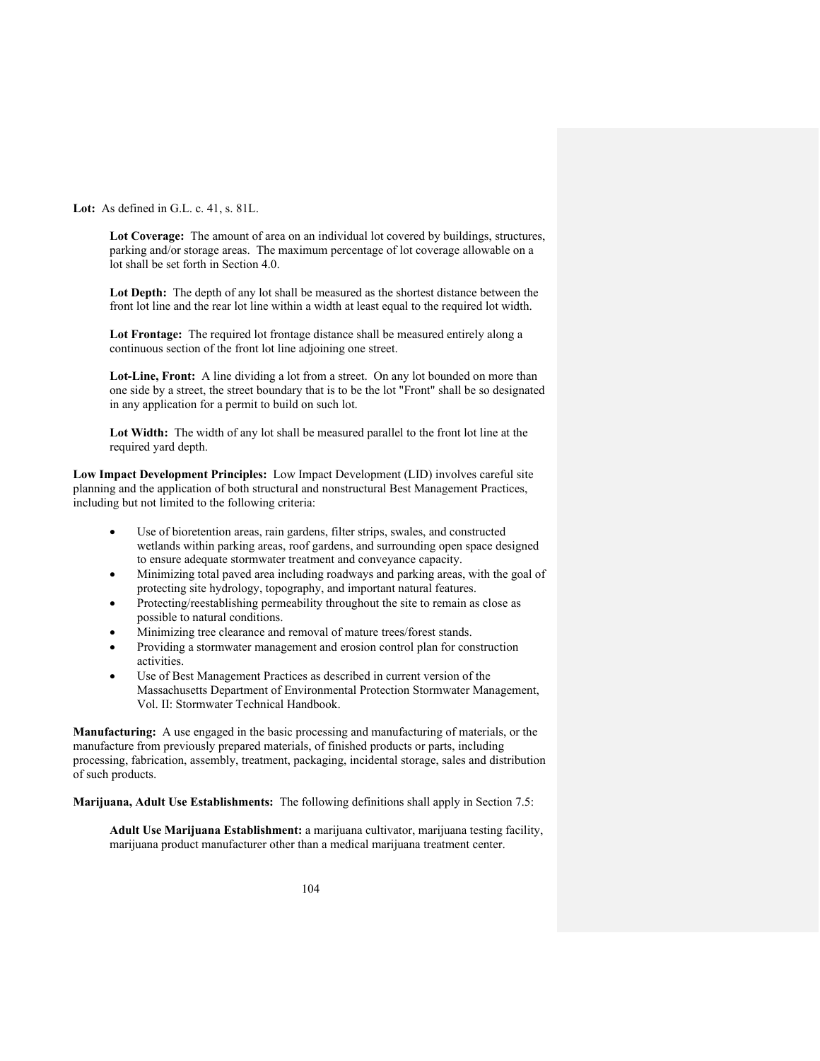**Lot:** As defined in G.L. c. 41, s. 81L.

**Lot Coverage:** The amount of area on an individual lot covered by buildings, structures, parking and/or storage areas. The maximum percentage of lot coverage allowable on a lot shall be set forth in Section 4.0.

**Lot Depth:** The depth of any lot shall be measured as the shortest distance between the front lot line and the rear lot line within a width at least equal to the required lot width.

**Lot Frontage:** The required lot frontage distance shall be measured entirely along a continuous section of the front lot line adjoining one street.

**Lot-Line, Front:** A line dividing a lot from a street. On any lot bounded on more than one side by a street, the street boundary that is to be the lot "Front" shall be so designated in any application for a permit to build on such lot.

**Lot Width:** The width of any lot shall be measured parallel to the front lot line at the required yard depth.

**Low Impact Development Principles:** Low Impact Development (LID) involves careful site planning and the application of both structural and nonstructural Best Management Practices, including but not limited to the following criteria:

- Use of bioretention areas, rain gardens, filter strips, swales, and constructed wetlands within parking areas, roof gardens, and surrounding open space designed to ensure adequate stormwater treatment and conveyance capacity.
- Minimizing total paved area including roadways and parking areas, with the goal of protecting site hydrology, topography, and important natural features.
- Protecting/reestablishing permeability throughout the site to remain as close as possible to natural conditions.
- Minimizing tree clearance and removal of mature trees/forest stands.
- Providing a stormwater management and erosion control plan for construction activities.
- Use of Best Management Practices as described in current version of the Massachusetts Department of Environmental Protection Stormwater Management, Vol. II: Stormwater Technical Handbook.

**Manufacturing:** A use engaged in the basic processing and manufacturing of materials, or the manufacture from previously prepared materials, of finished products or parts, including processing, fabrication, assembly, treatment, packaging, incidental storage, sales and distribution of such products.

**Marijuana, Adult Use Establishments:** The following definitions shall apply in Section 7.5:

**Adult Use Marijuana Establishment:** a marijuana cultivator, marijuana testing facility, marijuana product manufacturer other than a medical marijuana treatment center.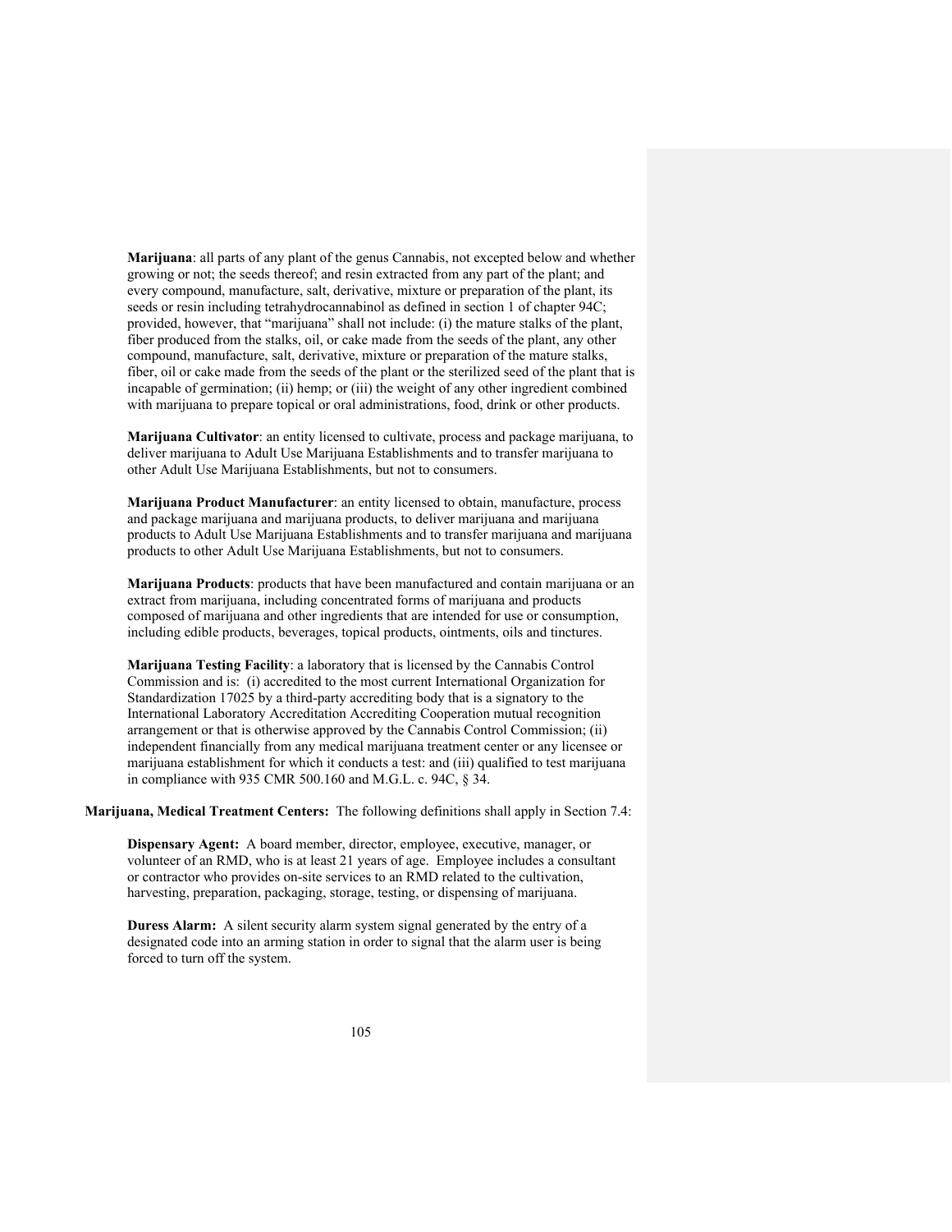**Marijuana**: all parts of any plant of the genus Cannabis, not excepted below and whether growing or not; the seeds thereof; and resin extracted from any part of the plant; and every compound, manufacture, salt, derivative, mixture or preparation of the plant, its seeds or resin including tetrahydrocannabinol as defined in section 1 of chapter 94C; provided, however, that "marijuana" shall not include: (i) the mature stalks of the plant, fiber produced from the stalks, oil, or cake made from the seeds of the plant, any other compound, manufacture, salt, derivative, mixture or preparation of the mature stalks, fiber, oil or cake made from the seeds of the plant or the sterilized seed of the plant that is incapable of germination; (ii) hemp; or (iii) the weight of any other ingredient combined with marijuana to prepare topical or oral administrations, food, drink or other products.

**Marijuana Cultivator**: an entity licensed to cultivate, process and package marijuana, to deliver marijuana to Adult Use Marijuana Establishments and to transfer marijuana to other Adult Use Marijuana Establishments, but not to consumers.

**Marijuana Product Manufacturer**: an entity licensed to obtain, manufacture, process and package marijuana and marijuana products, to deliver marijuana and marijuana products to Adult Use Marijuana Establishments and to transfer marijuana and marijuana products to other Adult Use Marijuana Establishments, but not to consumers.

**Marijuana Products**: products that have been manufactured and contain marijuana or an extract from marijuana, including concentrated forms of marijuana and products composed of marijuana and other ingredients that are intended for use or consumption, including edible products, beverages, topical products, ointments, oils and tinctures.

**Marijuana Testing Facility**: a laboratory that is licensed by the Cannabis Control Commission and is: (i) accredited to the most current International Organization for Standardization 17025 by a third-party accrediting body that is a signatory to the International Laboratory Accreditation Accrediting Cooperation mutual recognition arrangement or that is otherwise approved by the Cannabis Control Commission; (ii) independent financially from any medical marijuana treatment center or any licensee or marijuana establishment for which it conducts a test: and (iii) qualified to test marijuana in compliance with 935 CMR 500.160 and M.G.L. c. 94C, § 34.

**Marijuana, Medical Treatment Centers:** The following definitions shall apply in Section 7.4:

**Dispensary Agent:** A board member, director, employee, executive, manager, or volunteer of an RMD, who is at least 21 years of age. Employee includes a consultant or contractor who provides on-site services to an RMD related to the cultivation, harvesting, preparation, packaging, storage, testing, or dispensing of marijuana.

**Duress Alarm:** A silent security alarm system signal generated by the entry of a designated code into an arming station in order to signal that the alarm user is being forced to turn off the system.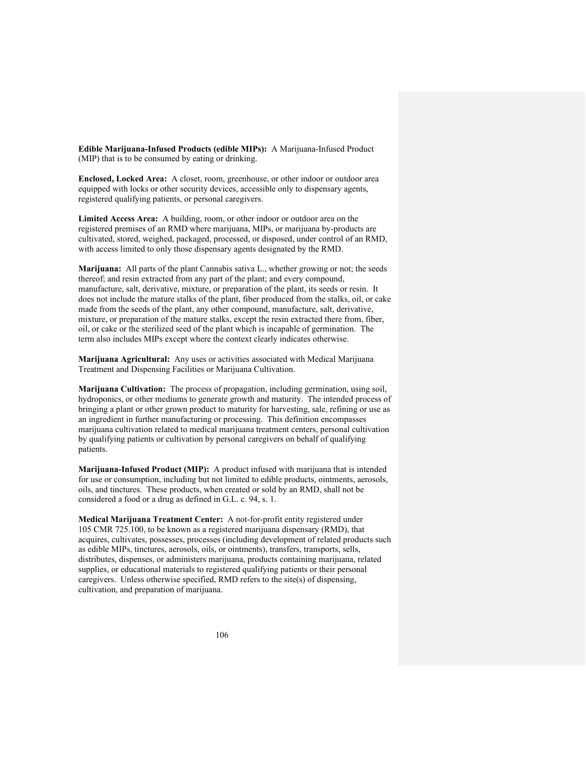**Edible Marijuana-Infused Products (edible MIPs):** A Marijuana-Infused Product (MIP) that is to be consumed by eating or drinking.

**Enclosed, Locked Area:** A closet, room, greenhouse, or other indoor or outdoor area equipped with locks or other security devices, accessible only to dispensary agents, registered qualifying patients, or personal caregivers.

**Limited Access Area:** A building, room, or other indoor or outdoor area on the registered premises of an RMD where marijuana, MIPs, or marijuana by-products are cultivated, stored, weighed, packaged, processed, or disposed, under control of an RMD, with access limited to only those dispensary agents designated by the RMD.

**Marijuana:** All parts of the plant Cannabis sativa L., whether growing or not; the seeds thereof; and resin extracted from any part of the plant; and every compound, manufacture, salt, derivative, mixture, or preparation of the plant, its seeds or resin. It does not include the mature stalks of the plant, fiber produced from the stalks, oil, or cake made from the seeds of the plant, any other compound, manufacture, salt, derivative, mixture, or preparation of the mature stalks, except the resin extracted there from, fiber, oil, or cake or the sterilized seed of the plant which is incapable of germination. The term also includes MIPs except where the context clearly indicates otherwise.

**Marijuana Agricultural:** Any uses or activities associated with Medical Marijuana Treatment and Dispensing Facilities or Marijuana Cultivation.

**Marijuana Cultivation:** The process of propagation, including germination, using soil, hydroponics, or other mediums to generate growth and maturity. The intended process of bringing a plant or other grown product to maturity for harvesting, sale, refining or use as an ingredient in further manufacturing or processing. This definition encompasses marijuana cultivation related to medical marijuana treatment centers, personal cultivation by qualifying patients or cultivation by personal caregivers on behalf of qualifying patients.

**Marijuana-Infused Product (MIP):** A product infused with marijuana that is intended for use or consumption, including but not limited to edible products, ointments, aerosols, oils, and tinctures. These products, when created or sold by an RMD, shall not be considered a food or a drug as defined in G.L. c. 94, s. 1.

**Medical Marijuana Treatment Center:** A not-for-profit entity registered under 105 CMR 725.100, to be known as a registered marijuana dispensary (RMD), that acquires, cultivates, possesses, processes (including development of related products such as edible MIPs, tinctures, aerosols, oils, or ointments), transfers, transports, sells, distributes, dispenses, or administers marijuana, products containing marijuana, related supplies, or educational materials to registered qualifying patients or their personal caregivers. Unless otherwise specified, RMD refers to the site(s) of dispensing, cultivation, and preparation of marijuana.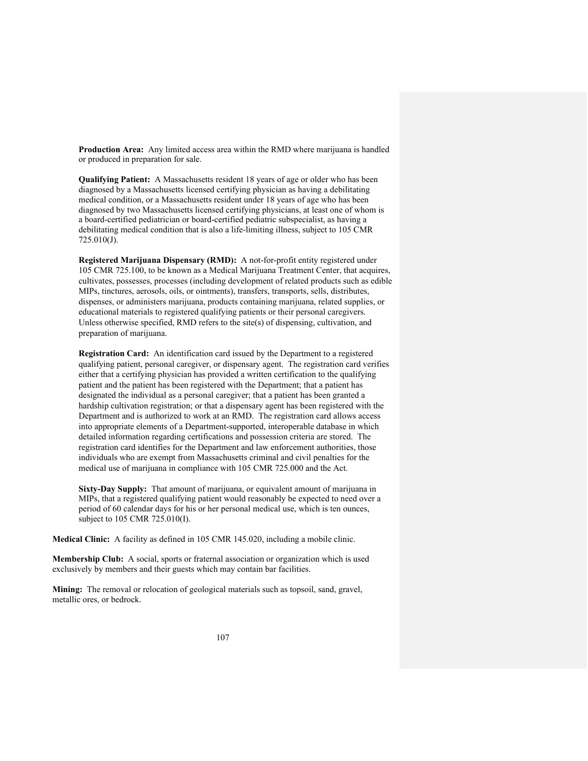**Production Area:** Any limited access area within the RMD where marijuana is handled or produced in preparation for sale.

**Qualifying Patient:** A Massachusetts resident 18 years of age or older who has been diagnosed by a Massachusetts licensed certifying physician as having a debilitating medical condition, or a Massachusetts resident under 18 years of age who has been diagnosed by two Massachusetts licensed certifying physicians, at least one of whom is a board-certified pediatrician or board-certified pediatric subspecialist, as having a debilitating medical condition that is also a life-limiting illness, subject to 105 CMR 725.010(J).

**Registered Marijuana Dispensary (RMD):** A not-for-profit entity registered under 105 CMR 725.100, to be known as a Medical Marijuana Treatment Center, that acquires, cultivates, possesses, processes (including development of related products such as edible MIPs, tinctures, aerosols, oils, or ointments), transfers, transports, sells, distributes, dispenses, or administers marijuana, products containing marijuana, related supplies, or educational materials to registered qualifying patients or their personal caregivers. Unless otherwise specified, RMD refers to the site(s) of dispensing, cultivation, and preparation of marijuana.

**Registration Card:** An identification card issued by the Department to a registered qualifying patient, personal caregiver, or dispensary agent. The registration card verifies either that a certifying physician has provided a written certification to the qualifying patient and the patient has been registered with the Department; that a patient has designated the individual as a personal caregiver; that a patient has been granted a hardship cultivation registration; or that a dispensary agent has been registered with the Department and is authorized to work at an RMD. The registration card allows access into appropriate elements of a Department-supported, interoperable database in which detailed information regarding certifications and possession criteria are stored. The registration card identifies for the Department and law enforcement authorities, those individuals who are exempt from Massachusetts criminal and civil penalties for the medical use of marijuana in compliance with 105 CMR 725.000 and the Act.

**Sixty-Day Supply:** That amount of marijuana, or equivalent amount of marijuana in MIPs, that a registered qualifying patient would reasonably be expected to need over a period of 60 calendar days for his or her personal medical use, which is ten ounces, subject to 105 CMR 725.010(I).

**Medical Clinic:** A facility as defined in 105 CMR 145.020, including a mobile clinic.

**Membership Club:** A social, sports or fraternal association or organization which is used exclusively by members and their guests which may contain bar facilities.

**Mining:** The removal or relocation of geological materials such as topsoil, sand, gravel, metallic ores, or bedrock.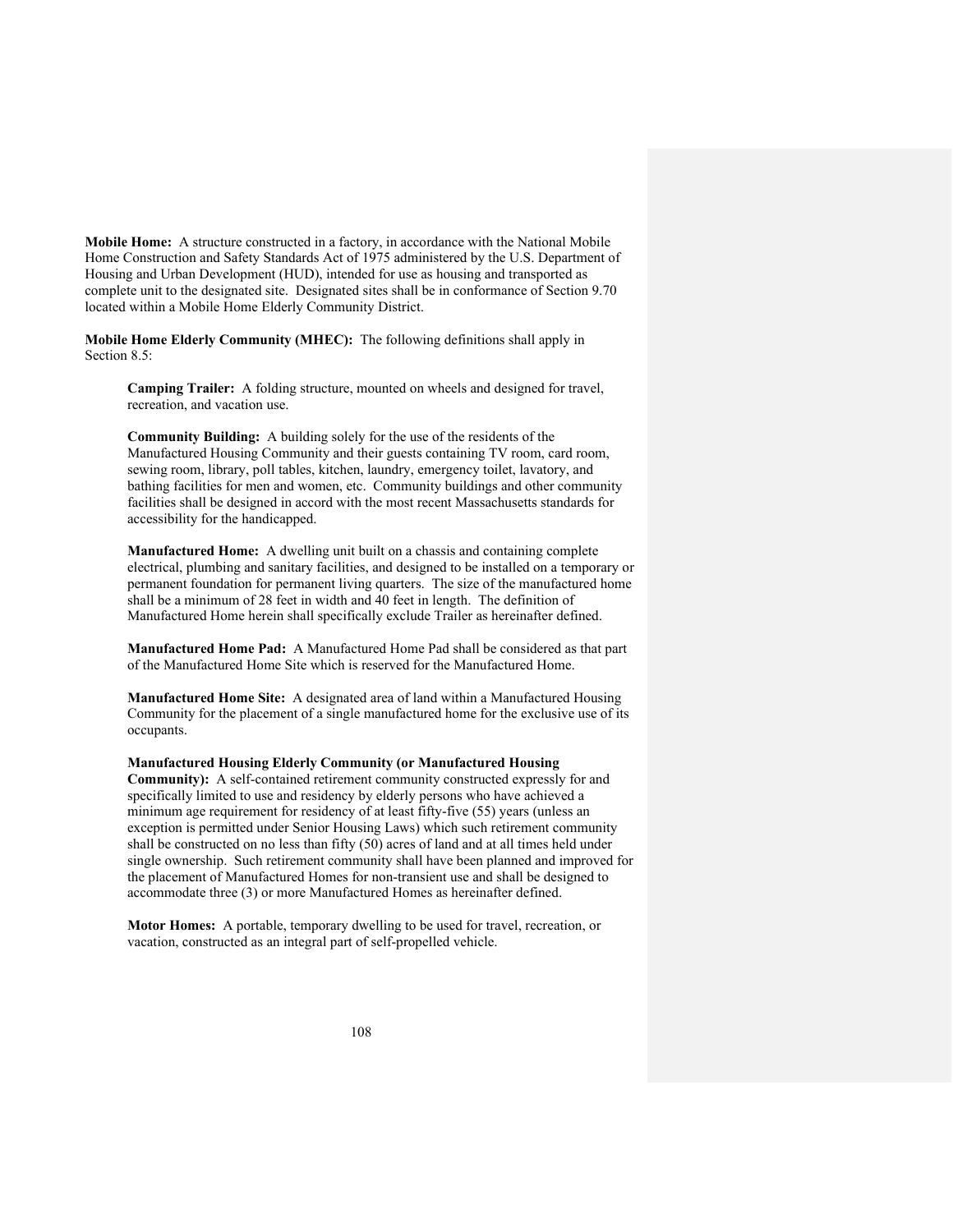**Mobile Home:** A structure constructed in a factory, in accordance with the National Mobile Home Construction and Safety Standards Act of 1975 administered by the U.S. Department of Housing and Urban Development (HUD), intended for use as housing and transported as complete unit to the designated site. Designated sites shall be in conformance of Section 9.70 located within a Mobile Home Elderly Community District.

**Mobile Home Elderly Community (MHEC):** The following definitions shall apply in Section 8.5:

> **Camping Trailer:** A folding structure, mounted on wheels and designed for travel, recreation, and vacation use.
>
> **Community Building:** A building solely for the use of the residents of the Manufactured Housing Community and their guests containing TV room, card room, sewing room, library, poll tables, kitchen, laundry, emergency toilet, lavatory, and bathing facilities for men and women, etc. Community buildings and other community facilities shall be designed in accord with the most recent Massachusetts standards for accessibility for the handicapped.
>
> **Manufactured Home:** A dwelling unit built on a chassis and containing complete electrical, plumbing and sanitary facilities, and designed to be installed on a temporary or permanent foundation for permanent living quarters. The size of the manufactured home shall be a minimum of 28 feet in width and 40 feet in length. The definition of Manufactured Home herein shall specifically exclude Trailer as hereinafter defined.
>
> **Manufactured Home Pad:** A Manufactured Home Pad shall be considered as that part of the Manufactured Home Site which is reserved for the Manufactured Home.
>
> **Manufactured Home Site:** A designated area of land within a Manufactured Housing Community for the placement of a single manufactured home for the exclusive use of its occupants.
>
> **Manufactured Housing Elderly Community (or Manufactured Housing Community):** A self-contained retirement community constructed expressly for and specifically limited to use and residency by elderly persons who have achieved a minimum age requirement for residency of at least fifty-five (55) years (unless an exception is permitted under Senior Housing Laws) which such retirement community shall be constructed on no less than fifty (50) acres of land and at all times held under single ownership. Such retirement community shall have been planned and improved for the placement of Manufactured Homes for non-transient use and shall be designed to accommodate three (3) or more Manufactured Homes as hereinafter defined.
>
> **Motor Homes:** A portable, temporary dwelling to be used for travel, recreation, or vacation, constructed as an integral part of self-propelled vehicle.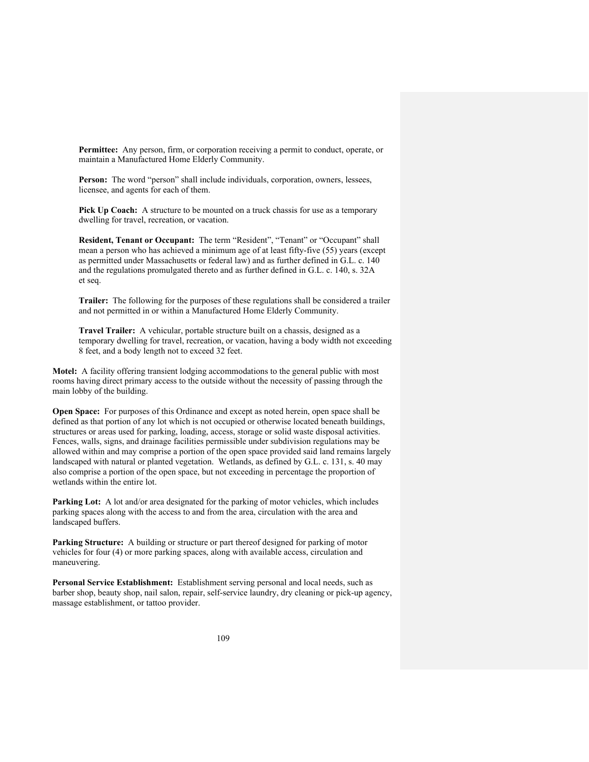**Permittee:** Any person, firm, or corporation receiving a permit to conduct, operate, or maintain a Manufactured Home Elderly Community.

**Person:** The word "person" shall include individuals, corporation, owners, lessees, licensee, and agents for each of them.

**Pick Up Coach:** A structure to be mounted on a truck chassis for use as a temporary dwelling for travel, recreation, or vacation.

**Resident, Tenant or Occupant:** The term "Resident", "Tenant" or "Occupant" shall mean a person who has achieved a minimum age of at least fifty-five (55) years (except as permitted under Massachusetts or federal law) and as further defined in G.L. c. 140 and the regulations promulgated thereto and as further defined in G.L. c. 140, s. 32A et seq.

**Trailer:** The following for the purposes of these regulations shall be considered a trailer and not permitted in or within a Manufactured Home Elderly Community.

**Travel Trailer:** A vehicular, portable structure built on a chassis, designed as a temporary dwelling for travel, recreation, or vacation, having a body width not exceeding 8 feet, and a body length not to exceed 32 feet.

**Motel:** A facility offering transient lodging accommodations to the general public with most rooms having direct primary access to the outside without the necessity of passing through the main lobby of the building.

**Open Space:** For purposes of this Ordinance and except as noted herein, open space shall be defined as that portion of any lot which is not occupied or otherwise located beneath buildings, structures or areas used for parking, loading, access, storage or solid waste disposal activities. Fences, walls, signs, and drainage facilities permissible under subdivision regulations may be allowed within and may comprise a portion of the open space provided said land remains largely landscaped with natural or planted vegetation. Wetlands, as defined by G.L. c. 131, s. 40 may also comprise a portion of the open space, but not exceeding in percentage the proportion of wetlands within the entire lot.

**Parking Lot:** A lot and/or area designated for the parking of motor vehicles, which includes parking spaces along with the access to and from the area, circulation with the area and landscaped buffers.

**Parking Structure:** A building or structure or part thereof designed for parking of motor vehicles for four (4) or more parking spaces, along with available access, circulation and maneuvering.

**Personal Service Establishment:** Establishment serving personal and local needs, such as barber shop, beauty shop, nail salon, repair, self-service laundry, dry cleaning or pick-up agency, massage establishment, or tattoo provider.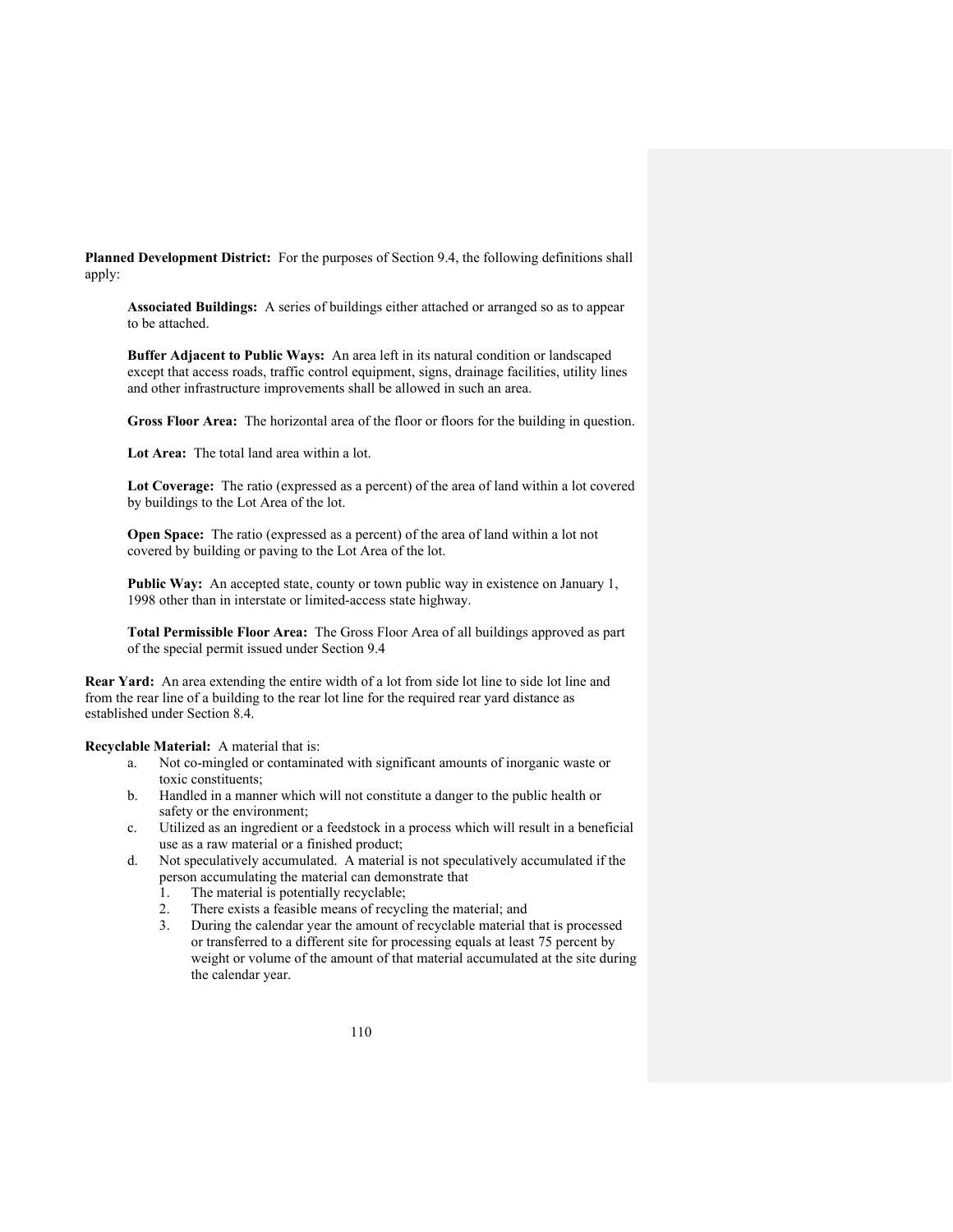**Planned Development District:** For the purposes of Section 9.4, the following definitions shall apply:

> **Associated Buildings:** A series of buildings either attached or arranged so as to appear to be attached.
>
> **Buffer Adjacent to Public Ways:** An area left in its natural condition or landscaped except that access roads, traffic control equipment, signs, drainage facilities, utility lines and other infrastructure improvements shall be allowed in such an area.
>
> **Gross Floor Area:** The horizontal area of the floor or floors for the building in question.
>
> **Lot Area:** The total land area within a lot.
>
> **Lot Coverage:** The ratio (expressed as a percent) of the area of land within a lot covered by buildings to the Lot Area of the lot.
>
> **Open Space:** The ratio (expressed as a percent) of the area of land within a lot not covered by building or paving to the Lot Area of the lot.
>
> **Public Way:** An accepted state, county or town public way in existence on January 1, 1998 other than in interstate or limited-access state highway.
>
> **Total Permissible Floor Area:** The Gross Floor Area of all buildings approved as part of the special permit issued under Section 9.4

**Rear Yard:** An area extending the entire width of a lot from side lot line to side lot line and from the rear line of a building to the rear lot line for the required rear yard distance as established under Section 8.4.

**Recyclable Material:** A material that is:

a. Not co-mingled or contaminated with significant amounts of inorganic waste or toxic constituents;
b. Handled in a manner which will not constitute a danger to the public health or safety or the environment;
c. Utilized as an ingredient or a feedstock in a process which will result in a beneficial use as a raw material or a finished product;
d. Not speculatively accumulated. A material is not speculatively accumulated if the person accumulating the material can demonstrate that
    1. The material is potentially recyclable;
    2. There exists a feasible means of recycling the material; and
    3. During the calendar year the amount of recyclable material that is processed or transferred to a different site for processing equals at least 75 percent by weight or volume of the amount of that material accumulated at the site during the calendar year.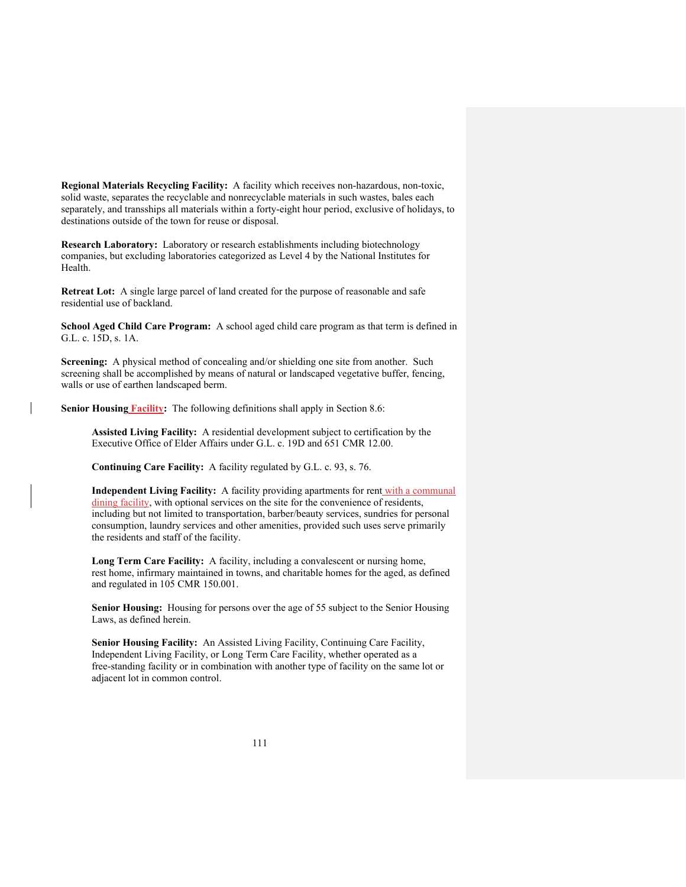**Regional Materials Recycling Facility:** A facility which receives non-hazardous, non-toxic, solid waste, separates the recyclable and nonrecyclable materials in such wastes, bales each separately, and transships all materials within a forty-eight hour period, exclusive of holidays, to destinations outside of the town for reuse or disposal.

**Research Laboratory:** Laboratory or research establishments including biotechnology companies, but excluding laboratories categorized as Level 4 by the National Institutes for Health.

**Retreat Lot:** A single large parcel of land created for the purpose of reasonable and safe residential use of backland.

**School Aged Child Care Program:** A school aged child care program as that term is defined in G.L. c. 15D, s. 1A.

**Screening:** A physical method of concealing and/or shielding one site from another. Such screening shall be accomplished by means of natural or landscaped vegetative buffer, fencing, walls or use of earthen landscaped berm.

**Senior Housing Facility:** The following definitions shall apply in Section 8.6:

> **Assisted Living Facility:** A residential development subject to certification by the Executive Office of Elder Affairs under G.L. c. 19D and 651 CMR 12.00.
>
> **Continuing Care Facility:** A facility regulated by G.L. c. 93, s. 76.
>
> **Independent Living Facility:** A facility providing apartments for rent with a communal dining facility, with optional services on the site for the convenience of residents, including but not limited to transportation, barber/beauty services, sundries for personal consumption, laundry services and other amenities, provided such uses serve primarily the residents and staff of the facility.
>
> **Long Term Care Facility:** A facility, including a convalescent or nursing home, rest home, infirmary maintained in towns, and charitable homes for the aged, as defined and regulated in 105 CMR 150.001.
>
> **Senior Housing:** Housing for persons over the age of 55 subject to the Senior Housing Laws, as defined herein.
>
> **Senior Housing Facility:** An Assisted Living Facility, Continuing Care Facility, Independent Living Facility, or Long Term Care Facility, whether operated as a free-standing facility or in combination with another type of facility on the same lot or adjacent lot in common control.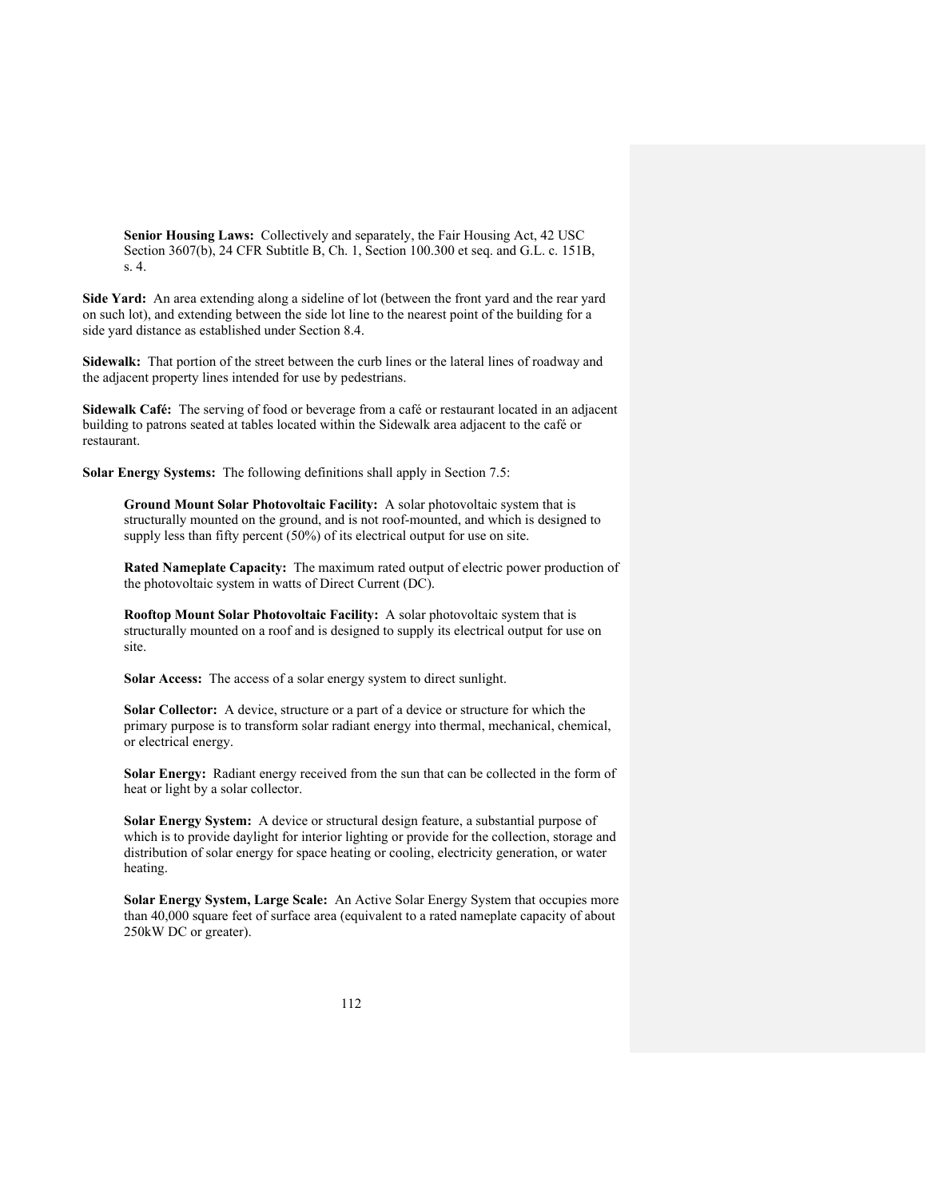**Senior Housing Laws:** Collectively and separately, the Fair Housing Act, 42 USC Section 3607(b), 24 CFR Subtitle B, Ch. 1, Section 100.300 et seq. and G.L. c. 151B, s. 4.

**Side Yard:** An area extending along a sideline of lot (between the front yard and the rear yard on such lot), and extending between the side lot line to the nearest point of the building for a side yard distance as established under Section 8.4.

**Sidewalk:** That portion of the street between the curb lines or the lateral lines of roadway and the adjacent property lines intended for use by pedestrians.

**Sidewalk Café:** The serving of food or beverage from a café or restaurant located in an adjacent building to patrons seated at tables located within the Sidewalk area adjacent to the café or restaurant.

**Solar Energy Systems:** The following definitions shall apply in Section 7.5:

**Ground Mount Solar Photovoltaic Facility:** A solar photovoltaic system that is structurally mounted on the ground, and is not roof-mounted, and which is designed to supply less than fifty percent (50%) of its electrical output for use on site.

**Rated Nameplate Capacity:** The maximum rated output of electric power production of the photovoltaic system in watts of Direct Current (DC).

**Rooftop Mount Solar Photovoltaic Facility:** A solar photovoltaic system that is structurally mounted on a roof and is designed to supply its electrical output for use on site.

**Solar Access:** The access of a solar energy system to direct sunlight.

**Solar Collector:** A device, structure or a part of a device or structure for which the primary purpose is to transform solar radiant energy into thermal, mechanical, chemical, or electrical energy.

**Solar Energy:** Radiant energy received from the sun that can be collected in the form of heat or light by a solar collector.

**Solar Energy System:** A device or structural design feature, a substantial purpose of which is to provide daylight for interior lighting or provide for the collection, storage and distribution of solar energy for space heating or cooling, electricity generation, or water heating.

**Solar Energy System, Large Scale:** An Active Solar Energy System that occupies more than 40,000 square feet of surface area (equivalent to a rated nameplate capacity of about 250kW DC or greater).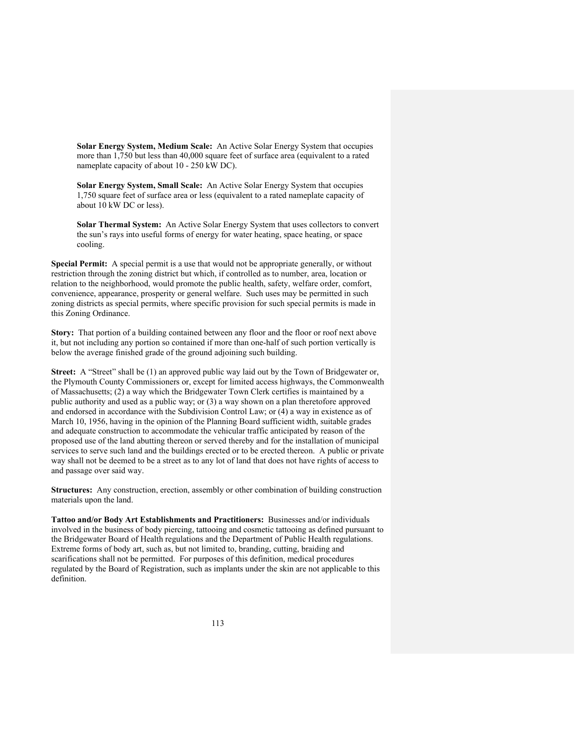**Solar Energy System, Medium Scale:** An Active Solar Energy System that occupies more than 1,750 but less than 40,000 square feet of surface area (equivalent to a rated nameplate capacity of about 10 - 250 kW DC).

**Solar Energy System, Small Scale:** An Active Solar Energy System that occupies 1,750 square feet of surface area or less (equivalent to a rated nameplate capacity of about 10 kW DC or less).

**Solar Thermal System:** An Active Solar Energy System that uses collectors to convert the sun's rays into useful forms of energy for water heating, space heating, or space cooling.

**Special Permit:** A special permit is a use that would not be appropriate generally, or without restriction through the zoning district but which, if controlled as to number, area, location or relation to the neighborhood, would promote the public health, safety, welfare order, comfort, convenience, appearance, prosperity or general welfare. Such uses may be permitted in such zoning districts as special permits, where specific provision for such special permits is made in this Zoning Ordinance.

**Story:** That portion of a building contained between any floor and the floor or roof next above it, but not including any portion so contained if more than one-half of such portion vertically is below the average finished grade of the ground adjoining such building.

**Street:** A "Street" shall be (1) an approved public way laid out by the Town of Bridgewater or, the Plymouth County Commissioners or, except for limited access highways, the Commonwealth of Massachusetts; (2) a way which the Bridgewater Town Clerk certifies is maintained by a public authority and used as a public way; or (3) a way shown on a plan theretofore approved and endorsed in accordance with the Subdivision Control Law; or (4) a way in existence as of March 10, 1956, having in the opinion of the Planning Board sufficient width, suitable grades and adequate construction to accommodate the vehicular traffic anticipated by reason of the proposed use of the land abutting thereon or served thereby and for the installation of municipal services to serve such land and the buildings erected or to be erected thereon. A public or private way shall not be deemed to be a street as to any lot of land that does not have rights of access to and passage over said way.

**Structures:** Any construction, erection, assembly or other combination of building construction materials upon the land.

**Tattoo and/or Body Art Establishments and Practitioners:** Businesses and/or individuals involved in the business of body piercing, tattooing and cosmetic tattooing as defined pursuant to the Bridgewater Board of Health regulations and the Department of Public Health regulations. Extreme forms of body art, such as, but not limited to, branding, cutting, braiding and scarifications shall not be permitted. For purposes of this definition, medical procedures regulated by the Board of Registration, such as implants under the skin are not applicable to this definition.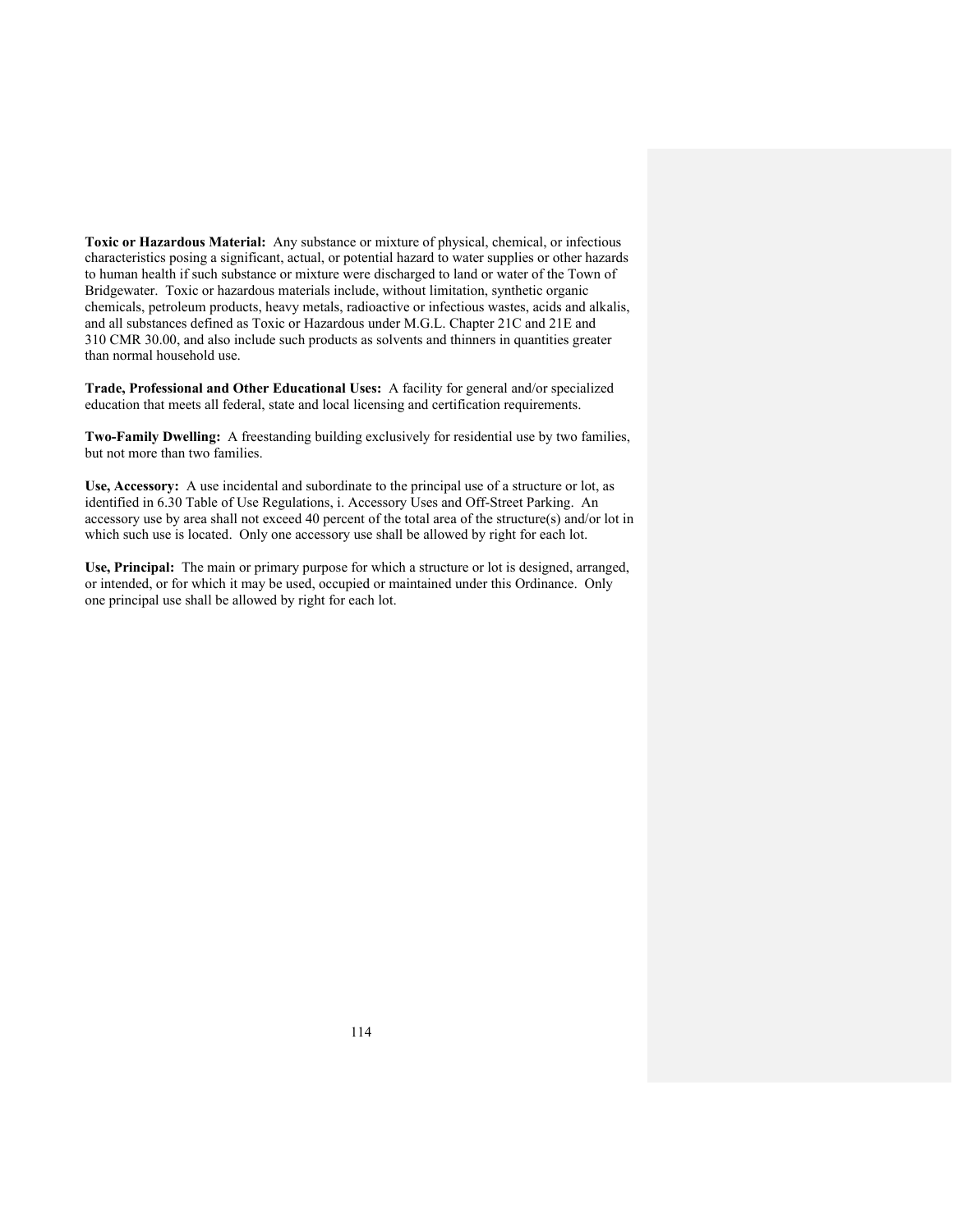**Toxic or Hazardous Material:** Any substance or mixture of physical, chemical, or infectious characteristics posing a significant, actual, or potential hazard to water supplies or other hazards to human health if such substance or mixture were discharged to land or water of the Town of Bridgewater. Toxic or hazardous materials include, without limitation, synthetic organic chemicals, petroleum products, heavy metals, radioactive or infectious wastes, acids and alkalis, and all substances defined as Toxic or Hazardous under M.G.L. Chapter 21C and 21E and 310 CMR 30.00, and also include such products as solvents and thinners in quantities greater than normal household use.

**Trade, Professional and Other Educational Uses:** A facility for general and/or specialized education that meets all federal, state and local licensing and certification requirements.

**Two-Family Dwelling:** A freestanding building exclusively for residential use by two families, but not more than two families.

**Use, Accessory:** A use incidental and subordinate to the principal use of a structure or lot, as identified in 6.30 Table of Use Regulations, i. Accessory Uses and Off-Street Parking. An accessory use by area shall not exceed 40 percent of the total area of the structure(s) and/or lot in which such use is located. Only one accessory use shall be allowed by right for each lot.

**Use, Principal:** The main or primary purpose for which a structure or lot is designed, arranged, or intended, or for which it may be used, occupied or maintained under this Ordinance. Only one principal use shall be allowed by right for each lot.